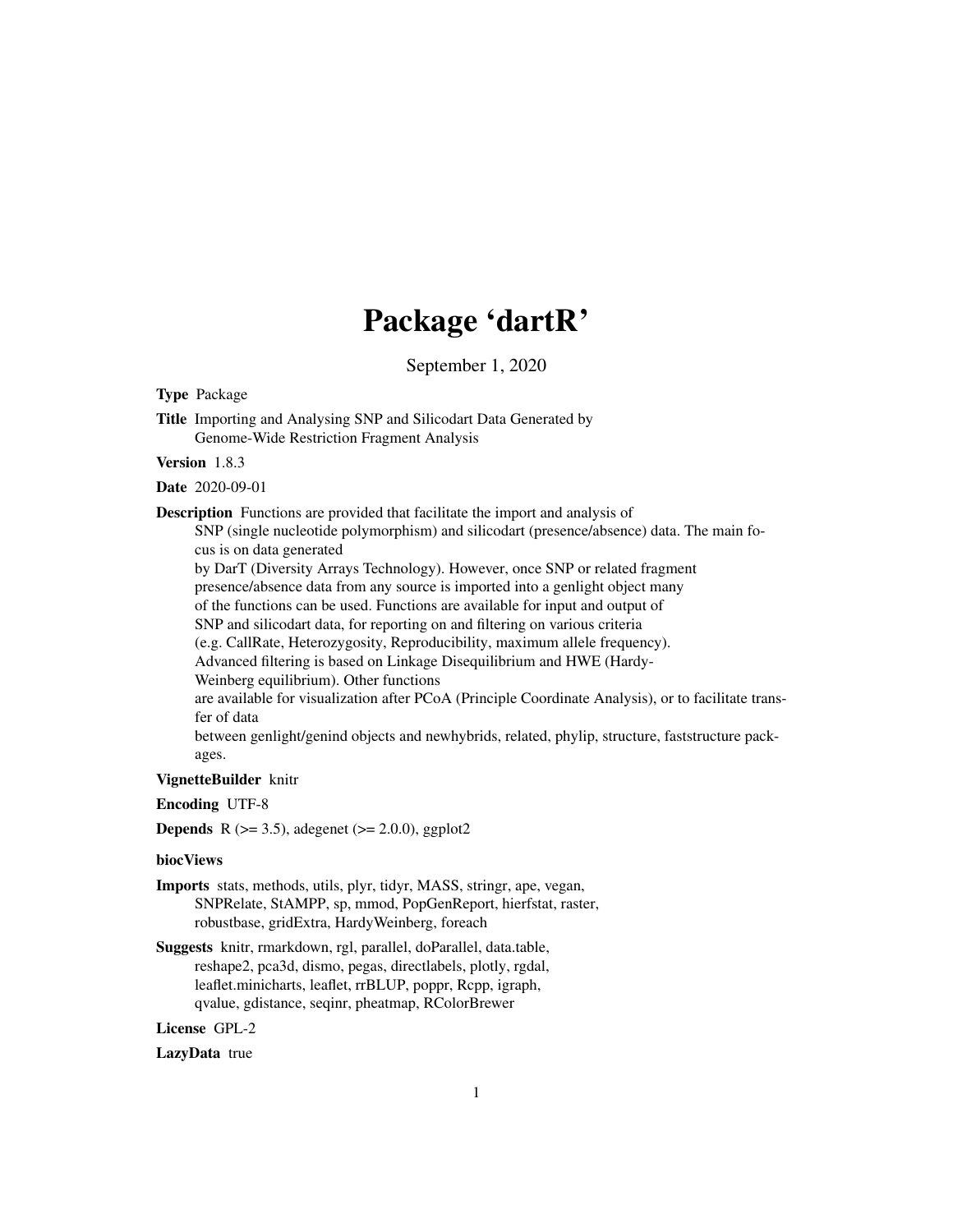# Package 'dartR'

September 1, 2020

**Type** Package

**Title** Importing and Analysing SNP and Silicodart Data Generated by Genome-Wide Restriction Fragment Analysis

**Version** 1.8.3

**Date** 2020-09-01

**Description** Functions are provided that facilitate the import and analysis of SNP (single nucleotide polymorphism) and silicodart (presence/absence) data. The main focus is on data generated by DarT (Diversity Arrays Technology). However, once SNP or related fragment presence/absence data from any source is imported into a genlight object many of the functions can be used. Functions are available for input and output of SNP and silicodart data, for reporting on and filtering on various criteria (e.g. CallRate, Heterozygosity, Reproducibility, maximum allele frequency). Advanced filtering is based on Linkage Disequilibrium and HWE (Hardy-Weinberg equilibrium). Other functions are available for visualization after PCoA (Principle Coordinate Analysis), or to facilitate transfer of data between genlight/genind objects and newhybrids, related, phylip, structure, faststructure packages.

**VignetteBuilder** knitr

**Encoding** UTF-8

**Depends** R (>= 3.5), adegenet (>= 2.0.0), ggplot2

**biocViews**

**Imports** stats, methods, utils, plyr, tidyr, MASS, stringr, ape, vegan, SNPRelate, StAMPP, sp, mmod, PopGenReport, hierfstat, raster, robustbase, gridExtra, HardyWeinberg, foreach

**Suggests** knitr, rmarkdown, rgl, parallel, doParallel, data.table, reshape2, pca3d, dismo, pegas, directlabels, plotly, rgdal, leaflet.minicharts, leaflet, rrBLUP, poppr, Rcpp, igraph, qvalue, gdistance, seqinr, pheatmap, RColorBrewer

**License** GPL-2

**LazyData** true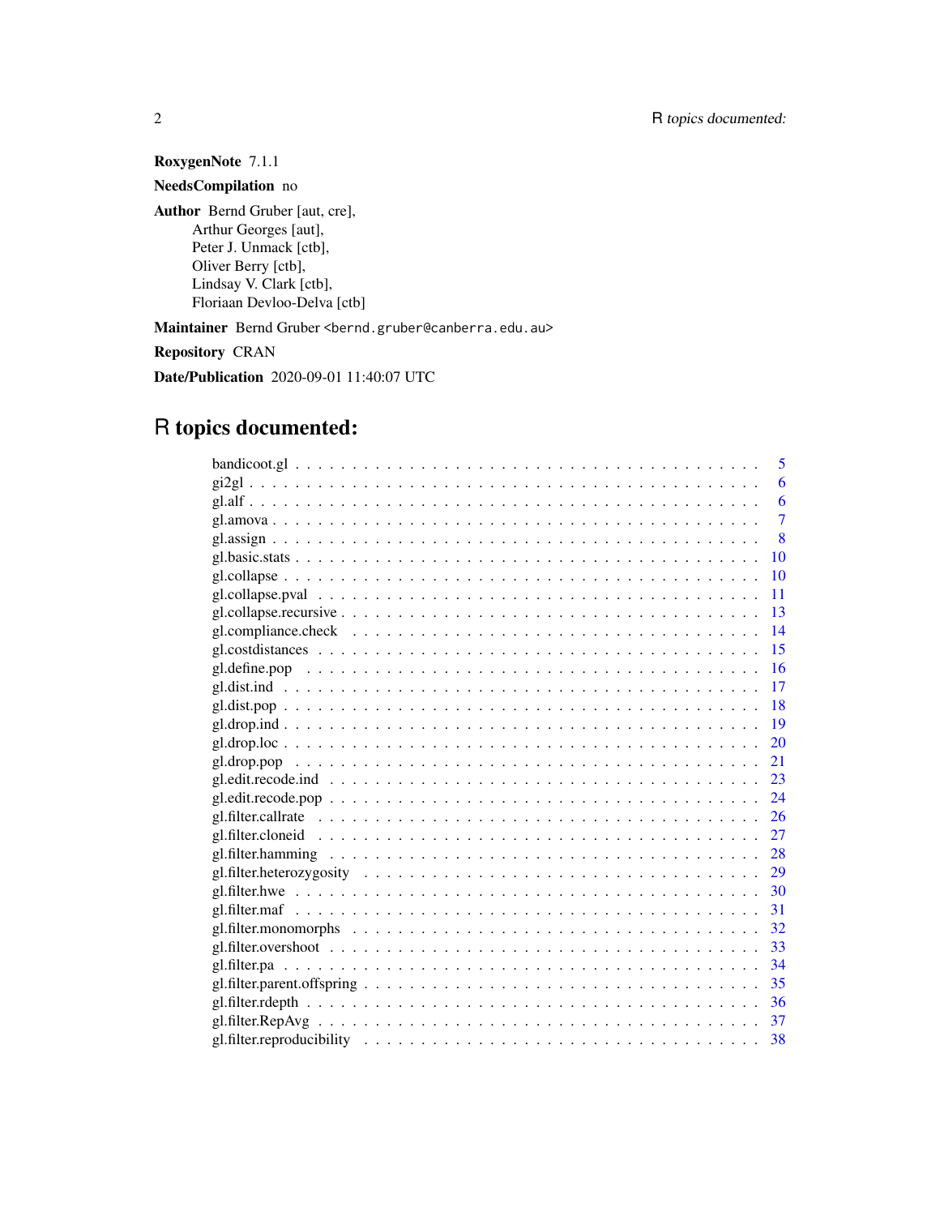**RoxygenNote** 7.1.1

**NeedsCompilation** no

**Author** Bernd Gruber [aut, cre],
Arthur Georges [aut],
Peter J. Unmack [ctb],
Oliver Berry [ctb],
Lindsay V. Clark [ctb],
Floriaan Devloo-Delva [ctb]

**Maintainer** Bernd Gruber <bernd.gruber@canberra.edu.au>

**Repository** CRAN

**Date/Publication** 2020-09-01 11:40:07 UTC

# R topics documented:

| | |
|---|---|
| bandicoot.gl | 5 |
| gi2gl | 6 |
| gl.alf | 6 |
| gl.amova | 7 |
| gl.assign | 8 |
| gl.basic.stats | 10 |
| gl.collapse | 10 |
| gl.collapse.pval | 11 |
| gl.collapse.recursive | 13 |
| gl.compliance.check | 14 |
| gl.costdistances | 15 |
| gl.define.pop | 16 |
| gl.dist.ind | 17 |
| gl.dist.pop | 18 |
| gl.drop.ind | 19 |
| gl.drop.loc | 20 |
| gl.drop.pop | 21 |
| gl.edit.recode.ind | 23 |
| gl.edit.recode.pop | 24 |
| gl.filter.callrate | 26 |
| gl.filter.cloneid | 27 |
| gl.filter.hamming | 28 |
| gl.filter.heterozygosity | 29 |
| gl.filter.hwe | 30 |
| gl.filter.maf | 31 |
| gl.filter.monomorphs | 32 |
| gl.filter.overshoot | 33 |
| gl.filter.pa | 34 |
| gl.filter.parent.offspring | 35 |
| gl.filter.rdepth | 36 |
| gl.filter.RepAvg | 37 |
| gl.filter.reproducibility | 38 |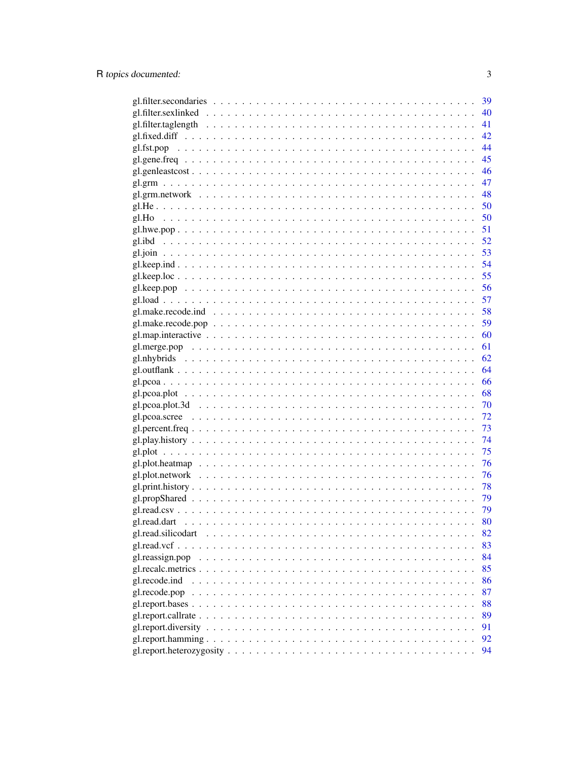gl.filter.secondaries . . . . . . . . . . . . . . . . . . . . . . . . . . . . . . . . 39
gl.filter.sexlinked . . . . . . . . . . . . . . . . . . . . . . . . . . . . . . . . . 40
gl.filter.taglength . . . . . . . . . . . . . . . . . . . . . . . . . . . . . . . . . 41
gl.fixed.diff . . . . . . . . . . . . . . . . . . . . . . . . . . . . . . . . . . . . 42
gl.fst.pop . . . . . . . . . . . . . . . . . . . . . . . . . . . . . . . . . . . . . 44
gl.gene.freq . . . . . . . . . . . . . . . . . . . . . . . . . . . . . . . . . . . . 45
gl.genleastcost . . . . . . . . . . . . . . . . . . . . . . . . . . . . . . . . . . 46
gl.grm . . . . . . . . . . . . . . . . . . . . . . . . . . . . . . . . . . . . . . . 47
gl.grm.network . . . . . . . . . . . . . . . . . . . . . . . . . . . . . . . . . . 48
gl.He . . . . . . . . . . . . . . . . . . . . . . . . . . . . . . . . . . . . . . . 50
gl.Ho . . . . . . . . . . . . . . . . . . . . . . . . . . . . . . . . . . . . . . . 50
gl.hwe.pop . . . . . . . . . . . . . . . . . . . . . . . . . . . . . . . . . . . . 51
gl.ibd . . . . . . . . . . . . . . . . . . . . . . . . . . . . . . . . . . . . . . . 52
gl.join . . . . . . . . . . . . . . . . . . . . . . . . . . . . . . . . . . . . . . 53
gl.keep.ind . . . . . . . . . . . . . . . . . . . . . . . . . . . . . . . . . . . . 54
gl.keep.loc . . . . . . . . . . . . . . . . . . . . . . . . . . . . . . . . . . . . 55
gl.keep.pop . . . . . . . . . . . . . . . . . . . . . . . . . . . . . . . . . . . . 56
gl.load . . . . . . . . . . . . . . . . . . . . . . . . . . . . . . . . . . . . . . 57
gl.make.recode.ind . . . . . . . . . . . . . . . . . . . . . . . . . . . . . . . . 58
gl.make.recode.pop . . . . . . . . . . . . . . . . . . . . . . . . . . . . . . . . 59
gl.map.interactive . . . . . . . . . . . . . . . . . . . . . . . . . . . . . . . . 60
gl.merge.pop . . . . . . . . . . . . . . . . . . . . . . . . . . . . . . . . . . . 61
gl.nhybrids . . . . . . . . . . . . . . . . . . . . . . . . . . . . . . . . . . . . 62
gl.outflank . . . . . . . . . . . . . . . . . . . . . . . . . . . . . . . . . . . . 64
gl.pcoa . . . . . . . . . . . . . . . . . . . . . . . . . . . . . . . . . . . . . . 66
gl.pcoa.plot . . . . . . . . . . . . . . . . . . . . . . . . . . . . . . . . . . . 68
gl.pcoa.plot.3d . . . . . . . . . . . . . . . . . . . . . . . . . . . . . . . . . . 70
gl.pcoa.scree . . . . . . . . . . . . . . . . . . . . . . . . . . . . . . . . . . . 72
gl.percent.freq . . . . . . . . . . . . . . . . . . . . . . . . . . . . . . . . . . 73
gl.play.history . . . . . . . . . . . . . . . . . . . . . . . . . . . . . . . . . . 74
gl.plot . . . . . . . . . . . . . . . . . . . . . . . . . . . . . . . . . . . . . . 75
gl.plot.heatmap . . . . . . . . . . . . . . . . . . . . . . . . . . . . . . . . . . 76
gl.plot.network . . . . . . . . . . . . . . . . . . . . . . . . . . . . . . . . . . 76
gl.print.history . . . . . . . . . . . . . . . . . . . . . . . . . . . . . . . . . 78
gl.propShared . . . . . . . . . . . . . . . . . . . . . . . . . . . . . . . . . . . 79
gl.read.csv . . . . . . . . . . . . . . . . . . . . . . . . . . . . . . . . . . . . 79
gl.read.dart . . . . . . . . . . . . . . . . . . . . . . . . . . . . . . . . . . . 80
gl.read.silicodart . . . . . . . . . . . . . . . . . . . . . . . . . . . . . . . . 82
gl.read.vcf . . . . . . . . . . . . . . . . . . . . . . . . . . . . . . . . . . . . 83
gl.reassign.pop . . . . . . . . . . . . . . . . . . . . . . . . . . . . . . . . . . 84
gl.recalc.metrics . . . . . . . . . . . . . . . . . . . . . . . . . . . . . . . . . 85
gl.recode.ind . . . . . . . . . . . . . . . . . . . . . . . . . . . . . . . . . . . 86
gl.recode.pop . . . . . . . . . . . . . . . . . . . . . . . . . . . . . . . . . . . 87
gl.report.bases . . . . . . . . . . . . . . . . . . . . . . . . . . . . . . . . . . 88
gl.report.callrate . . . . . . . . . . . . . . . . . . . . . . . . . . . . . . . . 89
gl.report.diversity . . . . . . . . . . . . . . . . . . . . . . . . . . . . . . . . 91
gl.report.hamming . . . . . . . . . . . . . . . . . . . . . . . . . . . . . . . . . 92
gl.report.heterozygosity . . . . . . . . . . . . . . . . . . . . . . . . . . . . . 94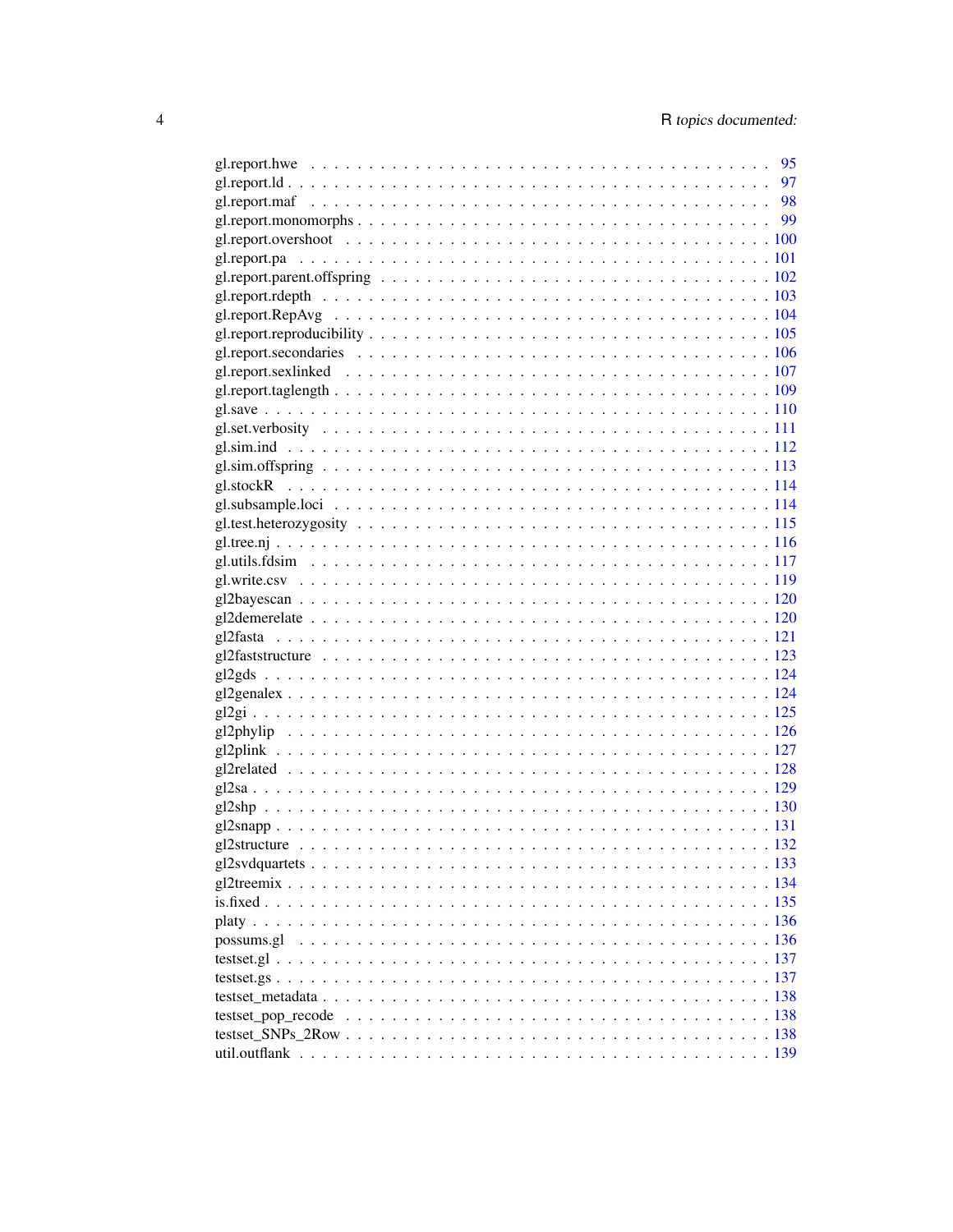gl.report.hwe . . . . . . . . . . . . . . . . . . . . . . . . . . . . . . . . . . . . 95
gl.report.ld . . . . . . . . . . . . . . . . . . . . . . . . . . . . . . . . . . . . . 97
gl.report.maf . . . . . . . . . . . . . . . . . . . . . . . . . . . . . . . . . . . . 98
gl.report.monomorphs . . . . . . . . . . . . . . . . . . . . . . . . . . . . . . . . 99
gl.report.overshoot . . . . . . . . . . . . . . . . . . . . . . . . . . . . . . . . . 100
gl.report.pa . . . . . . . . . . . . . . . . . . . . . . . . . . . . . . . . . . . . . 101
gl.report.parent.offspring . . . . . . . . . . . . . . . . . . . . . . . . . . . . . 102
gl.report.rdepth . . . . . . . . . . . . . . . . . . . . . . . . . . . . . . . . . . . 103
gl.report.RepAvg . . . . . . . . . . . . . . . . . . . . . . . . . . . . . . . . . . 104
gl.report.reproducibility . . . . . . . . . . . . . . . . . . . . . . . . . . . . . . 105
gl.report.secondaries . . . . . . . . . . . . . . . . . . . . . . . . . . . . . . . . 106
gl.report.sexlinked . . . . . . . . . . . . . . . . . . . . . . . . . . . . . . . . . 107
gl.report.taglength . . . . . . . . . . . . . . . . . . . . . . . . . . . . . . . . . 109
gl.save . . . . . . . . . . . . . . . . . . . . . . . . . . . . . . . . . . . . . . . . 110
gl.set.verbosity . . . . . . . . . . . . . . . . . . . . . . . . . . . . . . . . . . . 111
gl.sim.ind . . . . . . . . . . . . . . . . . . . . . . . . . . . . . . . . . . . . . . 112
gl.sim.offspring . . . . . . . . . . . . . . . . . . . . . . . . . . . . . . . . . . . 113
gl.stockR . . . . . . . . . . . . . . . . . . . . . . . . . . . . . . . . . . . . . . 114
gl.subsample.loci . . . . . . . . . . . . . . . . . . . . . . . . . . . . . . . . . . 114
gl.test.heterozygosity . . . . . . . . . . . . . . . . . . . . . . . . . . . . . . . . 115
gl.tree.nj . . . . . . . . . . . . . . . . . . . . . . . . . . . . . . . . . . . . . . 116
gl.utils.fdsim . . . . . . . . . . . . . . . . . . . . . . . . . . . . . . . . . . . . 117
gl.write.csv . . . . . . . . . . . . . . . . . . . . . . . . . . . . . . . . . . . . . 119
gl2bayescan . . . . . . . . . . . . . . . . . . . . . . . . . . . . . . . . . . . . . 120
gl2demerelate . . . . . . . . . . . . . . . . . . . . . . . . . . . . . . . . . . . . 120
gl2fasta . . . . . . . . . . . . . . . . . . . . . . . . . . . . . . . . . . . . . . . 121
gl2faststructure . . . . . . . . . . . . . . . . . . . . . . . . . . . . . . . . . . . 123
gl2gds . . . . . . . . . . . . . . . . . . . . . . . . . . . . . . . . . . . . . . . . 124
gl2genalex . . . . . . . . . . . . . . . . . . . . . . . . . . . . . . . . . . . . . . 124
gl2gi . . . . . . . . . . . . . . . . . . . . . . . . . . . . . . . . . . . . . . . . . 125
gl2phylip . . . . . . . . . . . . . . . . . . . . . . . . . . . . . . . . . . . . . . 126
gl2plink . . . . . . . . . . . . . . . . . . . . . . . . . . . . . . . . . . . . . . . 127
gl2related . . . . . . . . . . . . . . . . . . . . . . . . . . . . . . . . . . . . . . 128
gl2sa . . . . . . . . . . . . . . . . . . . . . . . . . . . . . . . . . . . . . . . . . 129
gl2shp . . . . . . . . . . . . . . . . . . . . . . . . . . . . . . . . . . . . . . . . 130
gl2snapp . . . . . . . . . . . . . . . . . . . . . . . . . . . . . . . . . . . . . . . 131
gl2structure . . . . . . . . . . . . . . . . . . . . . . . . . . . . . . . . . . . . . 132
gl2svdquartets . . . . . . . . . . . . . . . . . . . . . . . . . . . . . . . . . . . . 133
gl2treemix . . . . . . . . . . . . . . . . . . . . . . . . . . . . . . . . . . . . . . 134
is.fixed . . . . . . . . . . . . . . . . . . . . . . . . . . . . . . . . . . . . . . . 135
platy . . . . . . . . . . . . . . . . . . . . . . . . . . . . . . . . . . . . . . . . . 136
possums.gl . . . . . . . . . . . . . . . . . . . . . . . . . . . . . . . . . . . . . . 136
testset.gl . . . . . . . . . . . . . . . . . . . . . . . . . . . . . . . . . . . . . . 137
testset.gs . . . . . . . . . . . . . . . . . . . . . . . . . . . . . . . . . . . . . . 137
testset_metadata . . . . . . . . . . . . . . . . . . . . . . . . . . . . . . . . . . . 138
testset_pop_recode . . . . . . . . . . . . . . . . . . . . . . . . . . . . . . . . . . 138
testset_SNPs_2Row . . . . . . . . . . . . . . . . . . . . . . . . . . . . . . . . . . 138
util.outflank . . . . . . . . . . . . . . . . . . . . . . . . . . . . . . . . . . . . . 139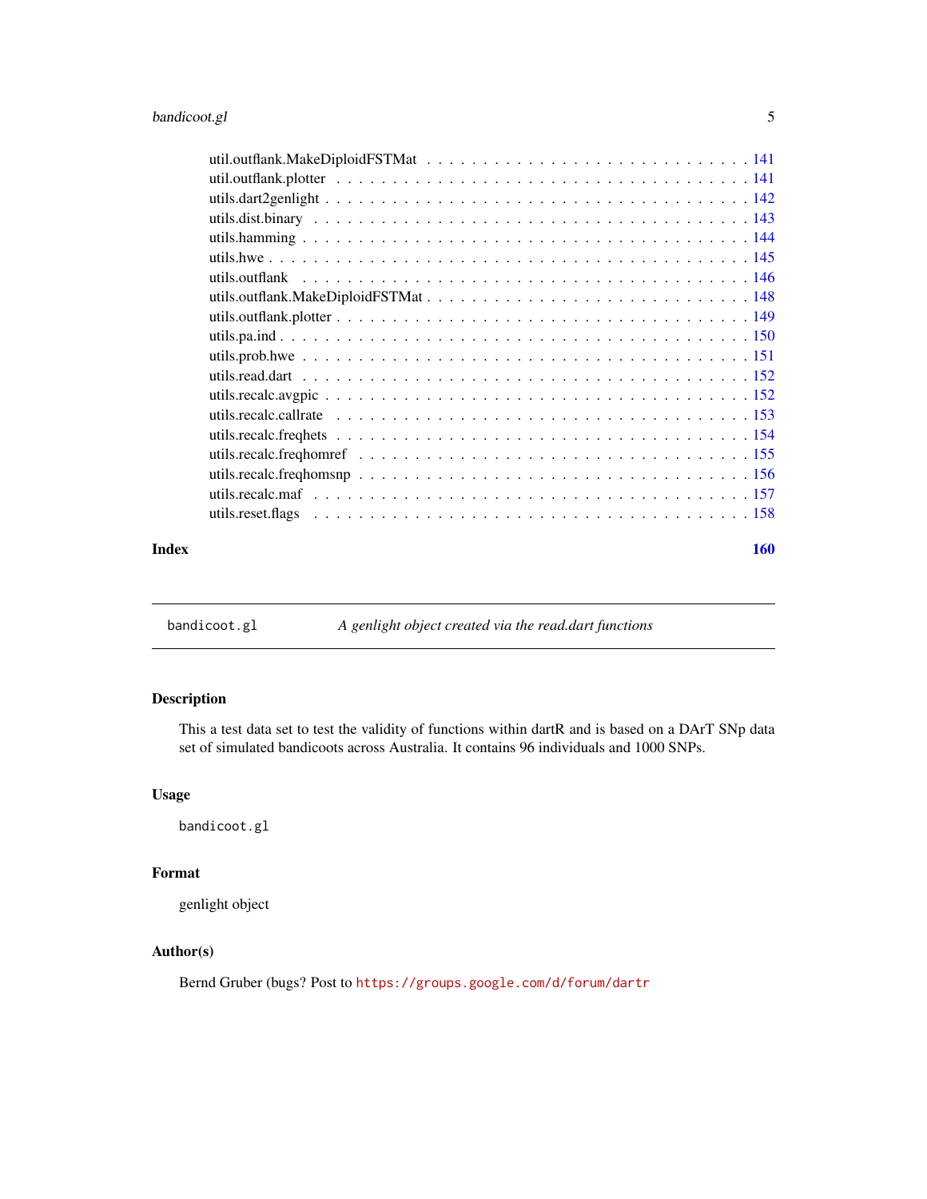util.outflank.MakeDiploidFSTMat . . . . . . . . . . . . . . . . . . . . . . . . . . . 141
util.outflank.plotter . . . . . . . . . . . . . . . . . . . . . . . . . . . . . . . . . 141
utils.dart2genlight . . . . . . . . . . . . . . . . . . . . . . . . . . . . . . . . . . 142
utils.dist.binary . . . . . . . . . . . . . . . . . . . . . . . . . . . . . . . . . . . 143
utils.hamming . . . . . . . . . . . . . . . . . . . . . . . . . . . . . . . . . . . . 144
utils.hwe . . . . . . . . . . . . . . . . . . . . . . . . . . . . . . . . . . . . . . 145
utils.outflank . . . . . . . . . . . . . . . . . . . . . . . . . . . . . . . . . . . . 146
utils.outflank.MakeDiploidFSTMat . . . . . . . . . . . . . . . . . . . . . . . . . . . 148
utils.outflank.plotter . . . . . . . . . . . . . . . . . . . . . . . . . . . . . . . . 149
utils.pa.ind . . . . . . . . . . . . . . . . . . . . . . . . . . . . . . . . . . . . . 150
utils.prob.hwe . . . . . . . . . . . . . . . . . . . . . . . . . . . . . . . . . . . . 151
utils.read.dart . . . . . . . . . . . . . . . . . . . . . . . . . . . . . . . . . . . . 152
utils.recalc.avgpic . . . . . . . . . . . . . . . . . . . . . . . . . . . . . . . . . . 152
utils.recalc.callrate . . . . . . . . . . . . . . . . . . . . . . . . . . . . . . . . . 153
utils.recalc.freqhets . . . . . . . . . . . . . . . . . . . . . . . . . . . . . . . . . 154
utils.recalc.freqhomref . . . . . . . . . . . . . . . . . . . . . . . . . . . . . . . . 155
utils.recalc.freqhomsnp . . . . . . . . . . . . . . . . . . . . . . . . . . . . . . . . 156
utils.recalc.maf . . . . . . . . . . . . . . . . . . . . . . . . . . . . . . . . . . . 157
utils.reset.flags . . . . . . . . . . . . . . . . . . . . . . . . . . . . . . . . . . . 158

**Index** **160**

---

`bandicoot.gl` *A genlight object created via the read.dart functions*

---

## Description

This a test data set to test the validity of functions within dartR and is based on a DArT SNp data set of simulated bandicoots across Australia. It contains 96 individuals and 1000 SNPs.

## Usage

```
bandicoot.gl
```

## Format

genlight object

## Author(s)

Bernd Gruber (bugs? Post to `https://groups.google.com/d/forum/dartr`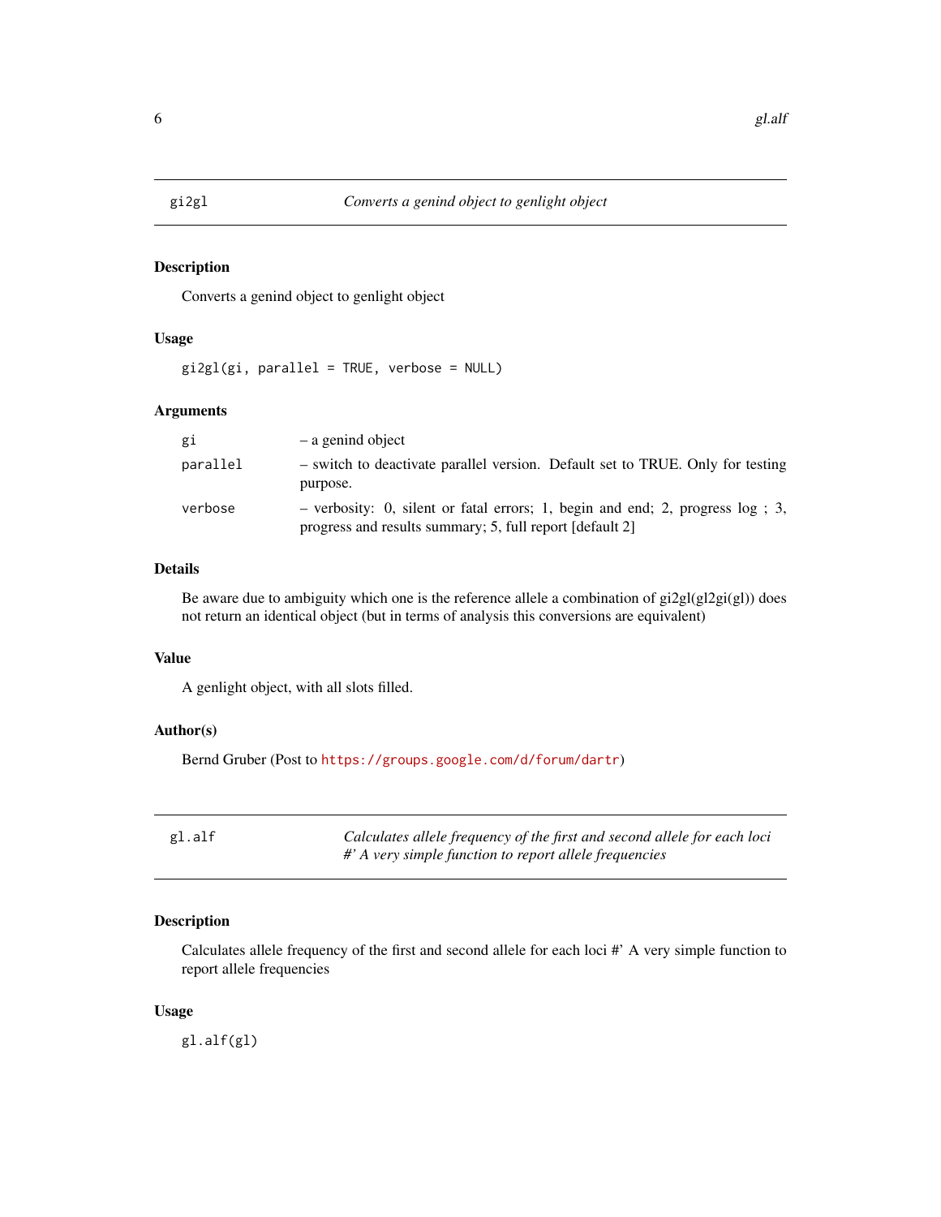## gi2gl — *Converts a genind object to genlight object*

### Description

Converts a genind object to genlight object

### Usage

```
gi2gl(gi, parallel = TRUE, verbose = NULL)
```

### Arguments

| | |
|---|---|
| gi | – a genind object |
| parallel | – switch to deactivate parallel version. Default set to TRUE. Only for testing purpose. |
| verbose | – verbosity: 0, silent or fatal errors; 1, begin and end; 2, progress log ; 3, progress and results summary; 5, full report [default 2] |

### Details

Be aware due to ambiguity which one is the reference allele a combination of gi2gl(gl2gi(gl)) does not return an identical object (but in terms of analysis this conversions are equivalent)

### Value

A genlight object, with all slots filled.

### Author(s)

Bernd Gruber (Post to https://groups.google.com/d/forum/dartr)

## gl.alf — *Calculates allele frequency of the first and second allele for each loci #' A very simple function to report allele frequencies*

### Description

Calculates allele frequency of the first and second allele for each loci #' A very simple function to report allele frequencies

### Usage

```
gl.alf(gl)
```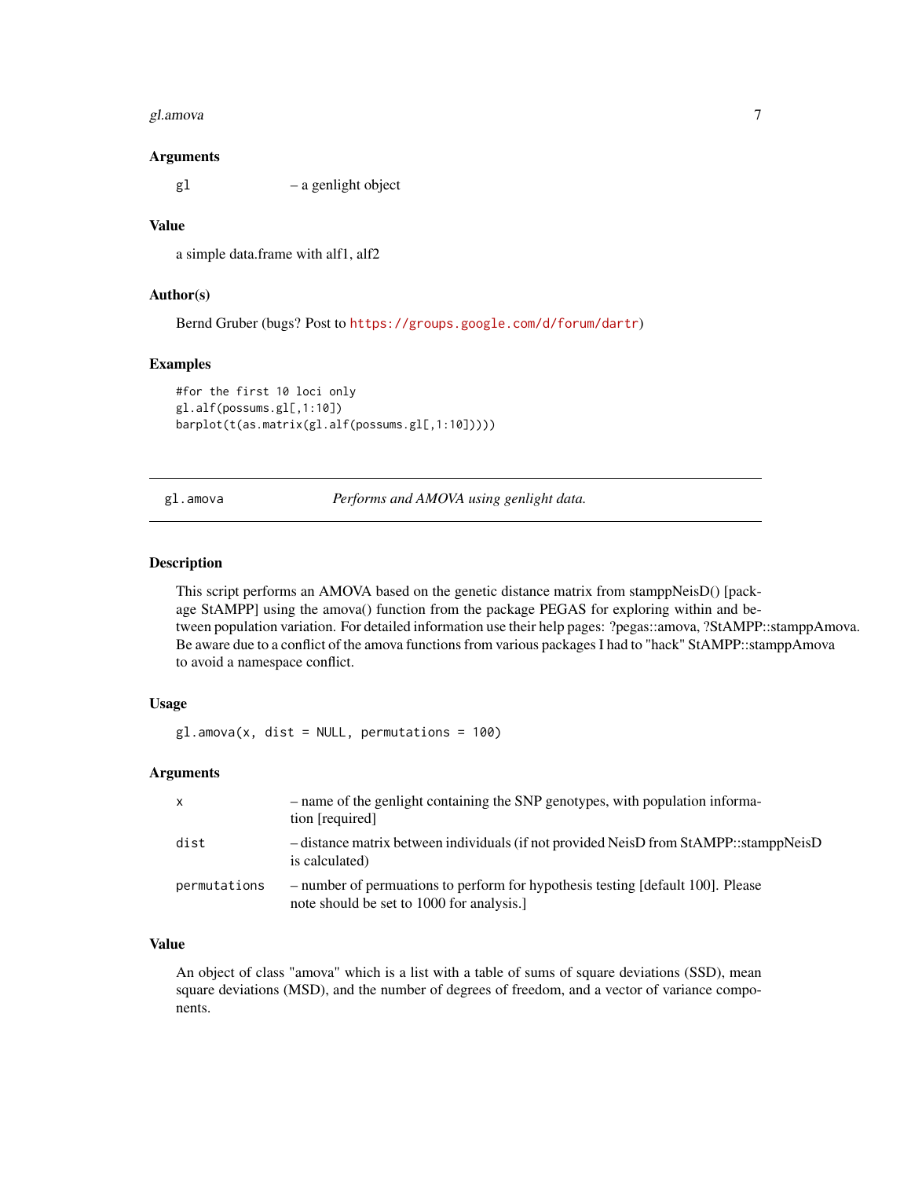### Arguments

| | |
|---|---|
| gl | – a genlight object |

### Value

a simple data.frame with alf1, alf2

### Author(s)

Bernd Gruber (bugs? Post to https://groups.google.com/d/forum/dartr)

### Examples

```
#for the first 10 loci only
gl.alf(possums.gl[,1:10])
barplot(t(as.matrix(gl.alf(possums.gl[,1:10]))))
```

---

## gl.amova — *Performs and AMOVA using genlight data.*

---

### Description

This script performs an AMOVA based on the genetic distance matrix from stamppNeisD() [package StAMPP] using the amova() function from the package PEGAS for exploring within and between population variation. For detailed information use their help pages: ?pegas::amova, ?StAMPP::stamppAmova. Be aware due to a conflict of the amova functions from various packages I had to "hack" StAMPP::stamppAmova to avoid a namespace conflict.

### Usage

```
gl.amova(x, dist = NULL, permutations = 100)
```

### Arguments

| | |
|---|---|
| x | – name of the genlight containing the SNP genotypes, with population information [required] |
| dist | – distance matrix between individuals (if not provided NeisD from StAMPP::stamppNeisD is calculated) |
| permutations | – number of permuations to perform for hypothesis testing [default 100]. Please note should be set to 1000 for analysis.] |

### Value

An object of class "amova" which is a list with a table of sums of square deviations (SSD), mean square deviations (MSD), and the number of degrees of freedom, and a vector of variance components.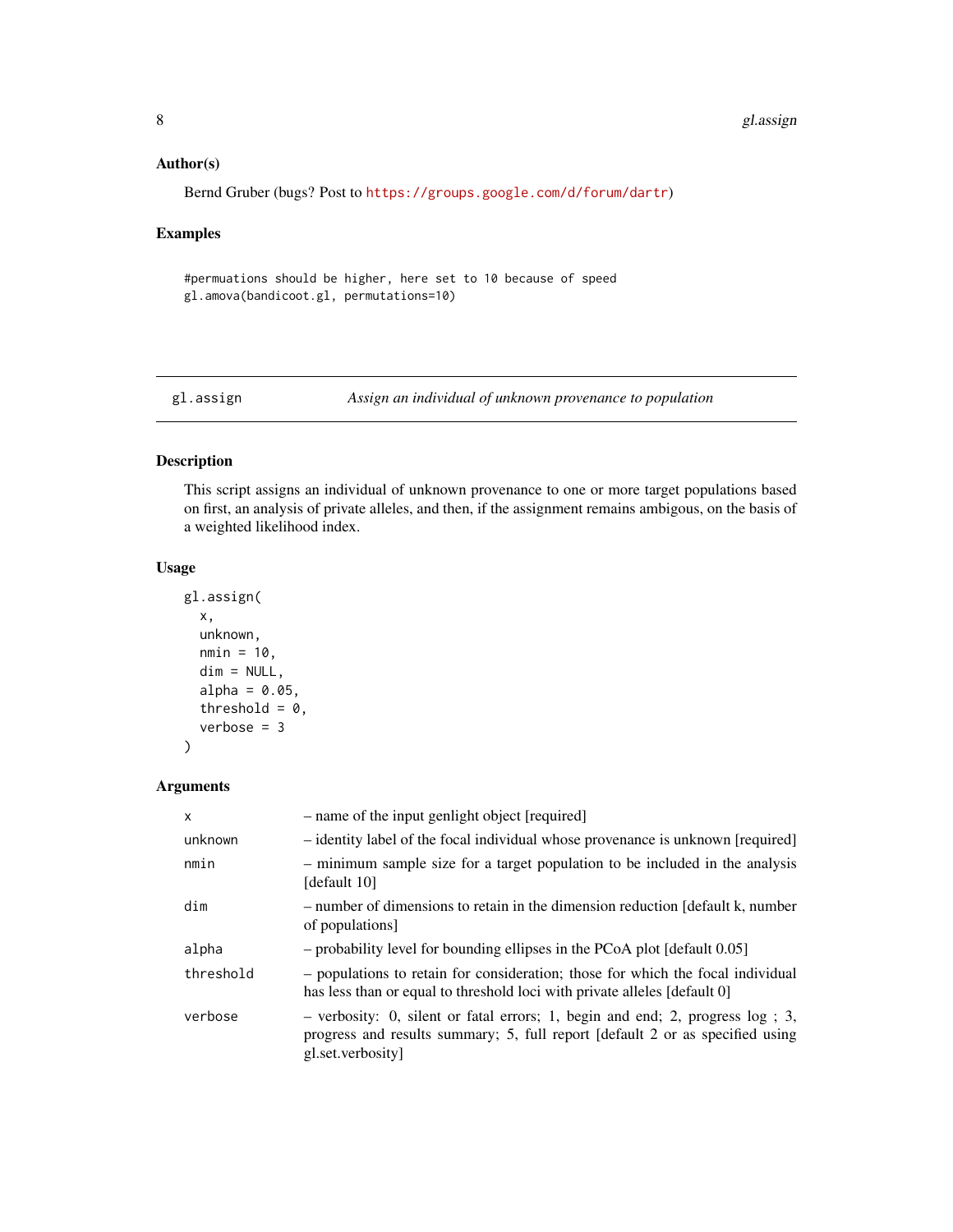### Author(s)

Bernd Gruber (bugs? Post to https://groups.google.com/d/forum/dartr)

### Examples

```
#permuations should be higher, here set to 10 because of speed
gl.amova(bandicoot.gl, permutations=10)
```

## gl.assign — *Assign an individual of unknown provenance to population*

### Description

This script assigns an individual of unknown provenance to one or more target populations based on first, an analysis of private alleles, and then, if the assignment remains ambigous, on the basis of a weighted likelihood index.

### Usage

```
gl.assign(
  x,
  unknown,
  nmin = 10,
  dim = NULL,
  alpha = 0.05,
  threshold = 0,
  verbose = 3
)
```

### Arguments

| | |
|---|---|
| x | – name of the input genlight object [required] |
| unknown | – identity label of the focal individual whose provenance is unknown [required] |
| nmin | – minimum sample size for a target population to be included in the analysis [default 10] |
| dim | – number of dimensions to retain in the dimension reduction [default k, number of populations] |
| alpha | – probability level for bounding ellipses in the PCoA plot [default 0.05] |
| threshold | – populations to retain for consideration; those for which the focal individual has less than or equal to threshold loci with private alleles [default 0] |
| verbose | – verbosity: 0, silent or fatal errors; 1, begin and end; 2, progress log ; 3, progress and results summary; 5, full report [default 2 or as specified using gl.set.verbosity] |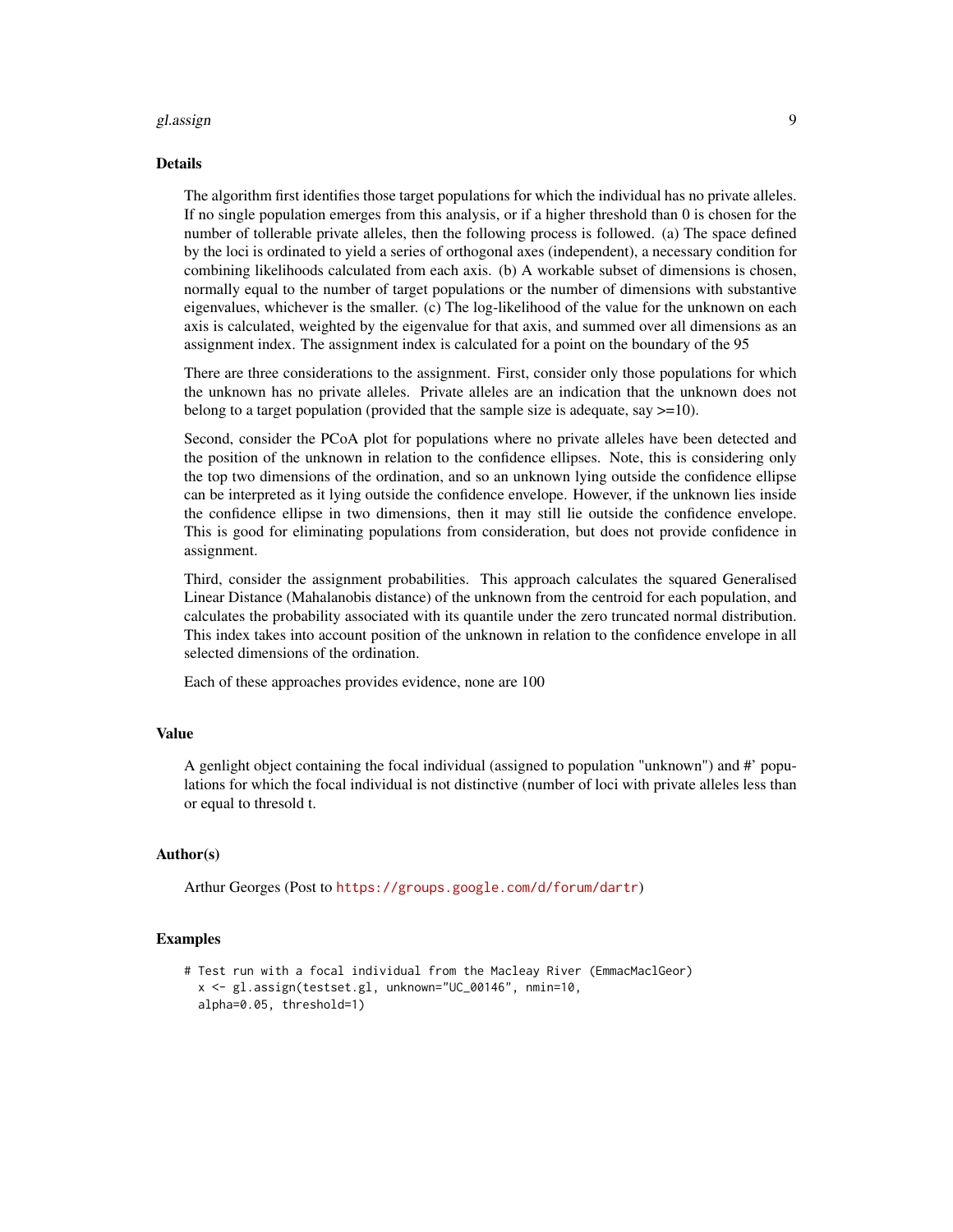### Details

The algorithm first identifies those target populations for which the individual has no private alleles. If no single population emerges from this analysis, or if a higher threshold than 0 is chosen for the number of tollerable private alleles, then the following process is followed. (a) The space defined by the loci is ordinated to yield a series of orthogonal axes (independent), a necessary condition for combining likelihoods calculated from each axis. (b) A workable subset of dimensions is chosen, normally equal to the number of target populations or the number of dimensions with substantive eigenvalues, whichever is the smaller. (c) The log-likelihood of the value for the unknown on each axis is calculated, weighted by the eigenvalue for that axis, and summed over all dimensions as an assignment index. The assignment index is calculated for a point on the boundary of the 95

There are three considerations to the assignment. First, consider only those populations for which the unknown has no private alleles. Private alleles are an indication that the unknown does not belong to a target population (provided that the sample size is adequate, say >=10).

Second, consider the PCoA plot for populations where no private alleles have been detected and the position of the unknown in relation to the confidence ellipses. Note, this is considering only the top two dimensions of the ordination, and so an unknown lying outside the confidence ellipse can be interpreted as it lying outside the confidence envelope. However, if the unknown lies inside the confidence ellipse in two dimensions, then it may still lie outside the confidence envelope. This is good for eliminating populations from consideration, but does not provide confidence in assignment.

Third, consider the assignment probabilities. This approach calculates the squared Generalised Linear Distance (Mahalanobis distance) of the unknown from the centroid for each population, and calculates the probability associated with its quantile under the zero truncated normal distribution. This index takes into account position of the unknown in relation to the confidence envelope in all selected dimensions of the ordination.

Each of these approaches provides evidence, none are 100

### Value

A genlight object containing the focal individual (assigned to population "unknown") and #' populations for which the focal individual is not distinctive (number of loci with private alleles less than or equal to thresold t.

### Author(s)

Arthur Georges (Post to https://groups.google.com/d/forum/dartr)

### Examples

```
# Test run with a focal individual from the Macleay River (EmmacMaclGeor)
  x <- gl.assign(testset.gl, unknown="UC_00146", nmin=10,
  alpha=0.05, threshold=1)
```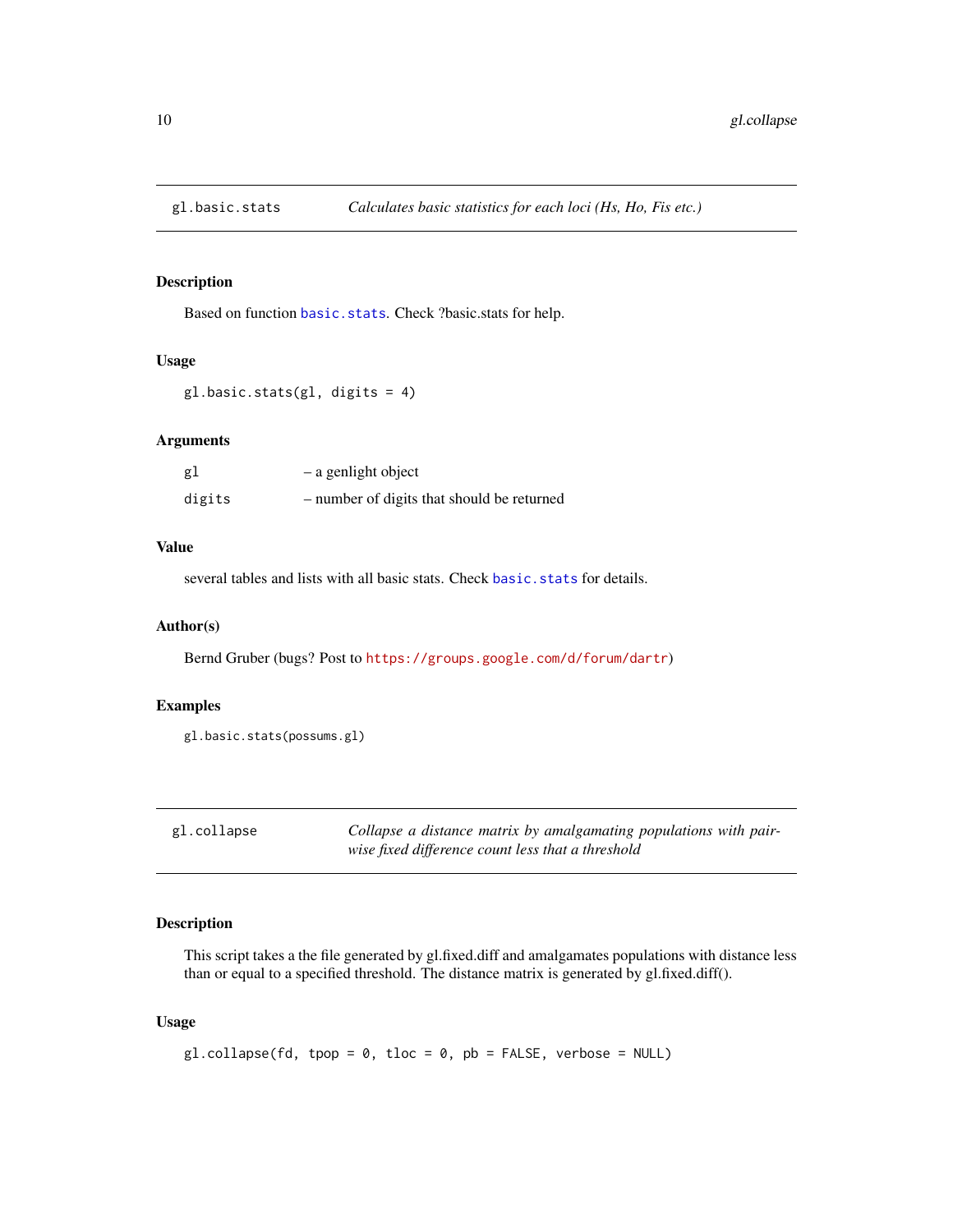## gl.basic.stats — *Calculates basic statistics for each loci (Hs, Ho, Fis etc.)*

### Description

Based on function basic.stats. Check ?basic.stats for help.

### Usage

```
gl.basic.stats(gl, digits = 4)
```

### Arguments

| | |
|---|---|
| gl | – a genlight object |
| digits | – number of digits that should be returned |

### Value

several tables and lists with all basic stats. Check basic.stats for details.

### Author(s)

Bernd Gruber (bugs? Post to https://groups.google.com/d/forum/dartr)

### Examples

```
gl.basic.stats(possums.gl)
```

## gl.collapse — *Collapse a distance matrix by amalgamating populations with pairwise fixed difference count less that a threshold*

### Description

This script takes a the file generated by gl.fixed.diff and amalgamates populations with distance less than or equal to a specified threshold. The distance matrix is generated by gl.fixed.diff().

### Usage

```
gl.collapse(fd, tpop = 0, tloc = 0, pb = FALSE, verbose = NULL)
```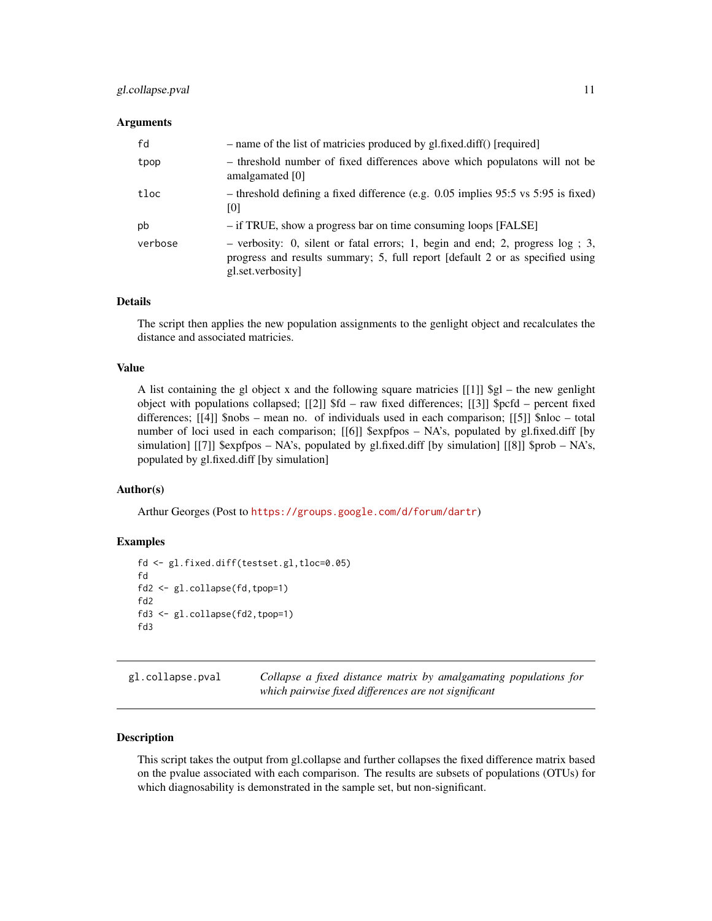### Arguments

| | |
|---|---|
| fd | – name of the list of matricies produced by gl.fixed.diff() [required] |
| tpop | – threshold number of fixed differences above which populatons will not be amalgamated [0] |
| tloc | – threshold defining a fixed difference (e.g. 0.05 implies 95:5 vs 5:95 is fixed) [0] |
| pb | – if TRUE, show a progress bar on time consuming loops [FALSE] |
| verbose | – verbosity: 0, silent or fatal errors; 1, begin and end; 2, progress log ; 3, progress and results summary; 5, full report [default 2 or as specified using gl.set.verbosity] |

### Details

The script then applies the new population assignments to the genlight object and recalculates the distance and associated matricies.

### Value

A list containing the gl object x and the following square matricies [[1]] $gl – the new genlight object with populations collapsed; [[2]] $fd – raw fixed differences; [[3]] $pcfd – percent fixed differences; [[4]] $nobs – mean no. of individuals used in each comparison; [[5]] $nloc – total number of loci used in each comparison; [[6]] $expfpos – NA's, populated by gl.fixed.diff [by simulation] [[7]] $expfpos – NA's, populated by gl.fixed.diff [by simulation] [[8]] $prob – NA's, populated by gl.fixed.diff [by simulation]

### Author(s)

Arthur Georges (Post to https://groups.google.com/d/forum/dartr)

### Examples

```
fd <- gl.fixed.diff(testset.gl,tloc=0.05)
fd
fd2 <- gl.collapse(fd,tpop=1)
fd2
fd3 <- gl.collapse(fd2,tpop=1)
fd3
```

---

## gl.collapse.pval — *Collapse a fixed distance matrix by amalgamating populations for which pairwise fixed differences are not significant*

---

### Description

This script takes the output from gl.collapse and further collapses the fixed difference matrix based on the pvalue associated with each comparison. The results are subsets of populations (OTUs) for which diagnosability is demonstrated in the sample set, but non-significant.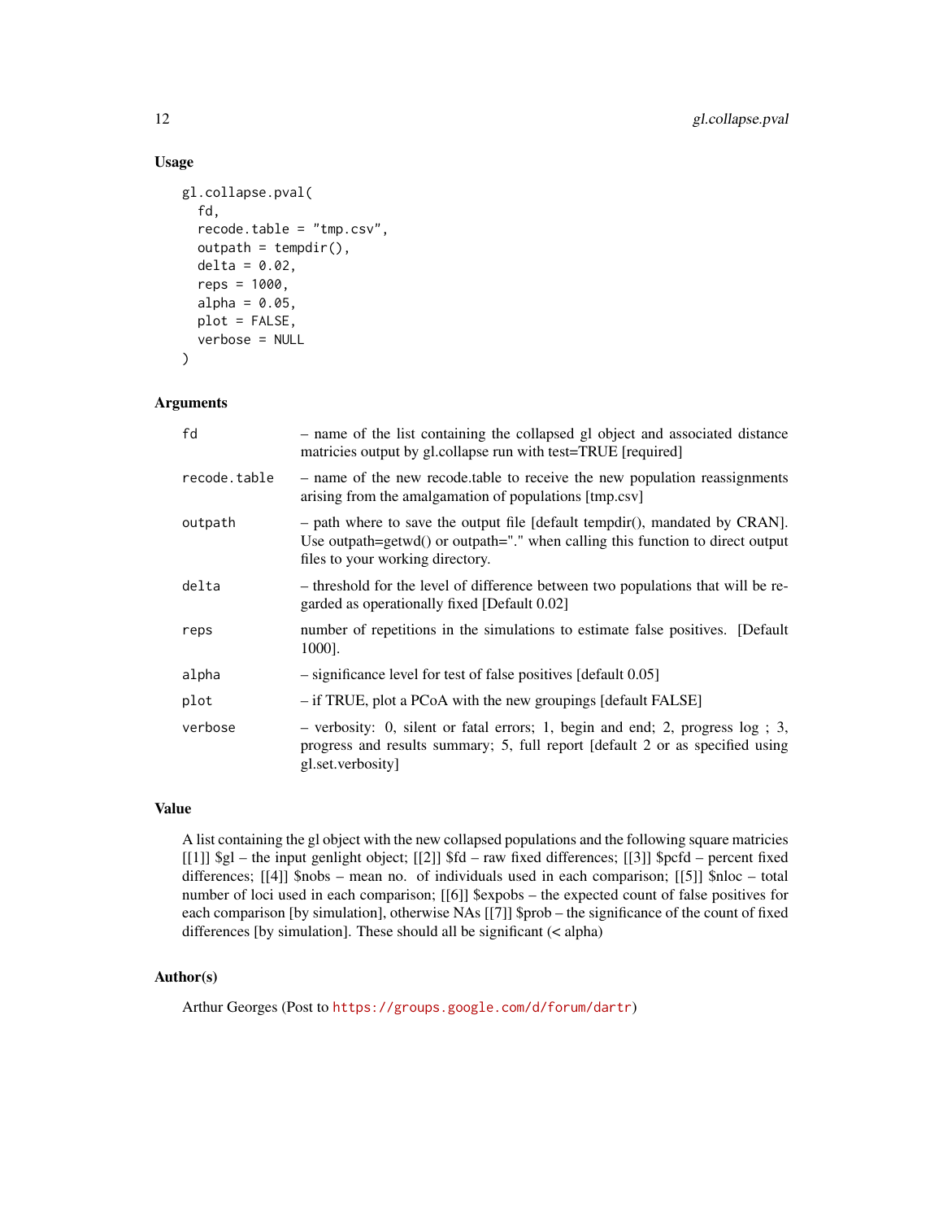## Usage

```
gl.collapse.pval(
  fd,
  recode.table = "tmp.csv",
  outpath = tempdir(),
  delta = 0.02,
  reps = 1000,
  alpha = 0.05,
  plot = FALSE,
  verbose = NULL
)
```

## Arguments

| | |
|---|---|
| fd | – name of the list containing the collapsed gl object and associated distance matricies output by gl.collapse run with test=TRUE [required] |
| recode.table | – name of the new recode.table to receive the new population reassignments arising from the amalgamation of populations [tmp.csv] |
| outpath | – path where to save the output file [default tempdir(), mandated by CRAN]. Use outpath=getwd() or outpath="." when calling this function to direct output files to your working directory. |
| delta | – threshold for the level of difference between two populations that will be regarded as operationally fixed [Default 0.02] |
| reps | number of repetitions in the simulations to estimate false positives. [Default 1000]. |
| alpha | – significance level for test of false positives [default 0.05] |
| plot | – if TRUE, plot a PCoA with the new groupings [default FALSE] |
| verbose | – verbosity: 0, silent or fatal errors; 1, begin and end; 2, progress log ; 3, progress and results summary; 5, full report [default 2 or as specified using gl.set.verbosity] |

## Value

A list containing the gl object with the new collapsed populations and the following square matricies [[1]] $gl – the input genlight object; [[2]] $fd – raw fixed differences; [[3]] $pcfd – percent fixed differences; [[4]] $nobs – mean no. of individuals used in each comparison; [[5]] $nloc – total number of loci used in each comparison; [[6]] $expobs – the expected count of false positives for each comparison [by simulation], otherwise NAs [[7]] $prob – the significance of the count of fixed differences [by simulation]. These should all be significant (< alpha)

## Author(s)

Arthur Georges (Post to https://groups.google.com/d/forum/dartr)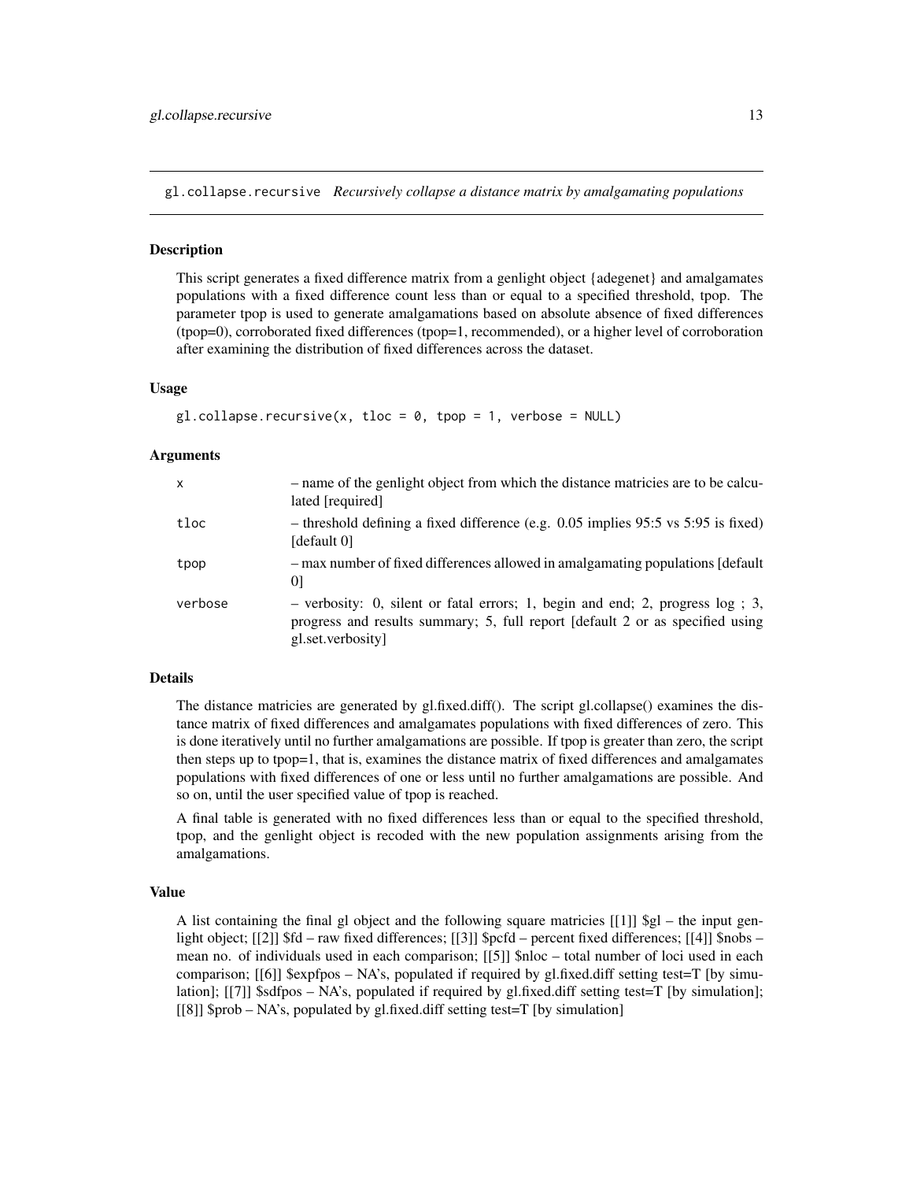## gl.collapse.recursive *Recursively collapse a distance matrix by amalgamating populations*

### Description

This script generates a fixed difference matrix from a genlight object {adegenet} and amalgamates populations with a fixed difference count less than or equal to a specified threshold, tpop. The parameter tpop is used to generate amalgamations based on absolute absence of fixed differences (tpop=0), corroborated fixed differences (tpop=1, recommended), or a higher level of corroboration after examining the distribution of fixed differences across the dataset.

### Usage

```
gl.collapse.recursive(x, tloc = 0, tpop = 1, verbose = NULL)
```

### Arguments

| | |
|---|---|
| x | – name of the genlight object from which the distance matricies are to be calculated [required] |
| tloc | – threshold defining a fixed difference (e.g. 0.05 implies 95:5 vs 5:95 is fixed) [default 0] |
| tpop | – max number of fixed differences allowed in amalgamating populations [default 0] |
| verbose | – verbosity: 0, silent or fatal errors; 1, begin and end; 2, progress log ; 3, progress and results summary; 5, full report [default 2 or as specified using gl.set.verbosity] |

### Details

The distance matricies are generated by gl.fixed.diff(). The script gl.collapse() examines the distance matrix of fixed differences and amalgamates populations with fixed differences of zero. This is done iteratively until no further amalgamations are possible. If tpop is greater than zero, the script then steps up to tpop=1, that is, examines the distance matrix of fixed differences and amalgamates populations with fixed differences of one or less until no further amalgamations are possible. And so on, until the user specified value of tpop is reached.

A final table is generated with no fixed differences less than or equal to the specified threshold, tpop, and the genlight object is recoded with the new population assignments arising from the amalgamations.

### Value

A list containing the final gl object and the following square matricies [[1]] $gl – the input genlight object; [[2]] $fd – raw fixed differences; [[3]] $pcfd – percent fixed differences; [[4]] $nobs – mean no. of individuals used in each comparison; [[5]] $nloc – total number of loci used in each comparison; [[6]] $expfpos – NA's, populated if required by gl.fixed.diff setting test=T [by simulation]; [[7]] $sdfpos – NA's, populated if required by gl.fixed.diff setting test=T [by simulation]; [[8]] $prob – NA's, populated by gl.fixed.diff setting test=T [by simulation]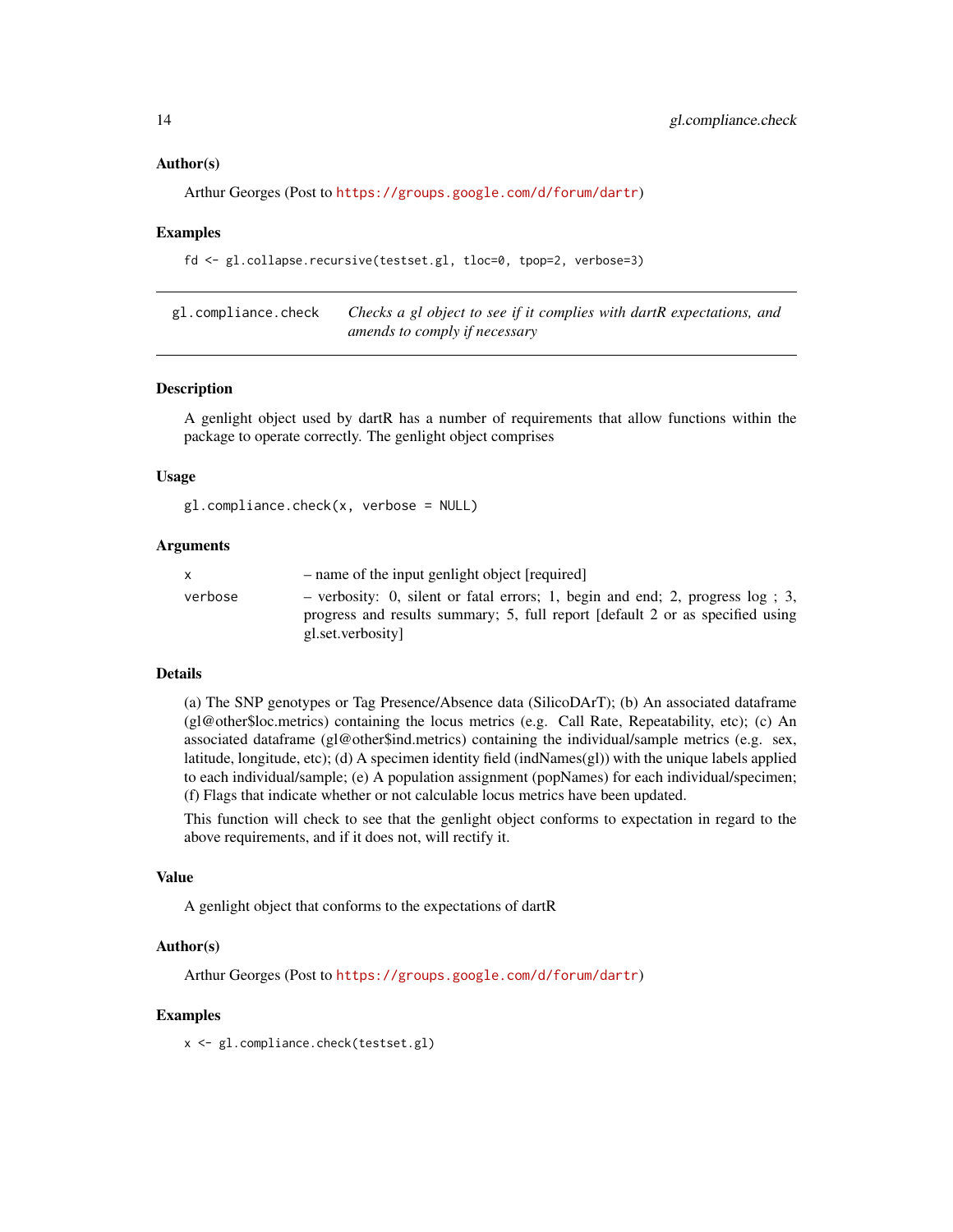### Author(s)

Arthur Georges (Post to https://groups.google.com/d/forum/dartr)

### Examples

```
fd <- gl.collapse.recursive(testset.gl, tloc=0, tpop=2, verbose=3)
```

---

## gl.compliance.check — *Checks a gl object to see if it complies with dartR expectations, and amends to comply if necessary*

---

### Description

A genlight object used by dartR has a number of requirements that allow functions within the package to operate correctly. The genlight object comprises

### Usage

```
gl.compliance.check(x, verbose = NULL)
```

### Arguments

| | |
|---|---|
| `x` | – name of the input genlight object [required] |
| `verbose` | – verbosity: 0, silent or fatal errors; 1, begin and end; 2, progress log ; 3, progress and results summary; 5, full report [default 2 or as specified using gl.set.verbosity] |

### Details

(a) The SNP genotypes or Tag Presence/Absence data (SilicoDArT); (b) An associated dataframe (gl@other$loc.metrics) containing the locus metrics (e.g. Call Rate, Repeatability, etc); (c) An associated dataframe (gl@other$ind.metrics) containing the individual/sample metrics (e.g. sex, latitude, longitude, etc); (d) A specimen identity field (indNames(gl)) with the unique labels applied to each individual/sample; (e) A population assignment (popNames) for each individual/specimen; (f) Flags that indicate whether or not calculable locus metrics have been updated.

This function will check to see that the genlight object conforms to expectation in regard to the above requirements, and if it does not, will rectify it.

### Value

A genlight object that conforms to the expectations of dartR

### Author(s)

Arthur Georges (Post to https://groups.google.com/d/forum/dartr)

### Examples

```
x <- gl.compliance.check(testset.gl)
```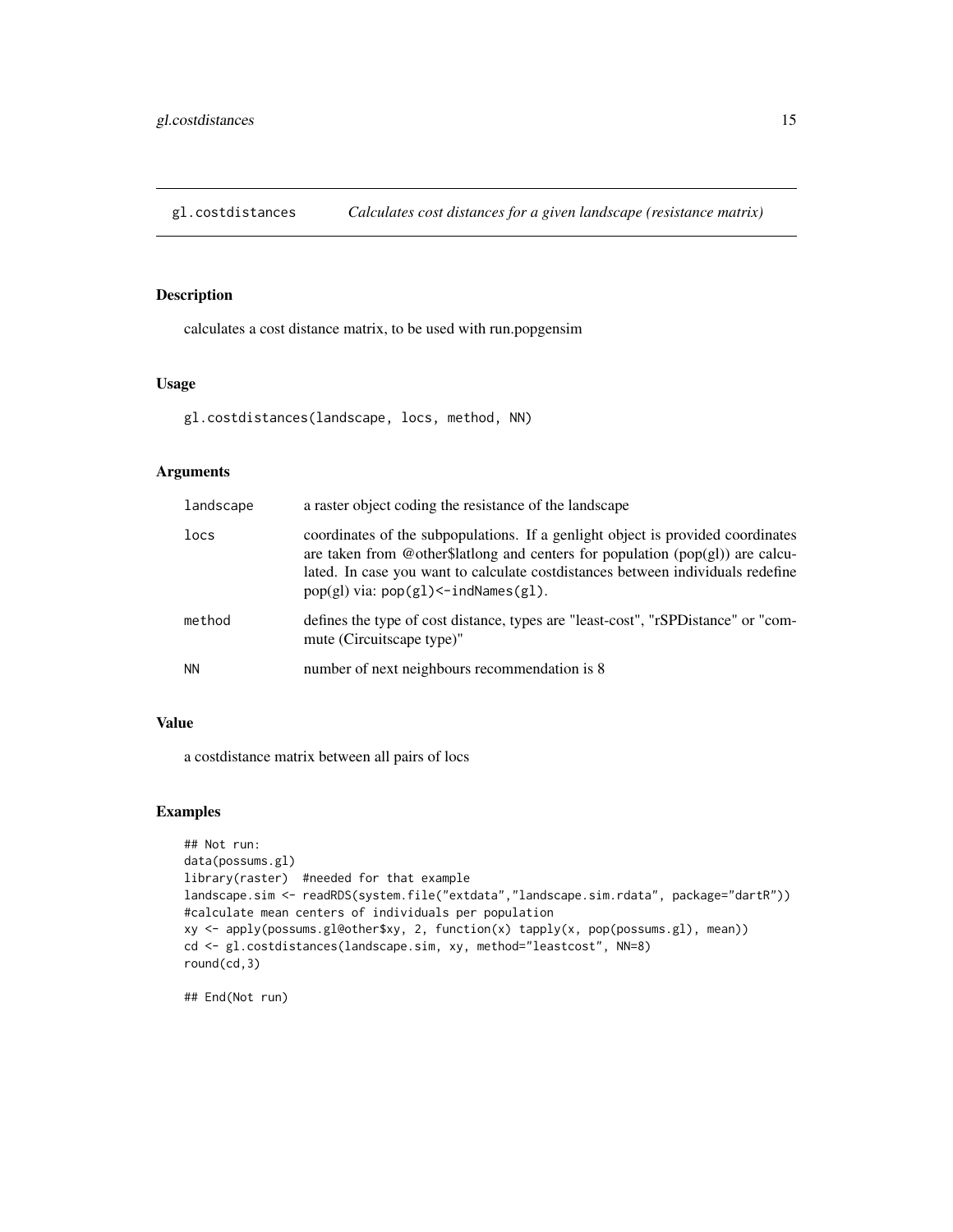# gl.costdistances — *Calculates cost distances for a given landscape (resistance matrix)*

## Description

calculates a cost distance matrix, to be used with run.popgensim

## Usage

```
gl.costdistances(landscape, locs, method, NN)
```

## Arguments

| | |
|---|---|
| `landscape` | a raster object coding the resistance of the landscape |
| `locs` | coordinates of the subpopulations. If a genlight object is provided coordinates are taken from @other$latlong and centers for population (pop(gl)) are calculated. In case you want to calculate costdistances between individuals redefine pop(gl) via: `pop(gl)<-indNames(gl)`. |
| `method` | defines the type of cost distance, types are "least-cost", "rSPDistance" or "commute (Circuitscape type)" |
| `NN` | number of next neighbours recommendation is 8 |

## Value

a costdistance matrix between all pairs of locs

## Examples

```
## Not run:
data(possums.gl)
library(raster)  #needed for that example
landscape.sim <- readRDS(system.file("extdata","landscape.sim.rdata", package="dartR"))
#calculate mean centers of individuals per population
xy <- apply(possums.gl@other$xy, 2, function(x) tapply(x, pop(possums.gl), mean))
cd <- gl.costdistances(landscape.sim, xy, method="leastcost", NN=8)
round(cd,3)

## End(Not run)
```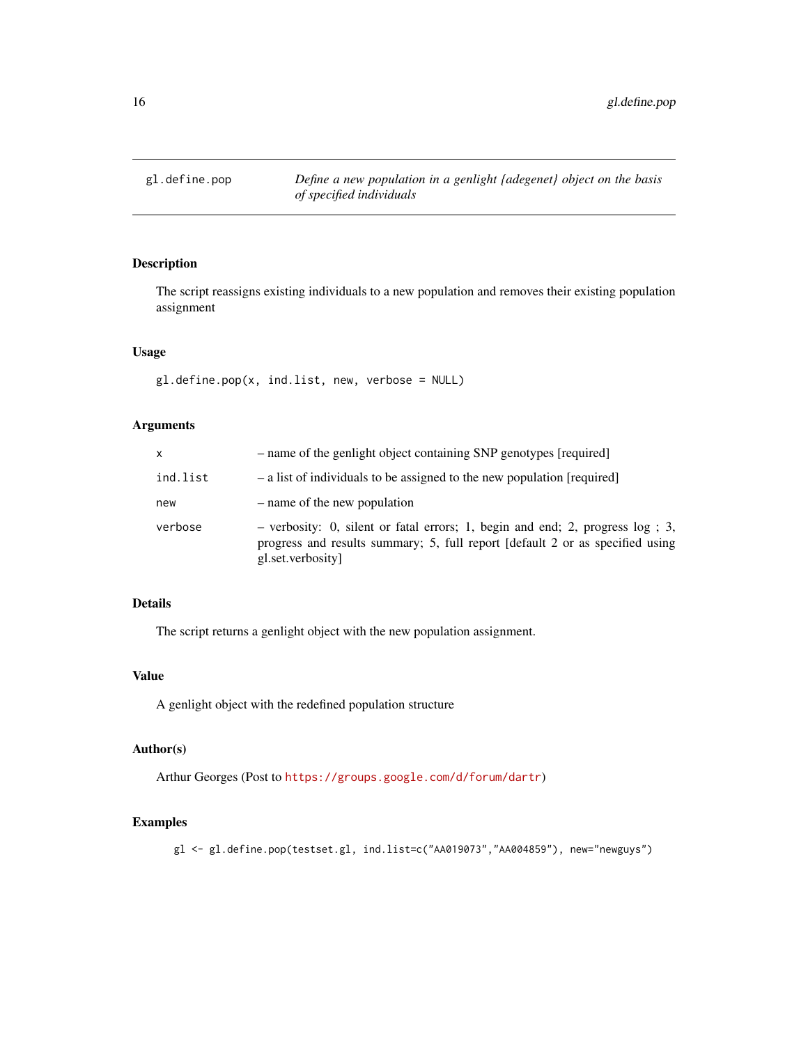## gl.define.pop

*Define a new population in a genlight {adegenet} object on the basis of specified individuals*

### Description

The script reassigns existing individuals to a new population and removes their existing population assignment

### Usage

```
gl.define.pop(x, ind.list, new, verbose = NULL)
```

### Arguments

| | |
|---|---|
| `x` | – name of the genlight object containing SNP genotypes [required] |
| `ind.list` | – a list of individuals to be assigned to the new population [required] |
| `new` | – name of the new population |
| `verbose` | – verbosity: 0, silent or fatal errors; 1, begin and end; 2, progress log ; 3, progress and results summary; 5, full report [default 2 or as specified using gl.set.verbosity] |

### Details

The script returns a genlight object with the new population assignment.

### Value

A genlight object with the redefined population structure

### Author(s)

Arthur Georges (Post to https://groups.google.com/d/forum/dartr)

### Examples

```
gl <- gl.define.pop(testset.gl, ind.list=c("AA019073","AA004859"), new="newguys")
```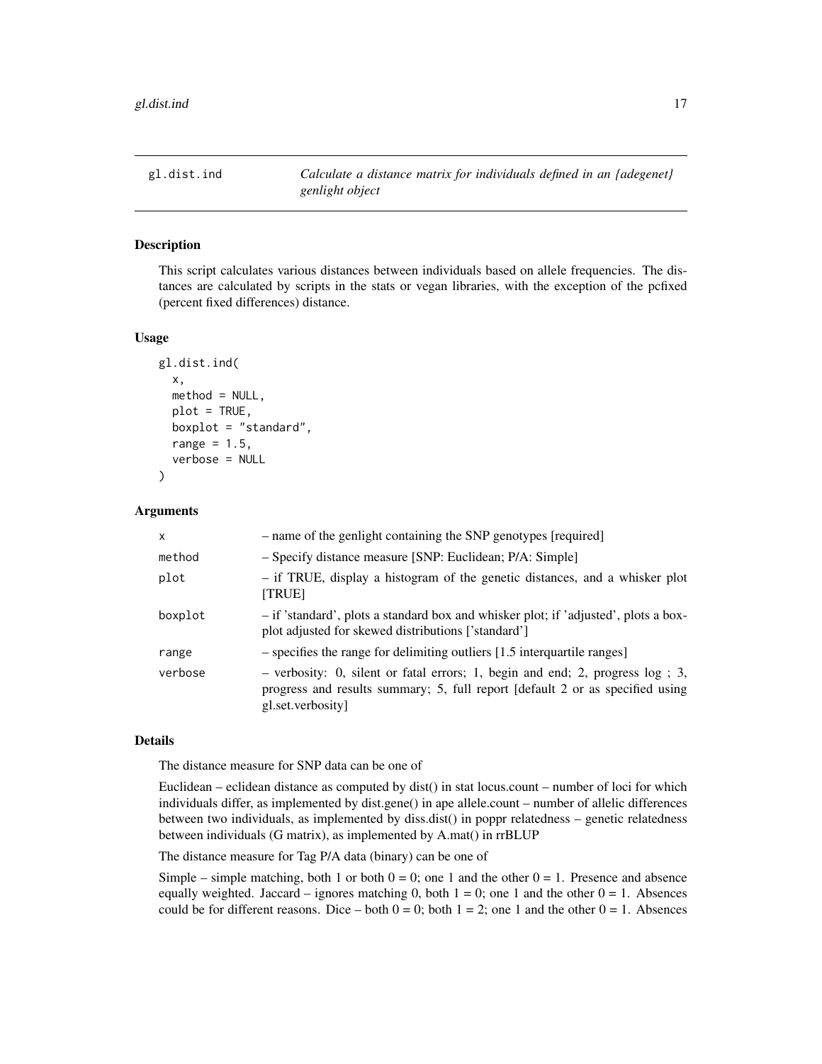gl.dist.ind — *Calculate a distance matrix for individuals defined in an {adegenet} genlight object*

## Description

This script calculates various distances between individuals based on allele frequencies. The distances are calculated by scripts in the stats or vegan libraries, with the exception of the pcfixed (percent fixed differences) distance.

## Usage

```
gl.dist.ind(
  x,
  method = NULL,
  plot = TRUE,
  boxplot = "standard",
  range = 1.5,
  verbose = NULL
)
```

## Arguments

| | |
|---|---|
| x | – name of the genlight containing the SNP genotypes [required] |
| method | – Specify distance measure [SNP: Euclidean; P/A: Simple] |
| plot | – if TRUE, display a histogram of the genetic distances, and a whisker plot [TRUE] |
| boxplot | – if 'standard', plots a standard box and whisker plot; if 'adjusted', plots a boxplot adjusted for skewed distributions ['standard'] |
| range | – specifies the range for delimiting outliers [1.5 interquartile ranges] |
| verbose | – verbosity: 0, silent or fatal errors; 1, begin and end; 2, progress log ; 3, progress and results summary; 5, full report [default 2 or as specified using gl.set.verbosity] |

## Details

The distance measure for SNP data can be one of

Euclidean – eclidean distance as computed by dist() in stat locus.count – number of loci for which individuals differ, as implemented by dist.gene() in ape allele.count – number of allelic differences between two individuals, as implemented by diss.dist() in poppr relatedness – genetic relatedness between individuals (G matrix), as implemented by A.mat() in rrBLUP

The distance measure for Tag P/A data (binary) can be one of

Simple – simple matching, both 1 or both 0 = 0; one 1 and the other 0 = 1. Presence and absence equally weighted. Jaccard – ignores matching 0, both 1 = 0; one 1 and the other 0 = 1. Absences could be for different reasons. Dice – both 0 = 0; both 1 = 2; one 1 and the other 0 = 1. Absences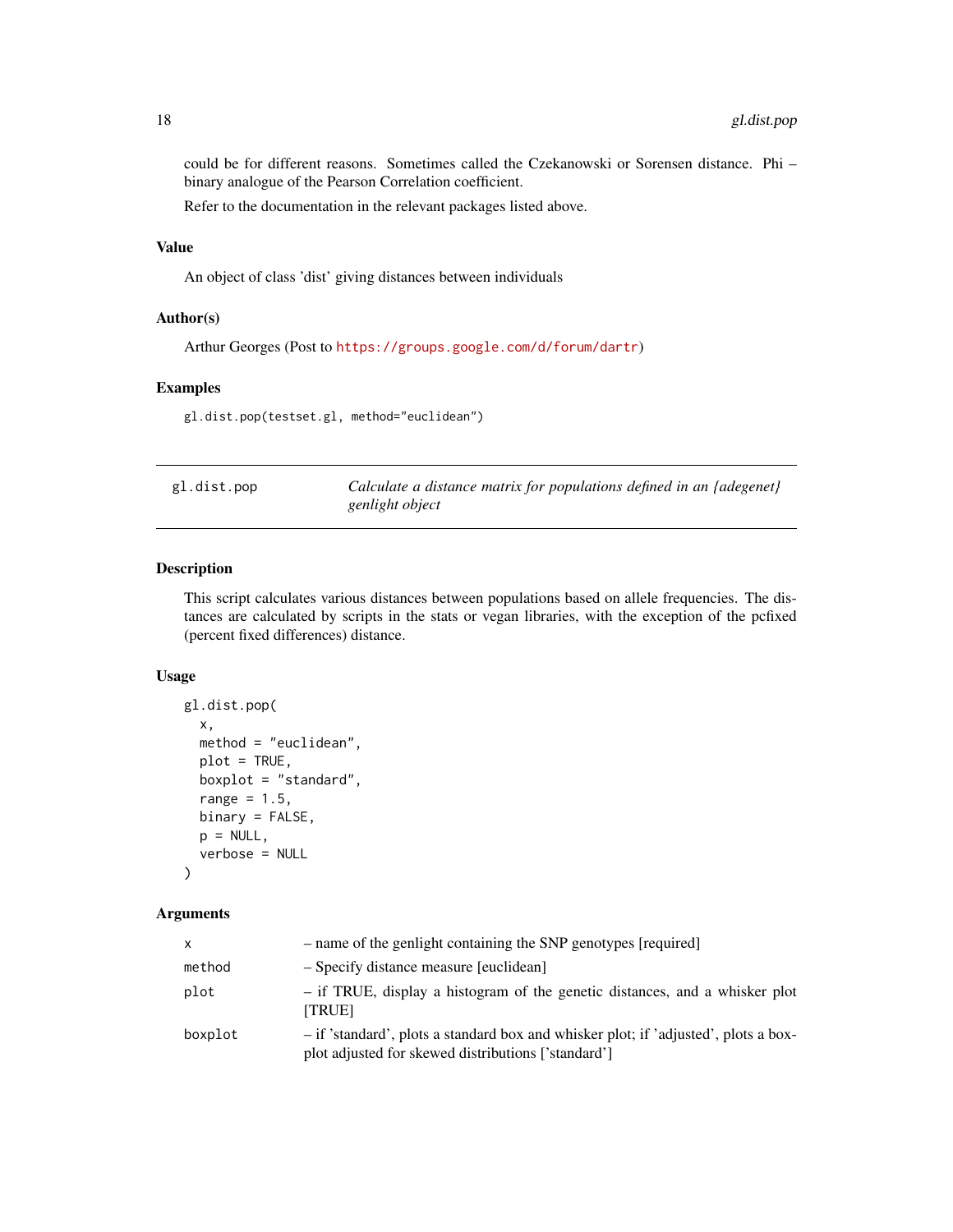could be for different reasons. Sometimes called the Czekanowski or Sorensen distance. Phi – binary analogue of the Pearson Correlation coefficient.

Refer to the documentation in the relevant packages listed above.

### Value

An object of class 'dist' giving distances between individuals

### Author(s)

Arthur Georges (Post to https://groups.google.com/d/forum/dartr)

### Examples

```
gl.dist.pop(testset.gl, method="euclidean")
```

---

## gl.dist.pop — *Calculate a distance matrix for populations defined in an {adegenet} genlight object*

### Description

This script calculates various distances between populations based on allele frequencies. The distances are calculated by scripts in the stats or vegan libraries, with the exception of the pcfixed (percent fixed differences) distance.

### Usage

```
gl.dist.pop(
  x,
  method = "euclidean",
  plot = TRUE,
  boxplot = "standard",
  range = 1.5,
  binary = FALSE,
  p = NULL,
  verbose = NULL
)
```

### Arguments

| | |
|---|---|
| x | – name of the genlight containing the SNP genotypes [required] |
| method | – Specify distance measure [euclidean] |
| plot | – if TRUE, display a histogram of the genetic distances, and a whisker plot [TRUE] |
| boxplot | – if 'standard', plots a standard box and whisker plot; if 'adjusted', plots a boxplot adjusted for skewed distributions ['standard'] |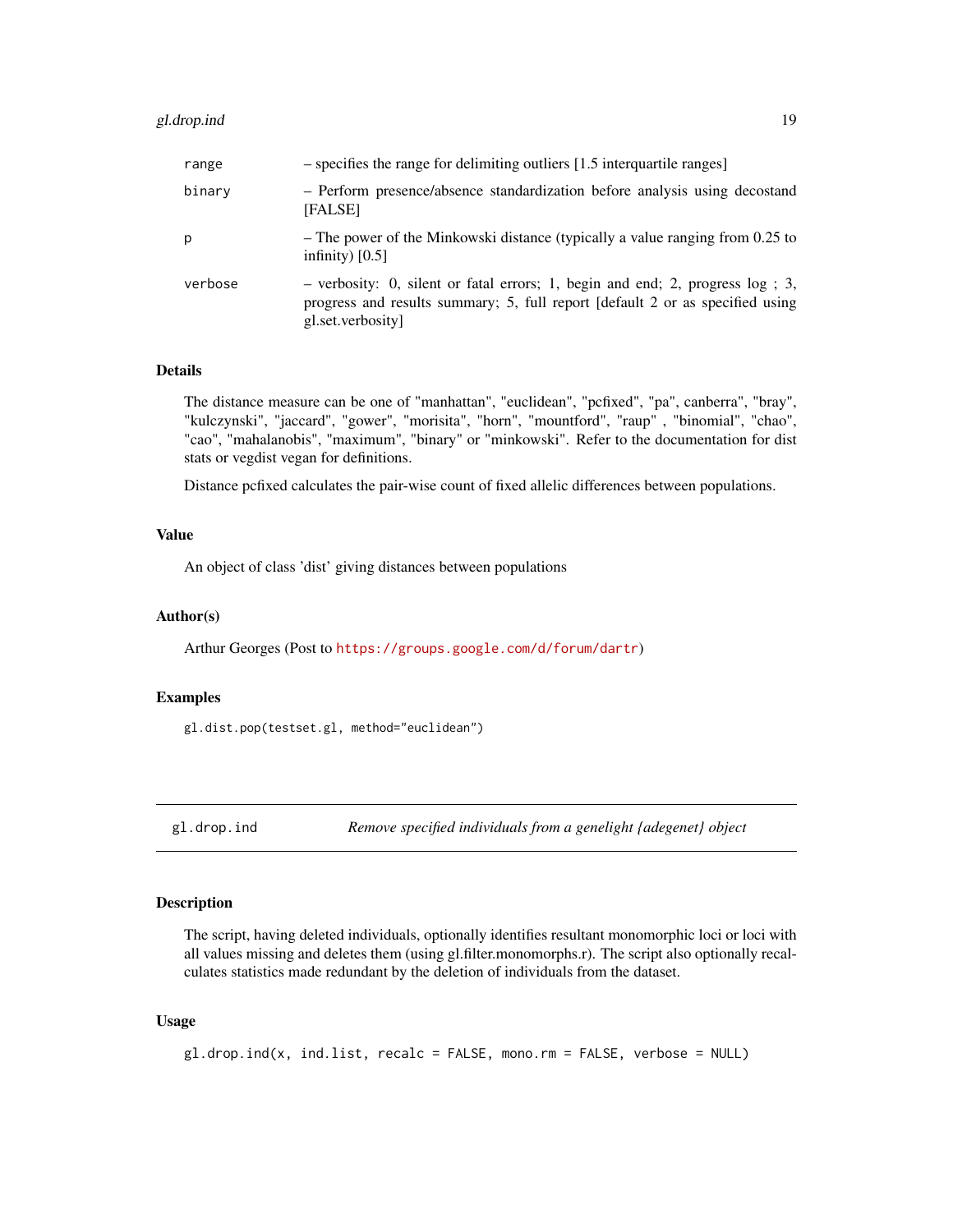| | |
|---|---|
| range | – specifies the range for delimiting outliers [1.5 interquartile ranges] |
| binary | – Perform presence/absence standardization before analysis using decostand [FALSE] |
| p | – The power of the Minkowski distance (typically a value ranging from 0.25 to infinity) [0.5] |
| verbose | – verbosity: 0, silent or fatal errors; 1, begin and end; 2, progress log ; 3, progress and results summary; 5, full report [default 2 or as specified using gl.set.verbosity] |

### Details

The distance measure can be one of "manhattan", "euclidean", "pcfixed", "pa", canberra", "bray", "kulczynski", "jaccard", "gower", "morisita", "horn", "mountford", "raup" , "binomial", "chao", "cao", "mahalanobis", "maximum", "binary" or "minkowski". Refer to the documentation for dist stats or vegdist vegan for definitions.

Distance pcfixed calculates the pair-wise count of fixed allelic differences between populations.

### Value

An object of class 'dist' giving distances between populations

### Author(s)

Arthur Georges (Post to https://groups.google.com/d/forum/dartr)

### Examples

```
gl.dist.pop(testset.gl, method="euclidean")
```

---

## gl.drop.ind — *Remove specified individuals from a genelight {adegenet} object*

### Description

The script, having deleted individuals, optionally identifies resultant monomorphic loci or loci with all values missing and deletes them (using gl.filter.monomorphs.r). The script also optionally recalculates statistics made redundant by the deletion of individuals from the dataset.

### Usage

```
gl.drop.ind(x, ind.list, recalc = FALSE, mono.rm = FALSE, verbose = NULL)
```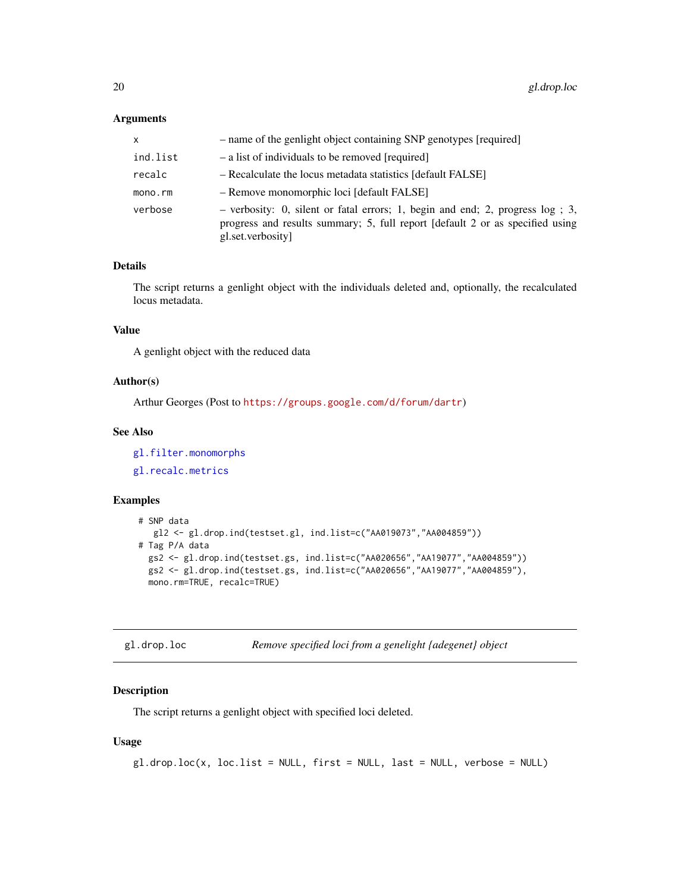### Arguments

| | |
|---|---|
| x | – name of the genlight object containing SNP genotypes [required] |
| ind.list | – a list of individuals to be removed [required] |
| recalc | – Recalculate the locus metadata statistics [default FALSE] |
| mono.rm | – Remove monomorphic loci [default FALSE] |
| verbose | – verbosity: 0, silent or fatal errors; 1, begin and end; 2, progress log ; 3, progress and results summary; 5, full report [default 2 or as specified using gl.set.verbosity] |

### Details

The script returns a genlight object with the individuals deleted and, optionally, the recalculated locus metadata.

### Value

A genlight object with the reduced data

### Author(s)

Arthur Georges (Post to https://groups.google.com/d/forum/dartr)

### See Also

gl.filter.monomorphs

gl.recalc.metrics

### Examples

```
 # SNP data
    gl2 <- gl.drop.ind(testset.gl, ind.list=c("AA019073","AA004859"))
 # Tag P/A data
   gs2 <- gl.drop.ind(testset.gs, ind.list=c("AA020656","AA19077","AA004859"))
   gs2 <- gl.drop.ind(testset.gs, ind.list=c("AA020656","AA19077","AA004859"),
   mono.rm=TRUE, recalc=TRUE)
```

---

## gl.drop.loc — *Remove specified loci from a genelight {adegenet} object*

### Description

The script returns a genlight object with specified loci deleted.

### Usage

```
gl.drop.loc(x, loc.list = NULL, first = NULL, last = NULL, verbose = NULL)
```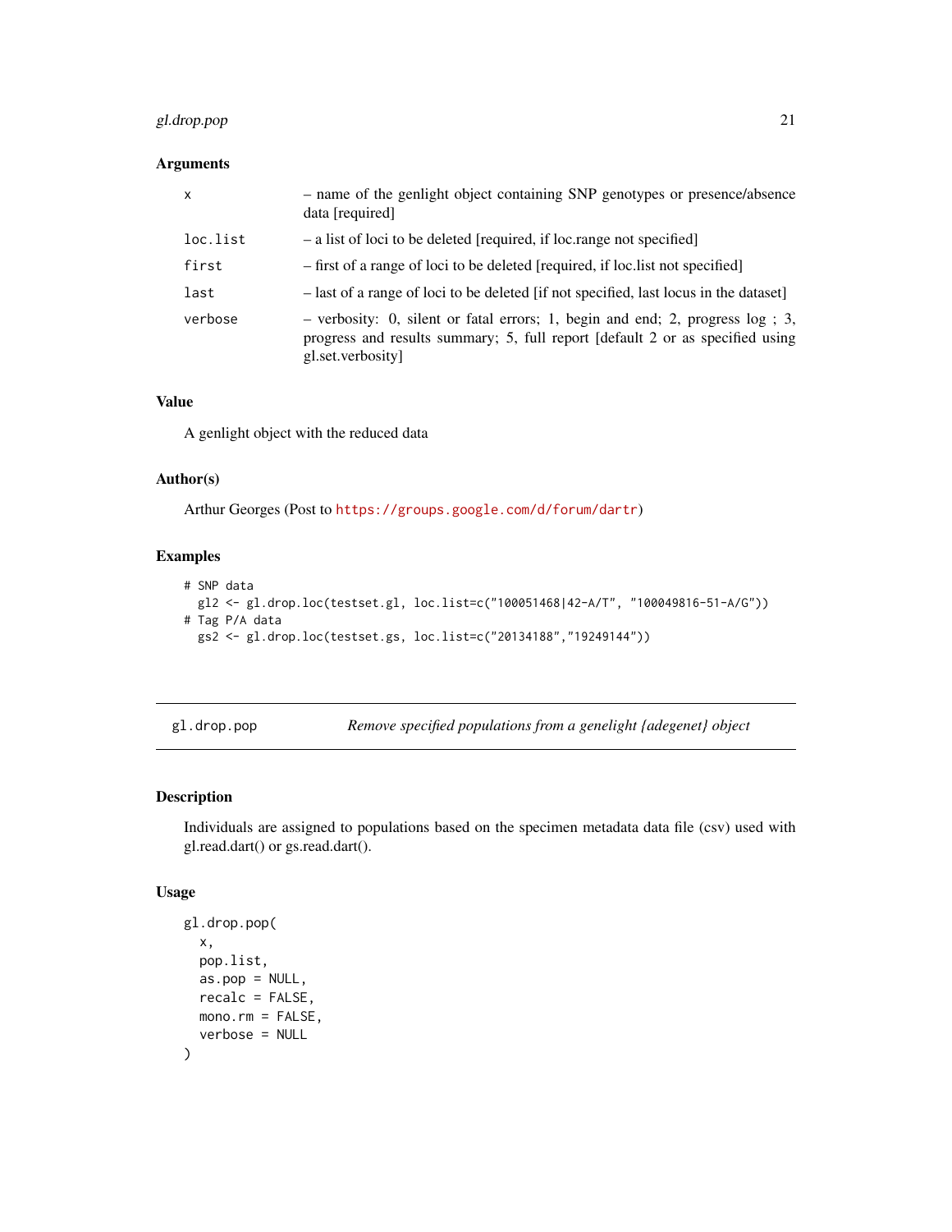## Arguments

| | |
|---|---|
| x | – name of the genlight object containing SNP genotypes or presence/absence data [required] |
| loc.list | – a list of loci to be deleted [required, if loc.range not specified] |
| first | – first of a range of loci to be deleted [required, if loc.list not specified] |
| last | – last of a range of loci to be deleted [if not specified, last locus in the dataset] |
| verbose | – verbosity: 0, silent or fatal errors; 1, begin and end; 2, progress log ; 3, progress and results summary; 5, full report [default 2 or as specified using gl.set.verbosity] |

## Value

A genlight object with the reduced data

## Author(s)

Arthur Georges (Post to https://groups.google.com/d/forum/dartr)

## Examples

```
# SNP data
  gl2 <- gl.drop.loc(testset.gl, loc.list=c("100051468|42-A/T", "100049816-51-A/G"))
# Tag P/A data
  gs2 <- gl.drop.loc(testset.gs, loc.list=c("20134188","19249144"))
```

---

# gl.drop.pop — *Remove specified populations from a genelight {adegenet} object*

## Description

Individuals are assigned to populations based on the specimen metadata data file (csv) used with gl.read.dart() or gs.read.dart().

## Usage

```
gl.drop.pop(
  x,
  pop.list,
  as.pop = NULL,
  recalc = FALSE,
  mono.rm = FALSE,
  verbose = NULL
)
```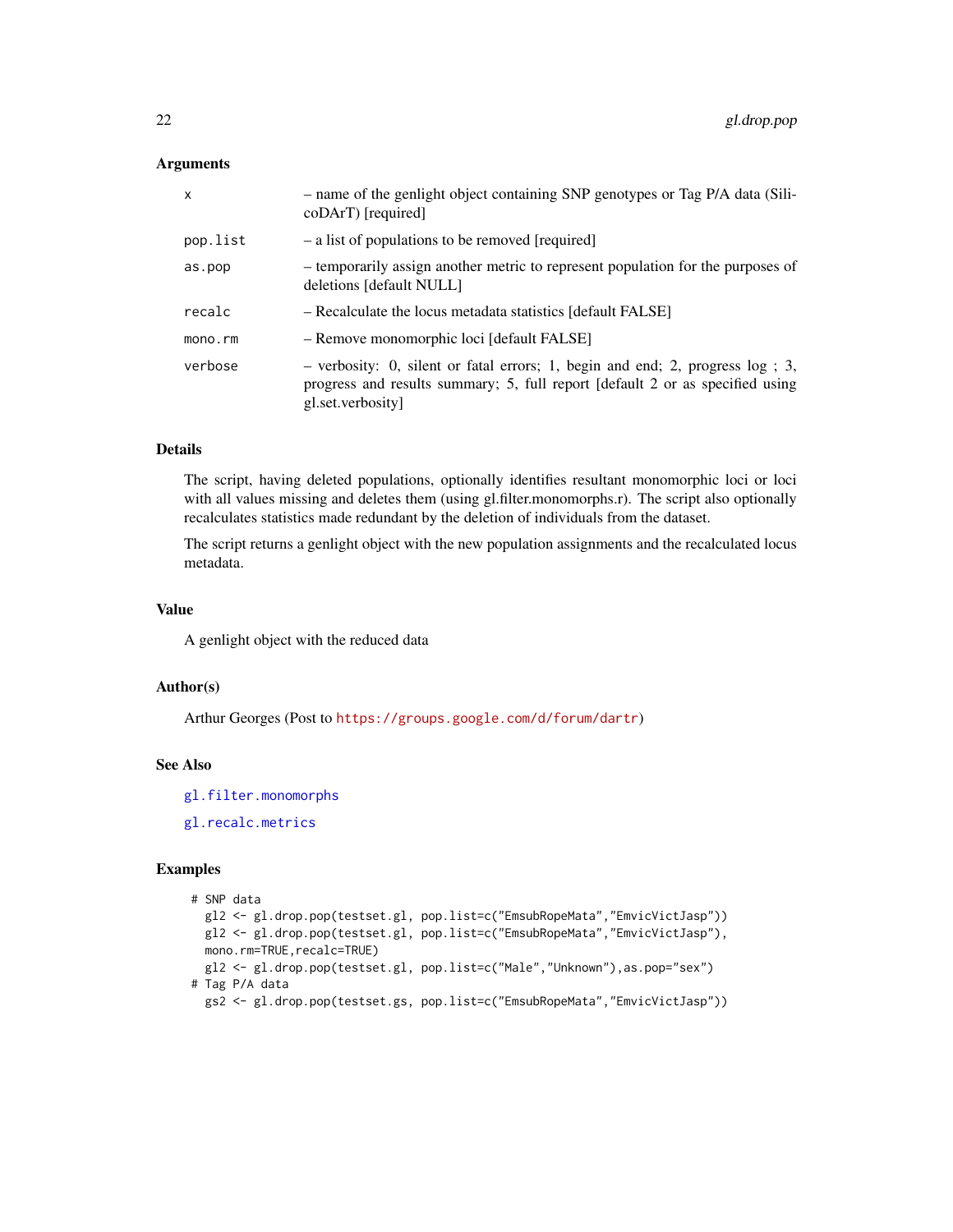### Arguments

| | |
|---|---|
| x | – name of the genlight object containing SNP genotypes or Tag P/A data (SilicoDArT) [required] |
| pop.list | – a list of populations to be removed [required] |
| as.pop | – temporarily assign another metric to represent population for the purposes of deletions [default NULL] |
| recalc | – Recalculate the locus metadata statistics [default FALSE] |
| mono.rm | – Remove monomorphic loci [default FALSE] |
| verbose | – verbosity: 0, silent or fatal errors; 1, begin and end; 2, progress log ; 3, progress and results summary; 5, full report [default 2 or as specified using gl.set.verbosity] |

### Details

The script, having deleted populations, optionally identifies resultant monomorphic loci or loci with all values missing and deletes them (using gl.filter.monomorphs.r). The script also optionally recalculates statistics made redundant by the deletion of individuals from the dataset.

The script returns a genlight object with the new population assignments and the recalculated locus metadata.

### Value

A genlight object with the reduced data

### Author(s)

Arthur Georges (Post to https://groups.google.com/d/forum/dartr)

### See Also

gl.filter.monomorphs

gl.recalc.metrics

### Examples

```
# SNP data
  gl2 <- gl.drop.pop(testset.gl, pop.list=c("EmsubRopeMata","EmvicVictJasp"))
  gl2 <- gl.drop.pop(testset.gl, pop.list=c("EmsubRopeMata","EmvicVictJasp"),
  mono.rm=TRUE,recalc=TRUE)
  gl2 <- gl.drop.pop(testset.gl, pop.list=c("Male","Unknown"),as.pop="sex")
# Tag P/A data
  gs2 <- gl.drop.pop(testset.gs, pop.list=c("EmsubRopeMata","EmvicVictJasp"))
```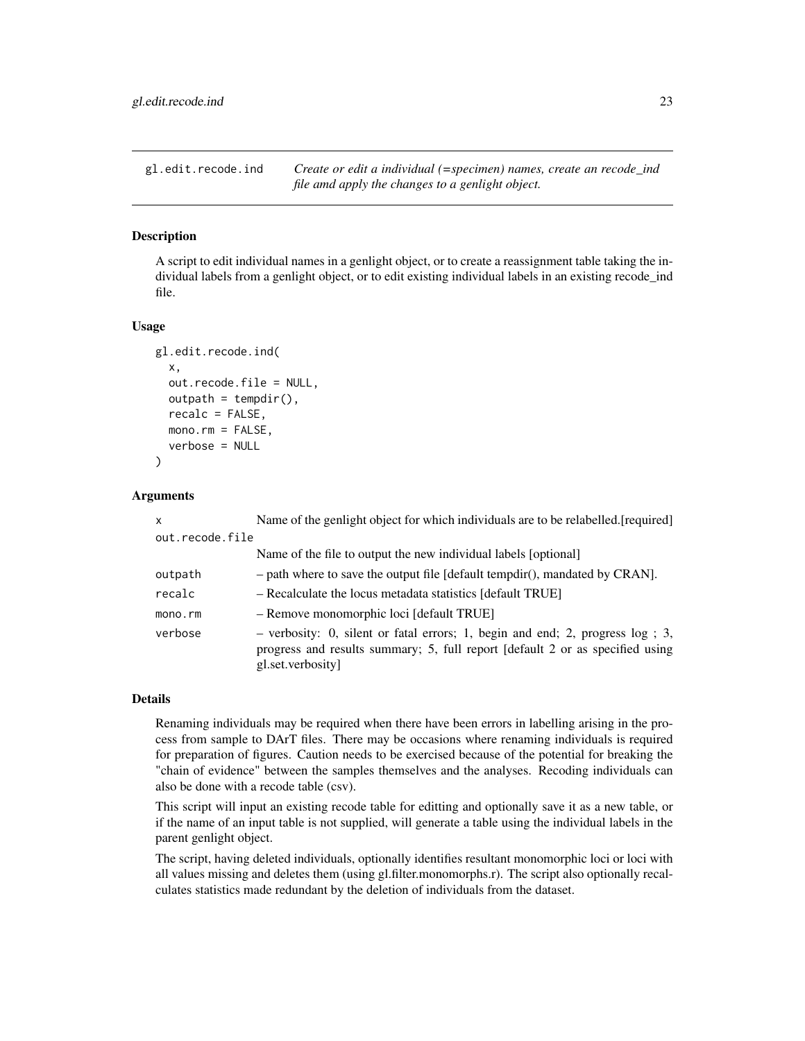## gl.edit.recode.ind — *Create or edit a individual (=specimen) names, create an recode_ind file amd apply the changes to a genlight object.*

### Description

A script to edit individual names in a genlight object, or to create a reassignment table taking the individual labels from a genlight object, or to edit existing individual labels in an existing recode_ind file.

### Usage

```
gl.edit.recode.ind(
  x,
  out.recode.file = NULL,
  outpath = tempdir(),
  recalc = FALSE,
  mono.rm = FALSE,
  verbose = NULL
)
```

### Arguments

| | |
|---|---|
| x | Name of the genlight object for which individuals are to be relabelled.[required] |
| out.recode.file | Name of the file to output the new individual labels [optional] |
| outpath | – path where to save the output file [default tempdir(), mandated by CRAN]. |
| recalc | – Recalculate the locus metadata statistics [default TRUE] |
| mono.rm | – Remove monomorphic loci [default TRUE] |
| verbose | – verbosity: 0, silent or fatal errors; 1, begin and end; 2, progress log ; 3, progress and results summary; 5, full report [default 2 or as specified using gl.set.verbosity] |

### Details

Renaming individuals may be required when there have been errors in labelling arising in the process from sample to DArT files. There may be occasions where renaming individuals is required for preparation of figures. Caution needs to be exercised because of the potential for breaking the "chain of evidence" between the samples themselves and the analyses. Recoding individuals can also be done with a recode table (csv).

This script will input an existing recode table for editting and optionally save it as a new table, or if the name of an input table is not supplied, will generate a table using the individual labels in the parent genlight object.

The script, having deleted individuals, optionally identifies resultant monomorphic loci or loci with all values missing and deletes them (using gl.filter.monomorphs.r). The script also optionally recalculates statistics made redundant by the deletion of individuals from the dataset.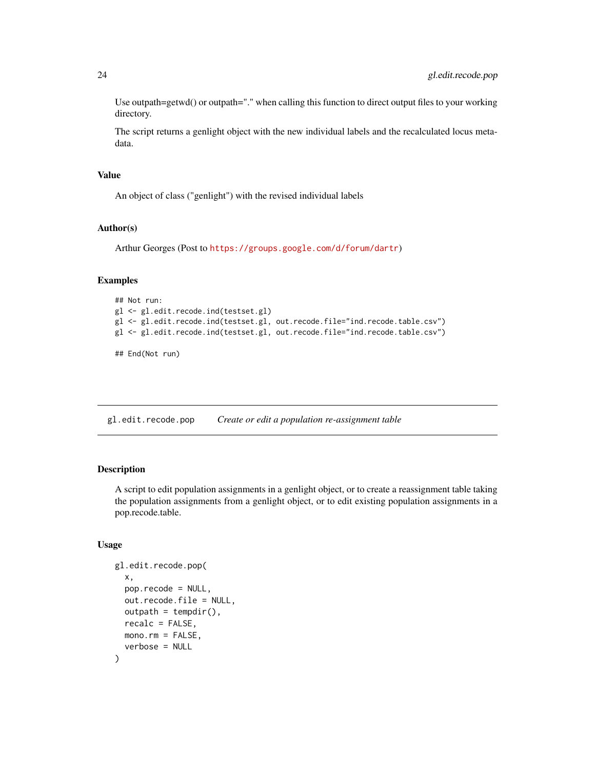Use outpath=getwd() or outpath="." when calling this function to direct output files to your working directory.

The script returns a genlight object with the new individual labels and the recalculated locus metadata.

### Value

An object of class ("genlight") with the revised individual labels

### Author(s)

Arthur Georges (Post to https://groups.google.com/d/forum/dartr)

### Examples

```
## Not run:
gl <- gl.edit.recode.ind(testset.gl)
gl <- gl.edit.recode.ind(testset.gl, out.recode.file="ind.recode.table.csv")
gl <- gl.edit.recode.ind(testset.gl, out.recode.file="ind.recode.table.csv")

## End(Not run)
```

---

## gl.edit.recode.pop &nbsp;&nbsp;&nbsp; *Create or edit a population re-assignment table*

---

### Description

A script to edit population assignments in a genlight object, or to create a reassignment table taking the population assignments from a genlight object, or to edit existing population assignments in a pop.recode.table.

### Usage

```
gl.edit.recode.pop(
  x,
  pop.recode = NULL,
  out.recode.file = NULL,
  outpath = tempdir(),
  recalc = FALSE,
  mono.rm = FALSE,
  verbose = NULL
)
```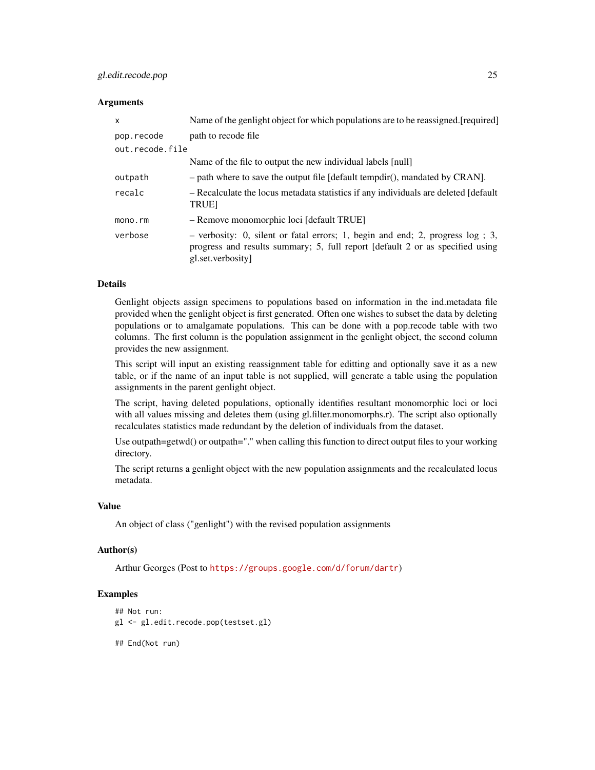### Arguments

| | |
|---|---|
| x | Name of the genlight object for which populations are to be reassigned.[required] |
| pop.recode | path to recode file |
| out.recode.file | Name of the file to output the new individual labels [null] |
| outpath | – path where to save the output file [default tempdir(), mandated by CRAN]. |
| recalc | – Recalculate the locus metadata statistics if any individuals are deleted [default TRUE] |
| mono.rm | – Remove monomorphic loci [default TRUE] |
| verbose | – verbosity: 0, silent or fatal errors; 1, begin and end; 2, progress log ; 3, progress and results summary; 5, full report [default 2 or as specified using gl.set.verbosity] |

### Details

Genlight objects assign specimens to populations based on information in the ind.metadata file provided when the genlight object is first generated. Often one wishes to subset the data by deleting populations or to amalgamate populations. This can be done with a pop.recode table with two columns. The first column is the population assignment in the genlight object, the second column provides the new assignment.

This script will input an existing reassignment table for editting and optionally save it as a new table, or if the name of an input table is not supplied, will generate a table using the population assignments in the parent genlight object.

The script, having deleted populations, optionally identifies resultant monomorphic loci or loci with all values missing and deletes them (using gl.filter.monomorphs.r). The script also optionally recalculates statistics made redundant by the deletion of individuals from the dataset.

Use outpath=getwd() or outpath="." when calling this function to direct output files to your working directory.

The script returns a genlight object with the new population assignments and the recalculated locus metadata.

### Value

An object of class ("genlight") with the revised population assignments

### Author(s)

Arthur Georges (Post to https://groups.google.com/d/forum/dartr)

### Examples

```
## Not run:
gl <- gl.edit.recode.pop(testset.gl)

## End(Not run)
```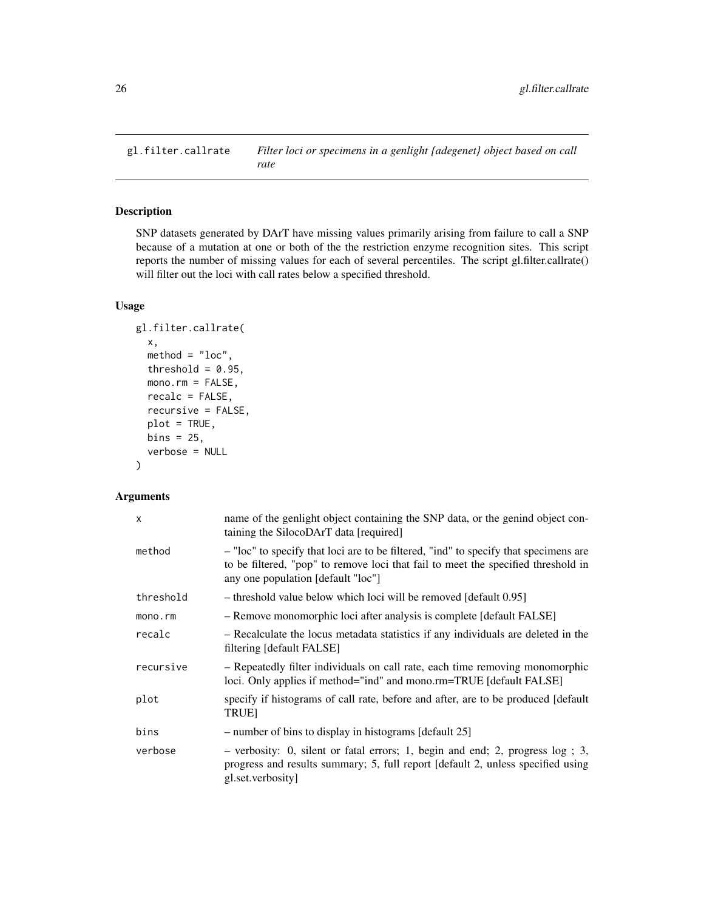## gl.filter.callrate

*Filter loci or specimens in a genlight {adegenet} object based on call rate*

### Description

SNP datasets generated by DArT have missing values primarily arising from failure to call a SNP because of a mutation at one or both of the the restriction enzyme recognition sites. This script reports the number of missing values for each of several percentiles. The script gl.filter.callrate() will filter out the loci with call rates below a specified threshold.

### Usage

```
gl.filter.callrate(
  x,
  method = "loc",
  threshold = 0.95,
  mono.rm = FALSE,
  recalc = FALSE,
  recursive = FALSE,
  plot = TRUE,
  bins = 25,
  verbose = NULL
)
```

### Arguments

| | |
|---|---|
| x | name of the genlight object containing the SNP data, or the genind object containing the SilocoDArT data [required] |
| method | – "loc" to specify that loci are to be filtered, "ind" to specify that specimens are to be filtered, "pop" to remove loci that fail to meet the specified threshold in any one population [default "loc"] |
| threshold | – threshold value below which loci will be removed [default 0.95] |
| mono.rm | – Remove monomorphic loci after analysis is complete [default FALSE] |
| recalc | – Recalculate the locus metadata statistics if any individuals are deleted in the filtering [default FALSE] |
| recursive | – Repeatedly filter individuals on call rate, each time removing monomorphic loci. Only applies if method="ind" and mono.rm=TRUE [default FALSE] |
| plot | specify if histograms of call rate, before and after, are to be produced [default TRUE] |
| bins | – number of bins to display in histograms [default 25] |
| verbose | – verbosity: 0, silent or fatal errors; 1, begin and end; 2, progress log ; 3, progress and results summary; 5, full report [default 2, unless specified using gl.set.verbosity] |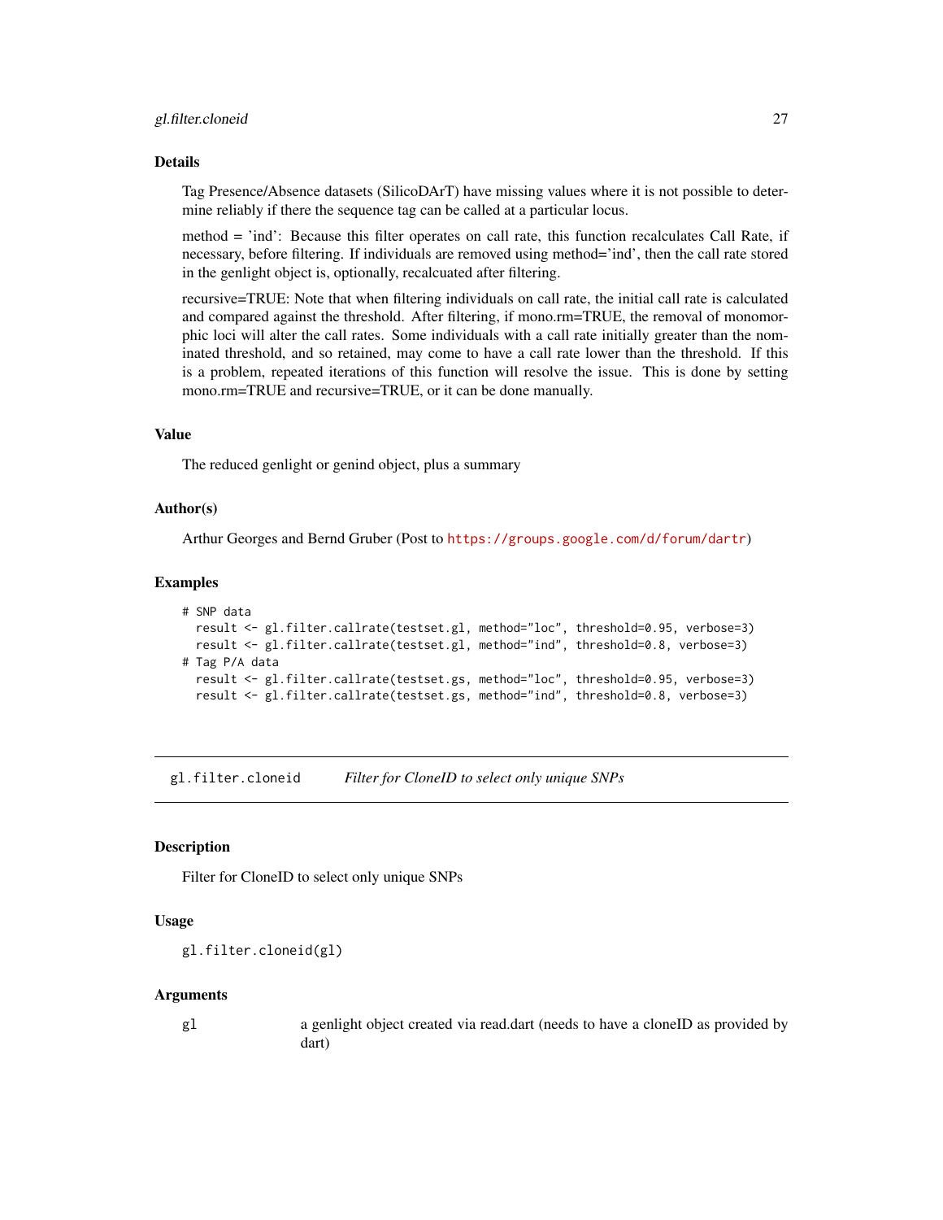### Details

Tag Presence/Absence datasets (SilicoDArT) have missing values where it is not possible to determine reliably if there the sequence tag can be called at a particular locus.

method = 'ind': Because this filter operates on call rate, this function recalculates Call Rate, if necessary, before filtering. If individuals are removed using method='ind', then the call rate stored in the genlight object is, optionally, recalcuated after filtering.

recursive=TRUE: Note that when filtering individuals on call rate, the initial call rate is calculated and compared against the threshold. After filtering, if mono.rm=TRUE, the removal of monomorphic loci will alter the call rates. Some individuals with a call rate initially greater than the nominated threshold, and so retained, may come to have a call rate lower than the threshold. If this is a problem, repeated iterations of this function will resolve the issue. This is done by setting mono.rm=TRUE and recursive=TRUE, or it can be done manually.

### Value

The reduced genlight or genind object, plus a summary

### Author(s)

Arthur Georges and Bernd Gruber (Post to https://groups.google.com/d/forum/dartr)

### Examples

```
# SNP data
  result <- gl.filter.callrate(testset.gl, method="loc", threshold=0.95, verbose=3)
  result <- gl.filter.callrate(testset.gl, method="ind", threshold=0.8, verbose=3)
# Tag P/A data
  result <- gl.filter.callrate(testset.gs, method="loc", threshold=0.95, verbose=3)
  result <- gl.filter.callrate(testset.gs, method="ind", threshold=0.8, verbose=3)
```

---

## gl.filter.cloneid *Filter for CloneID to select only unique SNPs*

### Description

Filter for CloneID to select only unique SNPs

### Usage

```
gl.filter.cloneid(gl)
```

### Arguments

| | |
|---|---|
| gl | a genlight object created via read.dart (needs to have a cloneID as provided by dart) |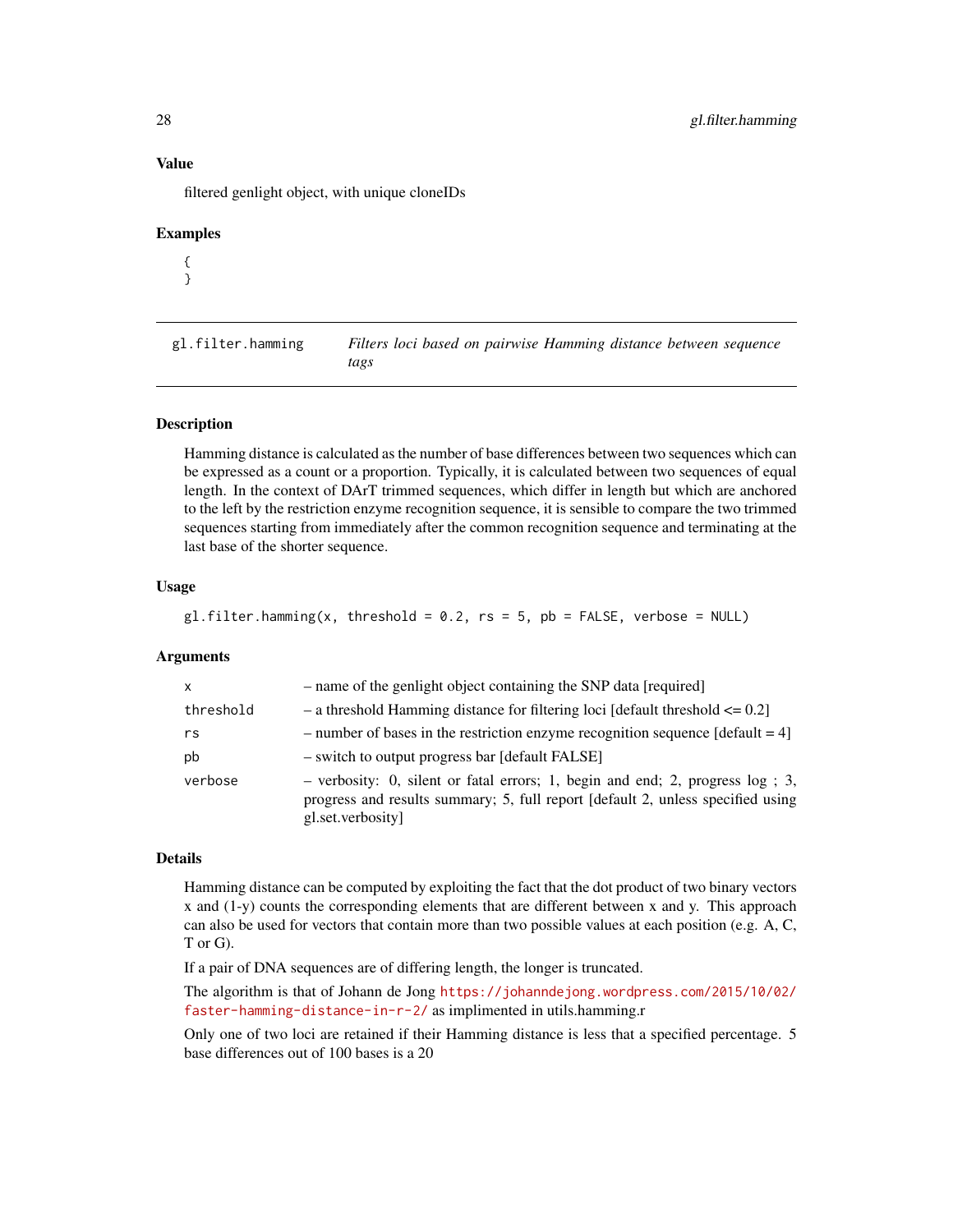## Value

filtered genlight object, with unique cloneIDs

## Examples

```
{
}
```

---

# gl.filter.hamming — *Filters loci based on pairwise Hamming distance between sequence tags*

---

## Description

Hamming distance is calculated as the number of base differences between two sequences which can be expressed as a count or a proportion. Typically, it is calculated between two sequences of equal length. In the context of DArT trimmed sequences, which differ in length but which are anchored to the left by the restriction enzyme recognition sequence, it is sensible to compare the two trimmed sequences starting from immediately after the common recognition sequence and terminating at the last base of the shorter sequence.

## Usage

```
gl.filter.hamming(x, threshold = 0.2, rs = 5, pb = FALSE, verbose = NULL)
```

## Arguments

| | |
|---|---|
| x | – name of the genlight object containing the SNP data [required] |
| threshold | – a threshold Hamming distance for filtering loci [default threshold <= 0.2] |
| rs | – number of bases in the restriction enzyme recognition sequence [default = 4] |
| pb | – switch to output progress bar [default FALSE] |
| verbose | – verbosity: 0, silent or fatal errors; 1, begin and end; 2, progress log ; 3, progress and results summary; 5, full report [default 2, unless specified using gl.set.verbosity] |

## Details

Hamming distance can be computed by exploiting the fact that the dot product of two binary vectors x and (1-y) counts the corresponding elements that are different between x and y. This approach can also be used for vectors that contain more than two possible values at each position (e.g. A, C, T or G).

If a pair of DNA sequences are of differing length, the longer is truncated.

The algorithm is that of Johann de Jong https://johanndejong.wordpress.com/2015/10/02/faster-hamming-distance-in-r-2/ as implimented in utils.hamming.r

Only one of two loci are retained if their Hamming distance is less that a specified percentage. 5 base differences out of 100 bases is a 20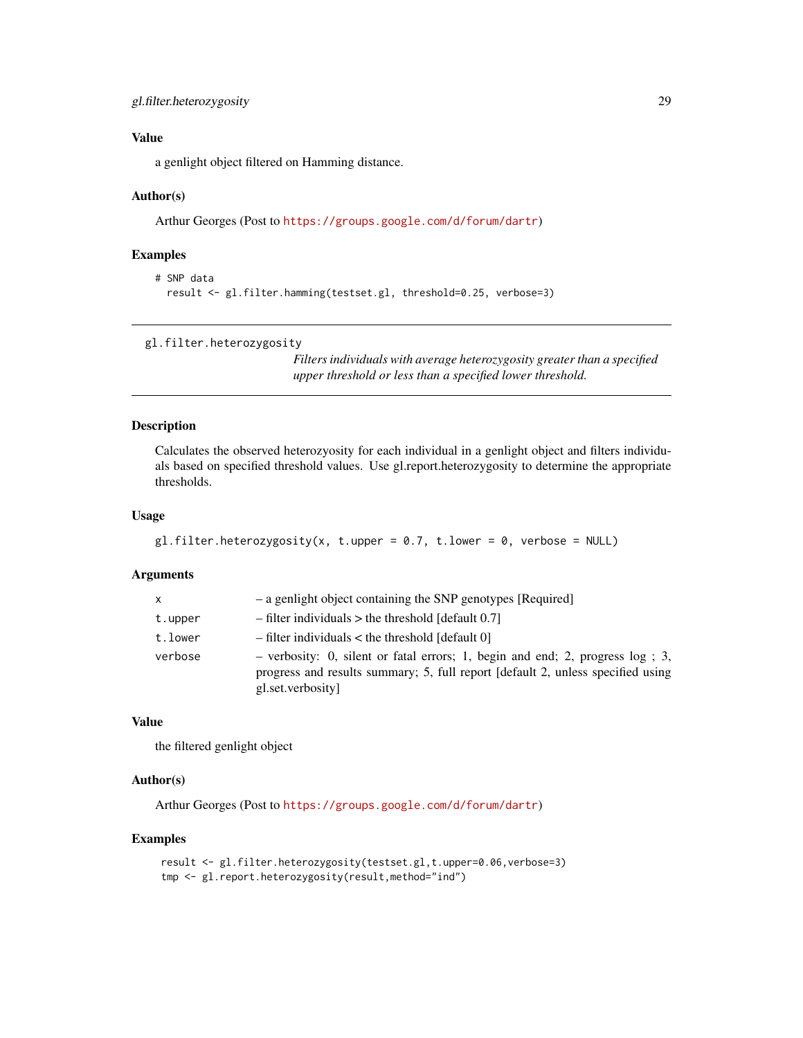### Value

a genlight object filtered on Hamming distance.

### Author(s)

Arthur Georges (Post to https://groups.google.com/d/forum/dartr)

### Examples

```
# SNP data
  result <- gl.filter.hamming(testset.gl, threshold=0.25, verbose=3)
```

---

## gl.filter.heterozygosity

*Filters individuals with average heterozygosity greater than a specified upper threshold or less than a specified lower threshold.*

---

### Description

Calculates the observed heterozyosity for each individual in a genlight object and filters individuals based on specified threshold values. Use gl.report.heterozygosity to determine the appropriate thresholds.

### Usage

```
gl.filter.heterozygosity(x, t.upper = 0.7, t.lower = 0, verbose = NULL)
```

### Arguments

| | |
|---|---|
| x | – a genlight object containing the SNP genotypes [Required] |
| t.upper | – filter individuals > the threshold [default 0.7] |
| t.lower | – filter individuals < the threshold [default 0] |
| verbose | – verbosity: 0, silent or fatal errors; 1, begin and end; 2, progress log ; 3, progress and results summary; 5, full report [default 2, unless specified using gl.set.verbosity] |

### Value

the filtered genlight object

### Author(s)

Arthur Georges (Post to https://groups.google.com/d/forum/dartr)

### Examples

```
result <- gl.filter.heterozygosity(testset.gl,t.upper=0.06,verbose=3)
tmp <- gl.report.heterozygosity(result,method="ind")
```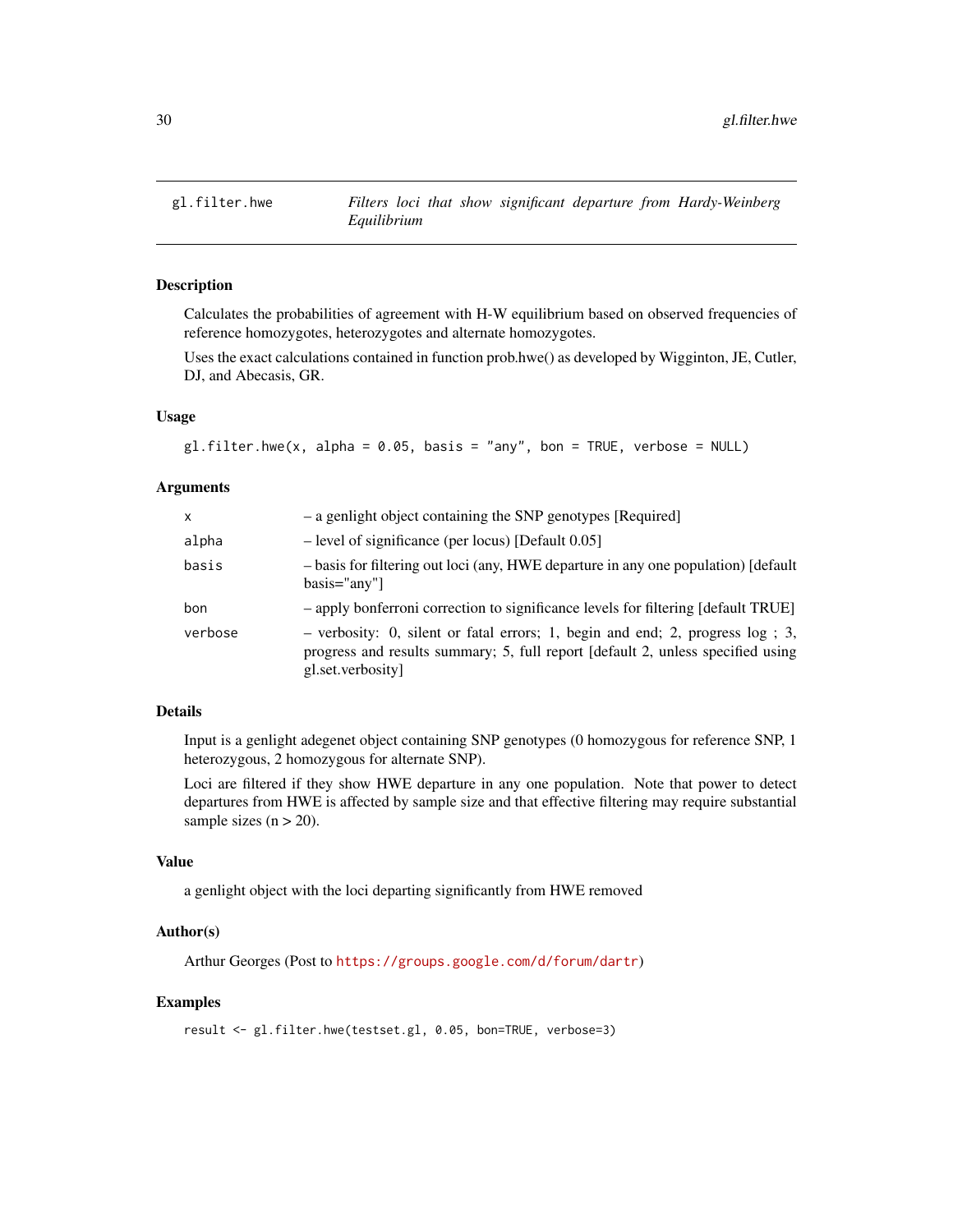## gl.filter.hwe

*Filters loci that show significant departure from Hardy-Weinberg Equilibrium*

### Description

Calculates the probabilities of agreement with H-W equilibrium based on observed frequencies of reference homozygotes, heterozygotes and alternate homozygotes.

Uses the exact calculations contained in function prob.hwe() as developed by Wigginton, JE, Cutler, DJ, and Abecasis, GR.

### Usage

```
gl.filter.hwe(x, alpha = 0.05, basis = "any", bon = TRUE, verbose = NULL)
```

### Arguments

| | |
|---|---|
| x | – a genlight object containing the SNP genotypes [Required] |
| alpha | – level of significance (per locus) [Default 0.05] |
| basis | – basis for filtering out loci (any, HWE departure in any one population) [default basis="any"] |
| bon | – apply bonferroni correction to significance levels for filtering [default TRUE] |
| verbose | – verbosity: 0, silent or fatal errors; 1, begin and end; 2, progress log ; 3, progress and results summary; 5, full report [default 2, unless specified using gl.set.verbosity] |

### Details

Input is a genlight adegenet object containing SNP genotypes (0 homozygous for reference SNP, 1 heterozygous, 2 homozygous for alternate SNP).

Loci are filtered if they show HWE departure in any one population. Note that power to detect departures from HWE is affected by sample size and that effective filtering may require substantial sample sizes (n > 20).

### Value

a genlight object with the loci departing significantly from HWE removed

### Author(s)

Arthur Georges (Post to https://groups.google.com/d/forum/dartr)

### Examples

```
result <- gl.filter.hwe(testset.gl, 0.05, bon=TRUE, verbose=3)
```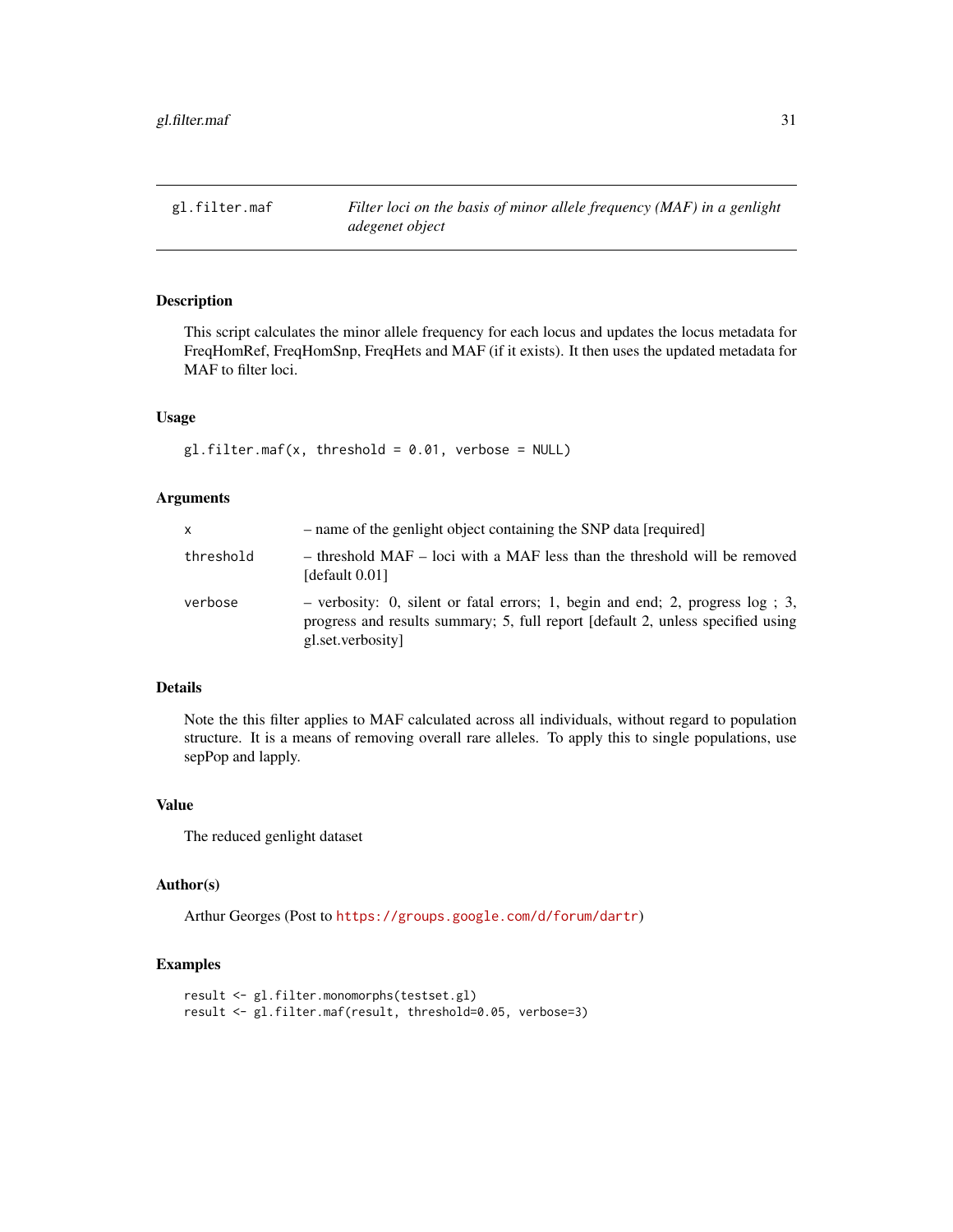# gl.filter.maf

*Filter loci on the basis of minor allele frequency (MAF) in a genlight adegenet object*

## Description

This script calculates the minor allele frequency for each locus and updates the locus metadata for FreqHomRef, FreqHomSnp, FreqHets and MAF (if it exists). It then uses the updated metadata for MAF to filter loci.

## Usage

```
gl.filter.maf(x, threshold = 0.01, verbose = NULL)
```

## Arguments

| | |
|---|---|
| x | – name of the genlight object containing the SNP data [required] |
| threshold | – threshold MAF – loci with a MAF less than the threshold will be removed [default 0.01] |
| verbose | – verbosity: 0, silent or fatal errors; 1, begin and end; 2, progress log ; 3, progress and results summary; 5, full report [default 2, unless specified using gl.set.verbosity] |

## Details

Note the this filter applies to MAF calculated across all individuals, without regard to population structure. It is a means of removing overall rare alleles. To apply this to single populations, use sepPop and lapply.

## Value

The reduced genlight dataset

## Author(s)

Arthur Georges (Post to https://groups.google.com/d/forum/dartr)

## Examples

```
result <- gl.filter.monomorphs(testset.gl)
result <- gl.filter.maf(result, threshold=0.05, verbose=3)
```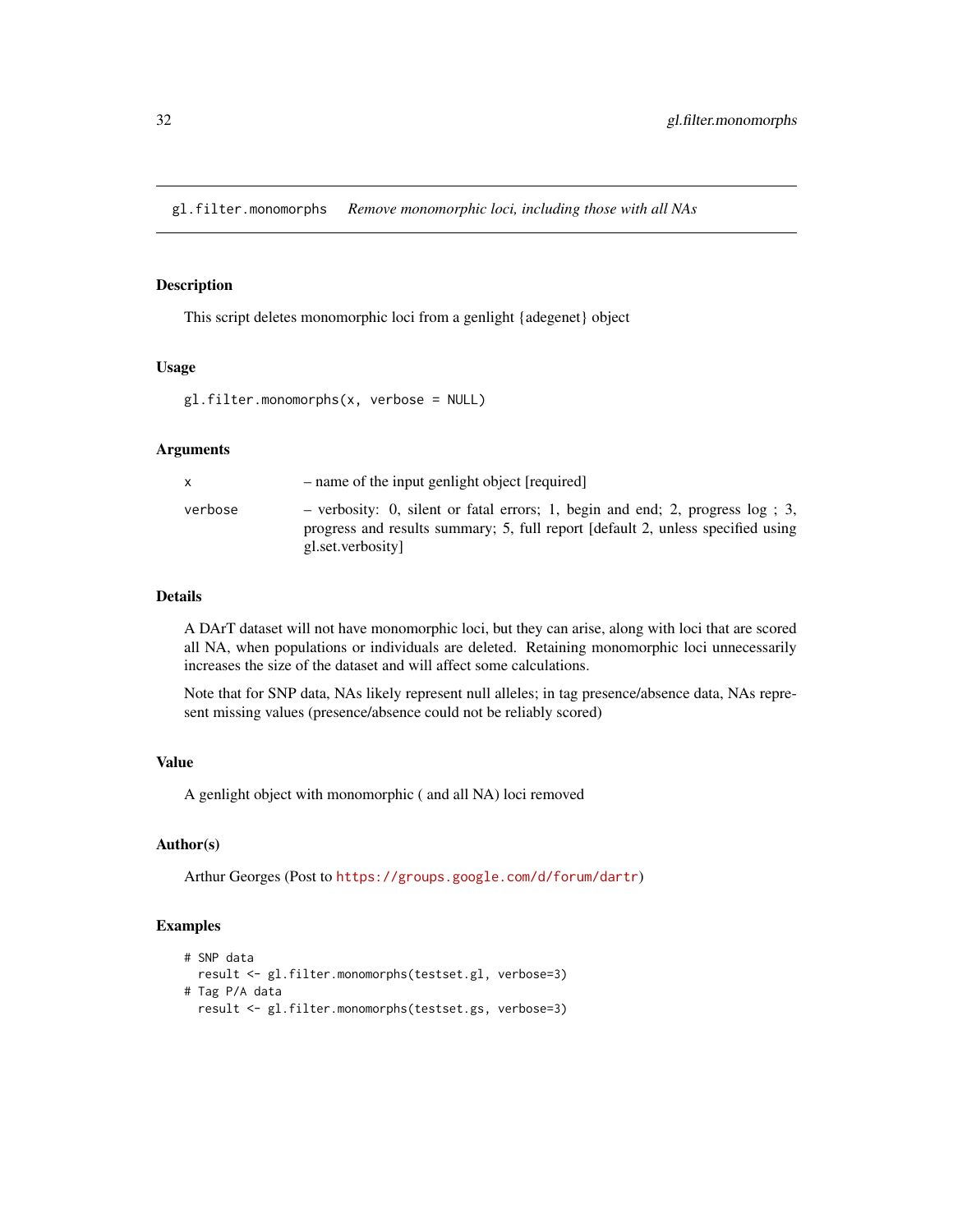# gl.filter.monomorphs — *Remove monomorphic loci, including those with all NAs*

## Description

This script deletes monomorphic loci from a genlight {adegenet} object

## Usage

```
gl.filter.monomorphs(x, verbose = NULL)
```

## Arguments

| | |
|---|---|
| x | – name of the input genlight object [required] |
| verbose | – verbosity: 0, silent or fatal errors; 1, begin and end; 2, progress log ; 3, progress and results summary; 5, full report [default 2, unless specified using gl.set.verbosity] |

## Details

A DArT dataset will not have monomorphic loci, but they can arise, along with loci that are scored all NA, when populations or individuals are deleted. Retaining monomorphic loci unnecessarily increases the size of the dataset and will affect some calculations.

Note that for SNP data, NAs likely represent null alleles; in tag presence/absence data, NAs represent missing values (presence/absence could not be reliably scored)

## Value

A genlight object with monomorphic ( and all NA) loci removed

## Author(s)

Arthur Georges (Post to https://groups.google.com/d/forum/dartr)

## Examples

```
# SNP data
  result <- gl.filter.monomorphs(testset.gl, verbose=3)
# Tag P/A data
  result <- gl.filter.monomorphs(testset.gs, verbose=3)
```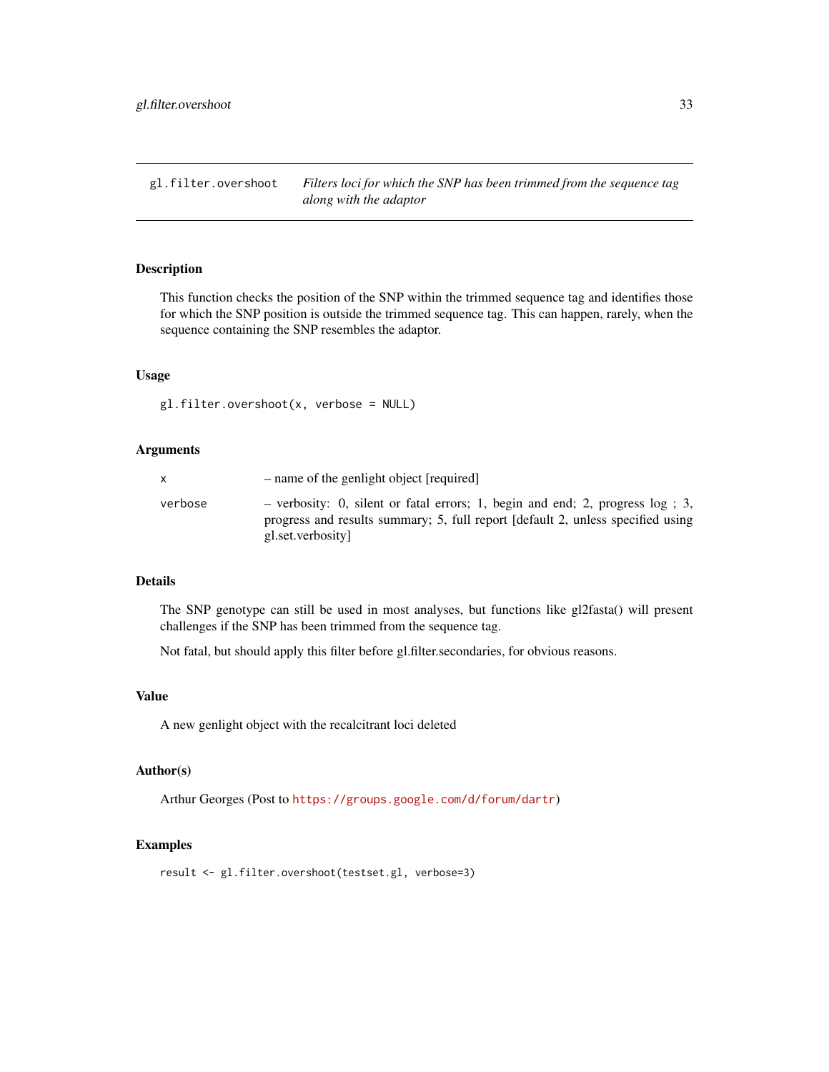## gl.filter.overshoot — *Filters loci for which the SNP has been trimmed from the sequence tag along with the adaptor*

### Description

This function checks the position of the SNP within the trimmed sequence tag and identifies those for which the SNP position is outside the trimmed sequence tag. This can happen, rarely, when the sequence containing the SNP resembles the adaptor.

### Usage

```
gl.filter.overshoot(x, verbose = NULL)
```

### Arguments

| | |
|---|---|
| x | – name of the genlight object [required] |
| verbose | – verbosity: 0, silent or fatal errors; 1, begin and end; 2, progress log ; 3, progress and results summary; 5, full report [default 2, unless specified using gl.set.verbosity] |

### Details

The SNP genotype can still be used in most analyses, but functions like gl2fasta() will present challenges if the SNP has been trimmed from the sequence tag.

Not fatal, but should apply this filter before gl.filter.secondaries, for obvious reasons.

### Value

A new genlight object with the recalcitrant loci deleted

### Author(s)

Arthur Georges (Post to https://groups.google.com/d/forum/dartr)

### Examples

```
result <- gl.filter.overshoot(testset.gl, verbose=3)
```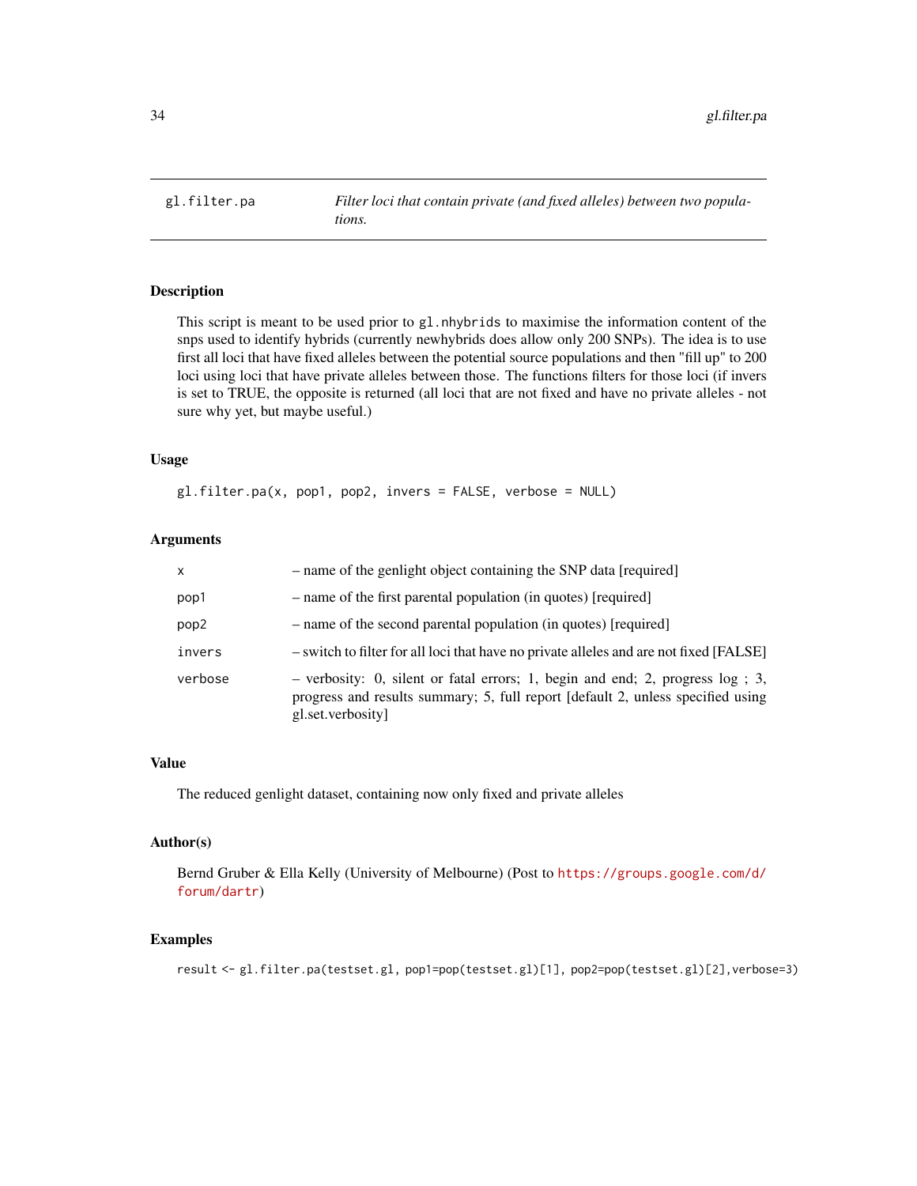# gl.filter.pa

*Filter loci that contain private (and fixed alleles) between two populations.*

## Description

This script is meant to be used prior to `gl.nhybrids` to maximise the information content of the snps used to identify hybrids (currently newhybrids does allow only 200 SNPs). The idea is to use first all loci that have fixed alleles between the potential source populations and then "fill up" to 200 loci using loci that have private alleles between those. The functions filters for those loci (if invers is set to TRUE, the opposite is returned (all loci that are not fixed and have no private alleles - not sure why yet, but maybe useful.)

## Usage

```
gl.filter.pa(x, pop1, pop2, invers = FALSE, verbose = NULL)
```

## Arguments

| | |
|---|---|
| x | – name of the genlight object containing the SNP data [required] |
| pop1 | – name of the first parental population (in quotes) [required] |
| pop2 | – name of the second parental population (in quotes) [required] |
| invers | – switch to filter for all loci that have no private alleles and are not fixed [FALSE] |
| verbose | – verbosity: 0, silent or fatal errors; 1, begin and end; 2, progress log ; 3, progress and results summary; 5, full report [default 2, unless specified using gl.set.verbosity] |

## Value

The reduced genlight dataset, containing now only fixed and private alleles

## Author(s)

Bernd Gruber & Ella Kelly (University of Melbourne) (Post to https://groups.google.com/d/forum/dartr)

## Examples

```
result <- gl.filter.pa(testset.gl, pop1=pop(testset.gl)[1], pop2=pop(testset.gl)[2],verbose=3)
```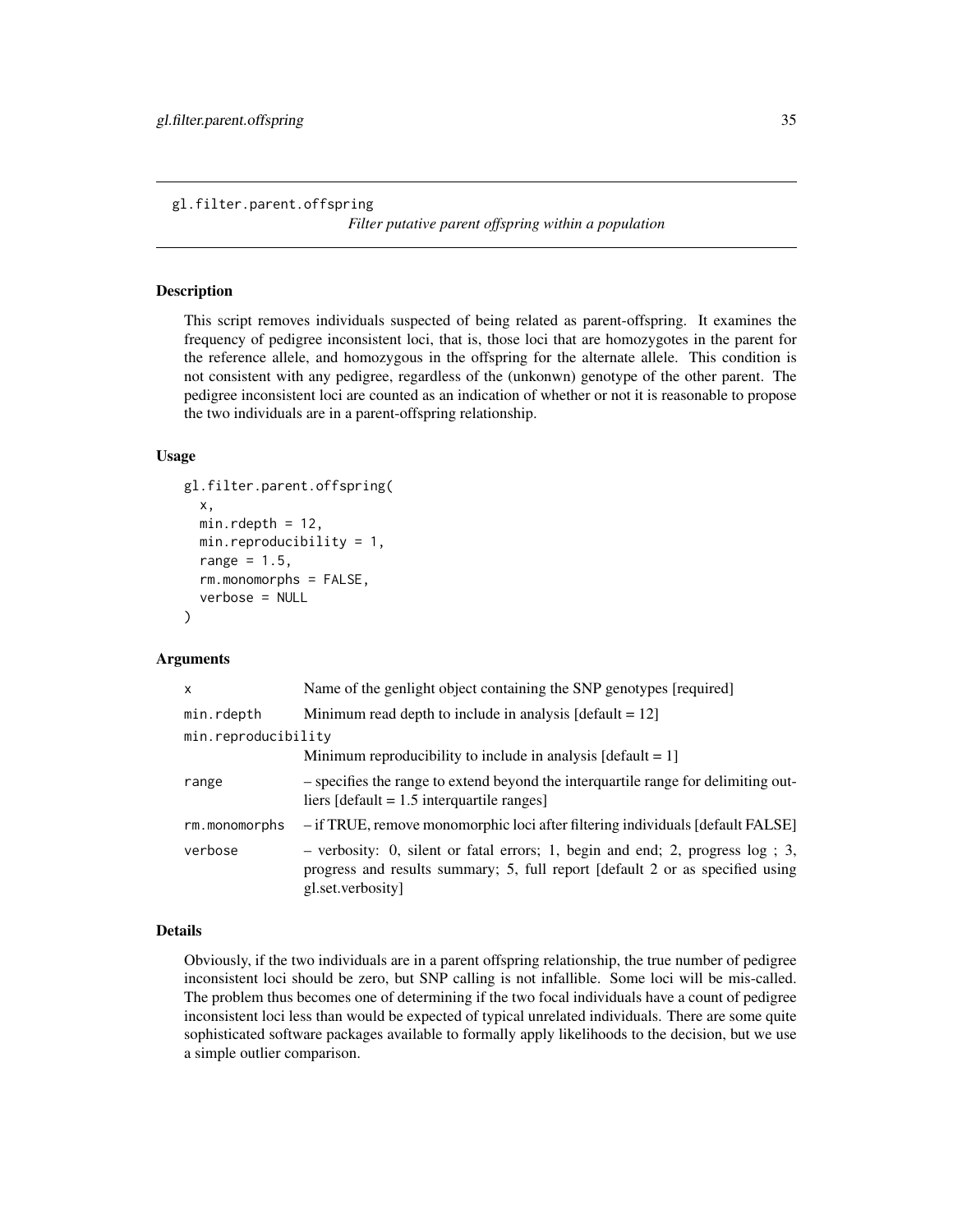# gl.filter.parent.offspring

*Filter putative parent offspring within a population*

## Description

This script removes individuals suspected of being related as parent-offspring. It examines the frequency of pedigree inconsistent loci, that is, those loci that are homozygotes in the parent for the reference allele, and homozygous in the offspring for the alternate allele. This condition is not consistent with any pedigree, regardless of the (unkonwn) genotype of the other parent. The pedigree inconsistent loci are counted as an indication of whether or not it is reasonable to propose the two individuals are in a parent-offspring relationship.

## Usage

```
gl.filter.parent.offspring(
  x,
  min.rdepth = 12,
  min.reproducibility = 1,
  range = 1.5,
  rm.monomorphs = FALSE,
  verbose = NULL
)
```

## Arguments

| | |
|---|---|
| x | Name of the genlight object containing the SNP genotypes [required] |
| min.rdepth | Minimum read depth to include in analysis [default = 12] |
| min.reproducibility | Minimum reproducibility to include in analysis [default = 1] |
| range | – specifies the range to extend beyond the interquartile range for delimiting outliers [default = 1.5 interquartile ranges] |
| rm.monomorphs | – if TRUE, remove monomorphic loci after filtering individuals [default FALSE] |
| verbose | – verbosity: 0, silent or fatal errors; 1, begin and end; 2, progress log ; 3, progress and results summary; 5, full report [default 2 or as specified using gl.set.verbosity] |

## Details

Obviously, if the two individuals are in a parent offspring relationship, the true number of pedigree inconsistent loci should be zero, but SNP calling is not infallible. Some loci will be mis-called. The problem thus becomes one of determining if the two focal individuals have a count of pedigree inconsistent loci less than would be expected of typical unrelated individuals. There are some quite sophisticated software packages available to formally apply likelihoods to the decision, but we use a simple outlier comparison.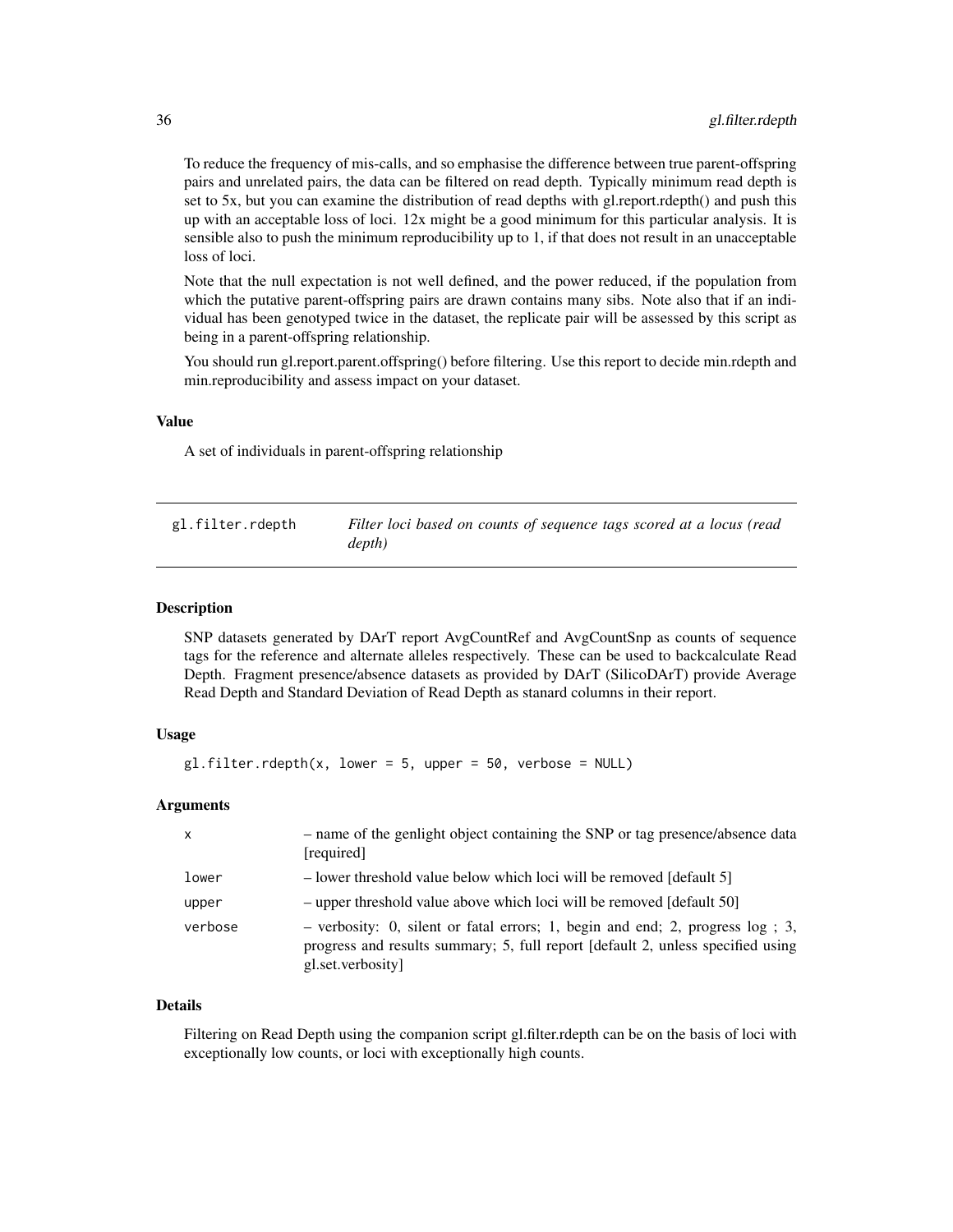To reduce the frequency of mis-calls, and so emphasise the difference between true parent-offspring pairs and unrelated pairs, the data can be filtered on read depth. Typically minimum read depth is set to 5x, but you can examine the distribution of read depths with gl.report.rdepth() and push this up with an acceptable loss of loci. 12x might be a good minimum for this particular analysis. It is sensible also to push the minimum reproducibility up to 1, if that does not result in an unacceptable loss of loci.

Note that the null expectation is not well defined, and the power reduced, if the population from which the putative parent-offspring pairs are drawn contains many sibs. Note also that if an individual has been genotyped twice in the dataset, the replicate pair will be assessed by this script as being in a parent-offspring relationship.

You should run gl.report.parent.offspring() before filtering. Use this report to decide min.rdepth and min.reproducibility and assess impact on your dataset.

### Value

A set of individuals in parent-offspring relationship

---

## gl.filter.rdepth — *Filter loci based on counts of sequence tags scored at a locus (read depth)*

---

### Description

SNP datasets generated by DArT report AvgCountRef and AvgCountSnp as counts of sequence tags for the reference and alternate alleles respectively. These can be used to backcalculate Read Depth. Fragment presence/absence datasets as provided by DArT (SilicoDArT) provide Average Read Depth and Standard Deviation of Read Depth as stanard columns in their report.

### Usage

```
gl.filter.rdepth(x, lower = 5, upper = 50, verbose = NULL)
```

### Arguments

| | |
|---|---|
| x | – name of the genlight object containing the SNP or tag presence/absence data [required] |
| lower | – lower threshold value below which loci will be removed [default 5] |
| upper | – upper threshold value above which loci will be removed [default 50] |
| verbose | – verbosity: 0, silent or fatal errors; 1, begin and end; 2, progress log ; 3, progress and results summary; 5, full report [default 2, unless specified using gl.set.verbosity] |

### Details

Filtering on Read Depth using the companion script gl.filter.rdepth can be on the basis of loci with exceptionally low counts, or loci with exceptionally high counts.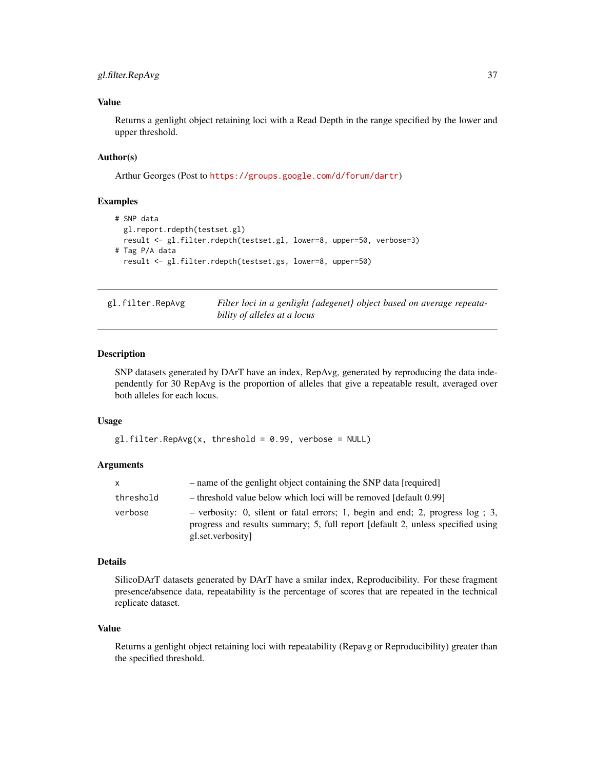### Value

Returns a genlight object retaining loci with a Read Depth in the range specified by the lower and upper threshold.

### Author(s)

Arthur Georges (Post to https://groups.google.com/d/forum/dartr)

### Examples

```
# SNP data
  gl.report.rdepth(testset.gl)
  result <- gl.filter.rdepth(testset.gl, lower=8, upper=50, verbose=3)
# Tag P/A data
  result <- gl.filter.rdepth(testset.gs, lower=8, upper=50)
```

---

## gl.filter.RepAvg

*Filter loci in a genlight {adegenet} object based on average repeatability of alleles at a locus*

---

### Description

SNP datasets generated by DArT have an index, RepAvg, generated by reproducing the data independently for 30 RepAvg is the proportion of alleles that give a repeatable result, averaged over both alleles for each locus.

### Usage

```
gl.filter.RepAvg(x, threshold = 0.99, verbose = NULL)
```

### Arguments

| | |
|---|---|
| x | – name of the genlight object containing the SNP data [required] |
| threshold | – threshold value below which loci will be removed [default 0.99] |
| verbose | – verbosity: 0, silent or fatal errors; 1, begin and end; 2, progress log ; 3, progress and results summary; 5, full report [default 2, unless specified using gl.set.verbosity] |

### Details

SilicoDArT datasets generated by DArT have a smilar index, Reproducibility. For these fragment presence/absence data, repeatability is the percentage of scores that are repeated in the technical replicate dataset.

### Value

Returns a genlight object retaining loci with repeatability (Repavg or Reproducibility) greater than the specified threshold.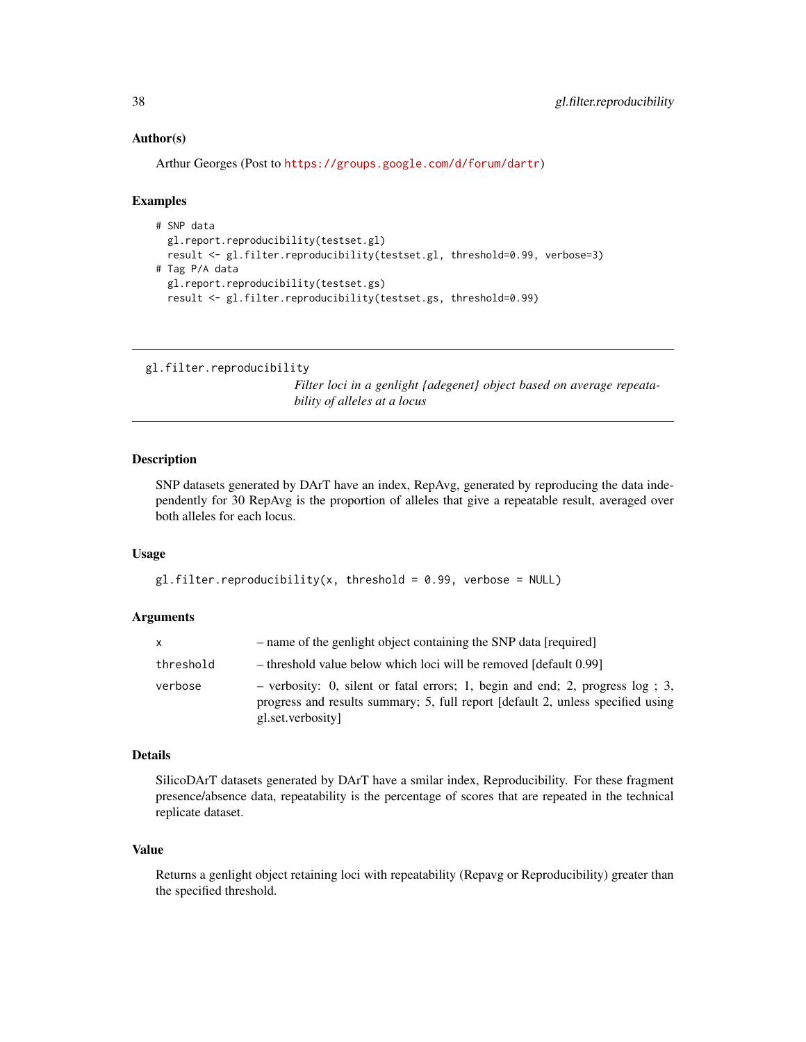### Author(s)

Arthur Georges (Post to https://groups.google.com/d/forum/dartr)

### Examples

```
# SNP data
  gl.report.reproducibility(testset.gl)
  result <- gl.filter.reproducibility(testset.gl, threshold=0.99, verbose=3)
# Tag P/A data
  gl.report.reproducibility(testset.gs)
  result <- gl.filter.reproducibility(testset.gs, threshold=0.99)
```

---

## gl.filter.reproducibility

*Filter loci in a genlight {adegenet} object based on average repeatability of alleles at a locus*

---

### Description

SNP datasets generated by DArT have an index, RepAvg, generated by reproducing the data independently for 30 RepAvg is the proportion of alleles that give a repeatable result, averaged over both alleles for each locus.

### Usage

```
gl.filter.reproducibility(x, threshold = 0.99, verbose = NULL)
```

### Arguments

| | |
|---|---|
| x | – name of the genlight object containing the SNP data [required] |
| threshold | – threshold value below which loci will be removed [default 0.99] |
| verbose | – verbosity: 0, silent or fatal errors; 1, begin and end; 2, progress log ; 3, progress and results summary; 5, full report [default 2, unless specified using gl.set.verbosity] |

### Details

SilicoDArT datasets generated by DArT have a smilar index, Reproducibility. For these fragment presence/absence data, repeatability is the percentage of scores that are repeated in the technical replicate dataset.

### Value

Returns a genlight object retaining loci with repeatability (Repavg or Reproducibility) greater than the specified threshold.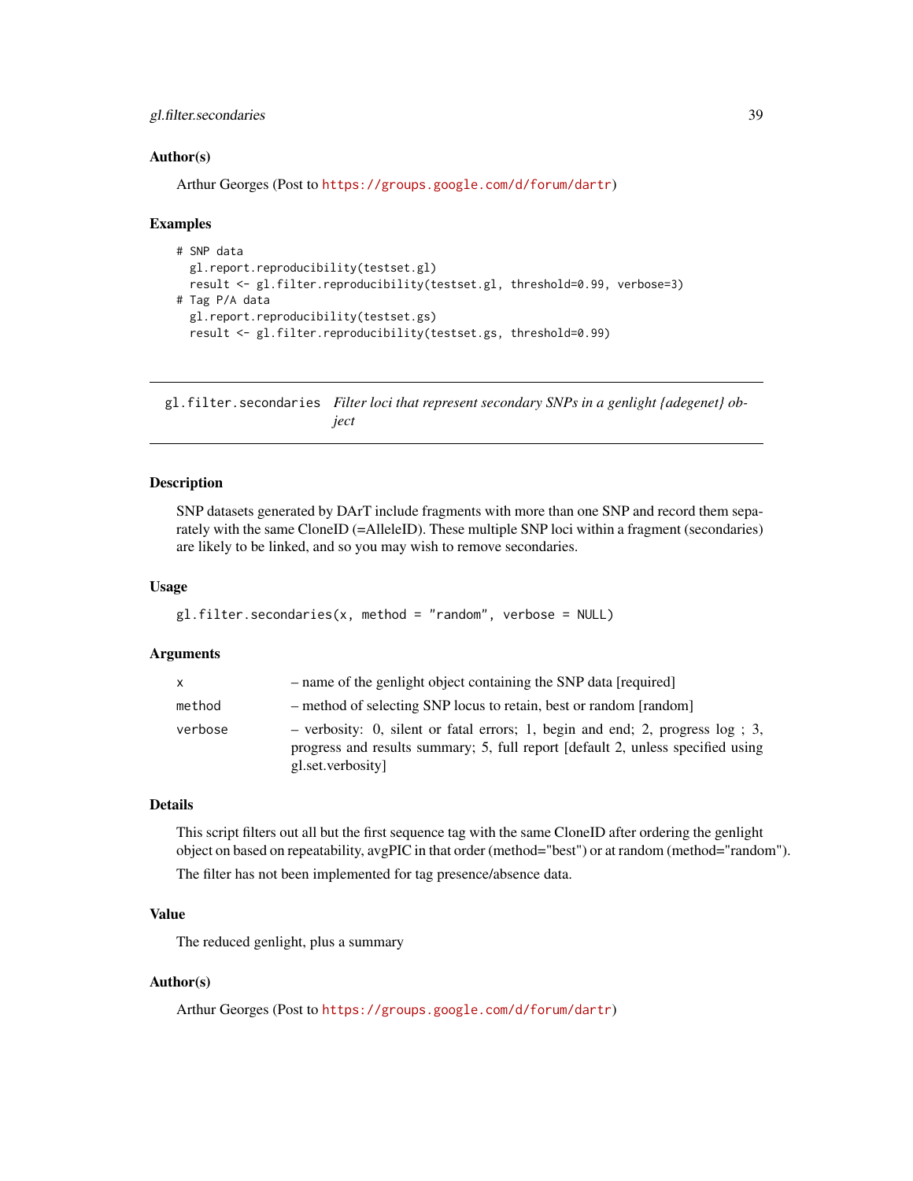### Author(s)

Arthur Georges (Post to https://groups.google.com/d/forum/dartr)

### Examples

```
# SNP data
  gl.report.reproducibility(testset.gl)
  result <- gl.filter.reproducibility(testset.gl, threshold=0.99, verbose=3)
# Tag P/A data
  gl.report.reproducibility(testset.gs)
  result <- gl.filter.reproducibility(testset.gs, threshold=0.99)
```

---

## gl.filter.secondaries — *Filter loci that represent secondary SNPs in a genlight {adegenet} object*

---

### Description

SNP datasets generated by DArT include fragments with more than one SNP and record them separately with the same CloneID (=AlleleID). These multiple SNP loci within a fragment (secondaries) are likely to be linked, and so you may wish to remove secondaries.

### Usage

```
gl.filter.secondaries(x, method = "random", verbose = NULL)
```

### Arguments

| | |
|---|---|
| x | – name of the genlight object containing the SNP data [required] |
| method | – method of selecting SNP locus to retain, best or random [random] |
| verbose | – verbosity: 0, silent or fatal errors; 1, begin and end; 2, progress log ; 3, progress and results summary; 5, full report [default 2, unless specified using gl.set.verbosity] |

### Details

This script filters out all but the first sequence tag with the same CloneID after ordering the genlight object on based on repeatability, avgPIC in that order (method="best") or at random (method="random").

The filter has not been implemented for tag presence/absence data.

### Value

The reduced genlight, plus a summary

### Author(s)

Arthur Georges (Post to https://groups.google.com/d/forum/dartr)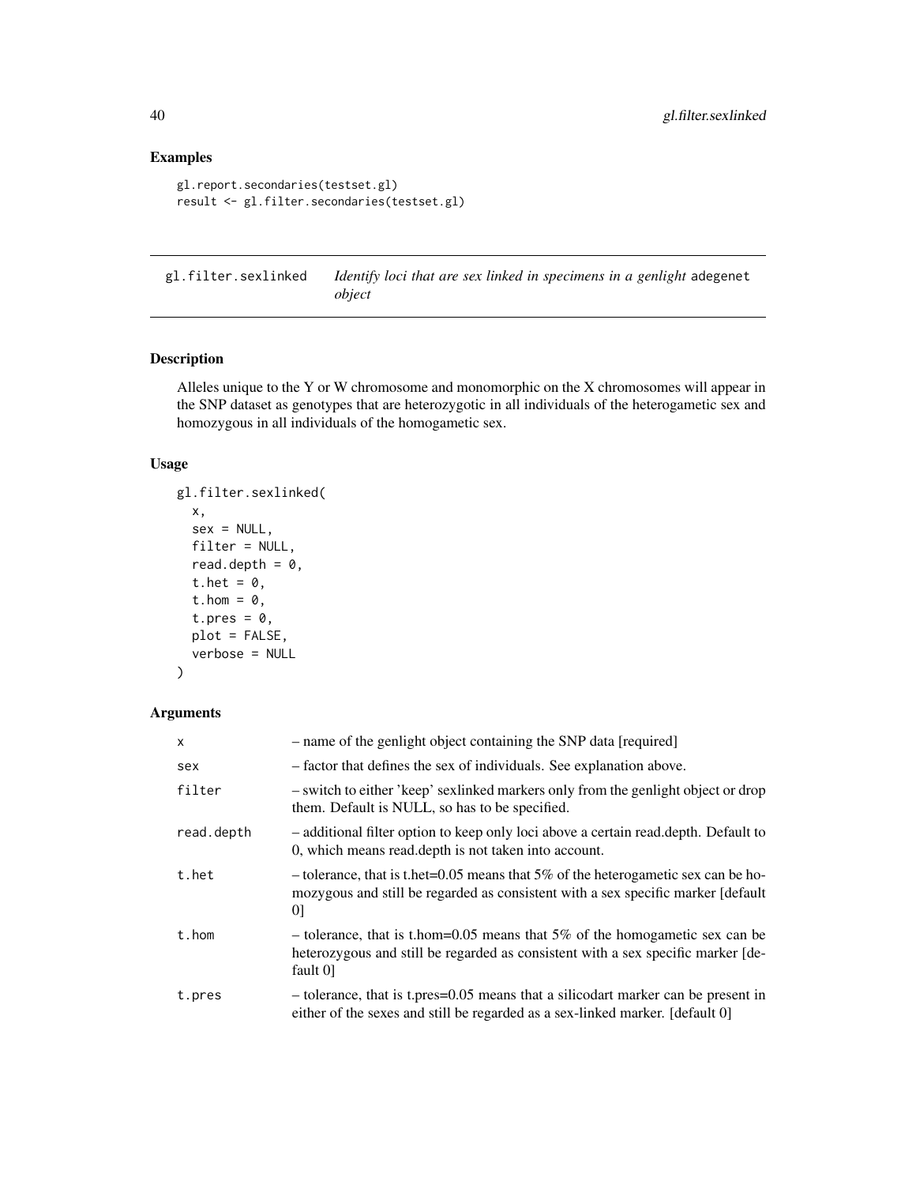### Examples

```
gl.report.secondaries(testset.gl)
result <- gl.filter.secondaries(testset.gl)
```

## gl.filter.sexlinked — *Identify loci that are sex linked in specimens in a genlight* adegenet *object*

### Description

Alleles unique to the Y or W chromosome and monomorphic on the X chromosomes will appear in the SNP dataset as genotypes that are heterozygotic in all individuals of the heterogametic sex and homozygous in all individuals of the homogametic sex.

### Usage

```
gl.filter.sexlinked(
  x,
  sex = NULL,
  filter = NULL,
  read.depth = 0,
  t.het = 0,
  t.hom = 0,
  t.pres = 0,
  plot = FALSE,
  verbose = NULL
)
```

### Arguments

| | |
|---|---|
| x | – name of the genlight object containing the SNP data [required] |
| sex | – factor that defines the sex of individuals. See explanation above. |
| filter | – switch to either 'keep' sexlinked markers only from the genlight object or drop them. Default is NULL, so has to be specified. |
| read.depth | – additional filter option to keep only loci above a certain read.depth. Default to 0, which means read.depth is not taken into account. |
| t.het | – tolerance, that is t.het=0.05 means that 5% of the heterogametic sex can be homozygous and still be regarded as consistent with a sex specific marker [default 0] |
| t.hom | – tolerance, that is t.hom=0.05 means that 5% of the homogametic sex can be heterozygous and still be regarded as consistent with a sex specific marker [default 0] |
| t.pres | – tolerance, that is t.pres=0.05 means that a silicodart marker can be present in either of the sexes and still be regarded as a sex-linked marker. [default 0] |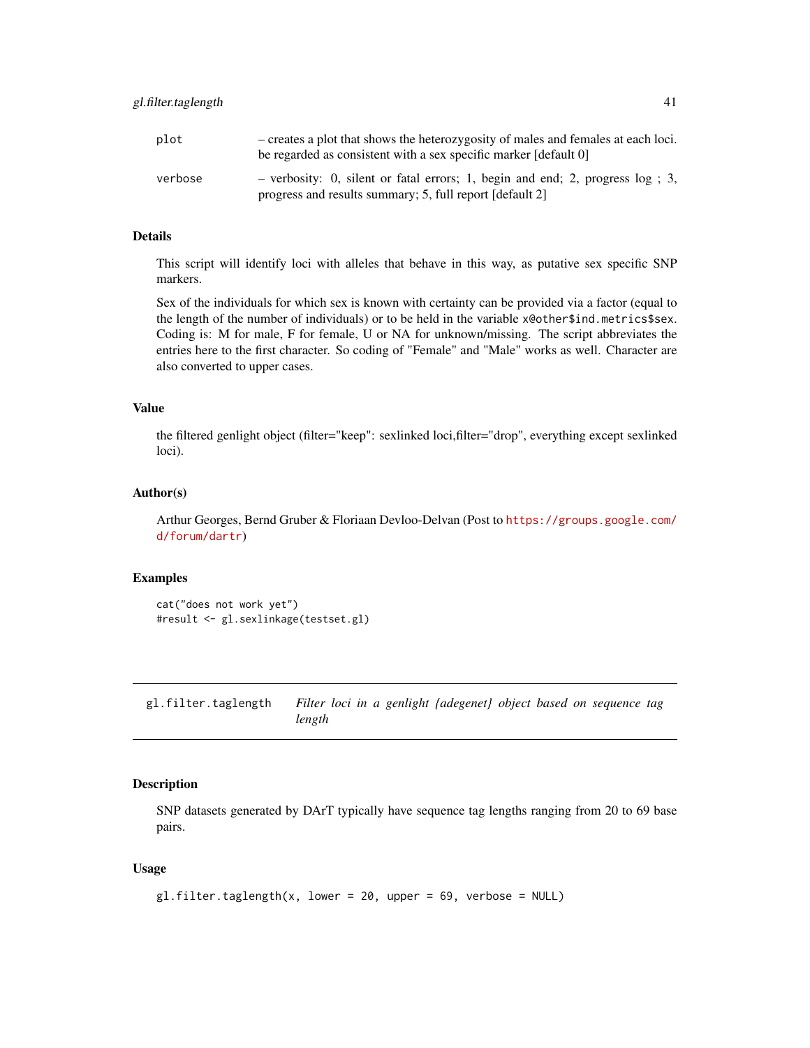| | |
|---|---|
| plot | – creates a plot that shows the heterozygosity of males and females at each loci. be regarded as consistent with a sex specific marker [default 0] |
| verbose | – verbosity: 0, silent or fatal errors; 1, begin and end; 2, progress log ; 3, progress and results summary; 5, full report [default 2] |

### Details

This script will identify loci with alleles that behave in this way, as putative sex specific SNP markers.

Sex of the individuals for which sex is known with certainty can be provided via a factor (equal to the length of the number of individuals) or to be held in the variable `x@other$ind.metrics$sex`. Coding is: M for male, F for female, U or NA for unknown/missing. The script abbreviates the entries here to the first character. So coding of "Female" and "Male" works as well. Character are also converted to upper cases.

### Value

the filtered genlight object (filter="keep": sexlinked loci,filter="drop", everything except sexlinked loci).

### Author(s)

Arthur Georges, Bernd Gruber & Floriaan Devloo-Delvan (Post to https://groups.google.com/d/forum/dartr)

### Examples

```
cat("does not work yet")
#result <- gl.sexlinkage(testset.gl)
```

---

## gl.filter.taglength — *Filter loci in a genlight {adegenet} object based on sequence tag length*

---

### Description

SNP datasets generated by DArT typically have sequence tag lengths ranging from 20 to 69 base pairs.

### Usage

```
gl.filter.taglength(x, lower = 20, upper = 69, verbose = NULL)
```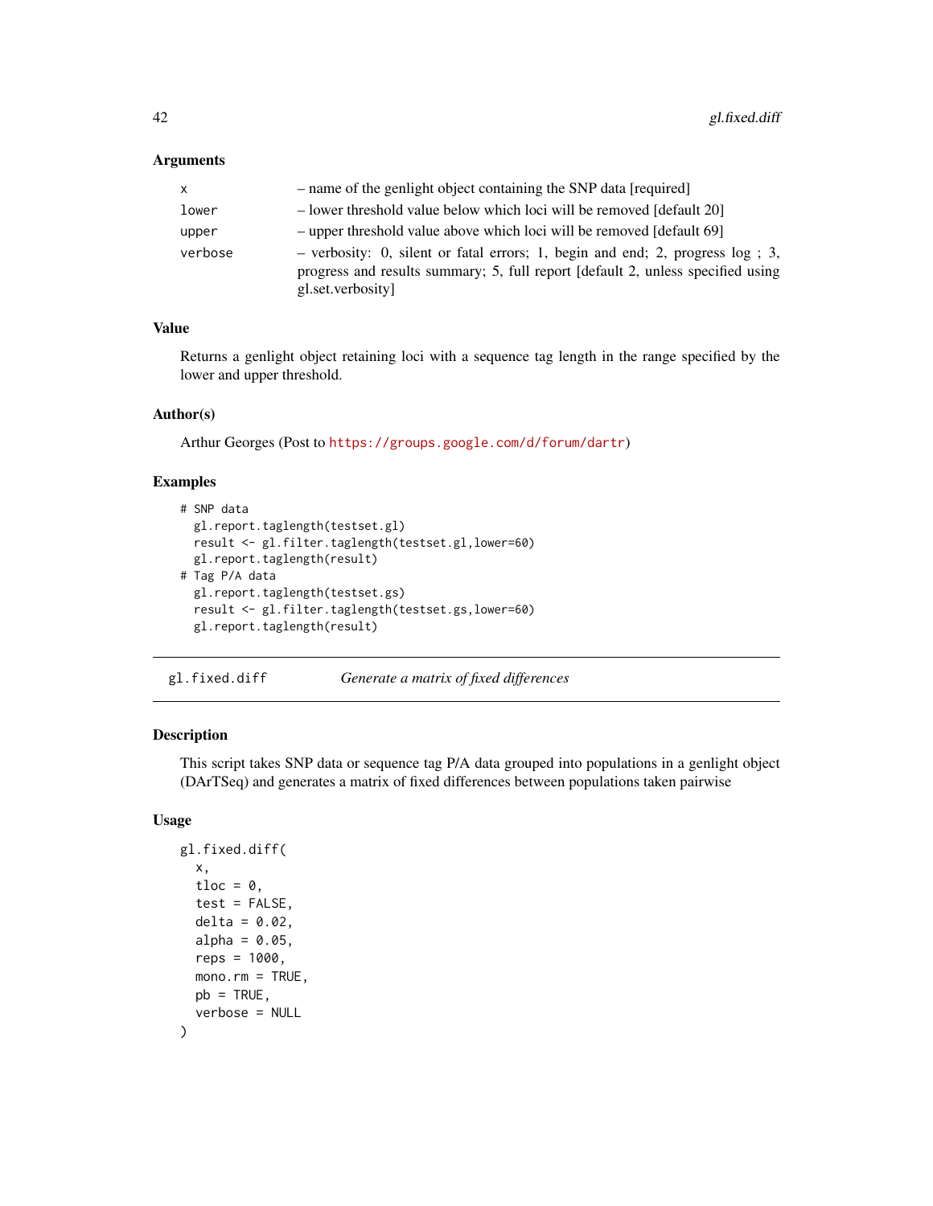### Arguments

| | |
|---|---|
| x | – name of the genlight object containing the SNP data [required] |
| lower | – lower threshold value below which loci will be removed [default 20] |
| upper | – upper threshold value above which loci will be removed [default 69] |
| verbose | – verbosity: 0, silent or fatal errors; 1, begin and end; 2, progress log ; 3, progress and results summary; 5, full report [default 2, unless specified using gl.set.verbosity] |

### Value

Returns a genlight object retaining loci with a sequence tag length in the range specified by the lower and upper threshold.

### Author(s)

Arthur Georges (Post to https://groups.google.com/d/forum/dartr)

### Examples

```
# SNP data
  gl.report.taglength(testset.gl)
  result <- gl.filter.taglength(testset.gl,lower=60)
  gl.report.taglength(result)
# Tag P/A data
  gl.report.taglength(testset.gs)
  result <- gl.filter.taglength(testset.gs,lower=60)
  gl.report.taglength(result)
```

---

## gl.fixed.diff — *Generate a matrix of fixed differences*

---

### Description

This script takes SNP data or sequence tag P/A data grouped into populations in a genlight object (DArTSeq) and generates a matrix of fixed differences between populations taken pairwise

### Usage

```
gl.fixed.diff(
  x,
  tloc = 0,
  test = FALSE,
  delta = 0.02,
  alpha = 0.05,
  reps = 1000,
  mono.rm = TRUE,
  pb = TRUE,
  verbose = NULL
)
```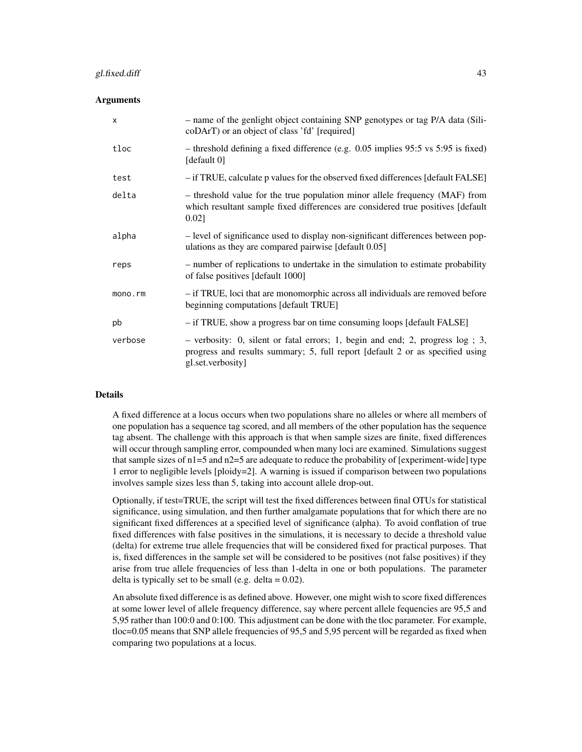### Arguments

| | |
|---|---|
| x | – name of the genlight object containing SNP genotypes or tag P/A data (SilicoDArT) or an object of class 'fd' [required] |
| tloc | – threshold defining a fixed difference (e.g. 0.05 implies 95:5 vs 5:95 is fixed) [default 0] |
| test | – if TRUE, calculate p values for the observed fixed differences [default FALSE] |
| delta | – threshold value for the true population minor allele frequency (MAF) from which resultant sample fixed differences are considered true positives [default 0.02] |
| alpha | – level of significance used to display non-significant differences between populations as they are compared pairwise [default 0.05] |
| reps | – number of replications to undertake in the simulation to estimate probability of false positives [default 1000] |
| mono.rm | – if TRUE, loci that are monomorphic across all individuals are removed before beginning computations [default TRUE] |
| pb | – if TRUE, show a progress bar on time consuming loops [default FALSE] |
| verbose | – verbosity: 0, silent or fatal errors; 1, begin and end; 2, progress log ; 3, progress and results summary; 5, full report [default 2 or as specified using gl.set.verbosity] |

### Details

A fixed difference at a locus occurs when two populations share no alleles or where all members of one population has a sequence tag scored, and all members of the other population has the sequence tag absent. The challenge with this approach is that when sample sizes are finite, fixed differences will occur through sampling error, compounded when many loci are examined. Simulations suggest that sample sizes of n1=5 and n2=5 are adequate to reduce the probability of [experiment-wide] type 1 error to negligible levels [ploidy=2]. A warning is issued if comparison between two populations involves sample sizes less than 5, taking into account allele drop-out.

Optionally, if test=TRUE, the script will test the fixed differences between final OTUs for statistical significance, using simulation, and then further amalgamate populations that for which there are no significant fixed differences at a specified level of significance (alpha). To avoid conflation of true fixed differences with false positives in the simulations, it is necessary to decide a threshold value (delta) for extreme true allele frequencies that will be considered fixed for practical purposes. That is, fixed differences in the sample set will be considered to be positives (not false positives) if they arise from true allele frequencies of less than 1-delta in one or both populations. The parameter delta is typically set to be small (e.g. delta = 0.02).

An absolute fixed difference is as defined above. However, one might wish to score fixed differences at some lower level of allele frequency difference, say where percent allele fequencies are 95,5 and 5,95 rather than 100:0 and 0:100. This adjustment can be done with the tloc parameter. For example, tloc=0.05 means that SNP allele frequencies of 95,5 and 5,95 percent will be regarded as fixed when comparing two populations at a locus.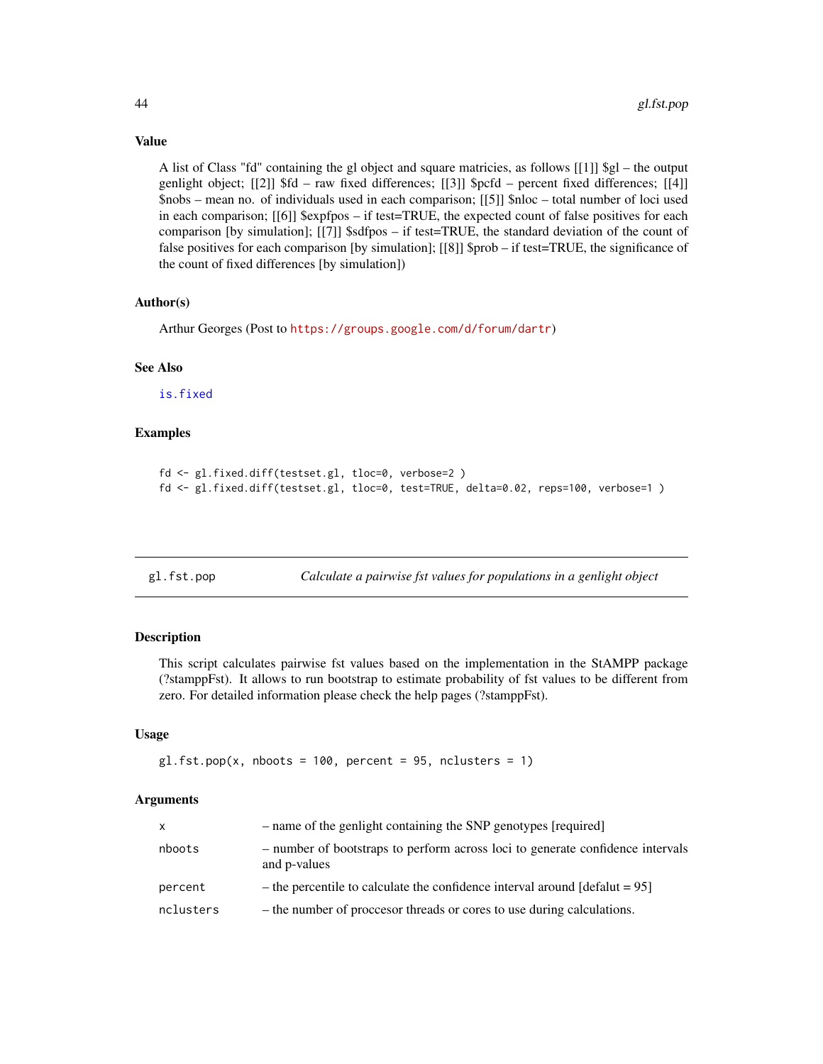### Value

A list of Class "fd" containing the gl object and square matricies, as follows [[1]] $gl – the output genlight object; [[2]] $fd – raw fixed differences; [[3]] $pcfd – percent fixed differences; [[4]] $nobs – mean no. of individuals used in each comparison; [[5]] $nloc – total number of loci used in each comparison; [[6]] $expfpos – if test=TRUE, the expected count of false positives for each comparison [by simulation]; [[7]] $sdfpos – if test=TRUE, the standard deviation of the count of false positives for each comparison [by simulation]; [[8]] $prob – if test=TRUE, the significance of the count of fixed differences [by simulation])

### Author(s)

Arthur Georges (Post to https://groups.google.com/d/forum/dartr)

### See Also

is.fixed

### Examples

```
fd <- gl.fixed.diff(testset.gl, tloc=0, verbose=2 )
fd <- gl.fixed.diff(testset.gl, tloc=0, test=TRUE, delta=0.02, reps=100, verbose=1 )
```

---

## gl.fst.pop — *Calculate a pairwise fst values for populations in a genlight object*

### Description

This script calculates pairwise fst values based on the implementation in the StAMPP package (?stamppFst). It allows to run bootstrap to estimate probability of fst values to be different from zero. For detailed information please check the help pages (?stamppFst).

### Usage

```
gl.fst.pop(x, nboots = 100, percent = 95, nclusters = 1)
```

### Arguments

| | |
|---|---|
| x | – name of the genlight containing the SNP genotypes [required] |
| nboots | – number of bootstraps to perform across loci to generate confidence intervals and p-values |
| percent | – the percentile to calculate the confidence interval around [defalut = 95] |
| nclusters | – the number of proccesor threads or cores to use during calculations. |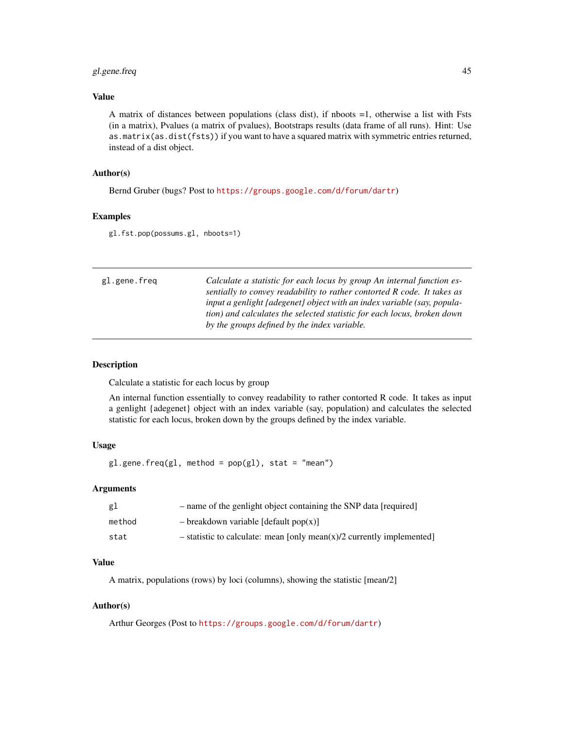### Value

A matrix of distances between populations (class dist), if nboots =1, otherwise a list with Fsts (in a matrix), Pvalues (a matrix of pvalues), Bootstraps results (data frame of all runs). Hint: Use `as.matrix(as.dist(fsts))` if you want to have a squared matrix with symmetric entries returned, instead of a dist object.

### Author(s)

Bernd Gruber (bugs? Post to https://groups.google.com/d/forum/dartr)

### Examples

```
gl.fst.pop(possums.gl, nboots=1)
```

---

## gl.gene.freq

*Calculate a statistic for each locus by group An internal function essentially to convey readability to rather contorted R code. It takes as input a genlight {adegenet} object with an index variable (say, population) and calculates the selected statistic for each locus, broken down by the groups defined by the index variable.*

---

### Description

Calculate a statistic for each locus by group

An internal function essentially to convey readability to rather contorted R code. It takes as input a genlight {adegenet} object with an index variable (say, population) and calculates the selected statistic for each locus, broken down by the groups defined by the index variable.

### Usage

```
gl.gene.freq(gl, method = pop(gl), stat = "mean")
```

### Arguments

| | |
|---|---|
| gl | – name of the genlight object containing the SNP data [required] |
| method | – breakdown variable [default pop(x)] |
| stat | – statistic to calculate: mean [only mean(x)/2 currently implemented] |

### Value

A matrix, populations (rows) by loci (columns), showing the statistic [mean/2]

### Author(s)

Arthur Georges (Post to https://groups.google.com/d/forum/dartr)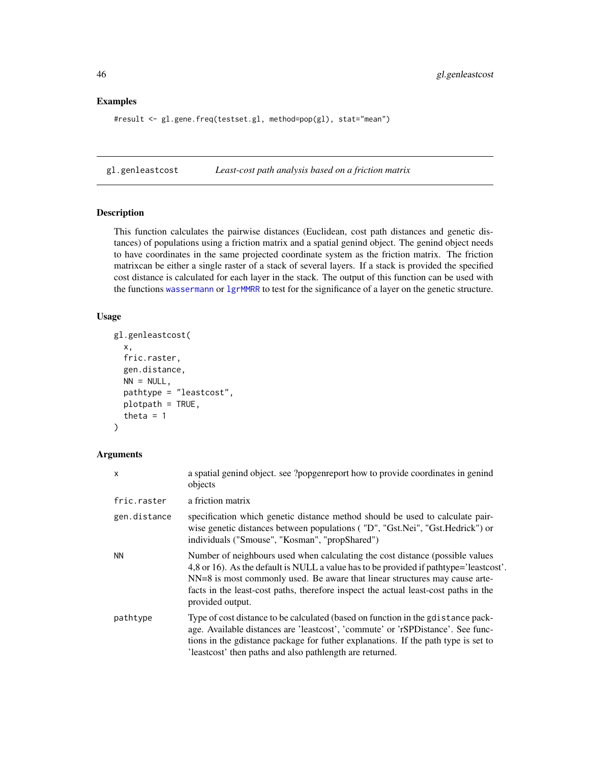## Examples

```
#result <- gl.gene.freq(testset.gl, method=pop(gl), stat="mean")
```

---

# gl.genleastcost *Least-cost path analysis based on a friction matrix*

---

## Description

This function calculates the pairwise distances (Euclidean, cost path distances and genetic distances) of populations using a friction matrix and a spatial genind object. The genind object needs to have coordinates in the same projected coordinate system as the friction matrix. The friction matrixcan be either a single raster of a stack of several layers. If a stack is provided the specified cost distance is calculated for each layer in the stack. The output of this function can be used with the functions wassermann or lgrMMRR to test for the significance of a layer on the genetic structure.

## Usage

```
gl.genleastcost(
  x,
  fric.raster,
  gen.distance,
  NN = NULL,
  pathtype = "leastcost",
  plotpath = TRUE,
  theta = 1
)
```

## Arguments

| | |
|---|---|
| x | a spatial genind object. see ?popgenreport how to provide coordinates in genind objects |
| fric.raster | a friction matrix |
| gen.distance | specification which genetic distance method should be used to calculate pairwise genetic distances between populations ( "D", "Gst.Nei", "Gst.Hedrick") or individuals ("Smouse", "Kosman", "propShared") |
| NN | Number of neighbours used when calculating the cost distance (possible values 4,8 or 16). As the default is NULL a value has to be provided if pathtype='leastcost'. NN=8 is most commonly used. Be aware that linear structures may cause artefacts in the least-cost paths, therefore inspect the actual least-cost paths in the provided output. |
| pathtype | Type of cost distance to be calculated (based on function in the gdistance package. Available distances are 'leastcost', 'commute' or 'rSPDistance'. See functions in the gdistance package for futher explanations. If the path type is set to 'leastcost' then paths and also pathlength are returned. |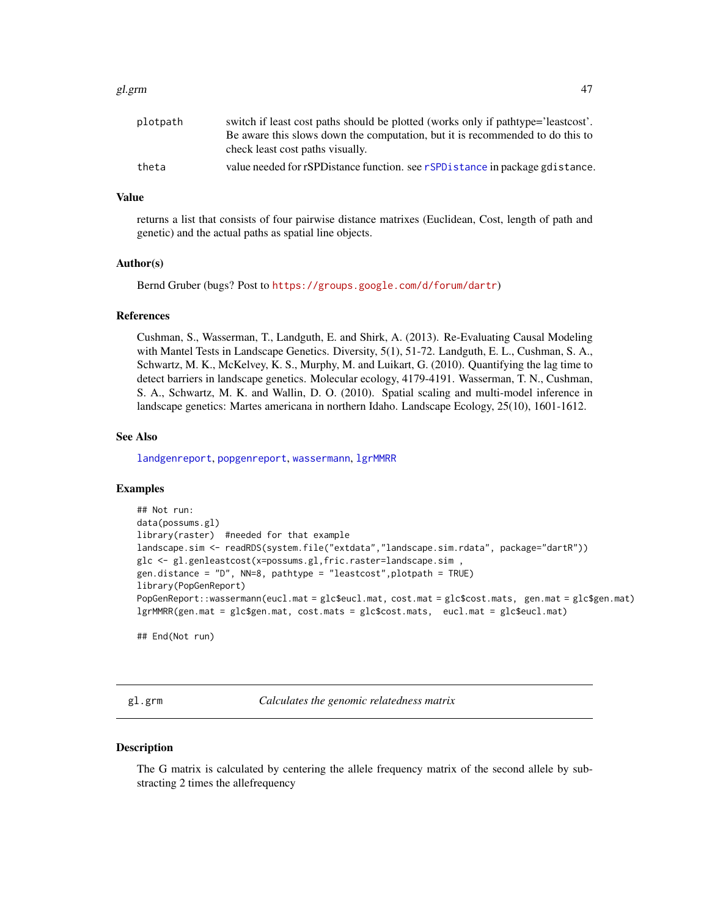| | |
|---|---|
| plotpath | switch if least cost paths should be plotted (works only if pathtype='leastcost'. Be aware this slows down the computation, but it is recommended to do this to check least cost paths visually. |
| theta | value needed for rSPDistance function. see rSPDistance in package gdistance. |

### Value

returns a list that consists of four pairwise distance matrixes (Euclidean, Cost, length of path and genetic) and the actual paths as spatial line objects.

### Author(s)

Bernd Gruber (bugs? Post to https://groups.google.com/d/forum/dartr)

### References

Cushman, S., Wasserman, T., Landguth, E. and Shirk, A. (2013). Re-Evaluating Causal Modeling with Mantel Tests in Landscape Genetics. Diversity, 5(1), 51-72. Landguth, E. L., Cushman, S. A., Schwartz, M. K., McKelvey, K. S., Murphy, M. and Luikart, G. (2010). Quantifying the lag time to detect barriers in landscape genetics. Molecular ecology, 4179-4191. Wasserman, T. N., Cushman, S. A., Schwartz, M. K. and Wallin, D. O. (2010). Spatial scaling and multi-model inference in landscape genetics: Martes americana in northern Idaho. Landscape Ecology, 25(10), 1601-1612.

### See Also

landgenreport, popgenreport, wassermann, lgrMMRR

### Examples

```
## Not run:
data(possums.gl)
library(raster)  #needed for that example
landscape.sim <- readRDS(system.file("extdata","landscape.sim.rdata", package="dartR"))
glc <- gl.genleastcost(x=possums.gl,fric.raster=landscape.sim ,
gen.distance = "D", NN=8, pathtype = "leastcost",plotpath = TRUE)
library(PopGenReport)
PopGenReport::wassermann(eucl.mat = glc$eucl.mat, cost.mat = glc$cost.mats,  gen.mat = glc$gen.mat)
lgrMMRR(gen.mat = glc$gen.mat, cost.mats = glc$cost.mats,  eucl.mat = glc$eucl.mat)

## End(Not run)
```

---

## gl.grm — *Calculates the genomic relatedness matrix*

### Description

The G matrix is calculated by centering the allele frequency matrix of the second allele by substracting 2 times the allefrequency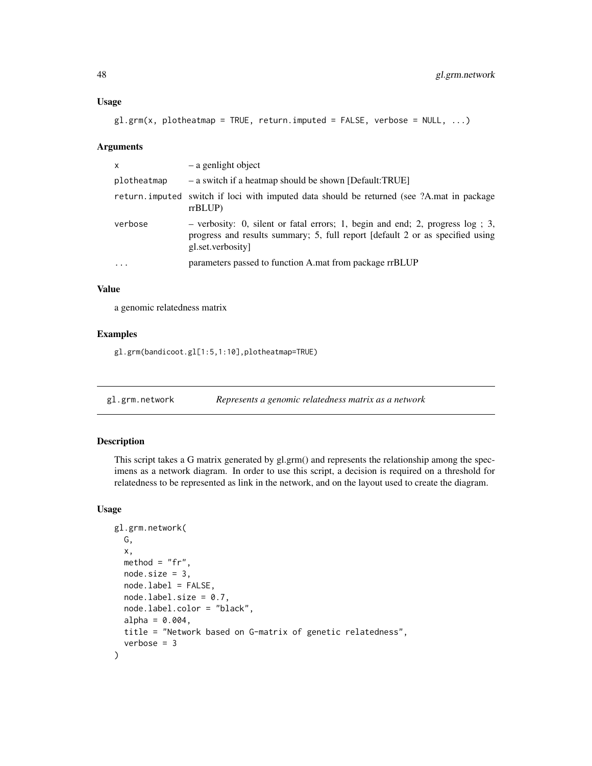### Usage

```
gl.grm(x, plotheatmap = TRUE, return.imputed = FALSE, verbose = NULL, ...)
```

### Arguments

| | |
|---|---|
| x | – a genlight object |
| plotheatmap | – a switch if a heatmap should be shown [Default:TRUE] |
| return.imputed | switch if loci with imputed data should be returned (see ?A.mat in package rrBLUP) |
| verbose | – verbosity: 0, silent or fatal errors; 1, begin and end; 2, progress log ; 3, progress and results summary; 5, full report [default 2 or as specified using gl.set.verbosity] |
| ... | parameters passed to function A.mat from package rrBLUP |

### Value

a genomic relatedness matrix

### Examples

```
gl.grm(bandicoot.gl[1:5,1:10],plotheatmap=TRUE)
```

---

## gl.grm.network *Represents a genomic relatedness matrix as a network*

### Description

This script takes a G matrix generated by gl.grm() and represents the relationship among the specimens as a network diagram. In order to use this script, a decision is required on a threshold for relatedness to be represented as link in the network, and on the layout used to create the diagram.

### Usage

```
gl.grm.network(
  G,
  x,
  method = "fr",
  node.size = 3,
  node.label = FALSE,
  node.label.size = 0.7,
  node.label.color = "black",
  alpha = 0.004,
  title = "Network based on G-matrix of genetic relatedness",
  verbose = 3
)
```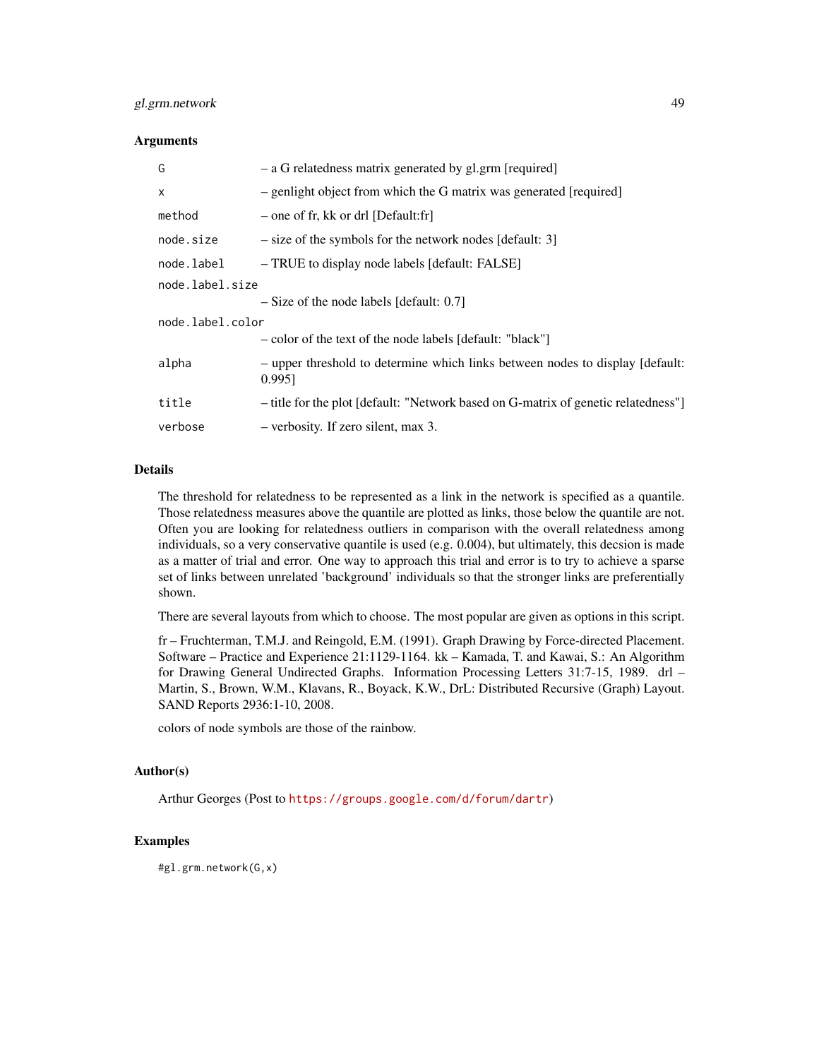### Arguments

| | |
|---|---|
| G | – a G relatedness matrix generated by gl.grm [required] |
| x | – genlight object from which the G matrix was generated [required] |
| method | – one of fr, kk or drl [Default:fr] |
| node.size | – size of the symbols for the network nodes [default: 3] |
| node.label | – TRUE to display node labels [default: FALSE] |
| node.label.size | – Size of the node labels [default: 0.7] |
| node.label.color | – color of the text of the node labels [default: "black"] |
| alpha | – upper threshold to determine which links between nodes to display [default: 0.995] |
| title | – title for the plot [default: "Network based on G-matrix of genetic relatedness"] |
| verbose | – verbosity. If zero silent, max 3. |

### Details

The threshold for relatedness to be represented as a link in the network is specified as a quantile. Those relatedness measures above the quantile are plotted as links, those below the quantile are not. Often you are looking for relatedness outliers in comparison with the overall relatedness among individuals, so a very conservative quantile is used (e.g. 0.004), but ultimately, this decsion is made as a matter of trial and error. One way to approach this trial and error is to try to achieve a sparse set of links between unrelated 'background' individuals so that the stronger links are preferentially shown.

There are several layouts from which to choose. The most popular are given as options in this script.

fr – Fruchterman, T.M.J. and Reingold, E.M. (1991). Graph Drawing by Force-directed Placement. Software – Practice and Experience 21:1129-1164. kk – Kamada, T. and Kawai, S.: An Algorithm for Drawing General Undirected Graphs. Information Processing Letters 31:7-15, 1989. drl – Martin, S., Brown, W.M., Klavans, R., Boyack, K.W., DrL: Distributed Recursive (Graph) Layout. SAND Reports 2936:1-10, 2008.

colors of node symbols are those of the rainbow.

### Author(s)

Arthur Georges (Post to https://groups.google.com/d/forum/dartr)

### Examples

```
#gl.grm.network(G,x)
```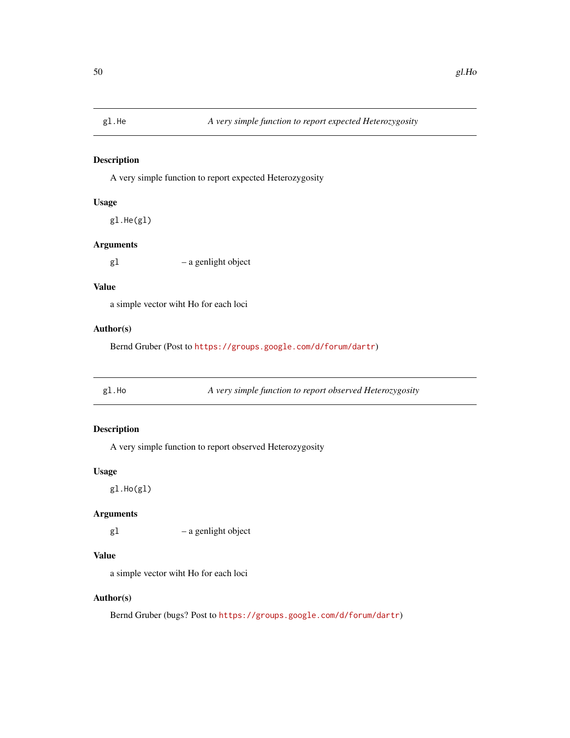## gl.He — *A very simple function to report expected Heterozygosity*

### Description

A very simple function to report expected Heterozygosity

### Usage

```
gl.He(gl)
```

### Arguments

| | |
|---|---|
| `gl` | – a genlight object |

### Value

a simple vector wiht Ho for each loci

### Author(s)

Bernd Gruber (Post to https://groups.google.com/d/forum/dartr)

## gl.Ho — *A very simple function to report observed Heterozygosity*

### Description

A very simple function to report observed Heterozygosity

### Usage

```
gl.Ho(gl)
```

### Arguments

| | |
|---|---|
| `gl` | – a genlight object |

### Value

a simple vector wiht Ho for each loci

### Author(s)

Bernd Gruber (bugs? Post to https://groups.google.com/d/forum/dartr)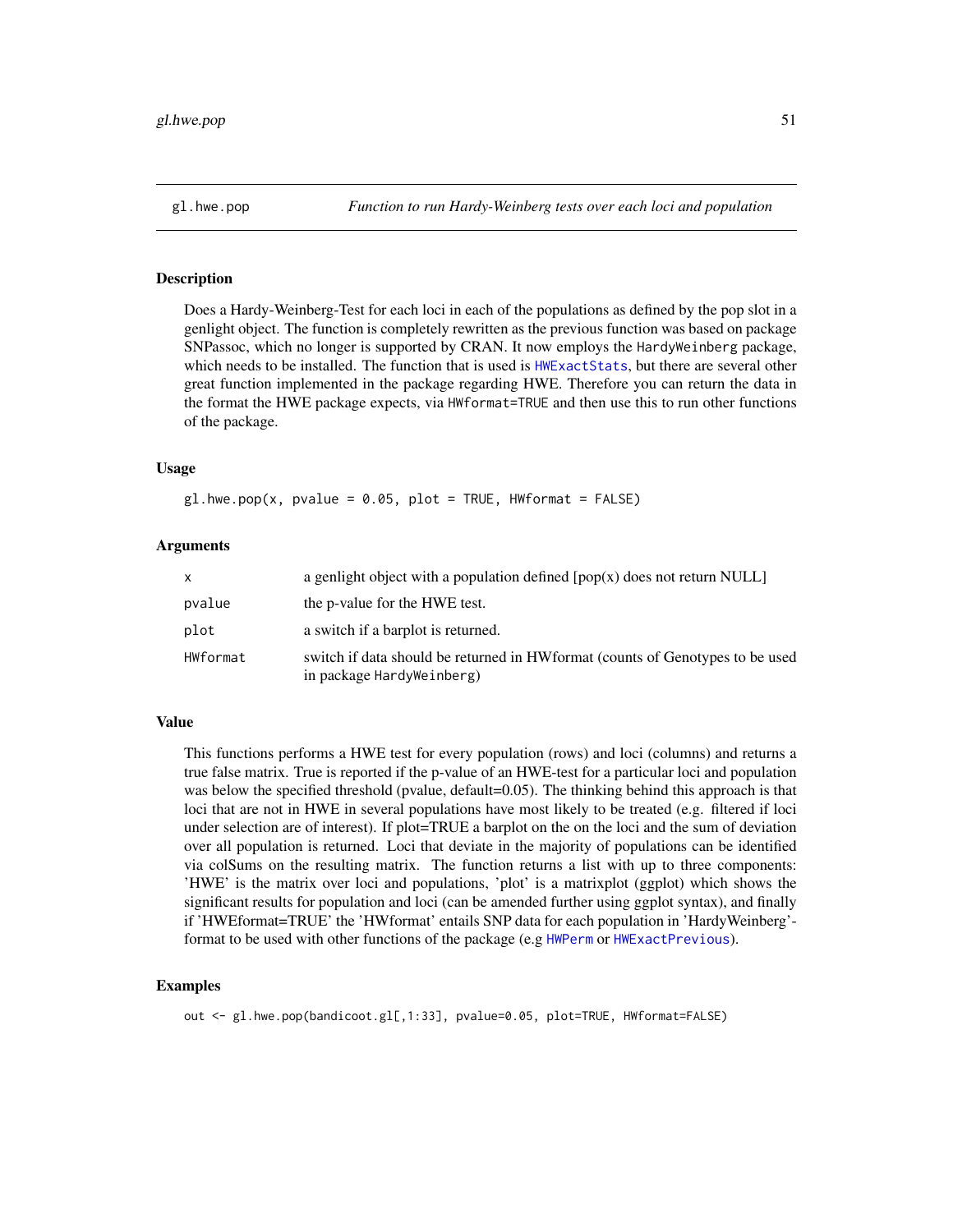## gl.hwe.pop — *Function to run Hardy-Weinberg tests over each loci and population*

### Description

Does a Hardy-Weinberg-Test for each loci in each of the populations as defined by the pop slot in a genlight object. The function is completely rewritten as the previous function was based on package SNPassoc, which no longer is supported by CRAN. It now employs the `HardyWeinberg` package, which needs to be installed. The function that is used is `HWExactStats`, but there are several other great function implemented in the package regarding HWE. Therefore you can return the data in the format the HWE package expects, via `HWformat=TRUE` and then use this to run other functions of the package.

### Usage

```
gl.hwe.pop(x, pvalue = 0.05, plot = TRUE, HWformat = FALSE)
```

### Arguments

| | |
|---|---|
| `x` | a genlight object with a population defined [pop(x) does not return NULL] |
| `pvalue` | the p-value for the HWE test. |
| `plot` | a switch if a barplot is returned. |
| `HWformat` | switch if data should be returned in HWformat (counts of Genotypes to be used in package `HardyWeinberg`) |

### Value

This functions performs a HWE test for every population (rows) and loci (columns) and returns a true false matrix. True is reported if the p-value of an HWE-test for a particular loci and population was below the specified threshold (pvalue, default=0.05). The thinking behind this approach is that loci that are not in HWE in several populations have most likely to be treated (e.g. filtered if loci under selection are of interest). If plot=TRUE a barplot on the on the loci and the sum of deviation over all population is returned. Loci that deviate in the majority of populations can be identified via colSums on the resulting matrix. The function returns a list with up to three components: 'HWE' is the matrix over loci and populations, 'plot' is a matrixplot (ggplot) which shows the significant results for population and loci (can be amended further using ggplot syntax), and finally if 'HWEformat=TRUE' the 'HWformat' entails SNP data for each population in 'HardyWeinberg'-format to be used with other functions of the package (e.g `HWPerm` or `HWExactPrevious`).

### Examples

```
out <- gl.hwe.pop(bandicoot.gl[,1:33], pvalue=0.05, plot=TRUE, HWformat=FALSE)
```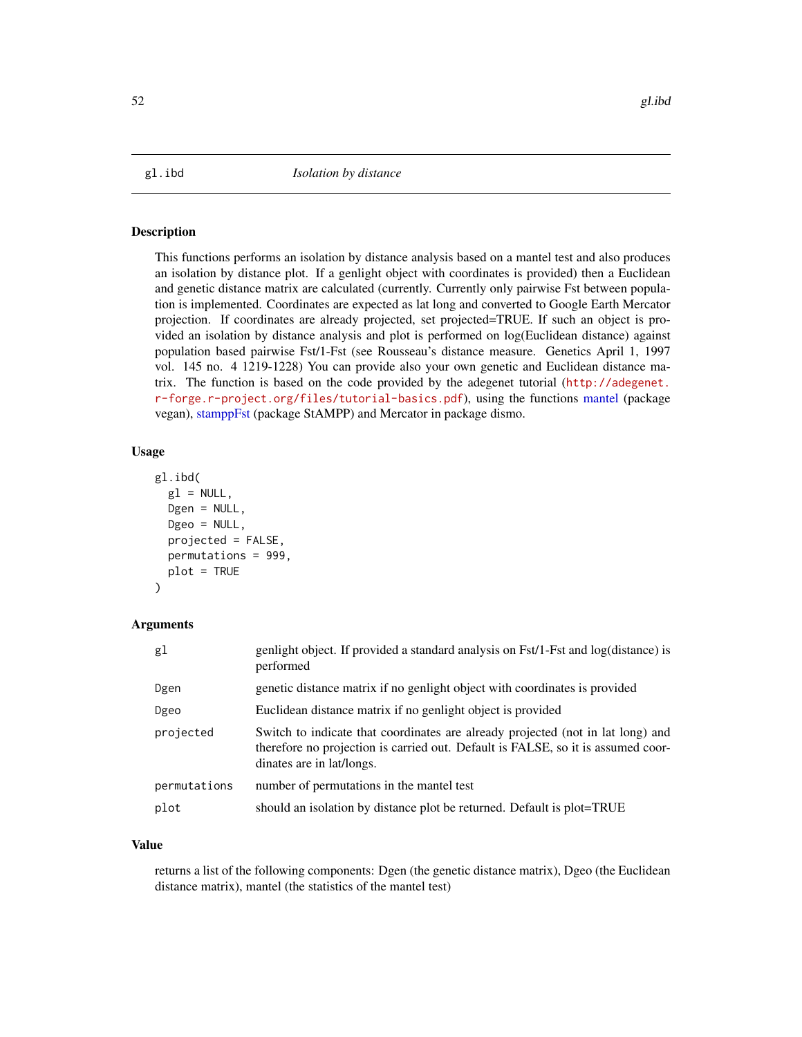## gl.ibd — *Isolation by distance*

### Description

This functions performs an isolation by distance analysis based on a mantel test and also produces an isolation by distance plot. If a genlight object with coordinates is provided) then a Euclidean and genetic distance matrix are calculated (currently. Currently only pairwise Fst between population is implemented. Coordinates are expected as lat long and converted to Google Earth Mercator projection. If coordinates are already projected, set projected=TRUE. If such an object is provided an isolation by distance analysis and plot is performed on log(Euclidean distance) against population based pairwise Fst/1-Fst (see Rousseau's distance measure. Genetics April 1, 1997 vol. 145 no. 4 1219-1228) You can provide also your own genetic and Euclidean distance matrix. The function is based on the code provided by the adegenet tutorial (http://adegenet.r-forge.r-project.org/files/tutorial-basics.pdf), using the functions mantel (package vegan), stamppFst (package StAMPP) and Mercator in package dismo.

### Usage

```
gl.ibd(
  gl = NULL,
  Dgen = NULL,
  Dgeo = NULL,
  projected = FALSE,
  permutations = 999,
  plot = TRUE
)
```

### Arguments

| | |
|---|---|
| gl | genlight object. If provided a standard analysis on Fst/1-Fst and log(distance) is performed |
| Dgen | genetic distance matrix if no genlight object with coordinates is provided |
| Dgeo | Euclidean distance matrix if no genlight object is provided |
| projected | Switch to indicate that coordinates are already projected (not in lat long) and therefore no projection is carried out. Default is FALSE, so it is assumed coordinates are in lat/longs. |
| permutations | number of permutations in the mantel test |
| plot | should an isolation by distance plot be returned. Default is plot=TRUE |

### Value

returns a list of the following components: Dgen (the genetic distance matrix), Dgeo (the Euclidean distance matrix), mantel (the statistics of the mantel test)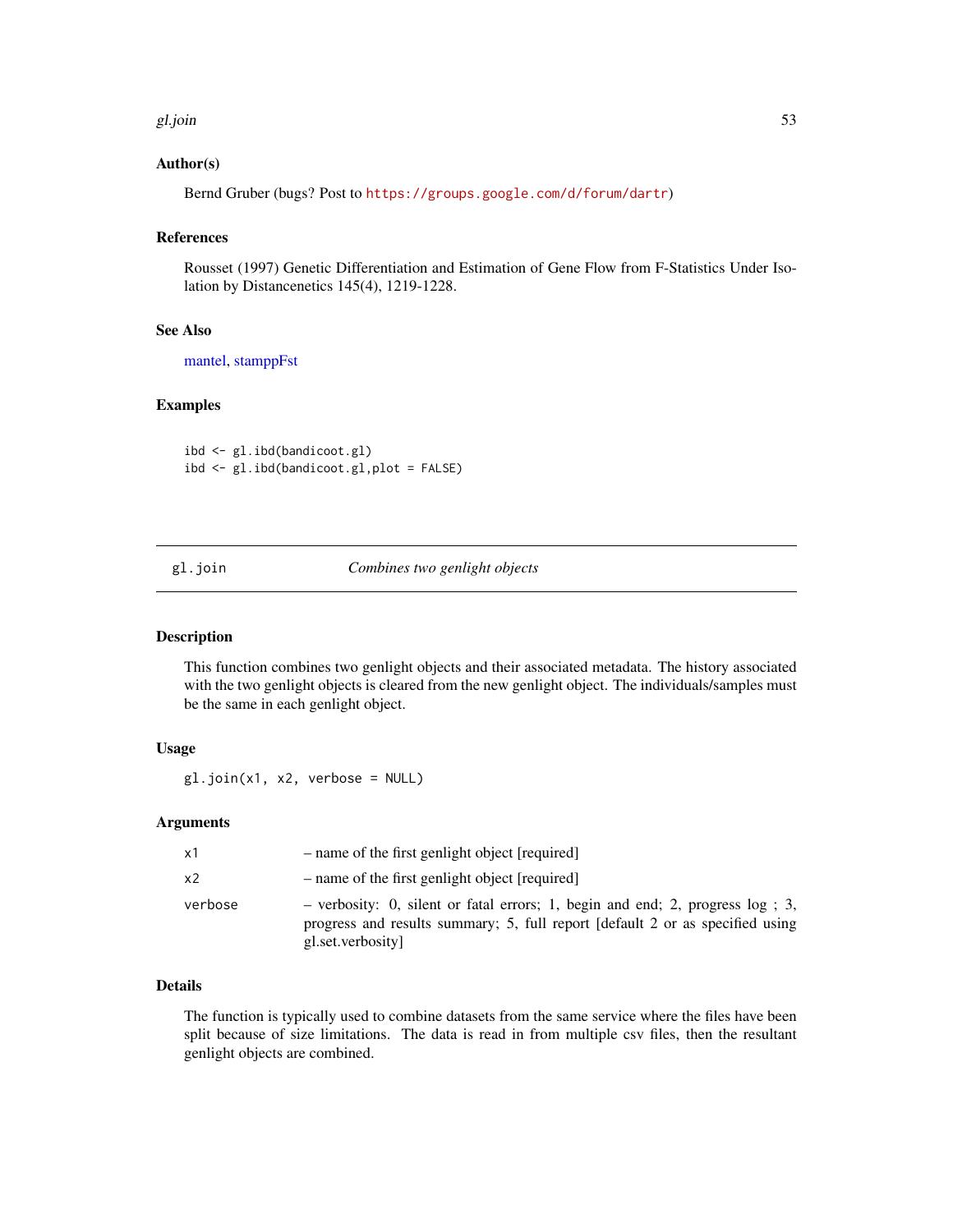### Author(s)

Bernd Gruber (bugs? Post to https://groups.google.com/d/forum/dartr)

### References

Rousset (1997) Genetic Differentiation and Estimation of Gene Flow from F-Statistics Under Isolation by Distancenetics 145(4), 1219-1228.

### See Also

mantel, stamppFst

### Examples

```
ibd <- gl.ibd(bandicoot.gl)
ibd <- gl.ibd(bandicoot.gl,plot = FALSE)
```

---

## gl.join — *Combines two genlight objects*

---

### Description

This function combines two genlight objects and their associated metadata. The history associated with the two genlight objects is cleared from the new genlight object. The individuals/samples must be the same in each genlight object.

### Usage

```
gl.join(x1, x2, verbose = NULL)
```

### Arguments

| | |
|---|---|
| x1 | – name of the first genlight object [required] |
| x2 | – name of the first genlight object [required] |
| verbose | – verbosity: 0, silent or fatal errors; 1, begin and end; 2, progress log ; 3, progress and results summary; 5, full report [default 2 or as specified using gl.set.verbosity] |

### Details

The function is typically used to combine datasets from the same service where the files have been split because of size limitations. The data is read in from multiple csv files, then the resultant genlight objects are combined.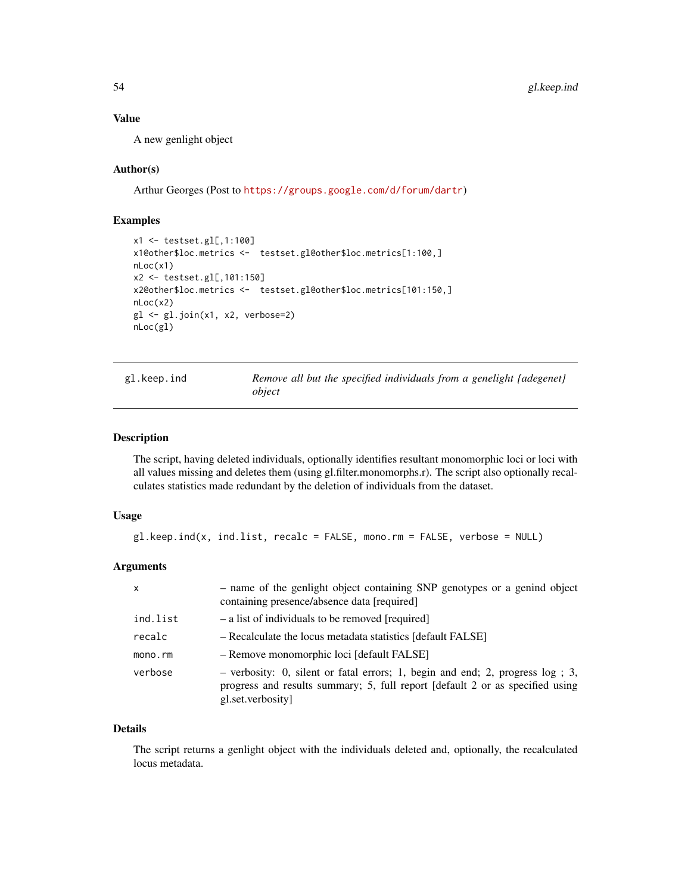### Value

A new genlight object

### Author(s)

Arthur Georges (Post to https://groups.google.com/d/forum/dartr)

### Examples

```
x1 <- testset.gl[,1:100]
x1@other$loc.metrics <-  testset.gl@other$loc.metrics[1:100,]
nLoc(x1)
x2 <- testset.gl[,101:150]
x2@other$loc.metrics <-  testset.gl@other$loc.metrics[101:150,]
nLoc(x2)
gl <- gl.join(x1, x2, verbose=2)
nLoc(gl)
```

---

## gl.keep.ind — *Remove all but the specified individuals from a genelight {adegenet} object*

---

### Description

The script, having deleted individuals, optionally identifies resultant monomorphic loci or loci with all values missing and deletes them (using gl.filter.monomorphs.r). The script also optionally recalculates statistics made redundant by the deletion of individuals from the dataset.

### Usage

```
gl.keep.ind(x, ind.list, recalc = FALSE, mono.rm = FALSE, verbose = NULL)
```

### Arguments

| | |
|---|---|
| `x` | – name of the genlight object containing SNP genotypes or a genind object containing presence/absence data [required] |
| `ind.list` | – a list of individuals to be removed [required] |
| `recalc` | – Recalculate the locus metadata statistics [default FALSE] |
| `mono.rm` | – Remove monomorphic loci [default FALSE] |
| `verbose` | – verbosity: 0, silent or fatal errors; 1, begin and end; 2, progress log ; 3, progress and results summary; 5, full report [default 2 or as specified using gl.set.verbosity] |

### Details

The script returns a genlight object with the individuals deleted and, optionally, the recalculated locus metadata.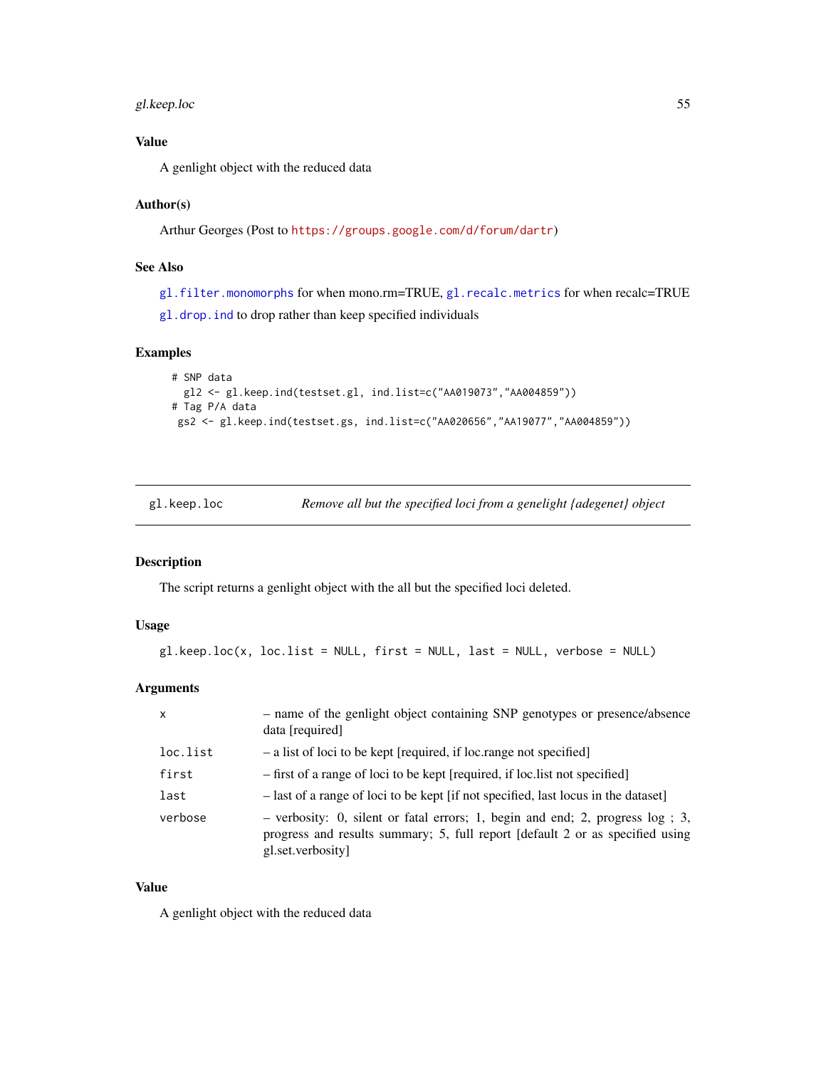### Value

A genlight object with the reduced data

### Author(s)

Arthur Georges (Post to https://groups.google.com/d/forum/dartr)

### See Also

gl.filter.monomorphs for when mono.rm=TRUE, gl.recalc.metrics for when recalc=TRUE
gl.drop.ind to drop rather than keep specified individuals

### Examples

```
# SNP data
  gl2 <- gl.keep.ind(testset.gl, ind.list=c("AA019073","AA004859"))
# Tag P/A data
 gs2 <- gl.keep.ind(testset.gs, ind.list=c("AA020656","AA19077","AA004859"))
```

---

## gl.keep.loc — *Remove all but the specified loci from a genelight {adegenet} object*

### Description

The script returns a genlight object with the all but the specified loci deleted.

### Usage

```
gl.keep.loc(x, loc.list = NULL, first = NULL, last = NULL, verbose = NULL)
```

### Arguments

| | |
|---|---|
| x | – name of the genlight object containing SNP genotypes or presence/absence data [required] |
| loc.list | – a list of loci to be kept [required, if loc.range not specified] |
| first | – first of a range of loci to be kept [required, if loc.list not specified] |
| last | – last of a range of loci to be kept [if not specified, last locus in the dataset] |
| verbose | – verbosity: 0, silent or fatal errors; 1, begin and end; 2, progress log ; 3, progress and results summary; 5, full report [default 2 or as specified using gl.set.verbosity] |

### Value

A genlight object with the reduced data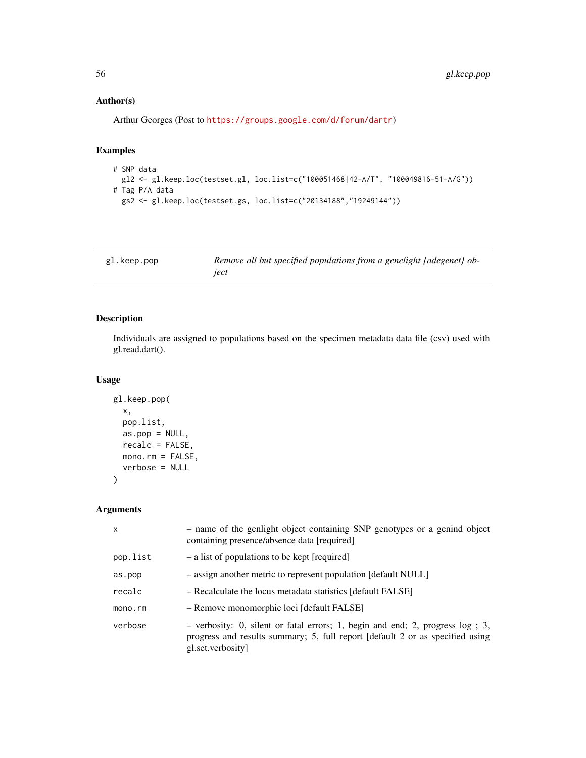### Author(s)

Arthur Georges (Post to https://groups.google.com/d/forum/dartr)

### Examples

```
# SNP data
  gl2 <- gl.keep.loc(testset.gl, loc.list=c("100051468|42-A/T", "100049816-51-A/G"))
# Tag P/A data
  gs2 <- gl.keep.loc(testset.gs, loc.list=c("20134188","19249144"))
```

---

## gl.keep.pop — *Remove all but specified populations from a genelight {adegenet} object*

---

### Description

Individuals are assigned to populations based on the specimen metadata data file (csv) used with gl.read.dart().

### Usage

```
gl.keep.pop(
  x,
  pop.list,
  as.pop = NULL,
  recalc = FALSE,
  mono.rm = FALSE,
  verbose = NULL
)
```

### Arguments

| | |
|---|---|
| x | – name of the genlight object containing SNP genotypes or a genind object containing presence/absence data [required] |
| pop.list | – a list of populations to be kept [required] |
| as.pop | – assign another metric to represent population [default NULL] |
| recalc | – Recalculate the locus metadata statistics [default FALSE] |
| mono.rm | – Remove monomorphic loci [default FALSE] |
| verbose | – verbosity: 0, silent or fatal errors; 1, begin and end; 2, progress log ; 3, progress and results summary; 5, full report [default 2 or as specified using gl.set.verbosity] |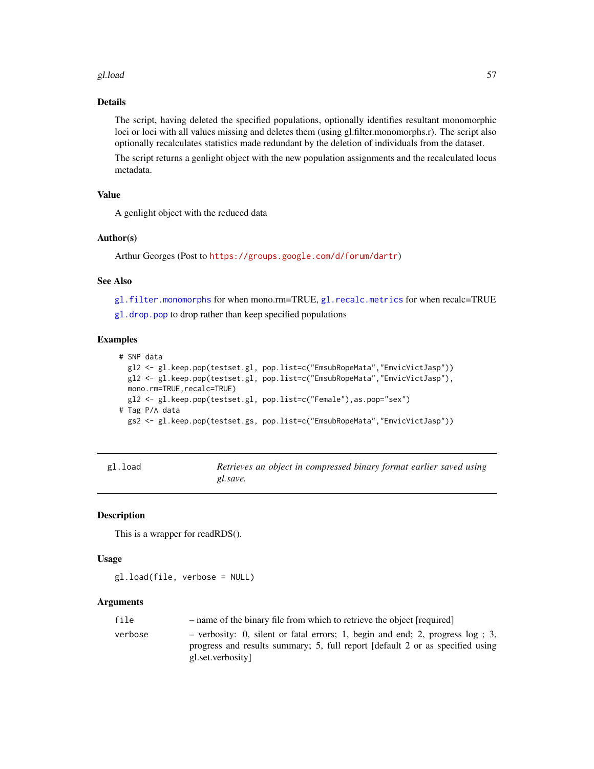### Details

The script, having deleted the specified populations, optionally identifies resultant monomorphic loci or loci with all values missing and deletes them (using gl.filter.monomorphs.r). The script also optionally recalculates statistics made redundant by the deletion of individuals from the dataset.

The script returns a genlight object with the new population assignments and the recalculated locus metadata.

### Value

A genlight object with the reduced data

### Author(s)

Arthur Georges (Post to https://groups.google.com/d/forum/dartr)

### See Also

gl.filter.monomorphs for when mono.rm=TRUE, gl.recalc.metrics for when recalc=TRUE
gl.drop.pop to drop rather than keep specified populations

### Examples

```
# SNP data
  gl2 <- gl.keep.pop(testset.gl, pop.list=c("EmsubRopeMata","EmvicVictJasp"))
  gl2 <- gl.keep.pop(testset.gl, pop.list=c("EmsubRopeMata","EmvicVictJasp"),
  mono.rm=TRUE,recalc=TRUE)
  gl2 <- gl.keep.pop(testset.gl, pop.list=c("Female"),as.pop="sex")
# Tag P/A data
  gs2 <- gl.keep.pop(testset.gs, pop.list=c("EmsubRopeMata","EmvicVictJasp"))
```

---

## gl.load *Retrieves an object in compressed binary format earlier saved using gl.save.*

### Description

This is a wrapper for readRDS().

### Usage

```
gl.load(file, verbose = NULL)
```

### Arguments

| | |
|---|---|
| file | – name of the binary file from which to retrieve the object [required] |
| verbose | – verbosity: 0, silent or fatal errors; 1, begin and end; 2, progress log ; 3, progress and results summary; 5, full report [default 2 or as specified using gl.set.verbosity] |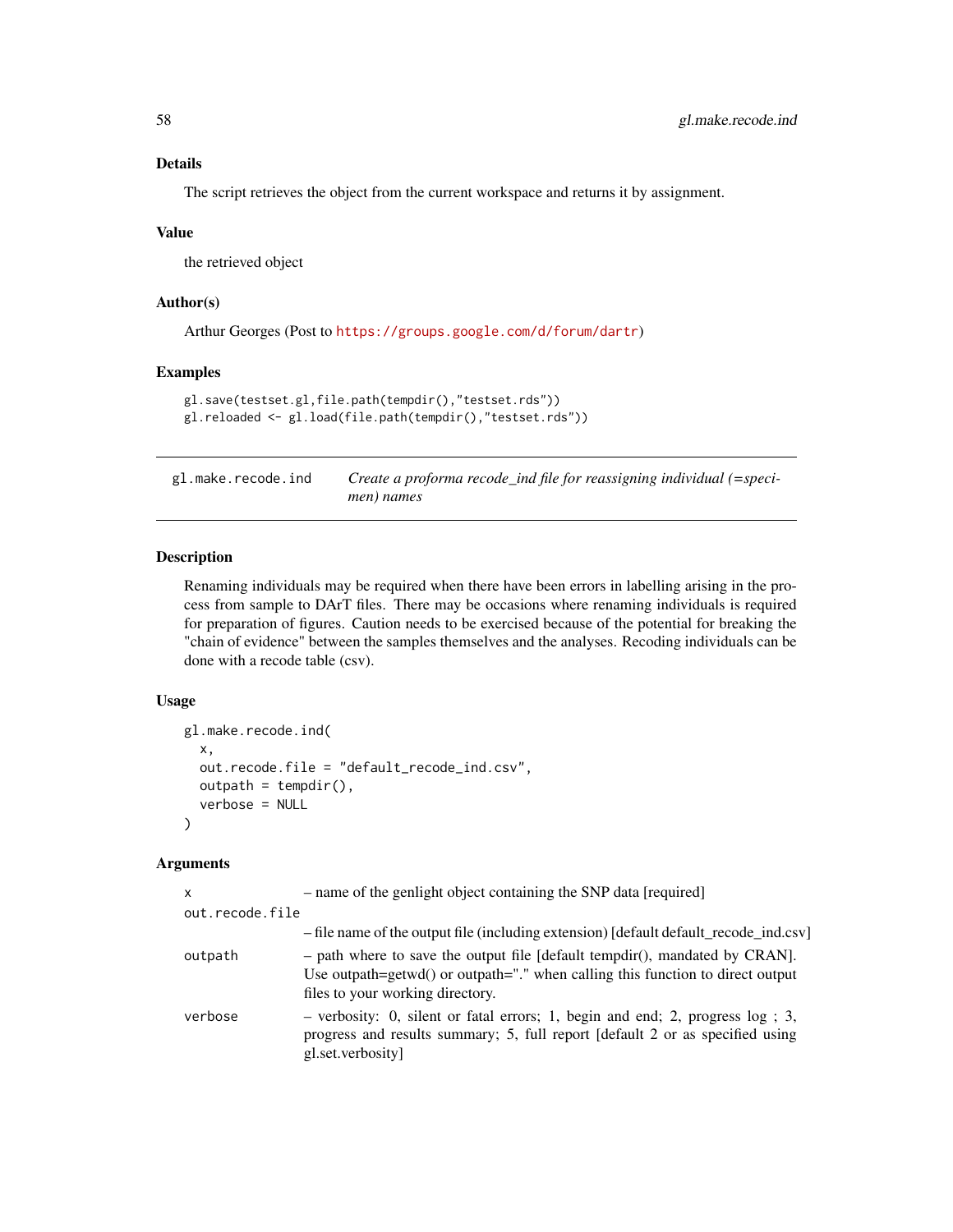### Details

The script retrieves the object from the current workspace and returns it by assignment.

### Value

the retrieved object

### Author(s)

Arthur Georges (Post to https://groups.google.com/d/forum/dartr)

### Examples

```
gl.save(testset.gl,file.path(tempdir(),"testset.rds"))
gl.reloaded <- gl.load(file.path(tempdir(),"testset.rds"))
```

---

## gl.make.recode.ind — *Create a proforma recode_ind file for reassigning individual (=specimen) names*

---

### Description

Renaming individuals may be required when there have been errors in labelling arising in the process from sample to DArT files. There may be occasions where renaming individuals is required for preparation of figures. Caution needs to be exercised because of the potential for breaking the "chain of evidence" between the samples themselves and the analyses. Recoding individuals can be done with a recode table (csv).

### Usage

```
gl.make.recode.ind(
  x,
  out.recode.file = "default_recode_ind.csv",
  outpath = tempdir(),
  verbose = NULL
)
```

### Arguments

| | |
|---|---|
| `x` | – name of the genlight object containing the SNP data [required] |
| `out.recode.file` | – file name of the output file (including extension) [default default_recode_ind.csv] |
| `outpath` | – path where to save the output file [default tempdir(), mandated by CRAN]. Use outpath=getwd() or outpath="." when calling this function to direct output files to your working directory. |
| `verbose` | – verbosity: 0, silent or fatal errors; 1, begin and end; 2, progress log ; 3, progress and results summary; 5, full report [default 2 or as specified using gl.set.verbosity] |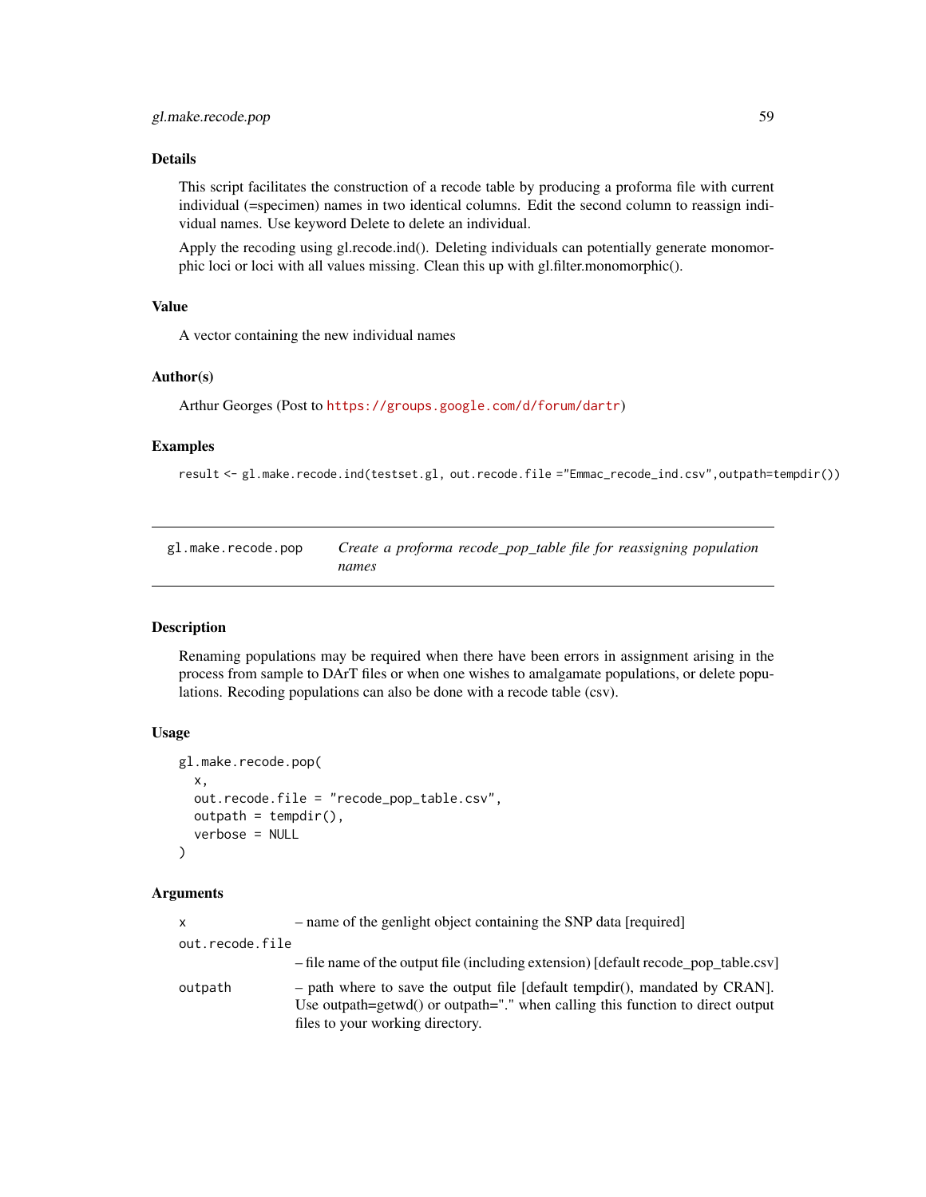### Details

This script facilitates the construction of a recode table by producing a proforma file with current individual (=specimen) names in two identical columns. Edit the second column to reassign individual names. Use keyword Delete to delete an individual.

Apply the recoding using gl.recode.ind(). Deleting individuals can potentially generate monomorphic loci or loci with all values missing. Clean this up with gl.filter.monomorphic().

### Value

A vector containing the new individual names

### Author(s)

Arthur Georges (Post to https://groups.google.com/d/forum/dartr)

### Examples

```
result <- gl.make.recode.ind(testset.gl, out.recode.file ="Emmac_recode_ind.csv",outpath=tempdir())
```

---

## gl.make.recode.pop — *Create a proforma recode_pop_table file for reassigning population names*

---

### Description

Renaming populations may be required when there have been errors in assignment arising in the process from sample to DArT files or when one wishes to amalgamate populations, or delete populations. Recoding populations can also be done with a recode table (csv).

### Usage

```
gl.make.recode.pop(
  x,
  out.recode.file = "recode_pop_table.csv",
  outpath = tempdir(),
  verbose = NULL
)
```

### Arguments

| | |
|---|---|
| x | – name of the genlight object containing the SNP data [required] |
| out.recode.file | – file name of the output file (including extension) [default recode_pop_table.csv] |
| outpath | – path where to save the output file [default tempdir(), mandated by CRAN]. Use outpath=getwd() or outpath="." when calling this function to direct output files to your working directory. |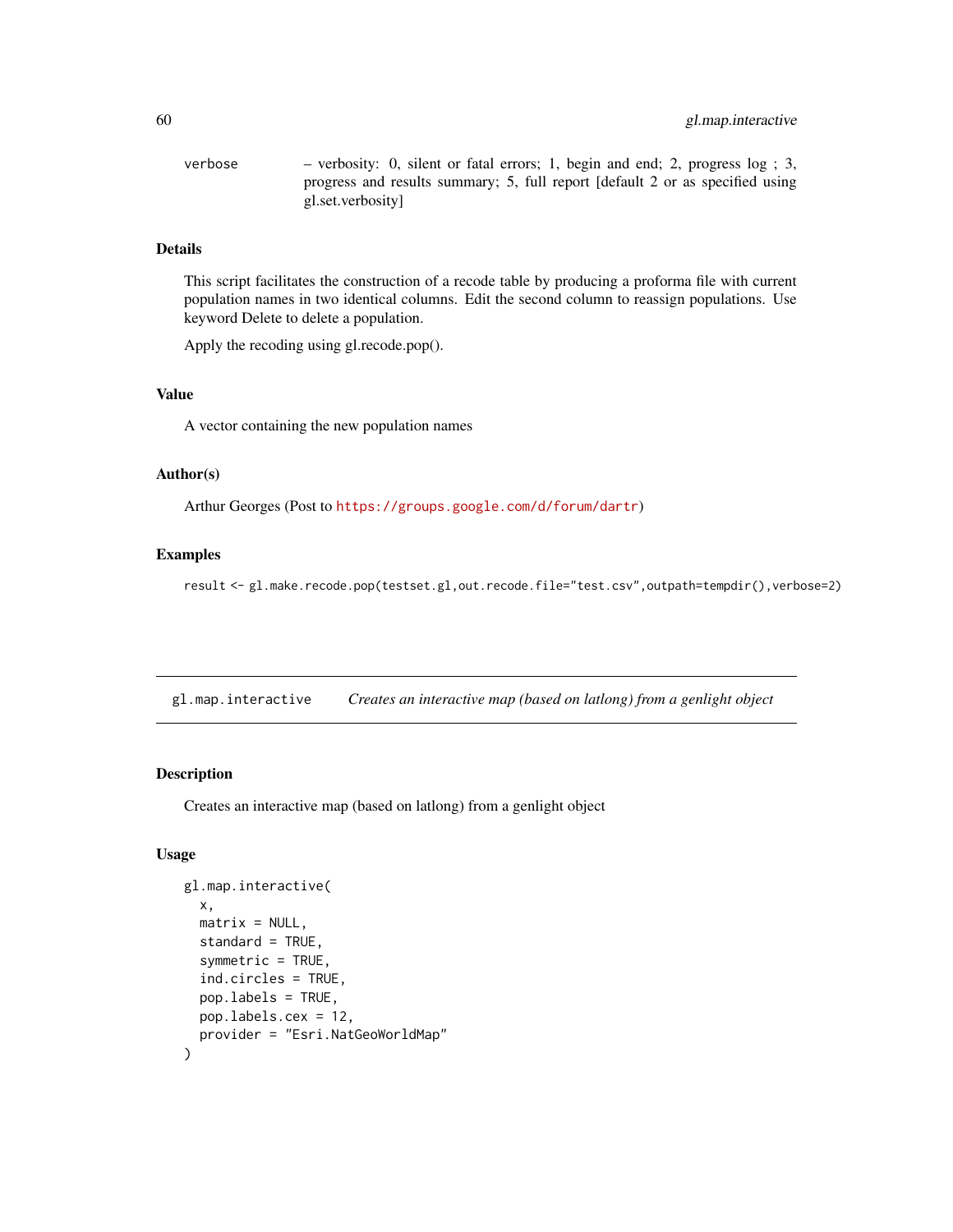verbose – verbosity: 0, silent or fatal errors; 1, begin and end; 2, progress log ; 3, progress and results summary; 5, full report [default 2 or as specified using gl.set.verbosity]

### Details

This script facilitates the construction of a recode table by producing a proforma file with current population names in two identical columns. Edit the second column to reassign populations. Use keyword Delete to delete a population.

Apply the recoding using gl.recode.pop().

### Value

A vector containing the new population names

### Author(s)

Arthur Georges (Post to https://groups.google.com/d/forum/dartr)

### Examples

```
result <- gl.make.recode.pop(testset.gl,out.recode.file="test.csv",outpath=tempdir(),verbose=2)
```

---

## gl.map.interactive *Creates an interactive map (based on latlong) from a genlight object*

### Description

Creates an interactive map (based on latlong) from a genlight object

### Usage

```
gl.map.interactive(
  x,
  matrix = NULL,
  standard = TRUE,
  symmetric = TRUE,
  ind.circles = TRUE,
  pop.labels = TRUE,
  pop.labels.cex = 12,
  provider = "Esri.NatGeoWorldMap"
)
```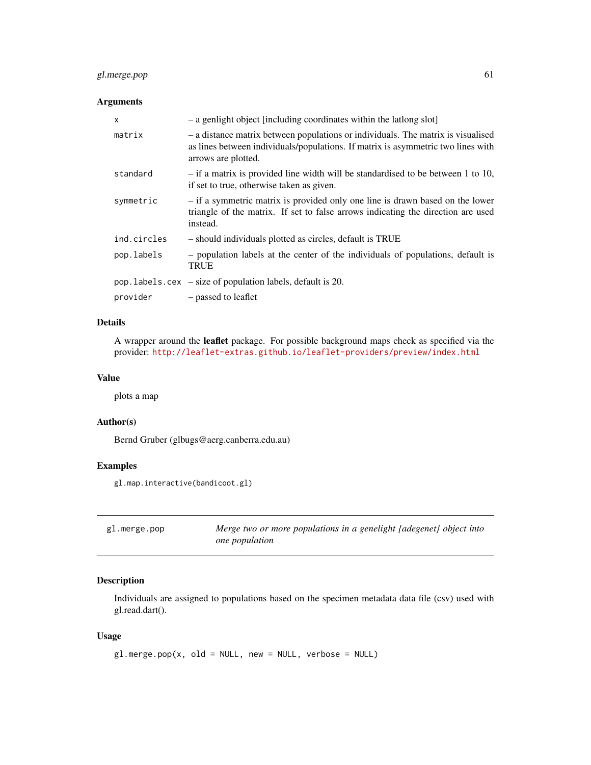### Arguments

| | |
|---|---|
| x | – a genlight object [including coordinates within the latlong slot] |
| matrix | – a distance matrix between populations or individuals. The matrix is visualised as lines between individuals/populations. If matrix is asymmetric two lines with arrows are plotted. |
| standard | – if a matrix is provided line width will be standardised to be between 1 to 10, if set to true, otherwise taken as given. |
| symmetric | – if a symmetric matrix is provided only one line is drawn based on the lower triangle of the matrix. If set to false arrows indicating the direction are used instead. |
| ind.circles | – should individuals plotted as circles, default is TRUE |
| pop.labels | – population labels at the center of the individuals of populations, default is TRUE |
| pop.labels.cex | – size of population labels, default is 20. |
| provider | – passed to leaflet |

### Details

A wrapper around the **leaflet** package. For possible background maps check as specified via the provider: http://leaflet-extras.github.io/leaflet-providers/preview/index.html

### Value

plots a map

### Author(s)

Bernd Gruber (glbugs@aerg.canberra.edu.au)

### Examples

```
gl.map.interactive(bandicoot.gl)
```

---

## gl.merge.pop *Merge two or more populations in a genelight {adegenet} object into one population*

### Description

Individuals are assigned to populations based on the specimen metadata data file (csv) used with gl.read.dart().

### Usage

```
gl.merge.pop(x, old = NULL, new = NULL, verbose = NULL)
```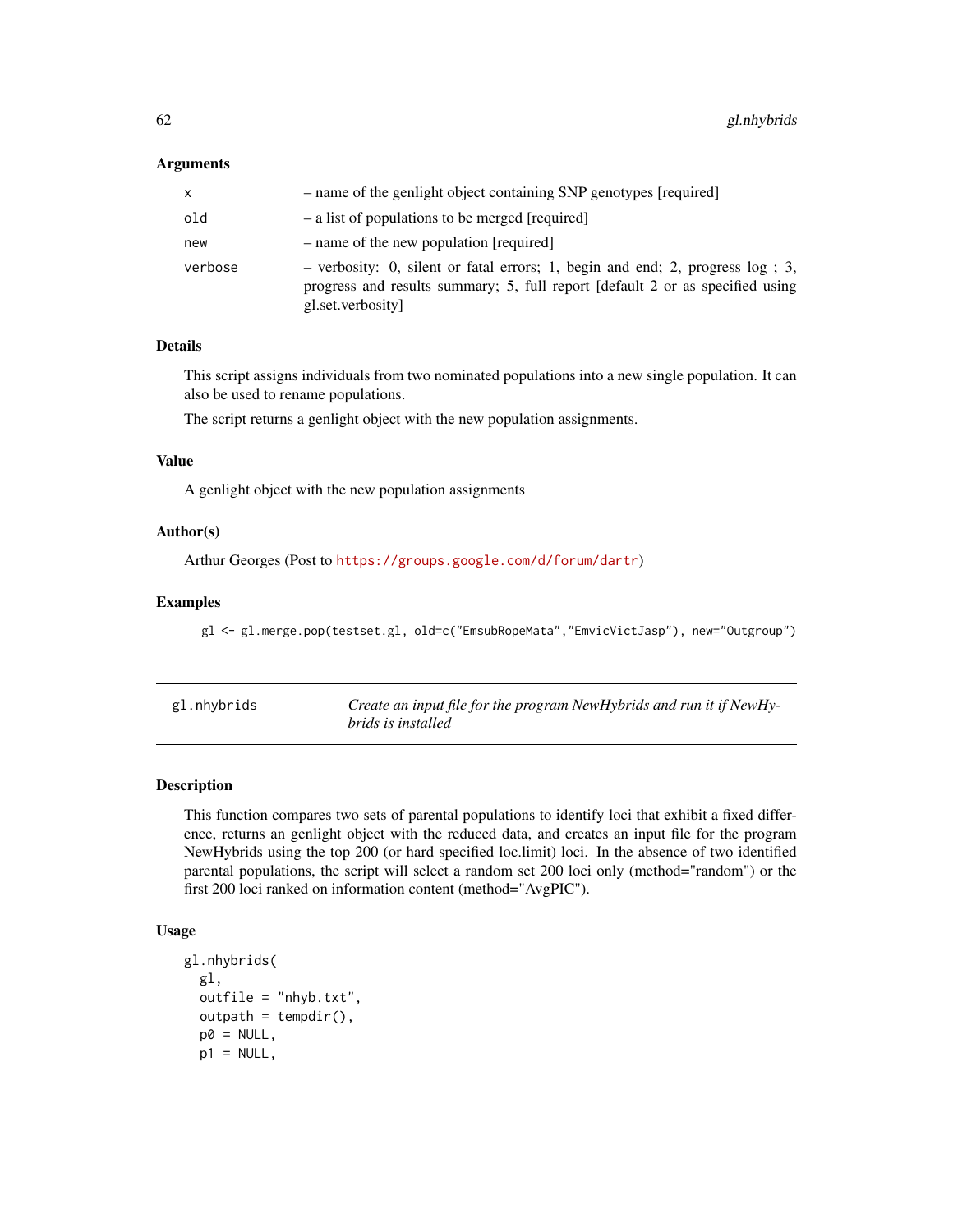### Arguments

| | |
|---|---|
| x | – name of the genlight object containing SNP genotypes [required] |
| old | – a list of populations to be merged [required] |
| new | – name of the new population [required] |
| verbose | – verbosity: 0, silent or fatal errors; 1, begin and end; 2, progress log ; 3, progress and results summary; 5, full report [default 2 or as specified using gl.set.verbosity] |

### Details

This script assigns individuals from two nominated populations into a new single population. It can also be used to rename populations.

The script returns a genlight object with the new population assignments.

### Value

A genlight object with the new population assignments

### Author(s)

Arthur Georges (Post to https://groups.google.com/d/forum/dartr)

### Examples

```
gl <- gl.merge.pop(testset.gl, old=c("EmsubRopeMata","EmvicVictJasp"), new="Outgroup")
```

---

## gl.nhybrids &nbsp;&nbsp;&nbsp; *Create an input file for the program NewHybrids and run it if NewHybrids is installed*

---

### Description

This function compares two sets of parental populations to identify loci that exhibit a fixed difference, returns an genlight object with the reduced data, and creates an input file for the program NewHybrids using the top 200 (or hard specified loc.limit) loci. In the absence of two identified parental populations, the script will select a random set 200 loci only (method="random") or the first 200 loci ranked on information content (method="AvgPIC").

### Usage

```
gl.nhybrids(
  gl,
  outfile = "nhyb.txt",
  outpath = tempdir(),
  p0 = NULL,
  p1 = NULL,
```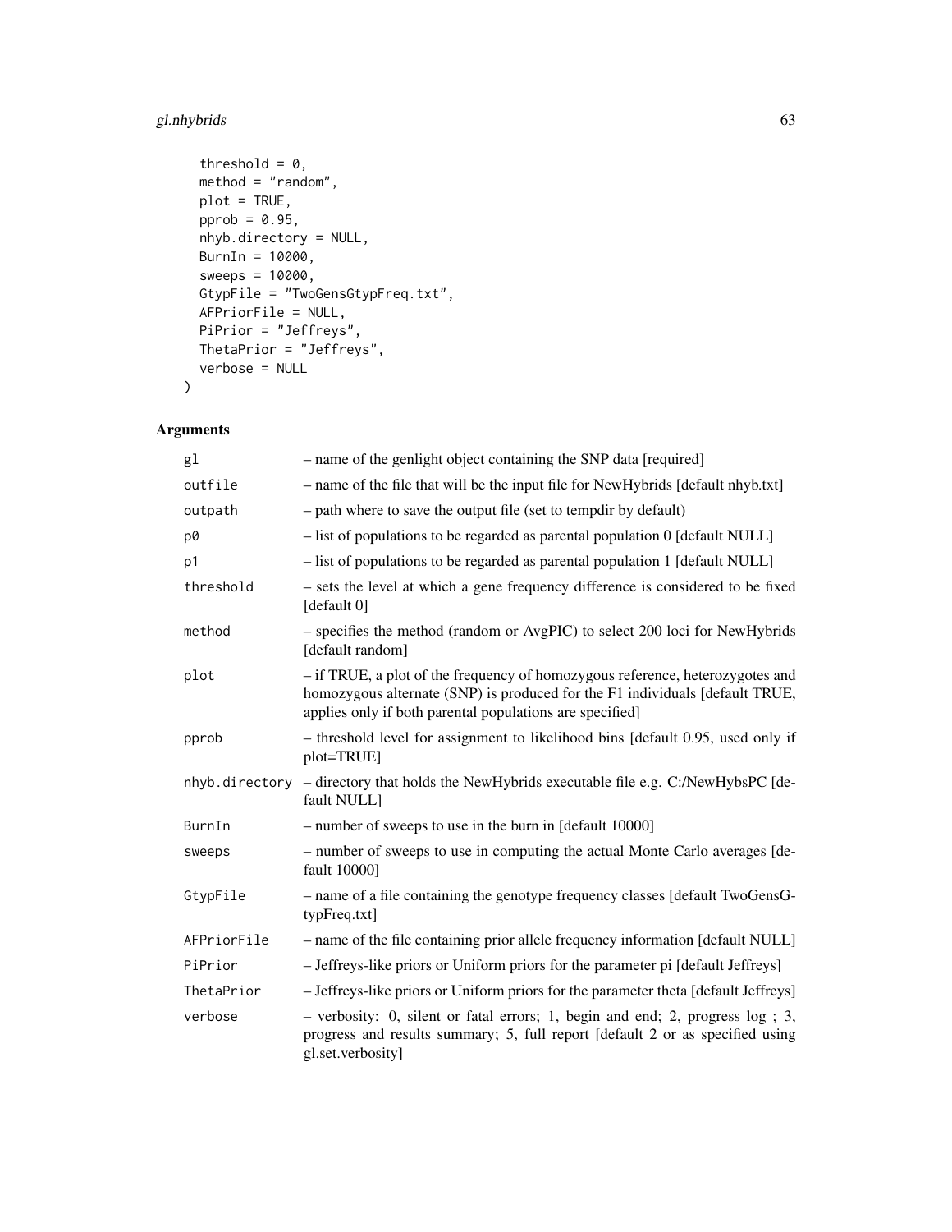```
  threshold = 0,
  method = "random",
  plot = TRUE,
  pprob = 0.95,
  nhyb.directory = NULL,
  BurnIn = 10000,
  sweeps = 10000,
  GtypFile = "TwoGensGtypFreq.txt",
  AFPriorFile = NULL,
  PiPrior = "Jeffreys",
  ThetaPrior = "Jeffreys",
  verbose = NULL
)
```

## Arguments

| | |
|---|---|
| `gl` | – name of the genlight object containing the SNP data [required] |
| `outfile` | – name of the file that will be the input file for NewHybrids [default nhyb.txt] |
| `outpath` | – path where to save the output file (set to tempdir by default) |
| `p0` | – list of populations to be regarded as parental population 0 [default NULL] |
| `p1` | – list of populations to be regarded as parental population 1 [default NULL] |
| `threshold` | – sets the level at which a gene frequency difference is considered to be fixed [default 0] |
| `method` | – specifies the method (random or AvgPIC) to select 200 loci for NewHybrids [default random] |
| `plot` | – if TRUE, a plot of the frequency of homozygous reference, heterozygotes and homozygous alternate (SNP) is produced for the F1 individuals [default TRUE, applies only if both parental populations are specified] |
| `pprob` | – threshold level for assignment to likelihood bins [default 0.95, used only if plot=TRUE] |
| `nhyb.directory` | – directory that holds the NewHybrids executable file e.g. C:/NewHybsPC [default NULL] |
| `BurnIn` | – number of sweeps to use in the burn in [default 10000] |
| `sweeps` | – number of sweeps to use in computing the actual Monte Carlo averages [default 10000] |
| `GtypFile` | – name of a file containing the genotype frequency classes [default TwoGensGtypFreq.txt] |
| `AFPriorFile` | – name of the file containing prior allele frequency information [default NULL] |
| `PiPrior` | – Jeffreys-like priors or Uniform priors for the parameter pi [default Jeffreys] |
| `ThetaPrior` | – Jeffreys-like priors or Uniform priors for the parameter theta [default Jeffreys] |
| `verbose` | – verbosity: 0, silent or fatal errors; 1, begin and end; 2, progress log ; 3, progress and results summary; 5, full report [default 2 or as specified using gl.set.verbosity] |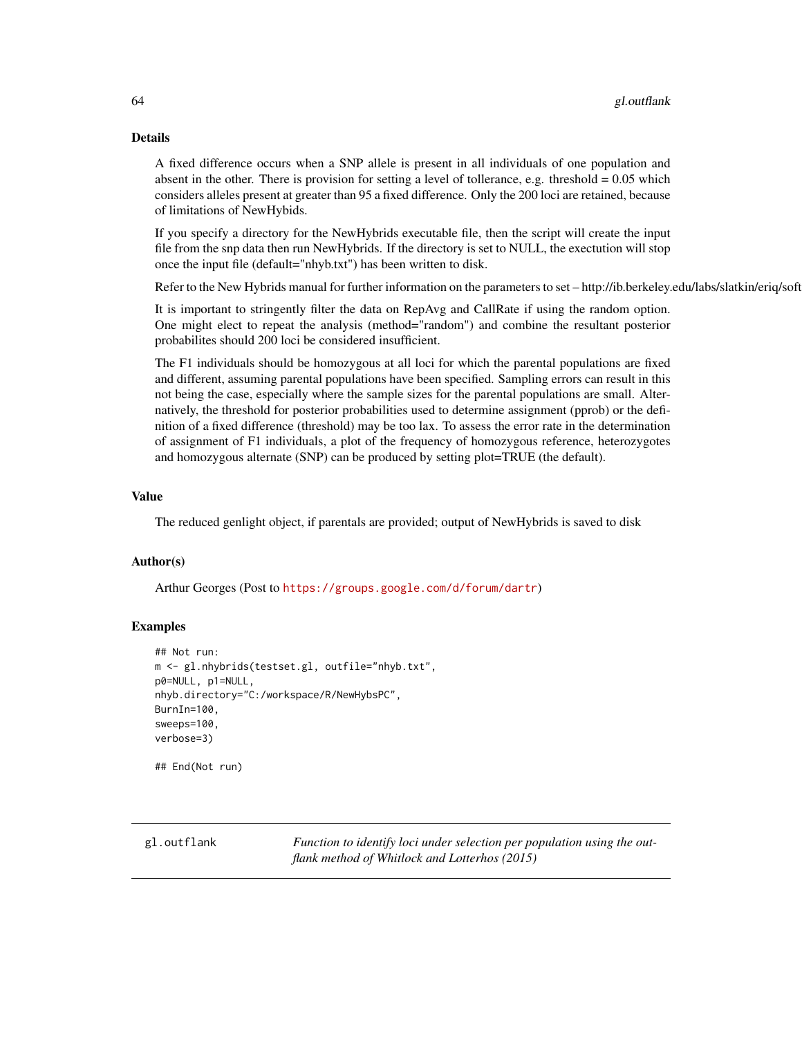## Details

A fixed difference occurs when a SNP allele is present in all individuals of one population and absent in the other. There is provision for setting a level of tollerance, e.g. threshold = 0.05 which considers alleles present at greater than 95 a fixed difference. Only the 200 loci are retained, because of limitations of NewHybids.

If you specify a directory for the NewHybrids executable file, then the script will create the input file from the snp data then run NewHybrids. If the directory is set to NULL, the exectution will stop once the input file (default="nhyb.txt") has been written to disk.

Refer to the New Hybrids manual for further information on the parameters to set – http://ib.berkeley.edu/labs/slatkin/eriq/soft

It is important to stringently filter the data on RepAvg and CallRate if using the random option. One might elect to repeat the analysis (method="random") and combine the resultant posterior probabilites should 200 loci be considered insufficient.

The F1 individuals should be homozygous at all loci for which the parental populations are fixed and different, assuming parental populations have been specified. Sampling errors can result in this not being the case, especially where the sample sizes for the parental populations are small. Alternatively, the threshold for posterior probabilities used to determine assignment (pprob) or the definition of a fixed difference (threshold) may be too lax. To assess the error rate in the determination of assignment of F1 individuals, a plot of the frequency of homozygous reference, heterozygotes and homozygous alternate (SNP) can be produced by setting plot=TRUE (the default).

## Value

The reduced genlight object, if parentals are provided; output of NewHybrids is saved to disk

## Author(s)

Arthur Georges (Post to https://groups.google.com/d/forum/dartr)

## Examples

```
## Not run:
m <- gl.nhybrids(testset.gl, outfile="nhyb.txt",
p0=NULL, p1=NULL,
nhyb.directory="C:/workspace/R/NewHybsPC",
BurnIn=100,
sweeps=100,
verbose=3)

## End(Not run)
```

---

gl.outflank    *Function to identify loci under selection per population using the outflank method of Whitlock and Lotterhos (2015)*

---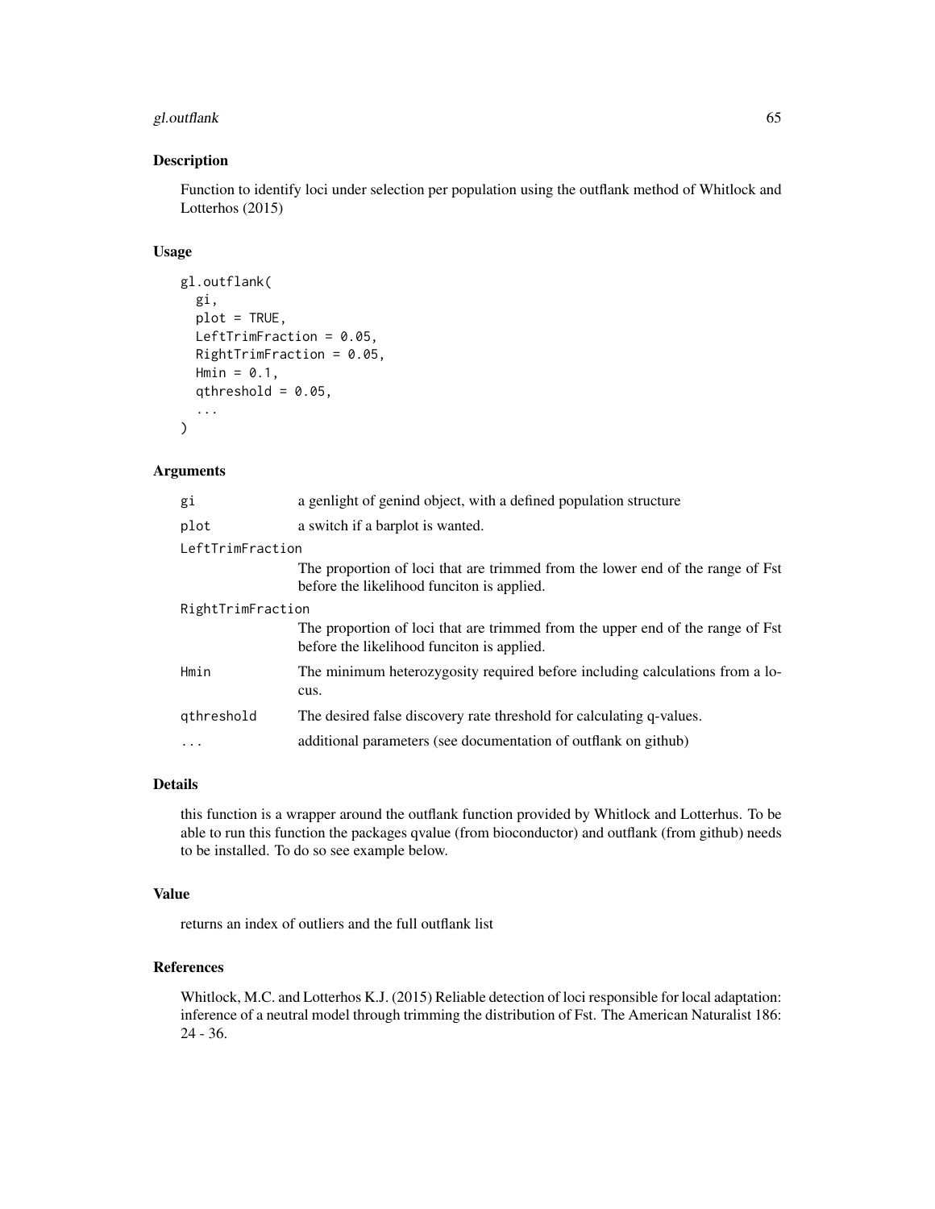## Description

Function to identify loci under selection per population using the outflank method of Whitlock and Lotterhos (2015)

## Usage

```
gl.outflank(
  gi,
  plot = TRUE,
  LeftTrimFraction = 0.05,
  RightTrimFraction = 0.05,
  Hmin = 0.1,
  qthreshold = 0.05,
  ...
)
```

## Arguments

| | |
|---|---|
| gi | a genlight of genind object, with a defined population structure |
| plot | a switch if a barplot is wanted. |
| LeftTrimFraction | The proportion of loci that are trimmed from the lower end of the range of Fst before the likelihood funciton is applied. |
| RightTrimFraction | The proportion of loci that are trimmed from the upper end of the range of Fst before the likelihood funciton is applied. |
| Hmin | The minimum heterozygosity required before including calculations from a locus. |
| qthreshold | The desired false discovery rate threshold for calculating q-values. |
| ... | additional parameters (see documentation of outflank on github) |

## Details

this function is a wrapper around the outflank function provided by Whitlock and Lotterhus. To be able to run this function the packages qvalue (from bioconductor) and outflank (from github) needs to be installed. To do so see example below.

## Value

returns an index of outliers and the full outflank list

## References

Whitlock, M.C. and Lotterhos K.J. (2015) Reliable detection of loci responsible for local adaptation: inference of a neutral model through trimming the distribution of Fst. The American Naturalist 186: 24 - 36.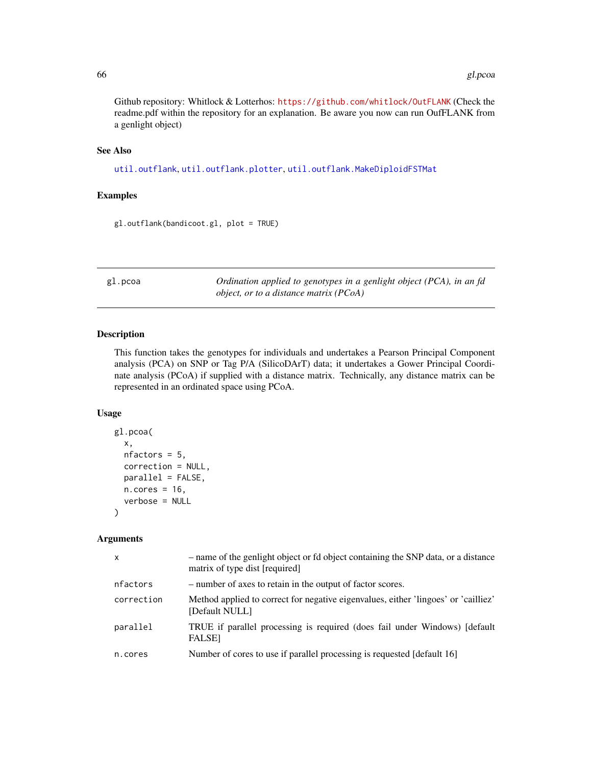Github repository: Whitlock & Lotterhos: https://github.com/whitlock/OutFLANK (Check the readme.pdf within the repository for an explanation. Be aware you now can run OufFLANK from a genlight object)

### See Also

util.outflank, util.outflank.plotter, util.outflank.MakeDiploidFSTMat

### Examples

```
gl.outflank(bandicoot.gl, plot = TRUE)
```

---

## gl.pcoa

*Ordination applied to genotypes in a genlight object (PCA), in an fd object, or to a distance matrix (PCoA)*

---

### Description

This function takes the genotypes for individuals and undertakes a Pearson Principal Component analysis (PCA) on SNP or Tag P/A (SilicoDArT) data; it undertakes a Gower Principal Coordinate analysis (PCoA) if supplied with a distance matrix. Technically, any distance matrix can be represented in an ordinated space using PCoA.

### Usage

```
gl.pcoa(
  x,
  nfactors = 5,
  correction = NULL,
  parallel = FALSE,
  n.cores = 16,
  verbose = NULL
)
```

### Arguments

| | |
|---|---|
| x | – name of the genlight object or fd object containing the SNP data, or a distance matrix of type dist [required] |
| nfactors | – number of axes to retain in the output of factor scores. |
| correction | Method applied to correct for negative eigenvalues, either 'lingoes' or 'cailliez' [Default NULL] |
| parallel | TRUE if parallel processing is required (does fail under Windows) [default FALSE] |
| n.cores | Number of cores to use if parallel processing is requested [default 16] |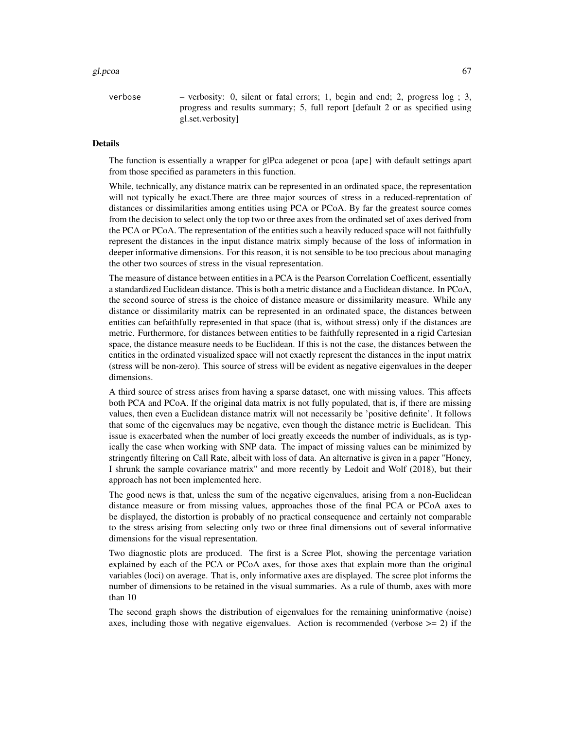verbose – verbosity: 0, silent or fatal errors; 1, begin and end; 2, progress log ; 3, progress and results summary; 5, full report [default 2 or as specified using gl.set.verbosity]

### Details

The function is essentially a wrapper for glPca adegenet or pcoa {ape} with default settings apart from those specified as parameters in this function.

While, technically, any distance matrix can be represented in an ordinated space, the representation will not typically be exact.There are three major sources of stress in a reduced-reprentation of distances or dissimilarities among entities using PCA or PCoA. By far the greatest source comes from the decision to select only the top two or three axes from the ordinated set of axes derived from the PCA or PCoA. The representation of the entities such a heavily reduced space will not faithfully represent the distances in the input distance matrix simply because of the loss of information in deeper informative dimensions. For this reason, it is not sensible to be too precious about managing the other two sources of stress in the visual representation.

The measure of distance between entities in a PCA is the Pearson Correlation Coefficent, essentially a standardized Euclidean distance. This is both a metric distance and a Euclidean distance. In PCoA, the second source of stress is the choice of distance measure or dissimilarity measure. While any distance or dissimilarity matrix can be represented in an ordinated space, the distances between entities can befaithfully represented in that space (that is, without stress) only if the distances are metric. Furthermore, for distances between entities to be faithfully represented in a rigid Cartesian space, the distance measure needs to be Euclidean. If this is not the case, the distances between the entities in the ordinated visualized space will not exactly represent the distances in the input matrix (stress will be non-zero). This source of stress will be evident as negative eigenvalues in the deeper dimensions.

A third source of stress arises from having a sparse dataset, one with missing values. This affects both PCA and PCoA. If the original data matrix is not fully populated, that is, if there are missing values, then even a Euclidean distance matrix will not necessarily be 'positive definite'. It follows that some of the eigenvalues may be negative, even though the distance metric is Euclidean. This issue is exacerbated when the number of loci greatly exceeds the number of individuals, as is typically the case when working with SNP data. The impact of missing values can be minimized by stringently filtering on Call Rate, albeit with loss of data. An alternative is given in a paper "Honey, I shrunk the sample covariance matrix" and more recently by Ledoit and Wolf (2018), but their approach has not been implemented here.

The good news is that, unless the sum of the negative eigenvalues, arising from a non-Euclidean distance measure or from missing values, approaches those of the final PCA or PCoA axes to be displayed, the distortion is probably of no practical consequence and certainly not comparable to the stress arising from selecting only two or three final dimensions out of several informative dimensions for the visual representation.

Two diagnostic plots are produced. The first is a Scree Plot, showing the percentage variation explained by each of the PCA or PCoA axes, for those axes that explain more than the original variables (loci) on average. That is, only informative axes are displayed. The scree plot informs the number of dimensions to be retained in the visual summaries. As a rule of thumb, axes with more than 10

The second graph shows the distribution of eigenvalues for the remaining uninformative (noise) axes, including those with negative eigenvalues. Action is recommended (verbose >= 2) if the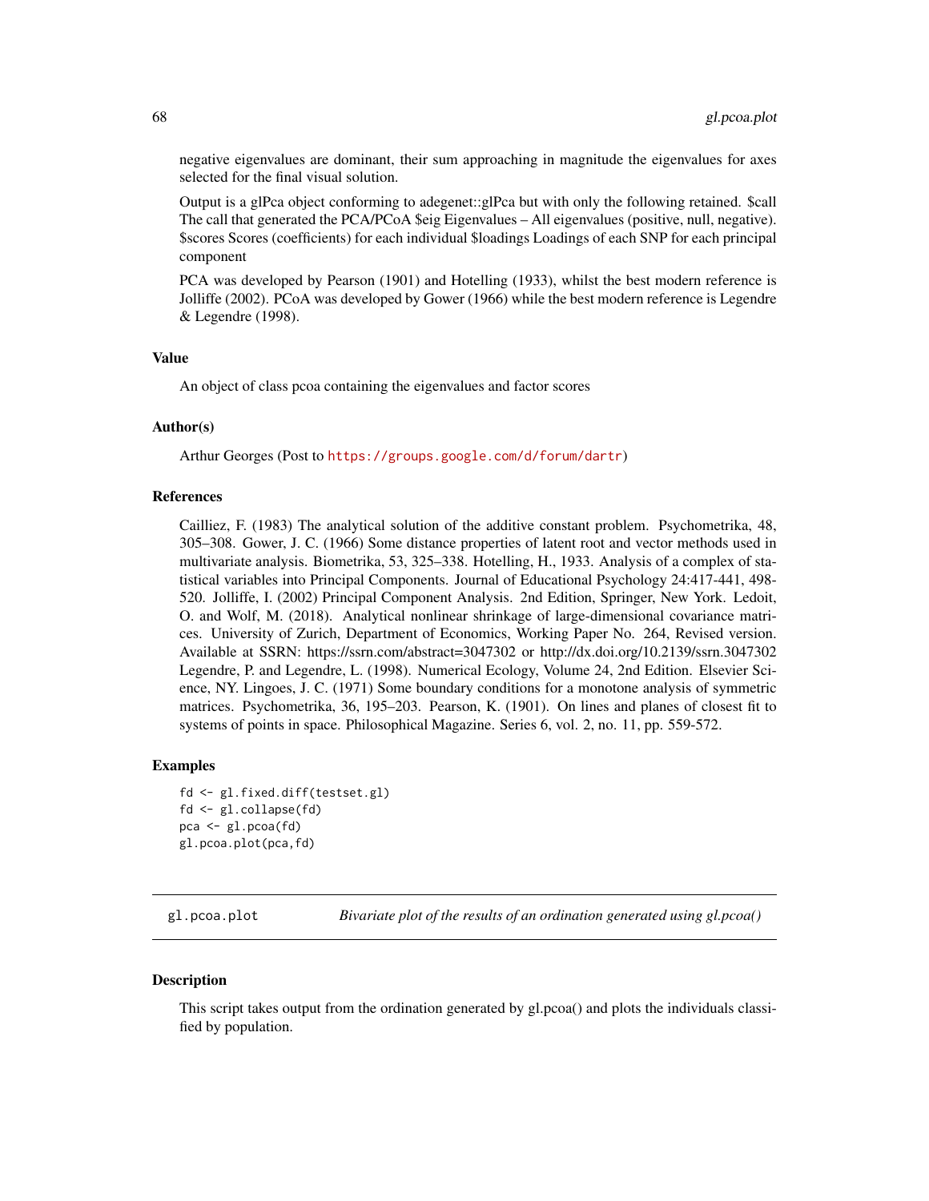negative eigenvalues are dominant, their sum approaching in magnitude the eigenvalues for axes selected for the final visual solution.

Output is a glPca object conforming to adegenet::glPca but with only the following retained. $call The call that generated the PCA/PCoA $eig Eigenvalues – All eigenvalues (positive, null, negative). $scores Scores (coefficients) for each individual $loadings Loadings of each SNP for each principal component

PCA was developed by Pearson (1901) and Hotelling (1933), whilst the best modern reference is Jolliffe (2002). PCoA was developed by Gower (1966) while the best modern reference is Legendre & Legendre (1998).

### Value

An object of class pcoa containing the eigenvalues and factor scores

### Author(s)

Arthur Georges (Post to https://groups.google.com/d/forum/dartr)

### References

Cailliez, F. (1983) The analytical solution of the additive constant problem. Psychometrika, 48, 305–308. Gower, J. C. (1966) Some distance properties of latent root and vector methods used in multivariate analysis. Biometrika, 53, 325–338. Hotelling, H., 1933. Analysis of a complex of statistical variables into Principal Components. Journal of Educational Psychology 24:417-441, 498-520. Jolliffe, I. (2002) Principal Component Analysis. 2nd Edition, Springer, New York. Ledoit, O. and Wolf, M. (2018). Analytical nonlinear shrinkage of large-dimensional covariance matrices. University of Zurich, Department of Economics, Working Paper No. 264, Revised version. Available at SSRN: https://ssrn.com/abstract=3047302 or http://dx.doi.org/10.2139/ssrn.3047302 Legendre, P. and Legendre, L. (1998). Numerical Ecology, Volume 24, 2nd Edition. Elsevier Science, NY. Lingoes, J. C. (1971) Some boundary conditions for a monotone analysis of symmetric matrices. Psychometrika, 36, 195–203. Pearson, K. (1901). On lines and planes of closest fit to systems of points in space. Philosophical Magazine. Series 6, vol. 2, no. 11, pp. 559-572.

### Examples

```
fd <- gl.fixed.diff(testset.gl)
fd <- gl.collapse(fd)
pca <- gl.pcoa(fd)
gl.pcoa.plot(pca,fd)
```

---

## gl.pcoa.plot — *Bivariate plot of the results of an ordination generated using gl.pcoa()*

### Description

This script takes output from the ordination generated by gl.pcoa() and plots the individuals classified by population.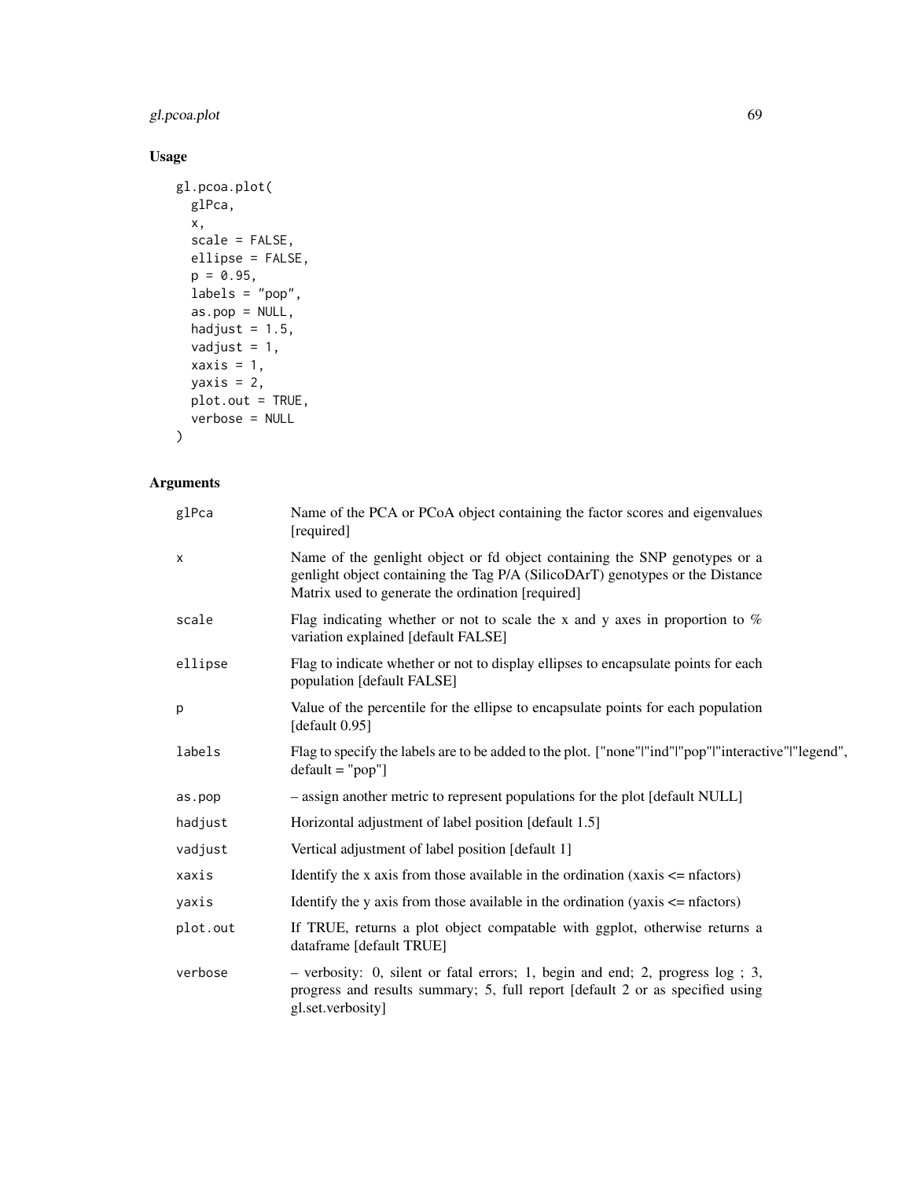## Usage

```
gl.pcoa.plot(
  glPca,
  x,
  scale = FALSE,
  ellipse = FALSE,
  p = 0.95,
  labels = "pop",
  as.pop = NULL,
  hadjust = 1.5,
  vadjust = 1,
  xaxis = 1,
  yaxis = 2,
  plot.out = TRUE,
  verbose = NULL
)
```

## Arguments

| | |
|---|---|
| glPca | Name of the PCA or PCoA object containing the factor scores and eigenvalues [required] |
| x | Name of the genlight object or fd object containing the SNP genotypes or a genlight object containing the Tag P/A (SilicoDArT) genotypes or the Distance Matrix used to generate the ordination [required] |
| scale | Flag indicating whether or not to scale the x and y axes in proportion to % variation explained [default FALSE] |
| ellipse | Flag to indicate whether or not to display ellipses to encapsulate points for each population [default FALSE] |
| p | Value of the percentile for the ellipse to encapsulate points for each population [default 0.95] |
| labels | Flag to specify the labels are to be added to the plot. ["none"\|"ind"\|"pop"\|"interactive"\|"legend", default = "pop"] |
| as.pop | – assign another metric to represent populations for the plot [default NULL] |
| hadjust | Horizontal adjustment of label position [default 1.5] |
| vadjust | Vertical adjustment of label position [default 1] |
| xaxis | Identify the x axis from those available in the ordination (xaxis <= nfactors) |
| yaxis | Identify the y axis from those available in the ordination (yaxis <= nfactors) |
| plot.out | If TRUE, returns a plot object compatable with ggplot, otherwise returns a dataframe [default TRUE] |
| verbose | – verbosity: 0, silent or fatal errors; 1, begin and end; 2, progress log ; 3, progress and results summary; 5, full report [default 2 or as specified using gl.set.verbosity] |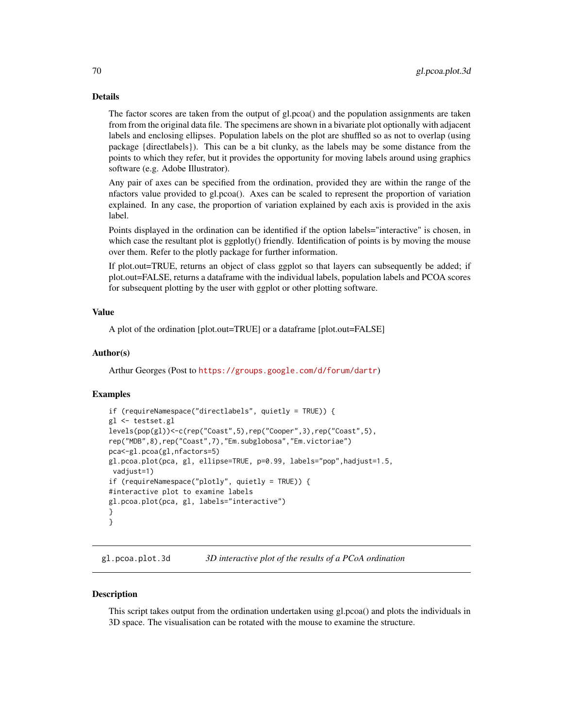### Details

The factor scores are taken from the output of gl.pcoa() and the population assignments are taken from from the original data file. The specimens are shown in a bivariate plot optionally with adjacent labels and enclosing ellipses. Population labels on the plot are shuffled so as not to overlap (using package {directlabels}). This can be a bit clunky, as the labels may be some distance from the points to which they refer, but it provides the opportunity for moving labels around using graphics software (e.g. Adobe Illustrator).

Any pair of axes can be specified from the ordination, provided they are within the range of the nfactors value provided to gl.pcoa(). Axes can be scaled to represent the proportion of variation explained. In any case, the proportion of variation explained by each axis is provided in the axis label.

Points displayed in the ordination can be identified if the option labels="interactive" is chosen, in which case the resultant plot is ggplotly() friendly. Identification of points is by moving the mouse over them. Refer to the plotly package for further information.

If plot.out=TRUE, returns an object of class ggplot so that layers can subsequently be added; if plot.out=FALSE, returns a dataframe with the individual labels, population labels and PCOA scores for subsequent plotting by the user with ggplot or other plotting software.

### Value

A plot of the ordination [plot.out=TRUE] or a dataframe [plot.out=FALSE]

### Author(s)

Arthur Georges (Post to https://groups.google.com/d/forum/dartr)

### Examples

```
if (requireNamespace("directlabels", quietly = TRUE)) {
gl <- testset.gl
levels(pop(gl))<-c(rep("Coast",5),rep("Cooper",3),rep("Coast",5),
rep("MDB",8),rep("Coast",7),"Em.subglobosa","Em.victoriae")
pca<-gl.pcoa(gl,nfactors=5)
gl.pcoa.plot(pca, gl, ellipse=TRUE, p=0.99, labels="pop",hadjust=1.5,
 vadjust=1)
if (requireNamespace("plotly", quietly = TRUE)) {
#interactive plot to examine labels
gl.pcoa.plot(pca, gl, labels="interactive")
}
}
```

---

## gl.pcoa.plot.3d    *3D interactive plot of the results of a PCoA ordination*

### Description

This script takes output from the ordination undertaken using gl.pcoa() and plots the individuals in 3D space. The visualisation can be rotated with the mouse to examine the structure.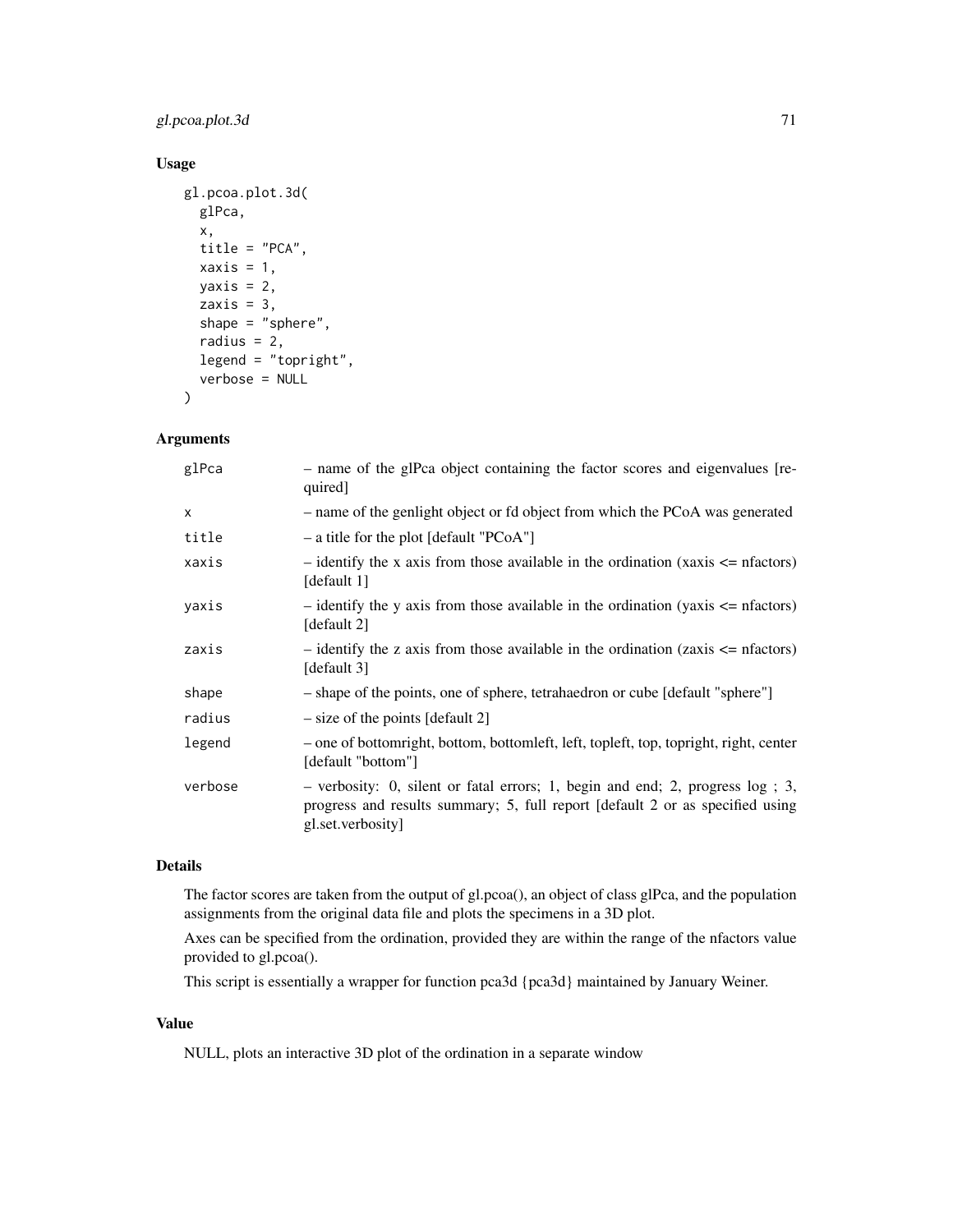## Usage

```
gl.pcoa.plot.3d(
  glPca,
  x,
  title = "PCA",
  xaxis = 1,
  yaxis = 2,
  zaxis = 3,
  shape = "sphere",
  radius = 2,
  legend = "topright",
  verbose = NULL
)
```

## Arguments

| | |
|---|---|
| glPca | – name of the glPca object containing the factor scores and eigenvalues [required] |
| x | – name of the genlight object or fd object from which the PCoA was generated |
| title | – a title for the plot [default "PCoA"] |
| xaxis | – identify the x axis from those available in the ordination (xaxis <= nfactors) [default 1] |
| yaxis | – identify the y axis from those available in the ordination (yaxis <= nfactors) [default 2] |
| zaxis | – identify the z axis from those available in the ordination (zaxis <= nfactors) [default 3] |
| shape | – shape of the points, one of sphere, tetrahaedron or cube [default "sphere"] |
| radius | – size of the points [default 2] |
| legend | – one of bottomright, bottom, bottomleft, left, topleft, top, topright, right, center [default "bottom"] |
| verbose | – verbosity: 0, silent or fatal errors; 1, begin and end; 2, progress log ; 3, progress and results summary; 5, full report [default 2 or as specified using gl.set.verbosity] |

## Details

The factor scores are taken from the output of gl.pcoa(), an object of class glPca, and the population assignments from the original data file and plots the specimens in a 3D plot.

Axes can be specified from the ordination, provided they are within the range of the nfactors value provided to gl.pcoa().

This script is essentially a wrapper for function pca3d {pca3d} maintained by January Weiner.

## Value

NULL, plots an interactive 3D plot of the ordination in a separate window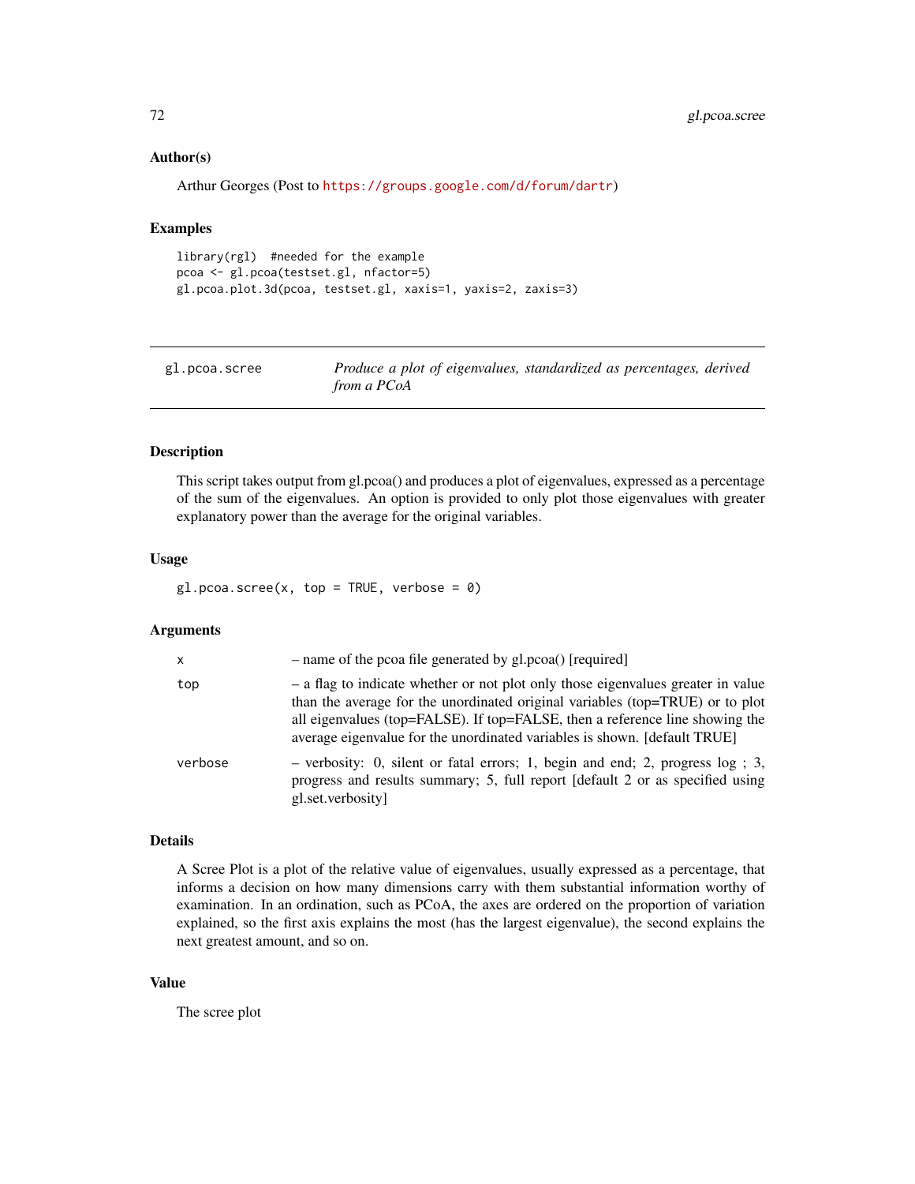### Author(s)

Arthur Georges (Post to https://groups.google.com/d/forum/dartr)

### Examples

```
library(rgl)  #needed for the example
pcoa <- gl.pcoa(testset.gl, nfactor=5)
gl.pcoa.plot.3d(pcoa, testset.gl, xaxis=1, yaxis=2, zaxis=3)
```

---

## gl.pcoa.scree — *Produce a plot of eigenvalues, standardized as percentages, derived from a PCoA*

---

### Description

This script takes output from gl.pcoa() and produces a plot of eigenvalues, expressed as a percentage of the sum of the eigenvalues. An option is provided to only plot those eigenvalues with greater explanatory power than the average for the original variables.

### Usage

```
gl.pcoa.scree(x, top = TRUE, verbose = 0)
```

### Arguments

| | |
|---|---|
| x | – name of the pcoa file generated by gl.pcoa() [required] |
| top | – a flag to indicate whether or not plot only those eigenvalues greater in value than the average for the unordinated original variables (top=TRUE) or to plot all eigenvalues (top=FALSE). If top=FALSE, then a reference line showing the average eigenvalue for the unordinated variables is shown. [default TRUE] |
| verbose | – verbosity: 0, silent or fatal errors; 1, begin and end; 2, progress log ; 3, progress and results summary; 5, full report [default 2 or as specified using gl.set.verbosity] |

### Details

A Scree Plot is a plot of the relative value of eigenvalues, usually expressed as a percentage, that informs a decision on how many dimensions carry with them substantial information worthy of examination. In an ordination, such as PCoA, the axes are ordered on the proportion of variation explained, so the first axis explains the most (has the largest eigenvalue), the second explains the next greatest amount, and so on.

### Value

The scree plot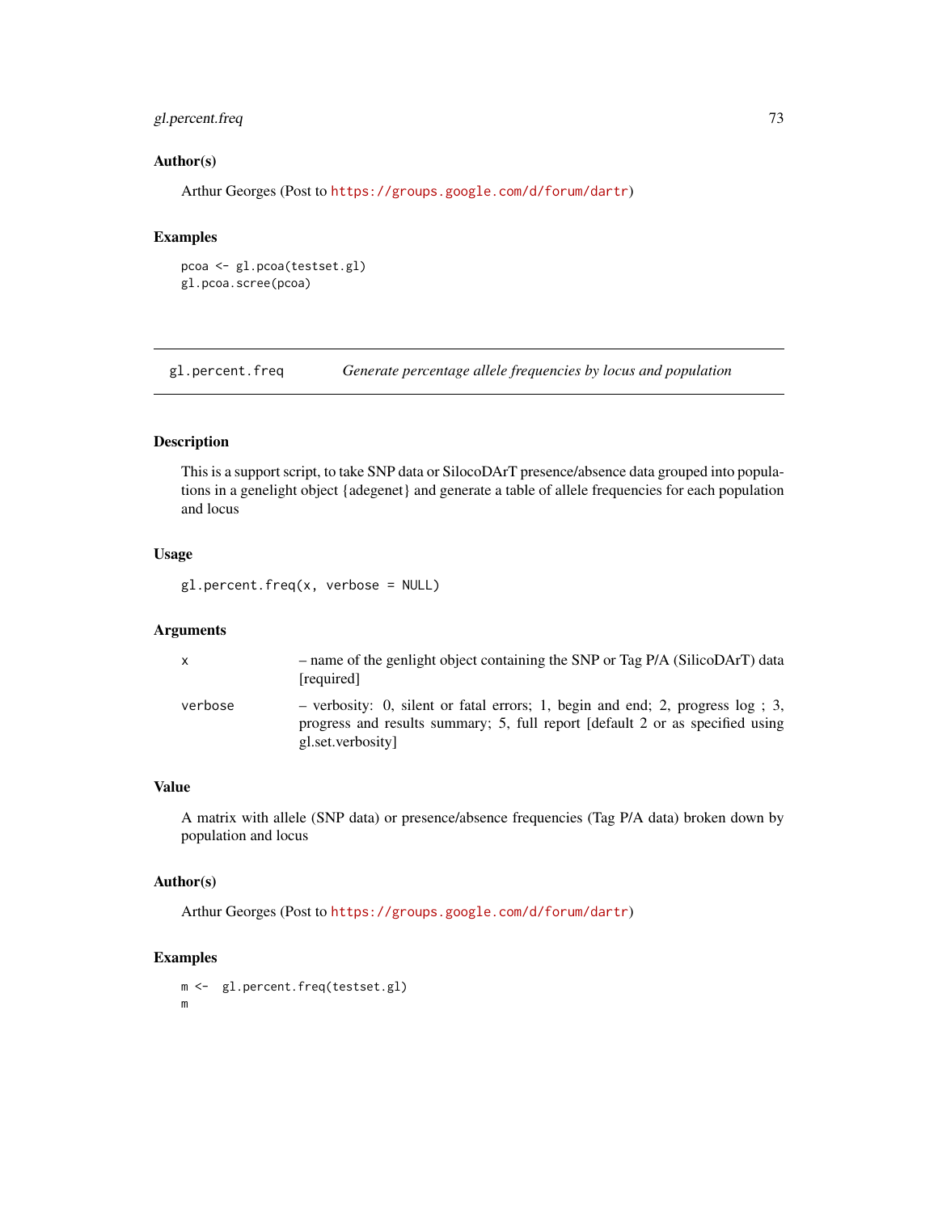### Author(s)

Arthur Georges (Post to https://groups.google.com/d/forum/dartr)

### Examples

```
pcoa <- gl.pcoa(testset.gl)
gl.pcoa.scree(pcoa)
```

---

## gl.percent.freq *Generate percentage allele frequencies by locus and population*

### Description

This is a support script, to take SNP data or SilocoDArT presence/absence data grouped into populations in a genelight object {adegenet} and generate a table of allele frequencies for each population and locus

### Usage

```
gl.percent.freq(x, verbose = NULL)
```

### Arguments

| | |
|---|---|
| x | – name of the genlight object containing the SNP or Tag P/A (SilicoDArT) data [required] |
| verbose | – verbosity: 0, silent or fatal errors; 1, begin and end; 2, progress log ; 3, progress and results summary; 5, full report [default 2 or as specified using gl.set.verbosity] |

### Value

A matrix with allele (SNP data) or presence/absence frequencies (Tag P/A data) broken down by population and locus

### Author(s)

Arthur Georges (Post to https://groups.google.com/d/forum/dartr)

### Examples

```
m <-  gl.percent.freq(testset.gl)
m
```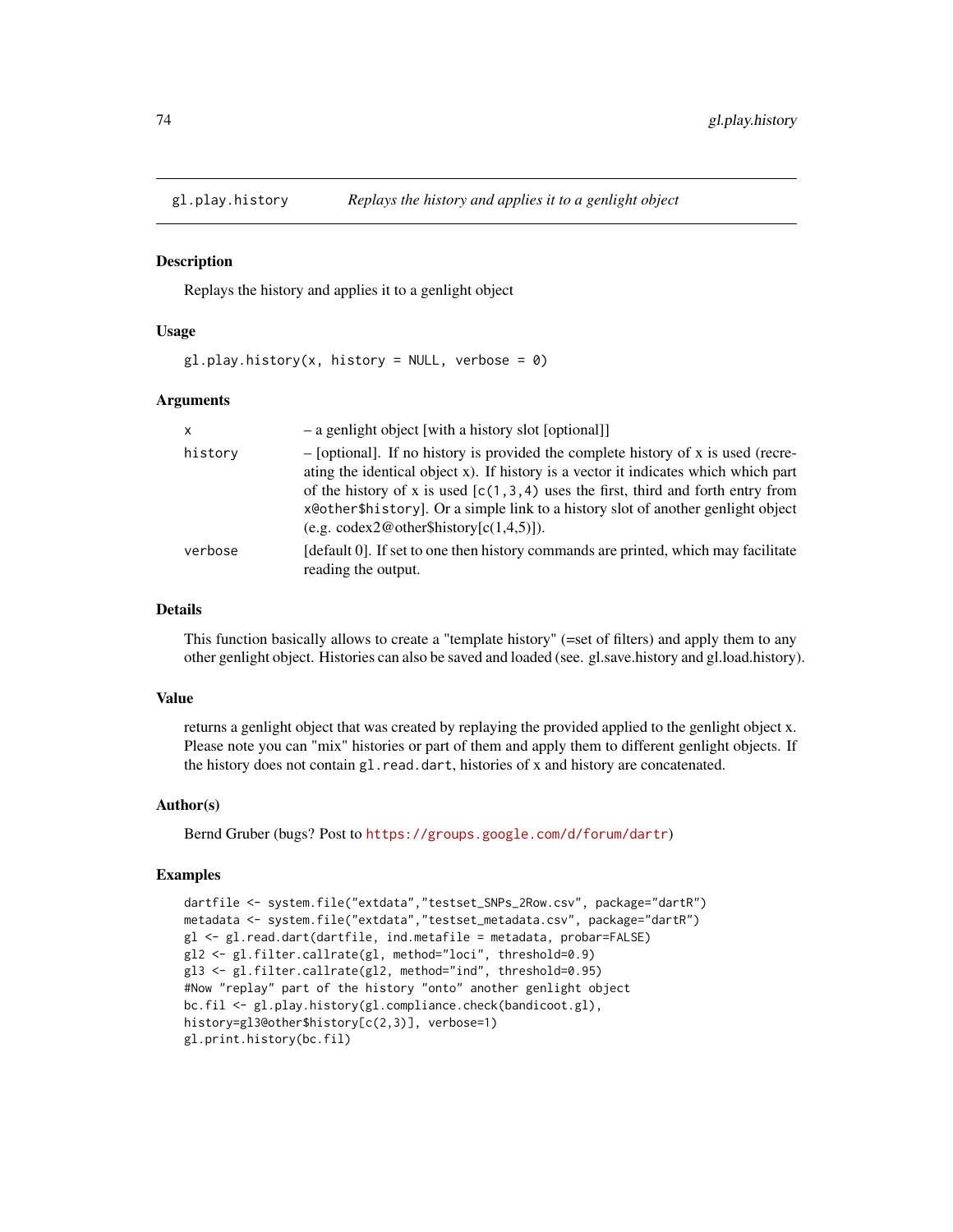# gl.play.history — *Replays the history and applies it to a genlight object*

## Description

Replays the history and applies it to a genlight object

## Usage

```
gl.play.history(x, history = NULL, verbose = 0)
```

## Arguments

| | |
|---|---|
| `x` | – a genlight object [with a history slot [optional]] |
| `history` | – [optional]. If no history is provided the complete history of x is used (recreating the identical object x). If history is a vector it indicates which which part of the history of x is used [`c(1,3,4)` uses the first, third and forth entry from `x@other$history`]. Or a simple link to a history slot of another genlight object (e.g. codex2@other$history[c(1,4,5)]). |
| `verbose` | [default 0]. If set to one then history commands are printed, which may facilitate reading the output. |

## Details

This function basically allows to create a "template history" (=set of filters) and apply them to any other genlight object. Histories can also be saved and loaded (see. gl.save.history and gl.load.history).

## Value

returns a genlight object that was created by replaying the provided applied to the genlight object x. Please note you can "mix" histories or part of them and apply them to different genlight objects. If the history does not contain `gl.read.dart`, histories of x and history are concatenated.

## Author(s)

Bernd Gruber (bugs? Post to https://groups.google.com/d/forum/dartr)

## Examples

```
dartfile <- system.file("extdata","testset_SNPs_2Row.csv", package="dartR")
metadata <- system.file("extdata","testset_metadata.csv", package="dartR")
gl <- gl.read.dart(dartfile, ind.metafile = metadata, probar=FALSE)
gl2 <- gl.filter.callrate(gl, method="loci", threshold=0.9)
gl3 <- gl.filter.callrate(gl2, method="ind", threshold=0.95)
#Now "replay" part of the history "onto" another genlight object
bc.fil <- gl.play.history(gl.compliance.check(bandicoot.gl),
history=gl3@other$history[c(2,3)], verbose=1)
gl.print.history(bc.fil)
```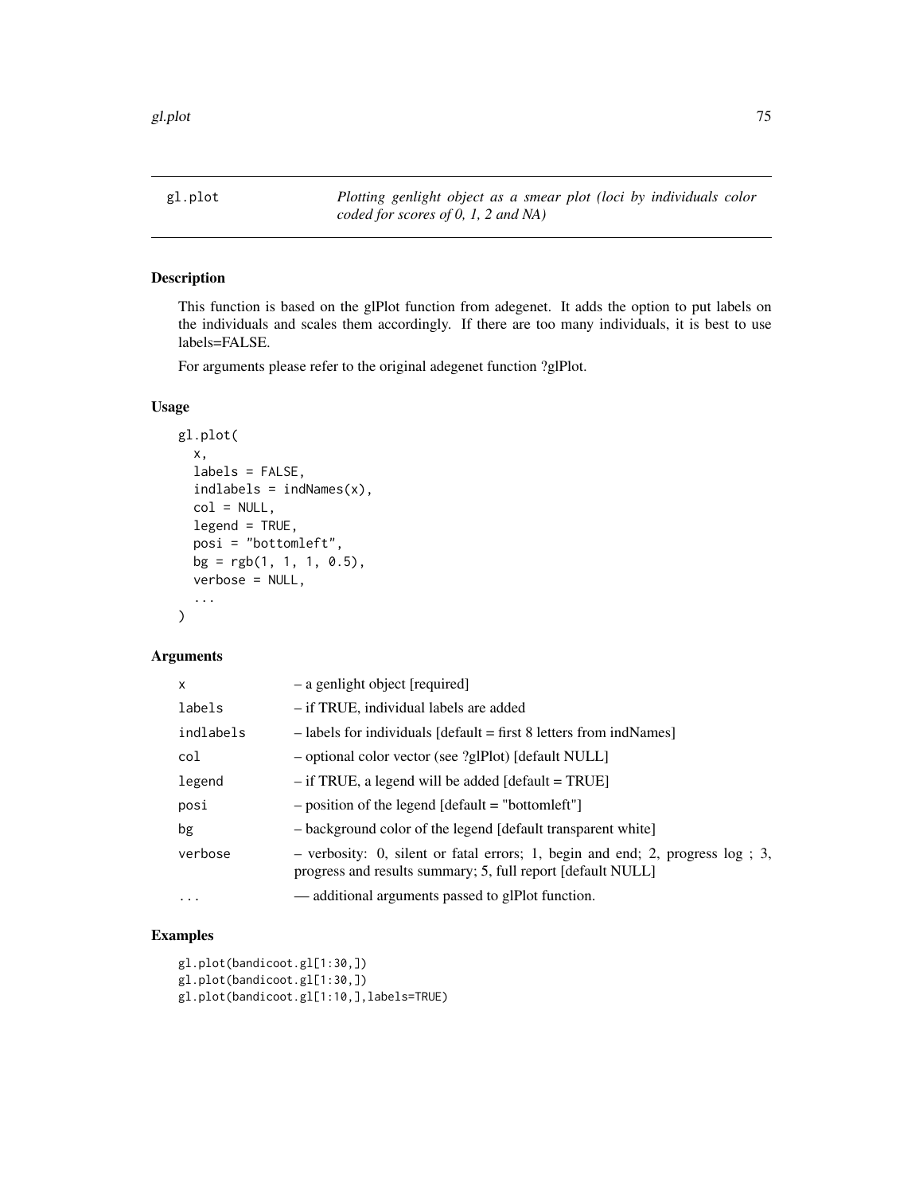# gl.plot

*Plotting genlight object as a smear plot (loci by individuals color coded for scores of 0, 1, 2 and NA)*

## Description

This function is based on the glPlot function from adegenet. It adds the option to put labels on the individuals and scales them accordingly. If there are too many individuals, it is best to use labels=FALSE.

For arguments please refer to the original adegenet function ?glPlot.

## Usage

```
gl.plot(
  x,
  labels = FALSE,
  indlabels = indNames(x),
  col = NULL,
  legend = TRUE,
  posi = "bottomleft",
  bg = rgb(1, 1, 1, 0.5),
  verbose = NULL,
  ...
)
```

## Arguments

| | |
|---|---|
| x | – a genlight object [required] |
| labels | – if TRUE, individual labels are added |
| indlabels | – labels for individuals [default = first 8 letters from indNames] |
| col | – optional color vector (see ?glPlot) [default NULL] |
| legend | – if TRUE, a legend will be added [default = TRUE] |
| posi | – position of the legend [default = "bottomleft"] |
| bg | – background color of the legend [default transparent white] |
| verbose | – verbosity: 0, silent or fatal errors; 1, begin and end; 2, progress log ; 3, progress and results summary; 5, full report [default NULL] |
| ... | — additional arguments passed to glPlot function. |

## Examples

```
gl.plot(bandicoot.gl[1:30,])
gl.plot(bandicoot.gl[1:30,])
gl.plot(bandicoot.gl[1:10,],labels=TRUE)
```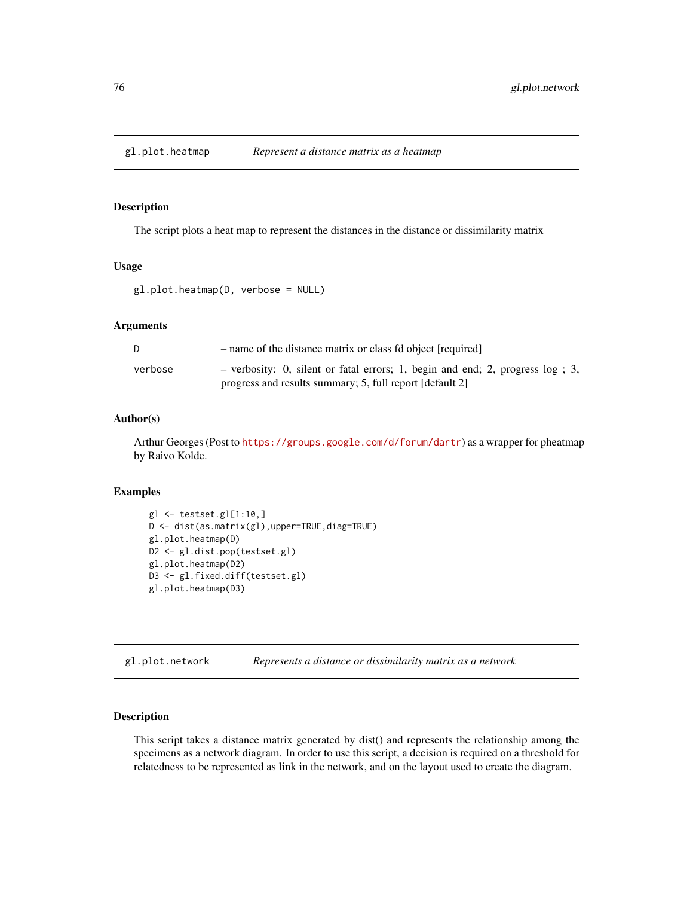## gl.plot.heatmap — *Represent a distance matrix as a heatmap*

### Description

The script plots a heat map to represent the distances in the distance or dissimilarity matrix

### Usage

```
gl.plot.heatmap(D, verbose = NULL)
```

### Arguments

| | |
|---|---|
| D | – name of the distance matrix or class fd object [required] |
| verbose | – verbosity: 0, silent or fatal errors; 1, begin and end; 2, progress log ; 3, progress and results summary; 5, full report [default 2] |

### Author(s)

Arthur Georges (Post to https://groups.google.com/d/forum/dartr) as a wrapper for pheatmap by Raivo Kolde.

### Examples

```
gl <- testset.gl[1:10,]
D <- dist(as.matrix(gl),upper=TRUE,diag=TRUE)
gl.plot.heatmap(D)
D2 <- gl.dist.pop(testset.gl)
gl.plot.heatmap(D2)
D3 <- gl.fixed.diff(testset.gl)
gl.plot.heatmap(D3)
```

## gl.plot.network — *Represents a distance or dissimilarity matrix as a network*

### Description

This script takes a distance matrix generated by dist() and represents the relationship among the specimens as a network diagram. In order to use this script, a decision is required on a threshold for relatedness to be represented as link in the network, and on the layout used to create the diagram.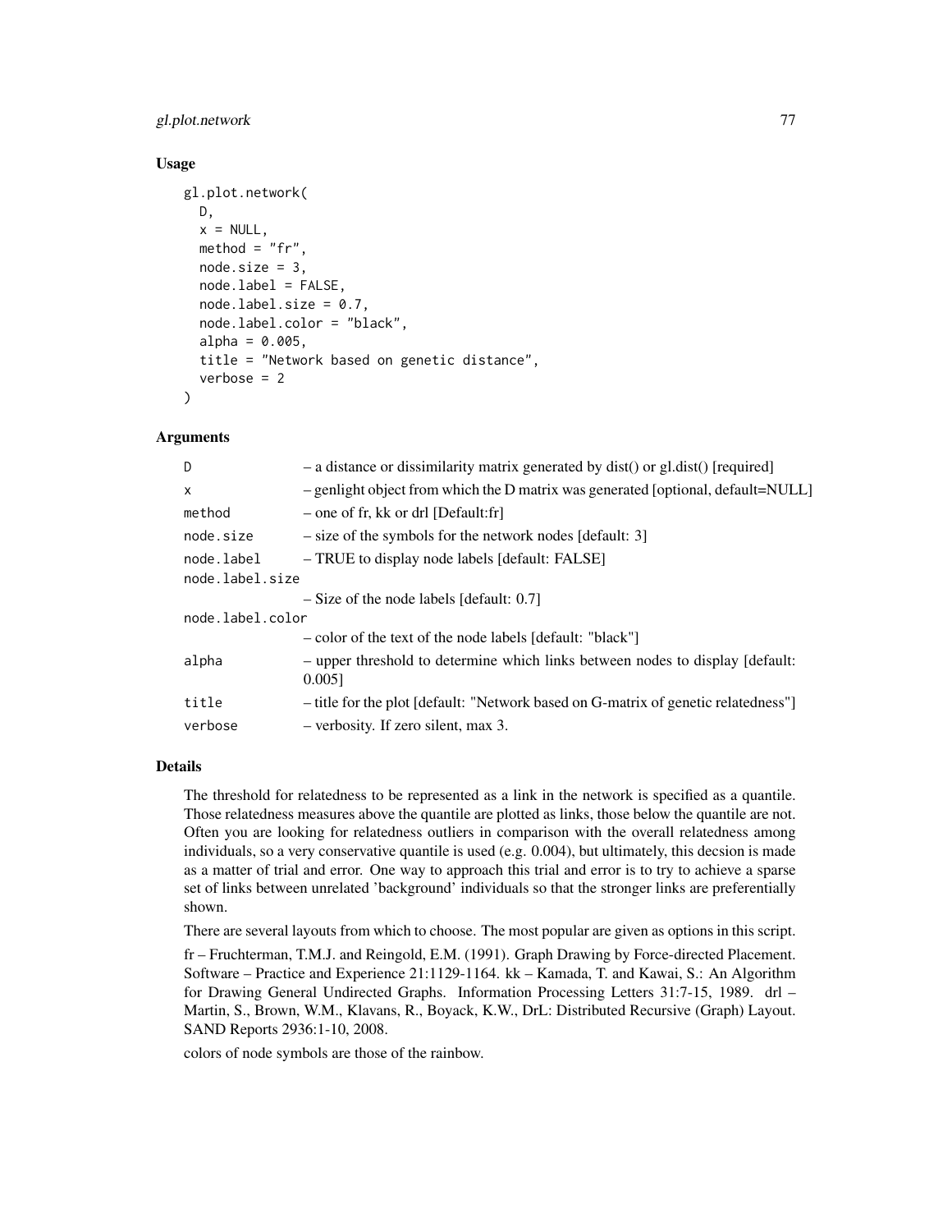### Usage

```
gl.plot.network(
  D,
  x = NULL,
  method = "fr",
  node.size = 3,
  node.label = FALSE,
  node.label.size = 0.7,
  node.label.color = "black",
  alpha = 0.005,
  title = "Network based on genetic distance",
  verbose = 2
)
```

### Arguments

| | |
|---|---|
| `D` | – a distance or dissimilarity matrix generated by dist() or gl.dist() [required] |
| `x` | – genlight object from which the D matrix was generated [optional, default=NULL] |
| `method` | – one of fr, kk or drl [Default:fr] |
| `node.size` | – size of the symbols for the network nodes [default: 3] |
| `node.label` | – TRUE to display node labels [default: FALSE] |
| `node.label.size` | – Size of the node labels [default: 0.7] |
| `node.label.color` | – color of the text of the node labels [default: "black"] |
| `alpha` | – upper threshold to determine which links between nodes to display [default: 0.005] |
| `title` | – title for the plot [default: "Network based on G-matrix of genetic relatedness"] |
| `verbose` | – verbosity. If zero silent, max 3. |

### Details

The threshold for relatedness to be represented as a link in the network is specified as a quantile. Those relatedness measures above the quantile are plotted as links, those below the quantile are not. Often you are looking for relatedness outliers in comparison with the overall relatedness among individuals, so a very conservative quantile is used (e.g. 0.004), but ultimately, this decsion is made as a matter of trial and error. One way to approach this trial and error is to try to achieve a sparse set of links between unrelated 'background' individuals so that the stronger links are preferentially shown.

There are several layouts from which to choose. The most popular are given as options in this script.

fr – Fruchterman, T.M.J. and Reingold, E.M. (1991). Graph Drawing by Force-directed Placement. Software – Practice and Experience 21:1129-1164. kk – Kamada, T. and Kawai, S.: An Algorithm for Drawing General Undirected Graphs. Information Processing Letters 31:7-15, 1989. drl – Martin, S., Brown, W.M., Klavans, R., Boyack, K.W., DrL: Distributed Recursive (Graph) Layout. SAND Reports 2936:1-10, 2008.

colors of node symbols are those of the rainbow.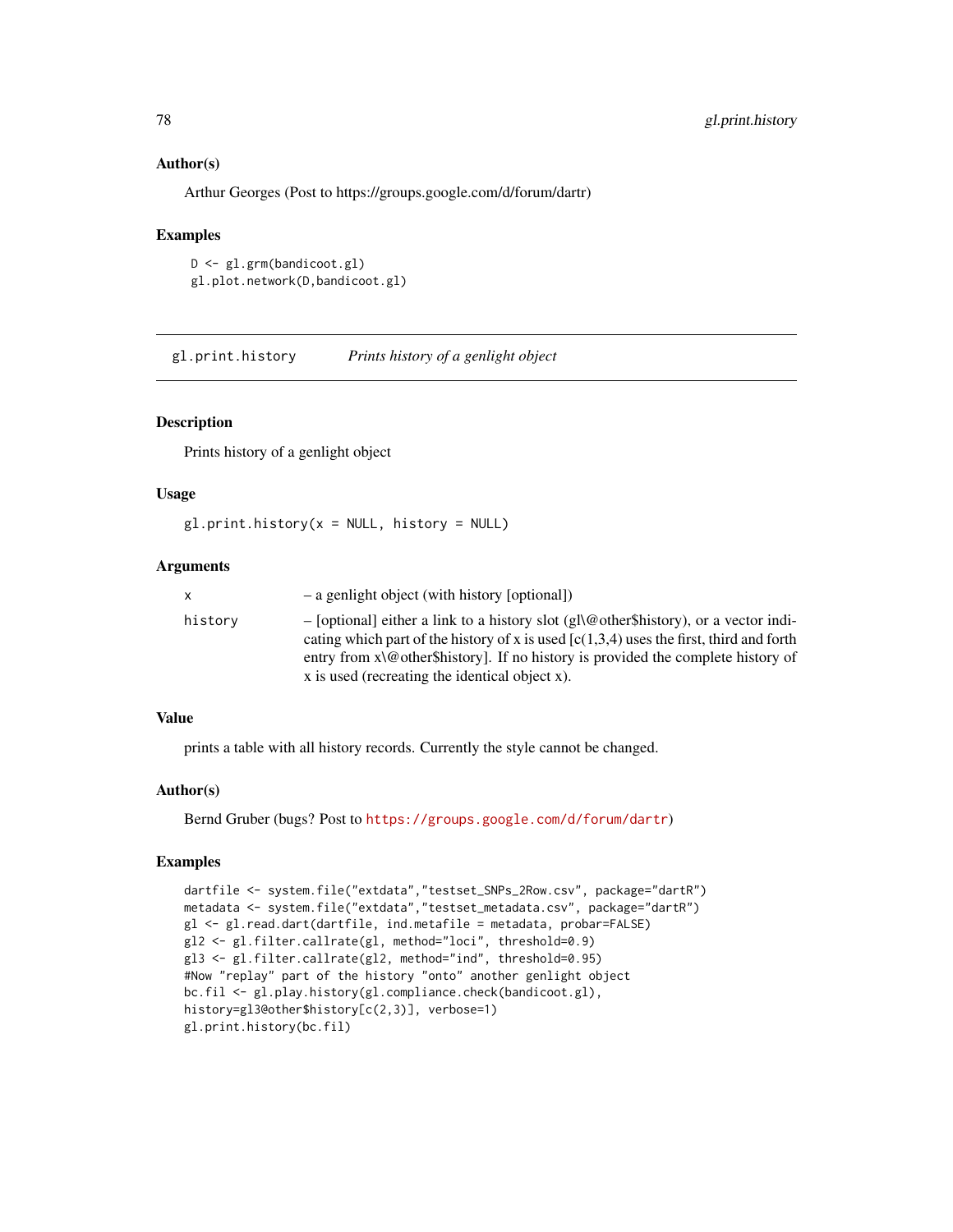### Author(s)

Arthur Georges (Post to https://groups.google.com/d/forum/dartr)

### Examples

```
D <- gl.grm(bandicoot.gl)
gl.plot.network(D,bandicoot.gl)
```

---

## gl.print.history — *Prints history of a genlight object*

### Description

Prints history of a genlight object

### Usage

```
gl.print.history(x = NULL, history = NULL)
```

### Arguments

| | |
|---|---|
| x | – a genlight object (with history [optional]) |
| history | – [optional] either a link to a history slot (gl\@other$history), or a vector indicating which part of the history of x is used [c(1,3,4) uses the first, third and forth entry from x\@other$history]. If no history is provided the complete history of x is used (recreating the identical object x). |

### Value

prints a table with all history records. Currently the style cannot be changed.

### Author(s)

Bernd Gruber (bugs? Post to https://groups.google.com/d/forum/dartr)

### Examples

```
dartfile <- system.file("extdata","testset_SNPs_2Row.csv", package="dartR")
metadata <- system.file("extdata","testset_metadata.csv", package="dartR")
gl <- gl.read.dart(dartfile, ind.metafile = metadata, probar=FALSE)
gl2 <- gl.filter.callrate(gl, method="loci", threshold=0.9)
gl3 <- gl.filter.callrate(gl2, method="ind", threshold=0.95)
#Now "replay" part of the history "onto" another genlight object
bc.fil <- gl.play.history(gl.compliance.check(bandicoot.gl),
history=gl3@other$history[c(2,3)], verbose=1)
gl.print.history(bc.fil)
```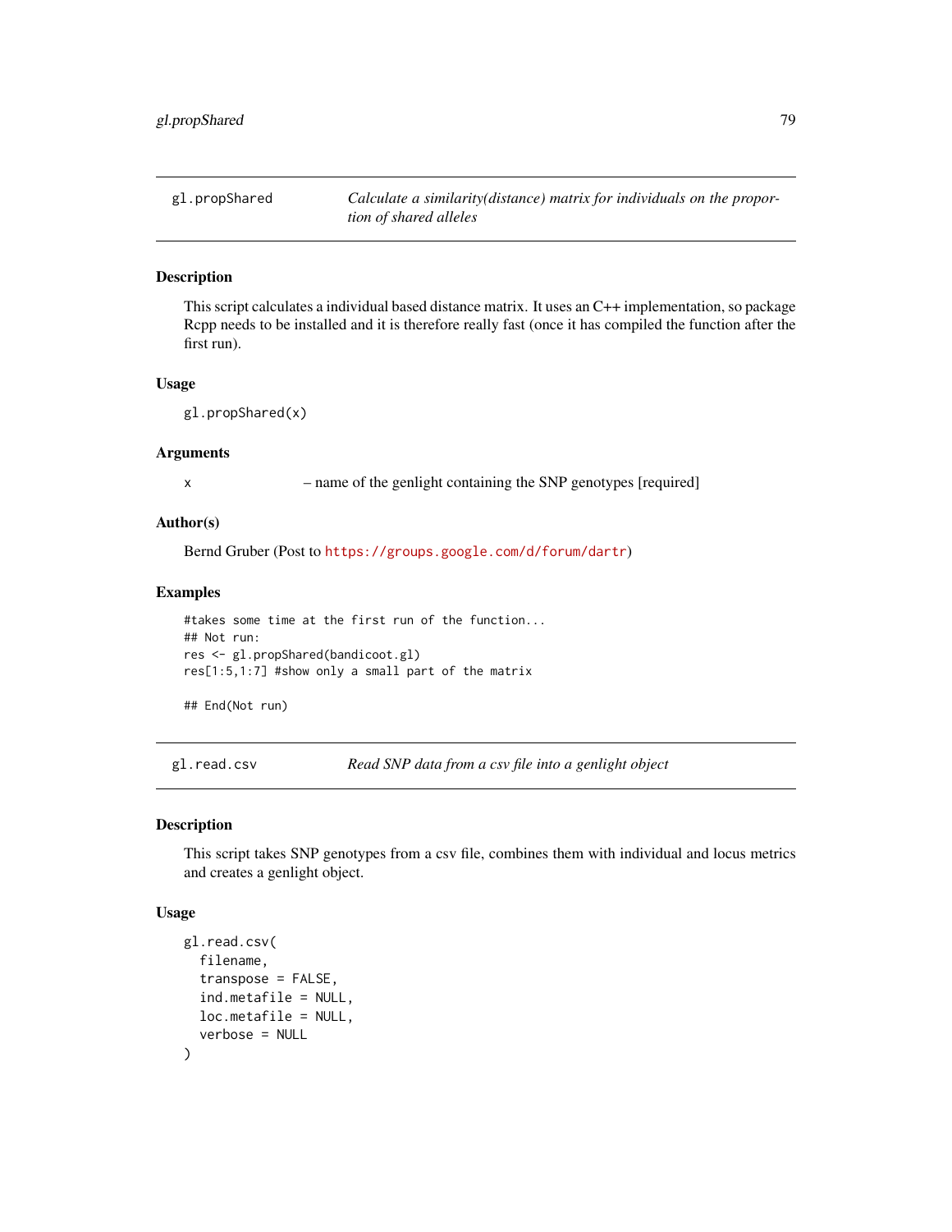## gl.propShared — *Calculate a similarity(distance) matrix for individuals on the proportion of shared alleles*

### Description

This script calculates a individual based distance matrix. It uses an C++ implementation, so package Rcpp needs to be installed and it is therefore really fast (once it has compiled the function after the first run).

### Usage

```
gl.propShared(x)
```

### Arguments

| | |
|---|---|
| x | – name of the genlight containing the SNP genotypes [required] |

### Author(s)

Bernd Gruber (Post to https://groups.google.com/d/forum/dartr)

### Examples

```
#takes some time at the first run of the function...
## Not run:
res <- gl.propShared(bandicoot.gl)
res[1:5,1:7] #show only a small part of the matrix

## End(Not run)
```

## gl.read.csv — *Read SNP data from a csv file into a genlight object*

### Description

This script takes SNP genotypes from a csv file, combines them with individual and locus metrics and creates a genlight object.

### Usage

```
gl.read.csv(
  filename,
  transpose = FALSE,
  ind.metafile = NULL,
  loc.metafile = NULL,
  verbose = NULL
)
```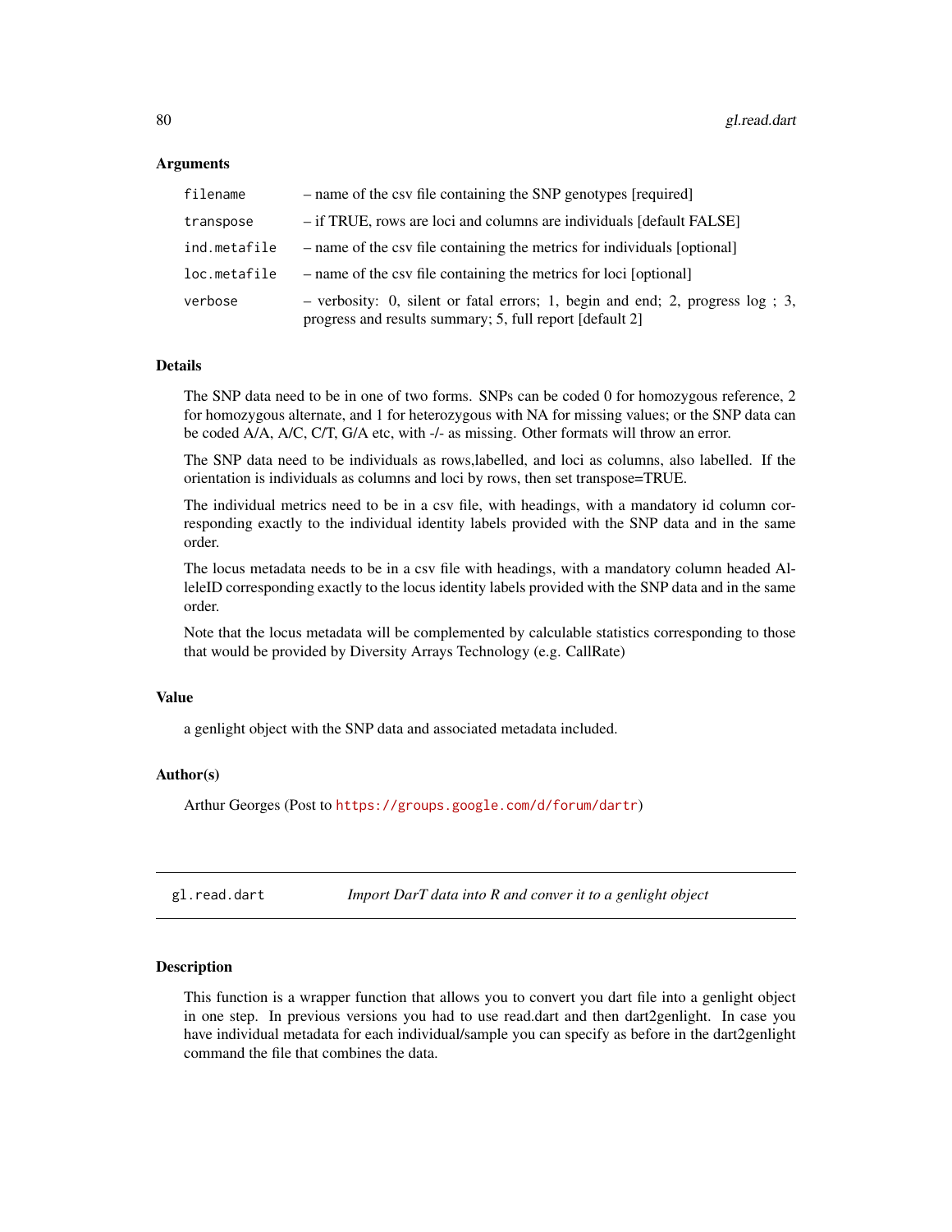### Arguments

| | |
|---|---|
| `filename` | – name of the csv file containing the SNP genotypes [required] |
| `transpose` | – if TRUE, rows are loci and columns are individuals [default FALSE] |
| `ind.metafile` | – name of the csv file containing the metrics for individuals [optional] |
| `loc.metafile` | – name of the csv file containing the metrics for loci [optional] |
| `verbose` | – verbosity: 0, silent or fatal errors; 1, begin and end; 2, progress log ; 3, progress and results summary; 5, full report [default 2] |

### Details

The SNP data need to be in one of two forms. SNPs can be coded 0 for homozygous reference, 2 for homozygous alternate, and 1 for heterozygous with NA for missing values; or the SNP data can be coded A/A, A/C, C/T, G/A etc, with -/- as missing. Other formats will throw an error.

The SNP data need to be individuals as rows,labelled, and loci as columns, also labelled. If the orientation is individuals as columns and loci by rows, then set transpose=TRUE.

The individual metrics need to be in a csv file, with headings, with a mandatory id column corresponding exactly to the individual identity labels provided with the SNP data and in the same order.

The locus metadata needs to be in a csv file with headings, with a mandatory column headed AlleleID corresponding exactly to the locus identity labels provided with the SNP data and in the same order.

Note that the locus metadata will be complemented by calculable statistics corresponding to those that would be provided by Diversity Arrays Technology (e.g. CallRate)

### Value

a genlight object with the SNP data and associated metadata included.

### Author(s)

Arthur Georges (Post to https://groups.google.com/d/forum/dartr)

---

## gl.read.dart — *Import DarT data into R and conver it to a genlight object*

---

### Description

This function is a wrapper function that allows you to convert you dart file into a genlight object in one step. In previous versions you had to use read.dart and then dart2genlight. In case you have individual metadata for each individual/sample you can specify as before in the dart2genlight command the file that combines the data.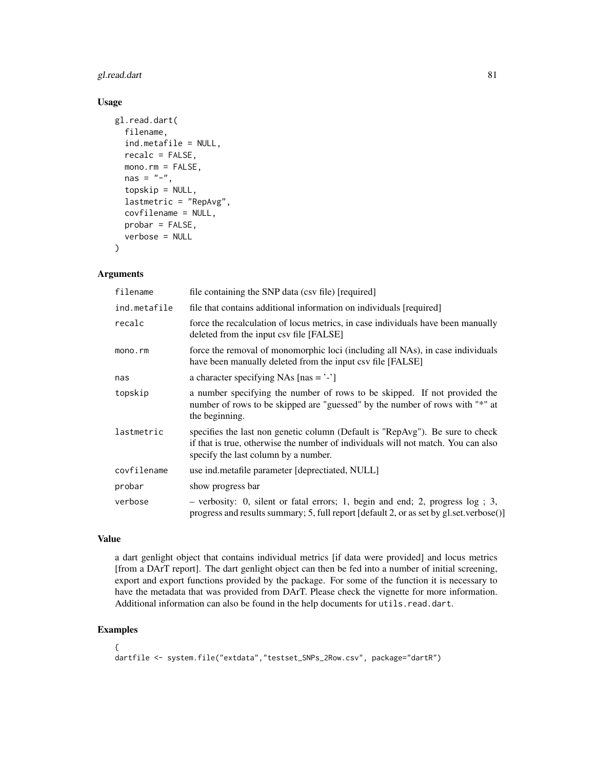## Usage

```
gl.read.dart(
  filename,
  ind.metafile = NULL,
  recalc = FALSE,
  mono.rm = FALSE,
  nas = "-",
  topskip = NULL,
  lastmetric = "RepAvg",
  covfilename = NULL,
  probar = FALSE,
  verbose = NULL
)
```

## Arguments

| | |
|---|---|
| filename | file containing the SNP data (csv file) [required] |
| ind.metafile | file that contains additional information on individuals [required] |
| recalc | force the recalculation of locus metrics, in case individuals have been manually deleted from the input csv file [FALSE] |
| mono.rm | force the removal of monomorphic loci (including all NAs), in case individuals have been manually deleted from the input csv file [FALSE] |
| nas | a character specifying NAs [nas = '-'] |
| topskip | a number specifying the number of rows to be skipped. If not provided the number of rows to be skipped are "guessed" by the number of rows with "*" at the beginning. |
| lastmetric | specifies the last non genetic column (Default is "RepAvg"). Be sure to check if that is true, otherwise the number of individuals will not match. You can also specify the last column by a number. |
| covfilename | use ind.metafile parameter [depreciated, NULL] |
| probar | show progress bar |
| verbose | – verbosity: 0, silent or fatal errors; 1, begin and end; 2, progress log ; 3, progress and results summary; 5, full report [default 2, or as set by gl.set.verbose()] |

## Value

a dart genlight object that contains individual metrics [if data were provided] and locus metrics [from a DArT report]. The dart genlight object can then be fed into a number of initial screening, export and export functions provided by the package. For some of the function it is necessary to have the metadata that was provided from DArT. Please check the vignette for more information. Additional information can also be found in the help documents for `utils.read.dart`.

## Examples

```
{
dartfile <- system.file("extdata","testset_SNPs_2Row.csv", package="dartR")
```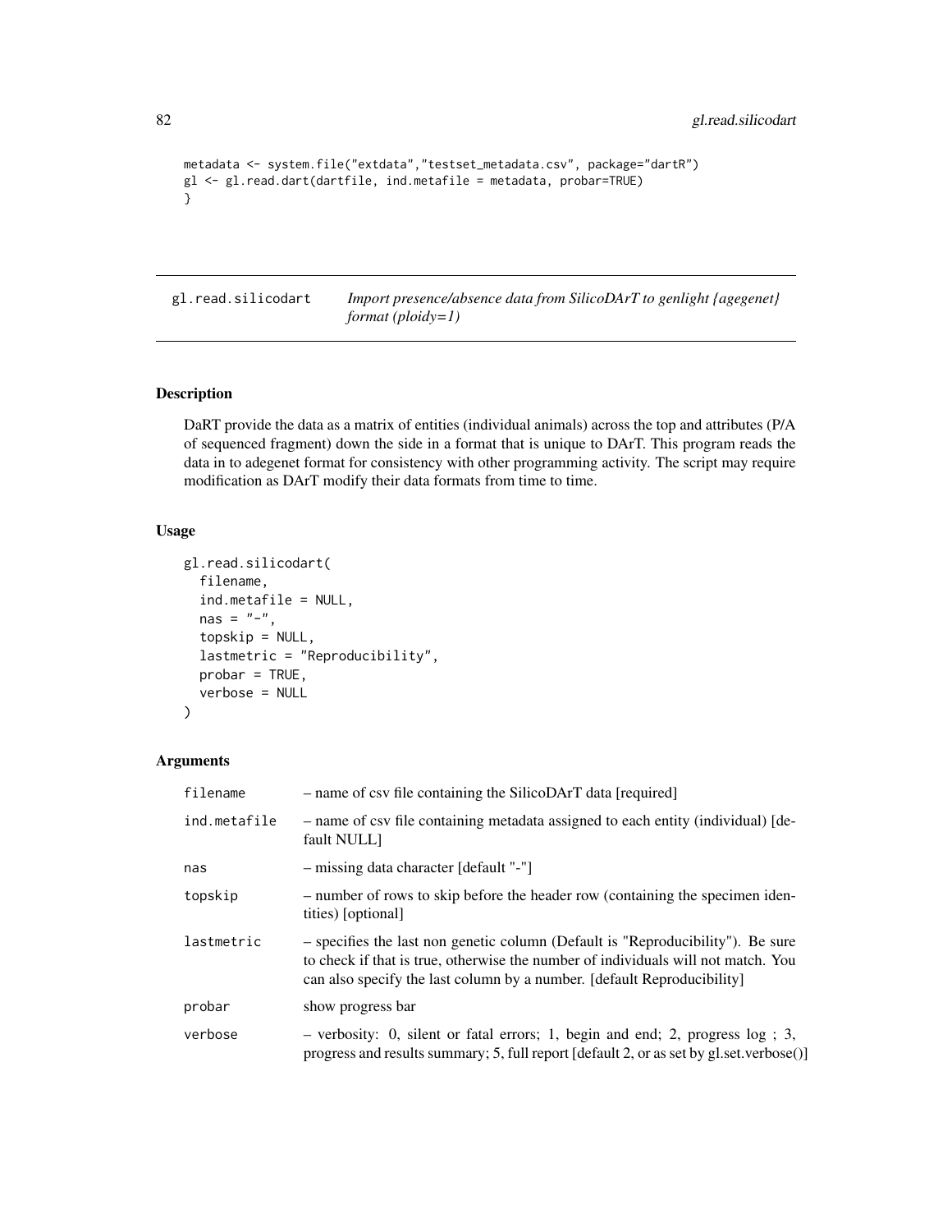```
metadata <- system.file("extdata","testset_metadata.csv", package="dartR")
gl <- gl.read.dart(dartfile, ind.metafile = metadata, probar=TRUE)
}
```

## gl.read.silicodart

*Import presence/absence data from SilicoDArT to genlight {agegenet} format (ploidy=1)*

### Description

DaRT provide the data as a matrix of entities (individual animals) across the top and attributes (P/A of sequenced fragment) down the side in a format that is unique to DArT. This program reads the data in to adegenet format for consistency with other programming activity. The script may require modification as DArT modify their data formats from time to time.

### Usage

```
gl.read.silicodart(
  filename,
  ind.metafile = NULL,
  nas = "-",
  topskip = NULL,
  lastmetric = "Reproducibility",
  probar = TRUE,
  verbose = NULL
)
```

### Arguments

| | |
|---|---|
| filename | – name of csv file containing the SilicoDArT data [required] |
| ind.metafile | – name of csv file containing metadata assigned to each entity (individual) [default NULL] |
| nas | – missing data character [default "-"] |
| topskip | – number of rows to skip before the header row (containing the specimen identities) [optional] |
| lastmetric | – specifies the last non genetic column (Default is "Reproducibility"). Be sure to check if that is true, otherwise the number of individuals will not match. You can also specify the last column by a number. [default Reproducibility] |
| probar | show progress bar |
| verbose | – verbosity: 0, silent or fatal errors; 1, begin and end; 2, progress log ; 3, progress and results summary; 5, full report [default 2, or as set by gl.set.verbose()] |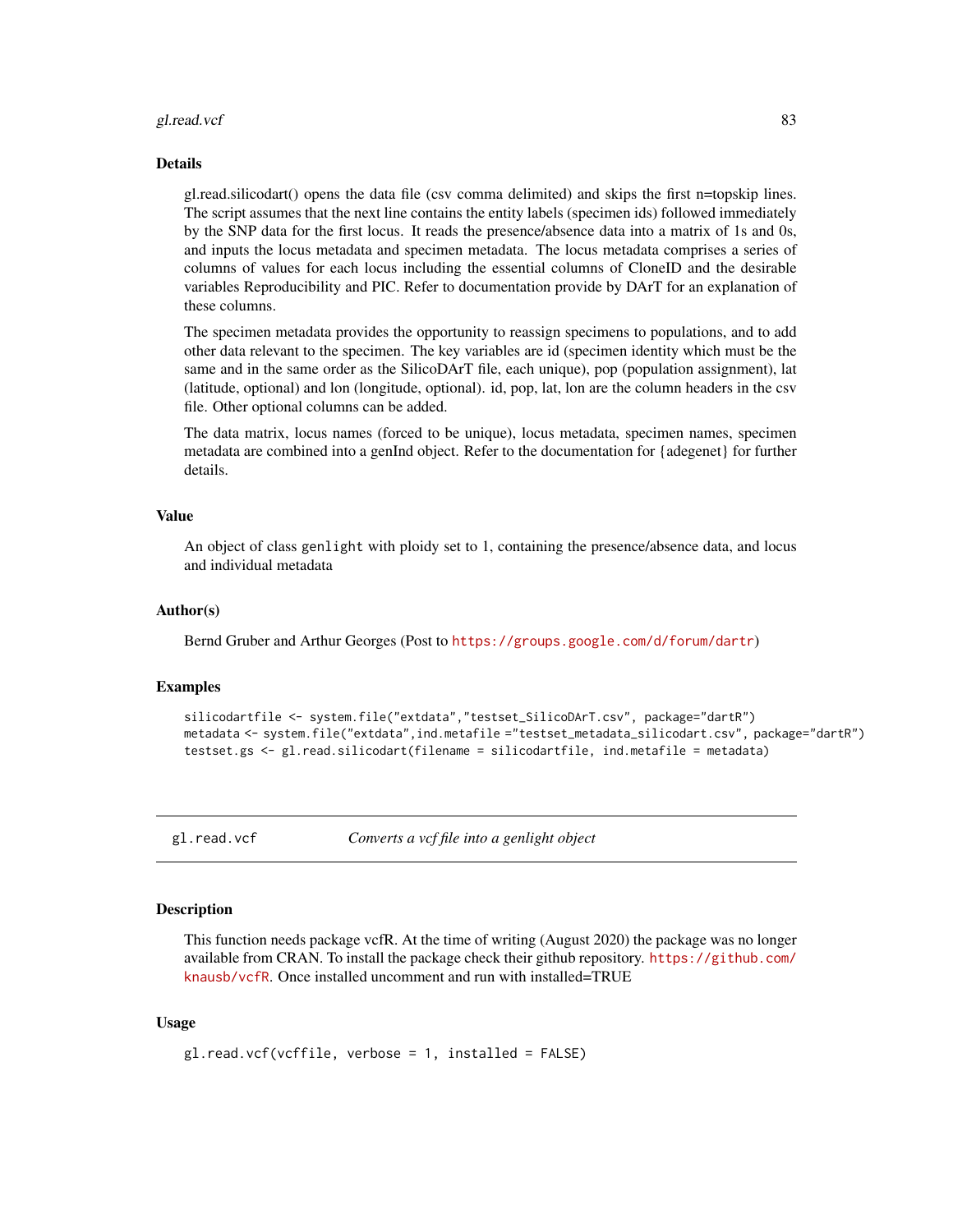### Details

gl.read.silicodart() opens the data file (csv comma delimited) and skips the first n=topskip lines. The script assumes that the next line contains the entity labels (specimen ids) followed immediately by the SNP data for the first locus. It reads the presence/absence data into a matrix of 1s and 0s, and inputs the locus metadata and specimen metadata. The locus metadata comprises a series of columns of values for each locus including the essential columns of CloneID and the desirable variables Reproducibility and PIC. Refer to documentation provide by DArT for an explanation of these columns.

The specimen metadata provides the opportunity to reassign specimens to populations, and to add other data relevant to the specimen. The key variables are id (specimen identity which must be the same and in the same order as the SilicoDArT file, each unique), pop (population assignment), lat (latitude, optional) and lon (longitude, optional). id, pop, lat, lon are the column headers in the csv file. Other optional columns can be added.

The data matrix, locus names (forced to be unique), locus metadata, specimen names, specimen metadata are combined into a genInd object. Refer to the documentation for {adegenet} for further details.

### Value

An object of class `genlight` with ploidy set to 1, containing the presence/absence data, and locus and individual metadata

### Author(s)

Bernd Gruber and Arthur Georges (Post to https://groups.google.com/d/forum/dartr)

### Examples

```
silicodartfile <- system.file("extdata","testset_SilicoDArT.csv", package="dartR")
metadata <- system.file("extdata",ind.metafile ="testset_metadata_silicodart.csv", package="dartR")
testset.gs <- gl.read.silicodart(filename = silicodartfile, ind.metafile = metadata)
```

---

## gl.read.vcf — *Converts a vcf file into a genlight object*

### Description

This function needs package vcfR. At the time of writing (August 2020) the package was no longer available from CRAN. To install the package check their github repository. https://github.com/knausb/vcfR. Once installed uncomment and run with installed=TRUE

### Usage

```
gl.read.vcf(vcffile, verbose = 1, installed = FALSE)
```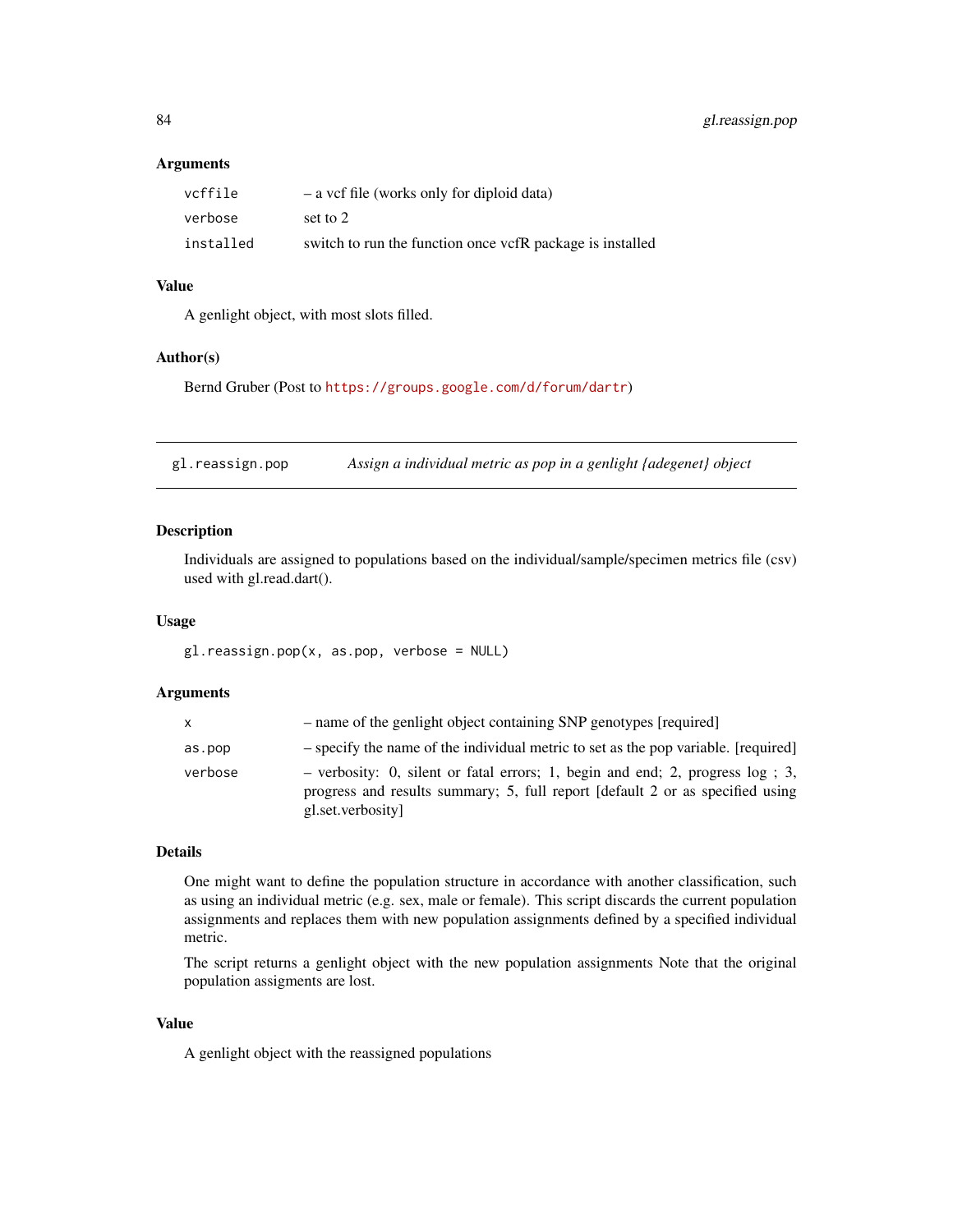### Arguments

| | |
|---|---|
| vcffile | – a vcf file (works only for diploid data) |
| verbose | set to 2 |
| installed | switch to run the function once vcfR package is installed |

### Value

A genlight object, with most slots filled.

### Author(s)

Bernd Gruber (Post to https://groups.google.com/d/forum/dartr)

---

## gl.reassign.pop — *Assign a individual metric as pop in a genlight {adegenet} object*

### Description

Individuals are assigned to populations based on the individual/sample/specimen metrics file (csv) used with gl.read.dart().

### Usage

```
gl.reassign.pop(x, as.pop, verbose = NULL)
```

### Arguments

| | |
|---|---|
| x | – name of the genlight object containing SNP genotypes [required] |
| as.pop | – specify the name of the individual metric to set as the pop variable. [required] |
| verbose | – verbosity: 0, silent or fatal errors; 1, begin and end; 2, progress log ; 3, progress and results summary; 5, full report [default 2 or as specified using gl.set.verbosity] |

### Details

One might want to define the population structure in accordance with another classification, such as using an individual metric (e.g. sex, male or female). This script discards the current population assignments and replaces them with new population assignments defined by a specified individual metric.

The script returns a genlight object with the new population assignments Note that the original population assigments are lost.

### Value

A genlight object with the reassigned populations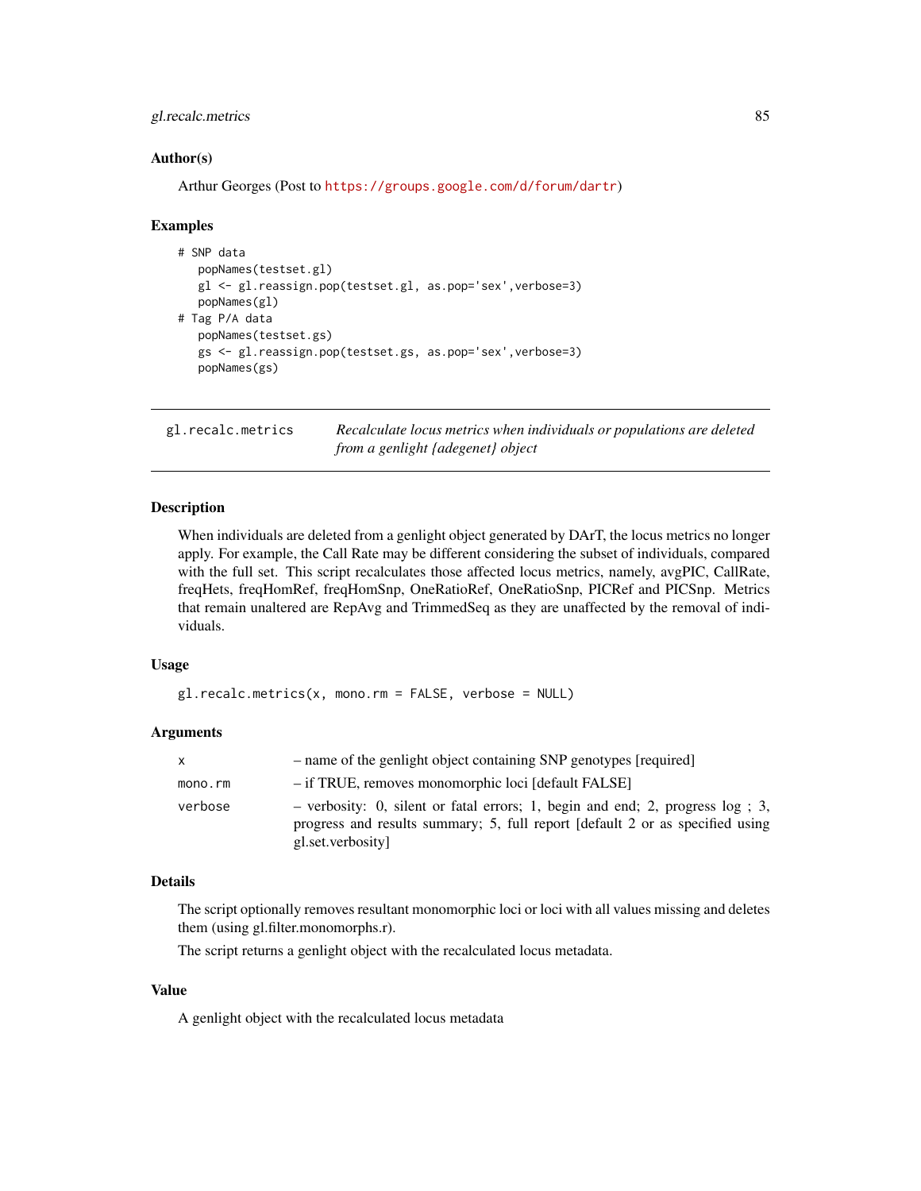### Author(s)

Arthur Georges (Post to https://groups.google.com/d/forum/dartr)

### Examples

```
# SNP data
   popNames(testset.gl)
   gl <- gl.reassign.pop(testset.gl, as.pop='sex',verbose=3)
   popNames(gl)
# Tag P/A data
   popNames(testset.gs)
   gs <- gl.reassign.pop(testset.gs, as.pop='sex',verbose=3)
   popNames(gs)
```

---

## gl.recalc.metrics — *Recalculate locus metrics when individuals or populations are deleted from a genlight {adegenet} object*

---

### Description

When individuals are deleted from a genlight object generated by DArT, the locus metrics no longer apply. For example, the Call Rate may be different considering the subset of individuals, compared with the full set. This script recalculates those affected locus metrics, namely, avgPIC, CallRate, freqHets, freqHomRef, freqHomSnp, OneRatioRef, OneRatioSnp, PICRef and PICSnp. Metrics that remain unaltered are RepAvg and TrimmedSeq as they are unaffected by the removal of individuals.

### Usage

```
gl.recalc.metrics(x, mono.rm = FALSE, verbose = NULL)
```

### Arguments

| | |
|---|---|
| x | – name of the genlight object containing SNP genotypes [required] |
| mono.rm | – if TRUE, removes monomorphic loci [default FALSE] |
| verbose | – verbosity: 0, silent or fatal errors; 1, begin and end; 2, progress log ; 3, progress and results summary; 5, full report [default 2 or as specified using gl.set.verbosity] |

### Details

The script optionally removes resultant monomorphic loci or loci with all values missing and deletes them (using gl.filter.monomorphs.r).

The script returns a genlight object with the recalculated locus metadata.

### Value

A genlight object with the recalculated locus metadata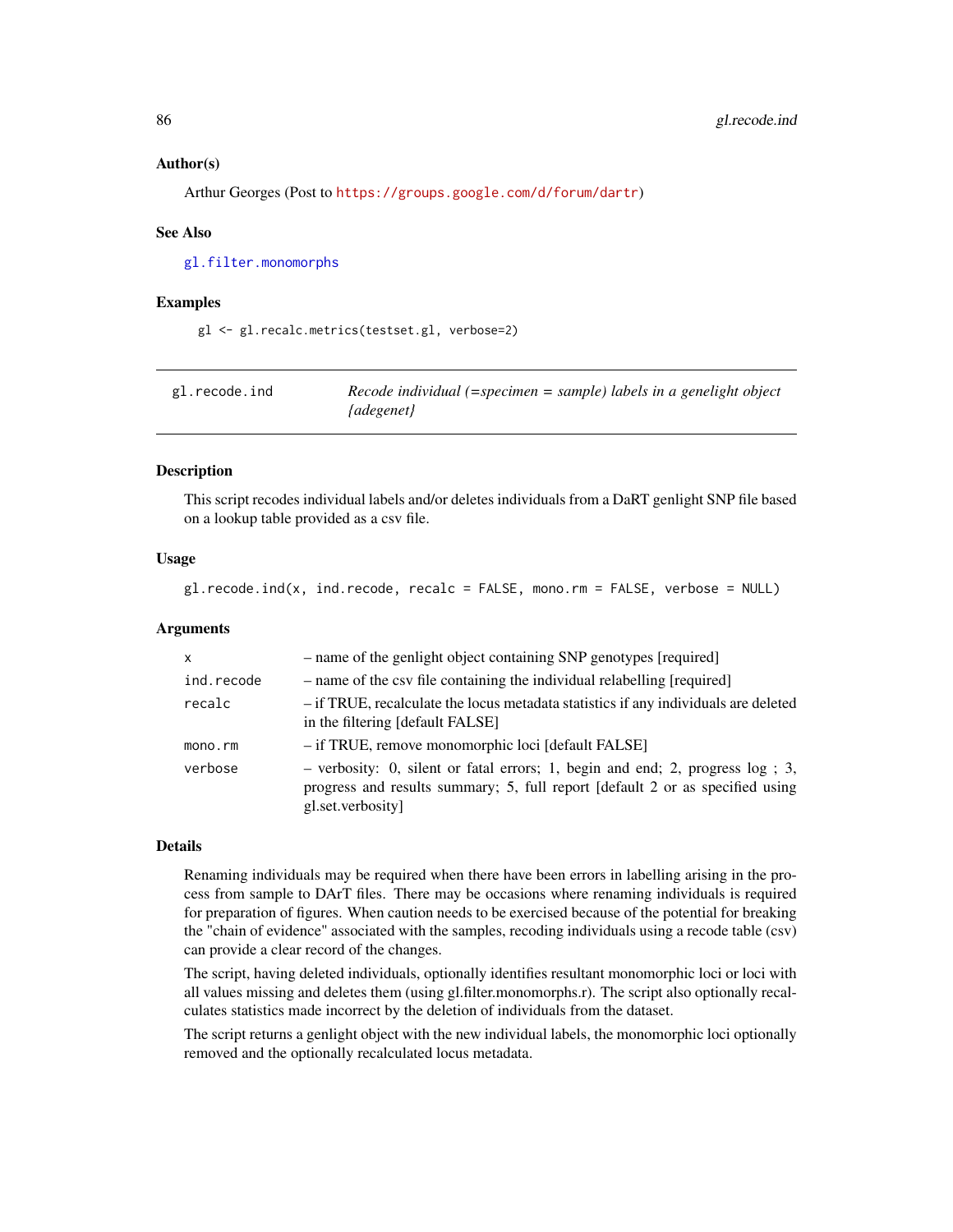### Author(s)

Arthur Georges (Post to https://groups.google.com/d/forum/dartr)

### See Also

gl.filter.monomorphs

### Examples

```
gl <- gl.recalc.metrics(testset.gl, verbose=2)
```

---

## gl.recode.ind — *Recode individual (=specimen = sample) labels in a genelight object {adegenet}*

---

### Description

This script recodes individual labels and/or deletes individuals from a DaRT genlight SNP file based on a lookup table provided as a csv file.

### Usage

```
gl.recode.ind(x, ind.recode, recalc = FALSE, mono.rm = FALSE, verbose = NULL)
```

### Arguments

| | |
|---|---|
| `x` | – name of the genlight object containing SNP genotypes [required] |
| `ind.recode` | – name of the csv file containing the individual relabelling [required] |
| `recalc` | – if TRUE, recalculate the locus metadata statistics if any individuals are deleted in the filtering [default FALSE] |
| `mono.rm` | – if TRUE, remove monomorphic loci [default FALSE] |
| `verbose` | – verbosity: 0, silent or fatal errors; 1, begin and end; 2, progress log ; 3, progress and results summary; 5, full report [default 2 or as specified using gl.set.verbosity] |

### Details

Renaming individuals may be required when there have been errors in labelling arising in the process from sample to DArT files. There may be occasions where renaming individuals is required for preparation of figures. When caution needs to be exercised because of the potential for breaking the "chain of evidence" associated with the samples, recoding individuals using a recode table (csv) can provide a clear record of the changes.

The script, having deleted individuals, optionally identifies resultant monomorphic loci or loci with all values missing and deletes them (using gl.filter.monomorphs.r). The script also optionally recalculates statistics made incorrect by the deletion of individuals from the dataset.

The script returns a genlight object with the new individual labels, the monomorphic loci optionally removed and the optionally recalculated locus metadata.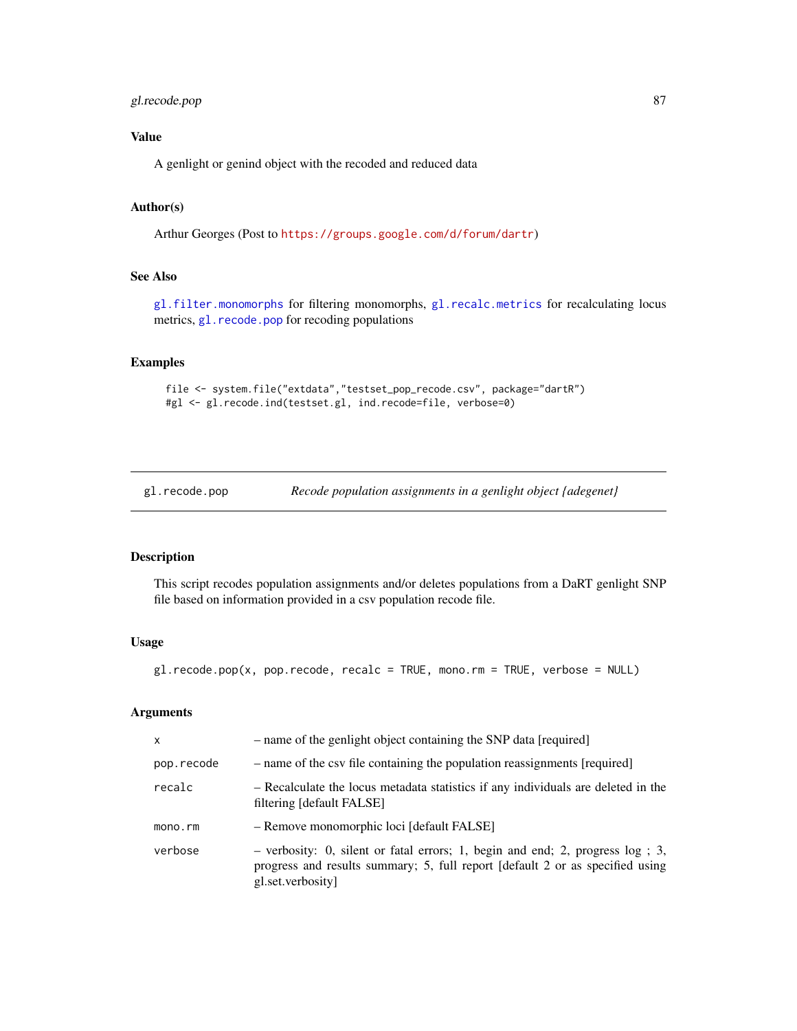### Value

A genlight or genind object with the recoded and reduced data

### Author(s)

Arthur Georges (Post to https://groups.google.com/d/forum/dartr)

### See Also

gl.filter.monomorphs for filtering monomorphs, gl.recalc.metrics for recalculating locus metrics, gl.recode.pop for recoding populations

### Examples

```
file <- system.file("extdata","testset_pop_recode.csv", package="dartR")
#gl <- gl.recode.ind(testset.gl, ind.recode=file, verbose=0)
```

---

## gl.recode.pop — *Recode population assignments in a genlight object {adegenet}*

---

### Description

This script recodes population assignments and/or deletes populations from a DaRT genlight SNP file based on information provided in a csv population recode file.

### Usage

```
gl.recode.pop(x, pop.recode, recalc = TRUE, mono.rm = TRUE, verbose = NULL)
```

### Arguments

| | |
|---|---|
| `x` | – name of the genlight object containing the SNP data [required] |
| `pop.recode` | – name of the csv file containing the population reassignments [required] |
| `recalc` | – Recalculate the locus metadata statistics if any individuals are deleted in the filtering [default FALSE] |
| `mono.rm` | – Remove monomorphic loci [default FALSE] |
| `verbose` | – verbosity: 0, silent or fatal errors; 1, begin and end; 2, progress log ; 3, progress and results summary; 5, full report [default 2 or as specified using gl.set.verbosity] |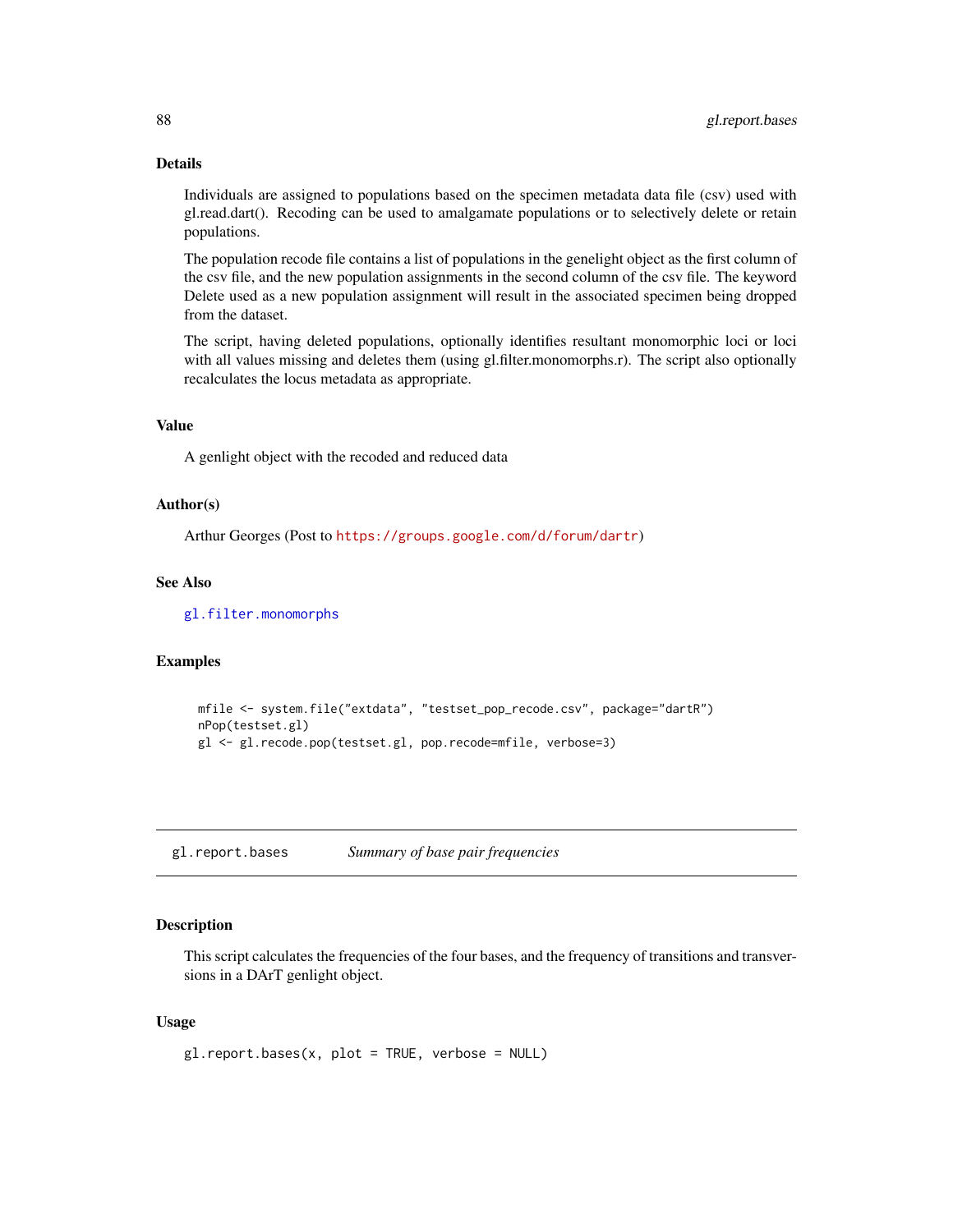### Details

Individuals are assigned to populations based on the specimen metadata data file (csv) used with gl.read.dart(). Recoding can be used to amalgamate populations or to selectively delete or retain populations.

The population recode file contains a list of populations in the genelight object as the first column of the csv file, and the new population assignments in the second column of the csv file. The keyword Delete used as a new population assignment will result in the associated specimen being dropped from the dataset.

The script, having deleted populations, optionally identifies resultant monomorphic loci or loci with all values missing and deletes them (using gl.filter.monomorphs.r). The script also optionally recalculates the locus metadata as appropriate.

### Value

A genlight object with the recoded and reduced data

### Author(s)

Arthur Georges (Post to https://groups.google.com/d/forum/dartr)

### See Also

gl.filter.monomorphs

### Examples

```
mfile <- system.file("extdata", "testset_pop_recode.csv", package="dartR")
nPop(testset.gl)
gl <- gl.recode.pop(testset.gl, pop.recode=mfile, verbose=3)
```

---

## gl.report.bases    *Summary of base pair frequencies*

### Description

This script calculates the frequencies of the four bases, and the frequency of transitions and transversions in a DArT genlight object.

### Usage

```
gl.report.bases(x, plot = TRUE, verbose = NULL)
```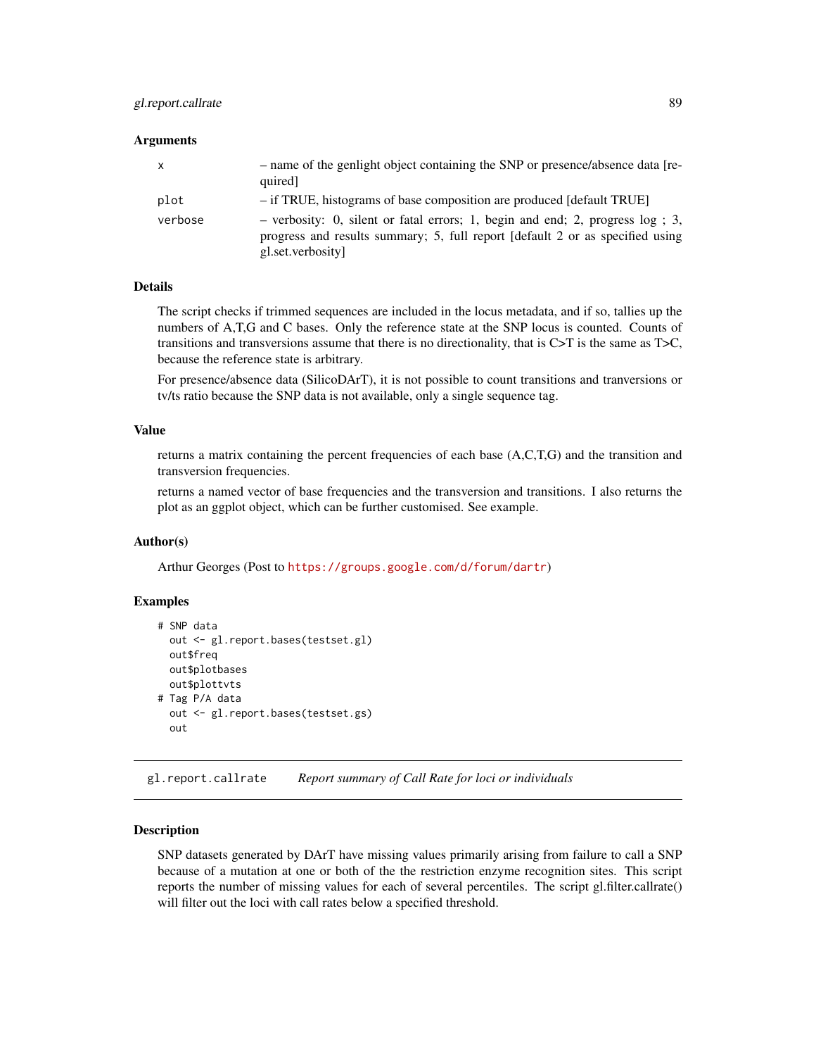### Arguments

| | |
|---|---|
| x | – name of the genlight object containing the SNP or presence/absence data [required] |
| plot | – if TRUE, histograms of base composition are produced [default TRUE] |
| verbose | – verbosity: 0, silent or fatal errors; 1, begin and end; 2, progress log ; 3, progress and results summary; 5, full report [default 2 or as specified using gl.set.verbosity] |

### Details

The script checks if trimmed sequences are included in the locus metadata, and if so, tallies up the numbers of A,T,G and C bases. Only the reference state at the SNP locus is counted. Counts of transitions and transversions assume that there is no directionality, that is C>T is the same as T>C, because the reference state is arbitrary.

For presence/absence data (SilicoDArT), it is not possible to count transitions and tranversions or tv/ts ratio because the SNP data is not available, only a single sequence tag.

### Value

returns a matrix containing the percent frequencies of each base (A,C,T,G) and the transition and transversion frequencies.

returns a named vector of base frequencies and the transversion and transitions. I also returns the plot as an ggplot object, which can be further customised. See example.

### Author(s)

Arthur Georges (Post to https://groups.google.com/d/forum/dartr)

### Examples

```
# SNP data
  out <- gl.report.bases(testset.gl)
  out$freq
  out$plotbases
  out$plottvts
# Tag P/A data
  out <- gl.report.bases(testset.gs)
  out
```

---

## gl.report.callrate *Report summary of Call Rate for loci or individuals*

### Description

SNP datasets generated by DArT have missing values primarily arising from failure to call a SNP because of a mutation at one or both of the the restriction enzyme recognition sites. This script reports the number of missing values for each of several percentiles. The script gl.filter.callrate() will filter out the loci with call rates below a specified threshold.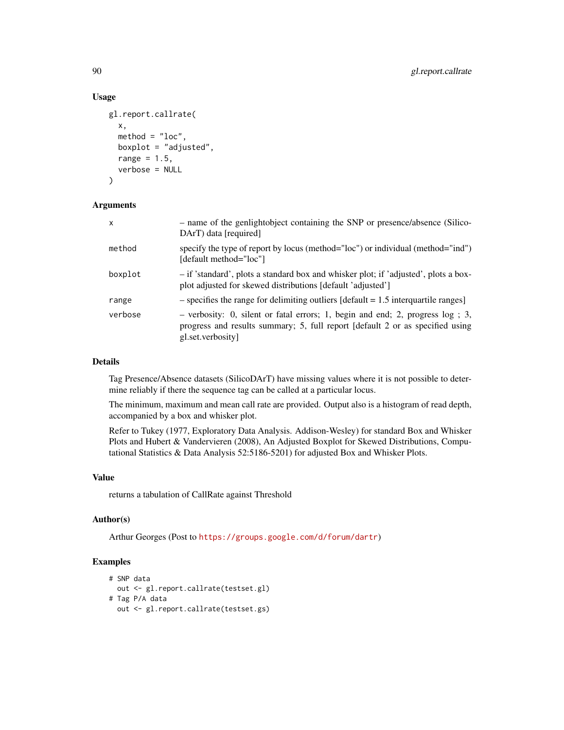### Usage

```
gl.report.callrate(
  x,
  method = "loc",
  boxplot = "adjusted",
  range = 1.5,
  verbose = NULL
)
```

### Arguments

| | |
|---|---|
| x | – name of the genlightobject containing the SNP or presence/absence (SilicoDArT) data [required] |
| method | specify the type of report by locus (method="loc") or individual (method="ind") [default method="loc"] |
| boxplot | – if 'standard', plots a standard box and whisker plot; if 'adjusted', plots a boxplot adjusted for skewed distributions [default 'adjusted'] |
| range | – specifies the range for delimiting outliers [default = 1.5 interquartile ranges] |
| verbose | – verbosity: 0, silent or fatal errors; 1, begin and end; 2, progress log ; 3, progress and results summary; 5, full report [default 2 or as specified using gl.set.verbosity] |

### Details

Tag Presence/Absence datasets (SilicoDArT) have missing values where it is not possible to determine reliably if there the sequence tag can be called at a particular locus.

The minimum, maximum and mean call rate are provided. Output also is a histogram of read depth, accompanied by a box and whisker plot.

Refer to Tukey (1977, Exploratory Data Analysis. Addison-Wesley) for standard Box and Whisker Plots and Hubert & Vandervieren (2008), An Adjusted Boxplot for Skewed Distributions, Computational Statistics & Data Analysis 52:5186-5201) for adjusted Box and Whisker Plots.

### Value

returns a tabulation of CallRate against Threshold

### Author(s)

Arthur Georges (Post to https://groups.google.com/d/forum/dartr)

### Examples

```
# SNP data
  out <- gl.report.callrate(testset.gl)
# Tag P/A data
  out <- gl.report.callrate(testset.gs)
```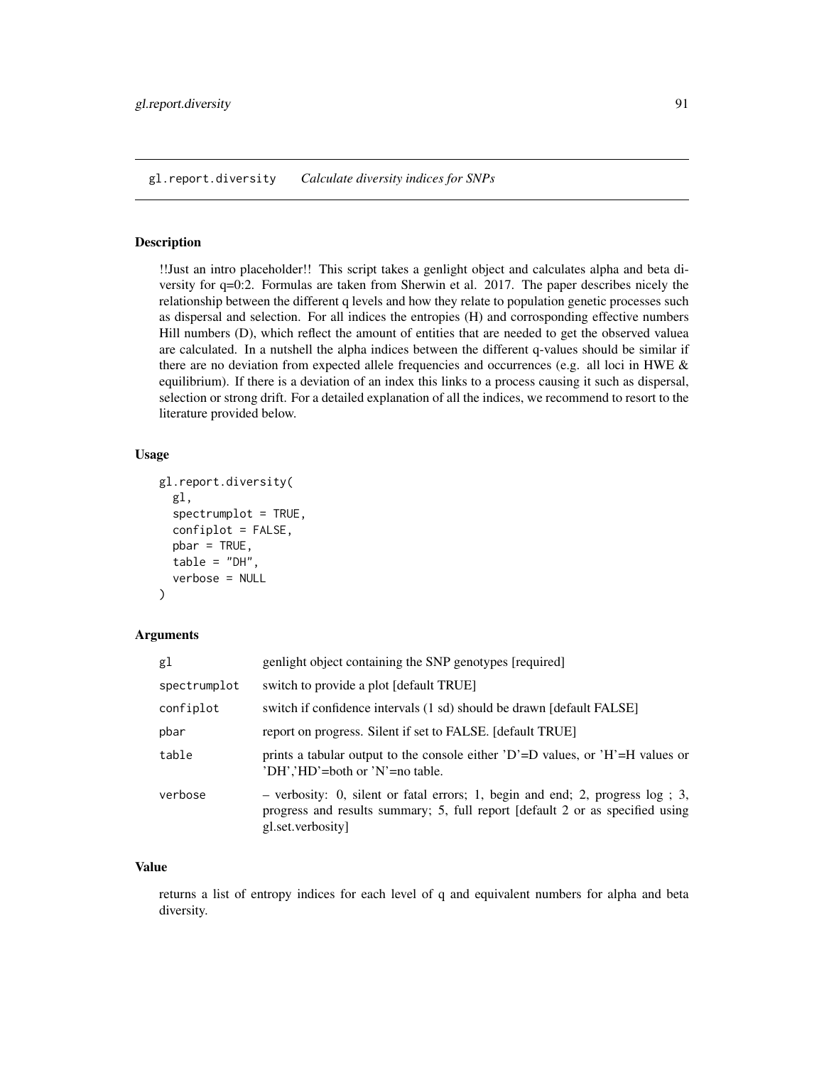# gl.report.diversity *Calculate diversity indices for SNPs*

## Description

!!Just an intro placeholder!! This script takes a genlight object and calculates alpha and beta diversity for q=0:2. Formulas are taken from Sherwin et al. 2017. The paper describes nicely the relationship between the different q levels and how they relate to population genetic processes such as dispersal and selection. For all indices the entropies (H) and corrosponding effective numbers Hill numbers (D), which reflect the amount of entities that are needed to get the observed valuea are calculated. In a nutshell the alpha indices between the different q-values should be similar if there are no deviation from expected allele frequencies and occurrences (e.g. all loci in HWE & equilibrium). If there is a deviation of an index this links to a process causing it such as dispersal, selection or strong drift. For a detailed explanation of all the indices, we recommend to resort to the literature provided below.

## Usage

```
gl.report.diversity(
  gl,
  spectrumplot = TRUE,
  confiplot = FALSE,
  pbar = TRUE,
  table = "DH",
  verbose = NULL
)
```

## Arguments

| | |
|---|---|
| `gl` | genlight object containing the SNP genotypes [required] |
| `spectrumplot` | switch to provide a plot [default TRUE] |
| `confiplot` | switch if confidence intervals (1 sd) should be drawn [default FALSE] |
| `pbar` | report on progress. Silent if set to FALSE. [default TRUE] |
| `table` | prints a tabular output to the console either 'D'=D values, or 'H'=H values or 'DH','HD'=both or 'N'=no table. |
| `verbose` | – verbosity: 0, silent or fatal errors; 1, begin and end; 2, progress log ; 3, progress and results summary; 5, full report [default 2 or as specified using gl.set.verbosity] |

## Value

returns a list of entropy indices for each level of q and equivalent numbers for alpha and beta diversity.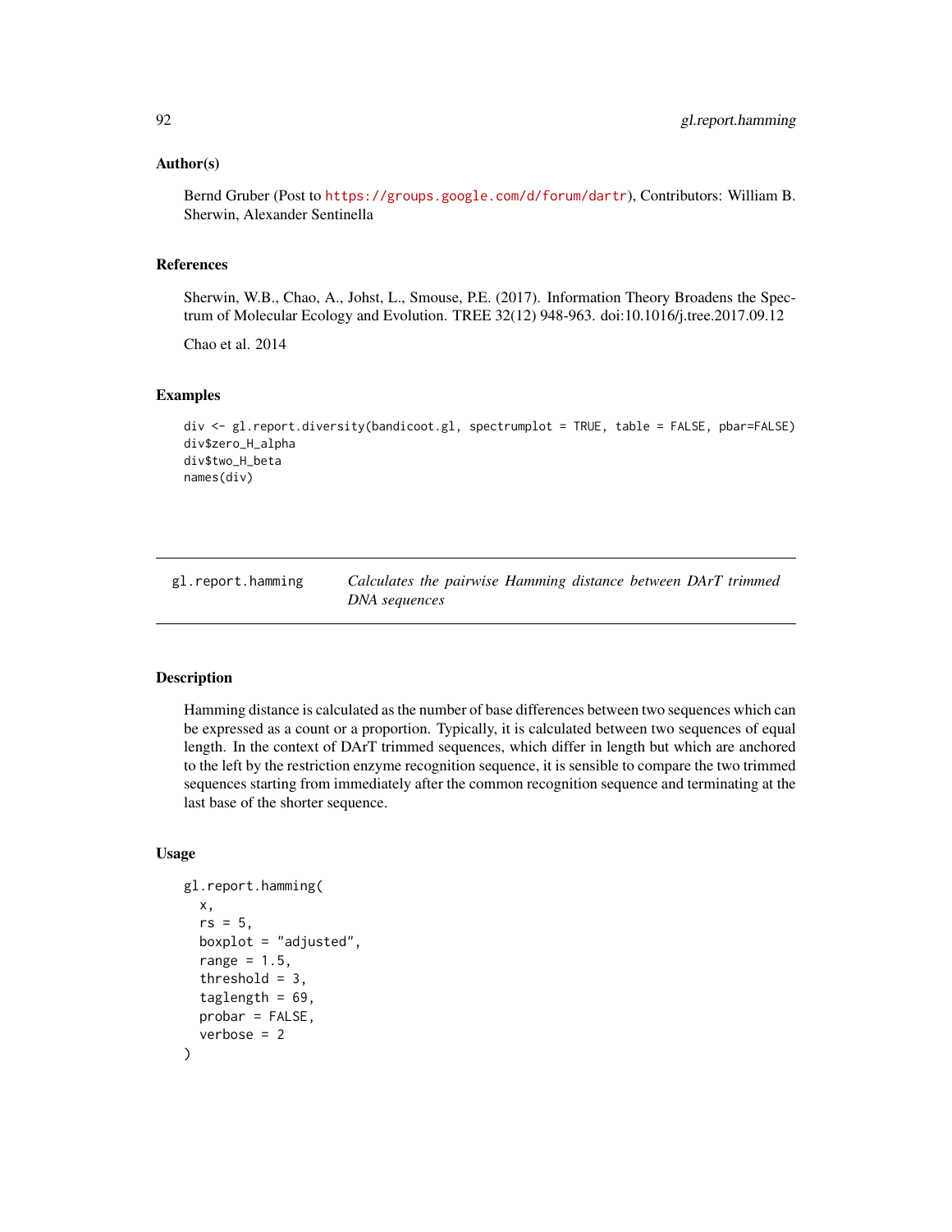### Author(s)

Bernd Gruber (Post to https://groups.google.com/d/forum/dartr), Contributors: William B. Sherwin, Alexander Sentinella

### References

Sherwin, W.B., Chao, A., Johst, L., Smouse, P.E. (2017). Information Theory Broadens the Spectrum of Molecular Ecology and Evolution. TREE 32(12) 948-963. doi:10.1016/j.tree.2017.09.12

Chao et al. 2014

### Examples

```
div <- gl.report.diversity(bandicoot.gl, spectrumplot = TRUE, table = FALSE, pbar=FALSE)
div$zero_H_alpha
div$two_H_beta
names(div)
```

---

## gl.report.hamming — *Calculates the pairwise Hamming distance between DArT trimmed DNA sequences*

---

### Description

Hamming distance is calculated as the number of base differences between two sequences which can be expressed as a count or a proportion. Typically, it is calculated between two sequences of equal length. In the context of DArT trimmed sequences, which differ in length but which are anchored to the left by the restriction enzyme recognition sequence, it is sensible to compare the two trimmed sequences starting from immediately after the common recognition sequence and terminating at the last base of the shorter sequence.

### Usage

```
gl.report.hamming(
  x,
  rs = 5,
  boxplot = "adjusted",
  range = 1.5,
  threshold = 3,
  taglength = 69,
  probar = FALSE,
  verbose = 2
)
```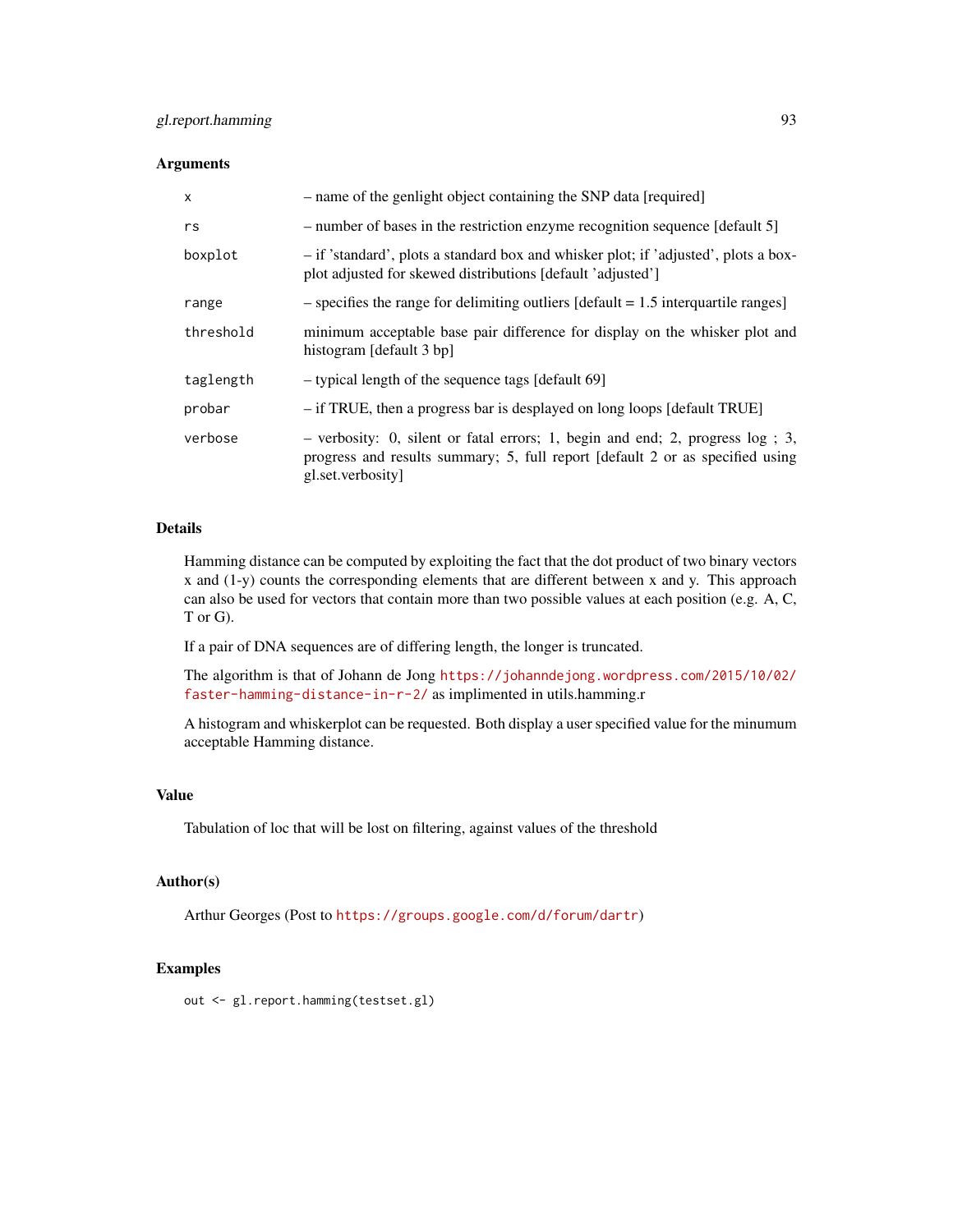### Arguments

| | |
|---|---|
| x | – name of the genlight object containing the SNP data [required] |
| rs | – number of bases in the restriction enzyme recognition sequence [default 5] |
| boxplot | – if 'standard', plots a standard box and whisker plot; if 'adjusted', plots a boxplot adjusted for skewed distributions [default 'adjusted'] |
| range | – specifies the range for delimiting outliers [default = 1.5 interquartile ranges] |
| threshold | minimum acceptable base pair difference for display on the whisker plot and histogram [default 3 bp] |
| taglength | – typical length of the sequence tags [default 69] |
| probar | – if TRUE, then a progress bar is desplayed on long loops [default TRUE] |
| verbose | – verbosity: 0, silent or fatal errors; 1, begin and end; 2, progress log ; 3, progress and results summary; 5, full report [default 2 or as specified using gl.set.verbosity] |

### Details

Hamming distance can be computed by exploiting the fact that the dot product of two binary vectors x and (1-y) counts the corresponding elements that are different between x and y. This approach can also be used for vectors that contain more than two possible values at each position (e.g. A, C, T or G).

If a pair of DNA sequences are of differing length, the longer is truncated.

The algorithm is that of Johann de Jong https://johanndejong.wordpress.com/2015/10/02/faster-hamming-distance-in-r-2/ as implimented in utils.hamming.r

A histogram and whiskerplot can be requested. Both display a user specified value for the minumum acceptable Hamming distance.

### Value

Tabulation of loc that will be lost on filtering, against values of the threshold

### Author(s)

Arthur Georges (Post to https://groups.google.com/d/forum/dartr)

### Examples

```
out <- gl.report.hamming(testset.gl)
```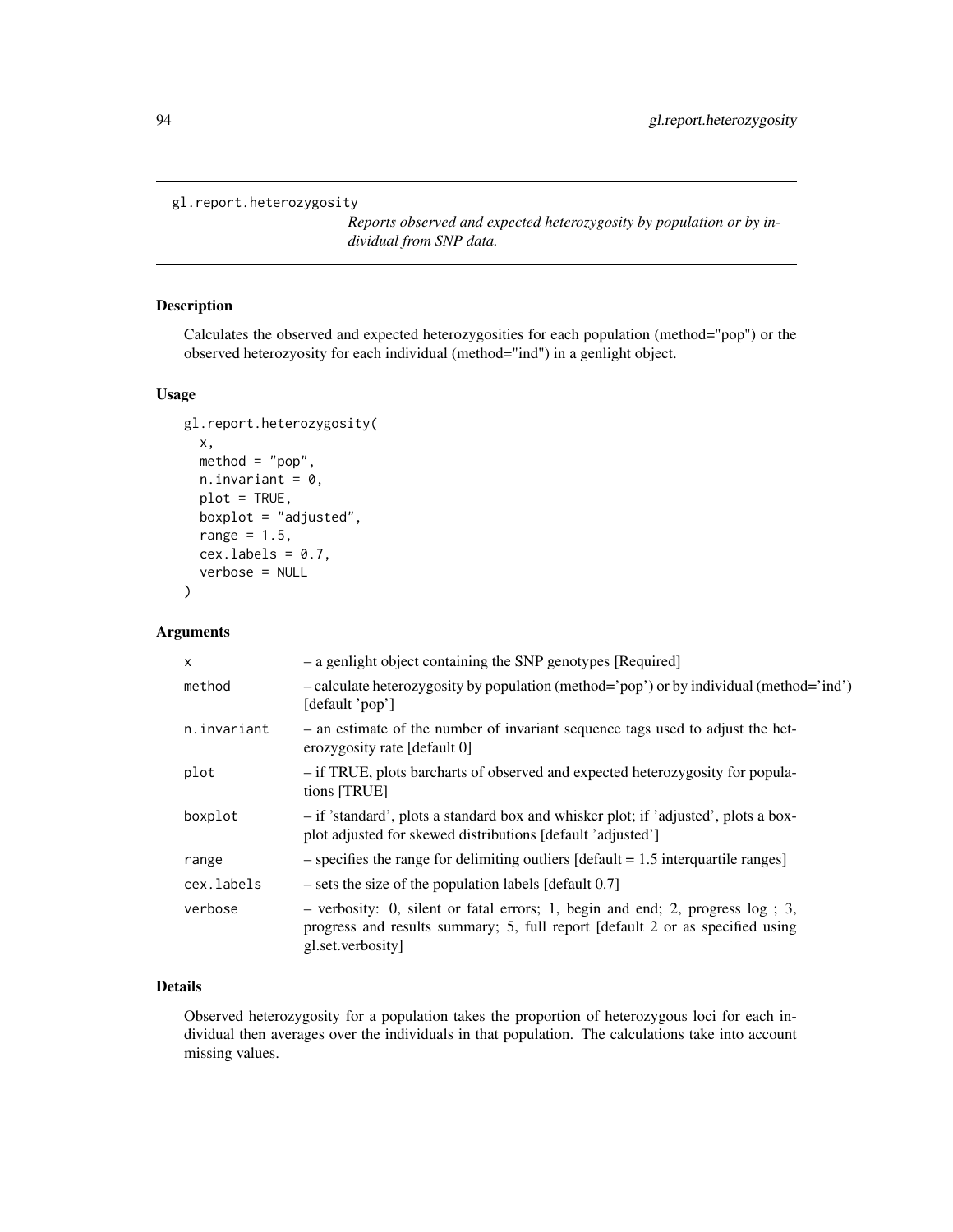gl.report.heterozygosity

*Reports observed and expected heterozygosity by population or by individual from SNP data.*

## Description

Calculates the observed and expected heterozygosities for each population (method="pop") or the observed heterozyosity for each individual (method="ind") in a genlight object.

## Usage

```
gl.report.heterozygosity(
  x,
  method = "pop",
  n.invariant = 0,
  plot = TRUE,
  boxplot = "adjusted",
  range = 1.5,
  cex.labels = 0.7,
  verbose = NULL
)
```

## Arguments

| | |
|---|---|
| x | – a genlight object containing the SNP genotypes [Required] |
| method | – calculate heterozygosity by population (method='pop') or by individual (method='ind') [default 'pop'] |
| n.invariant | – an estimate of the number of invariant sequence tags used to adjust the heterozygosity rate [default 0] |
| plot | – if TRUE, plots barcharts of observed and expected heterozygosity for populations [TRUE] |
| boxplot | – if 'standard', plots a standard box and whisker plot; if 'adjusted', plots a boxplot adjusted for skewed distributions [default 'adjusted'] |
| range | – specifies the range for delimiting outliers [default = 1.5 interquartile ranges] |
| cex.labels | – sets the size of the population labels [default 0.7] |
| verbose | – verbosity: 0, silent or fatal errors; 1, begin and end; 2, progress log ; 3, progress and results summary; 5, full report [default 2 or as specified using gl.set.verbosity] |

## Details

Observed heterozygosity for a population takes the proportion of heterozygous loci for each individual then averages over the individuals in that population. The calculations take into account missing values.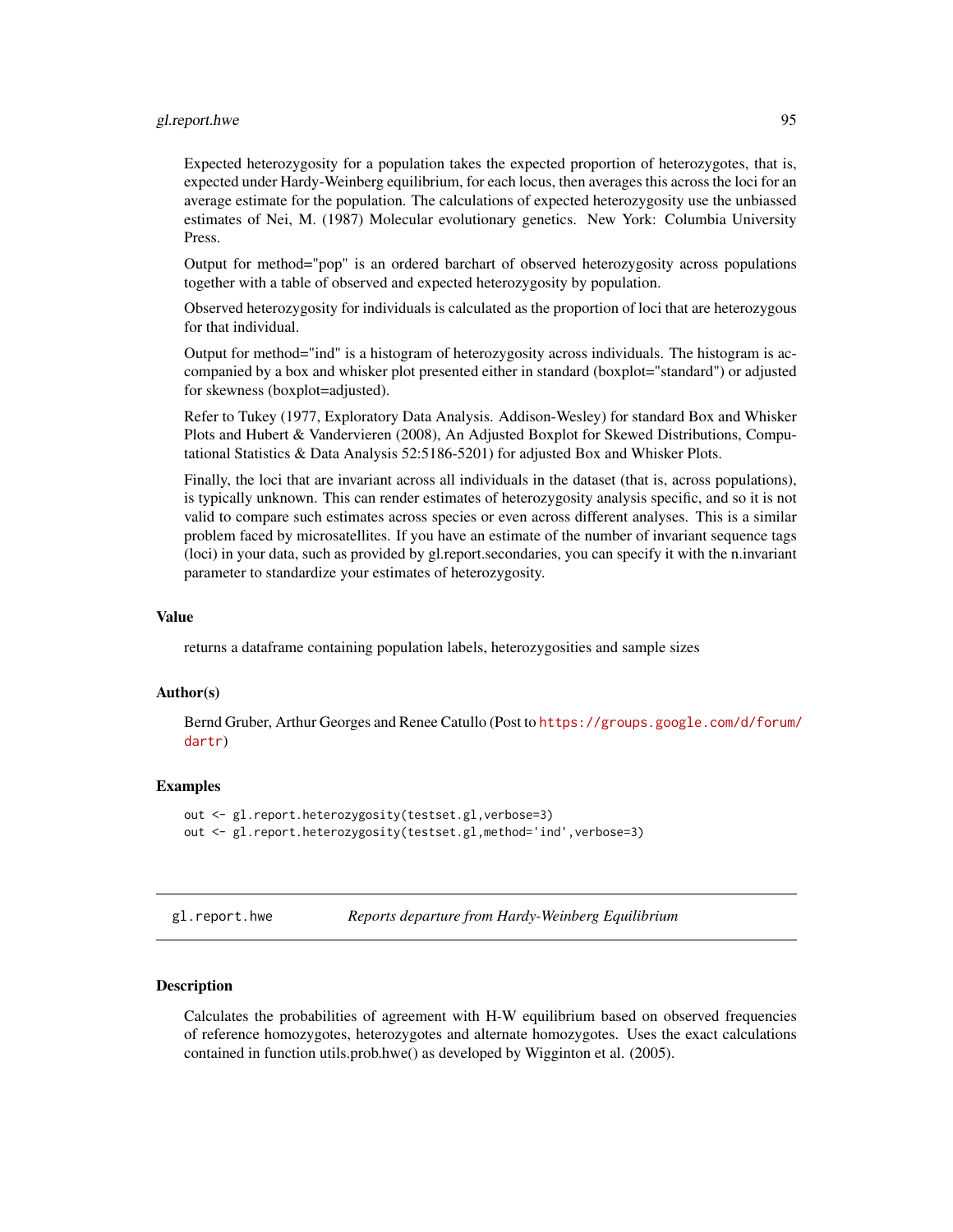Expected heterozygosity for a population takes the expected proportion of heterozygotes, that is, expected under Hardy-Weinberg equilibrium, for each locus, then averages this across the loci for an average estimate for the population. The calculations of expected heterozygosity use the unbiassed estimates of Nei, M. (1987) Molecular evolutionary genetics. New York: Columbia University Press.

Output for method="pop" is an ordered barchart of observed heterozygosity across populations together with a table of observed and expected heterozygosity by population.

Observed heterozygosity for individuals is calculated as the proportion of loci that are heterozygous for that individual.

Output for method="ind" is a histogram of heterozygosity across individuals. The histogram is accompanied by a box and whisker plot presented either in standard (boxplot="standard") or adjusted for skewness (boxplot=adjusted).

Refer to Tukey (1977, Exploratory Data Analysis. Addison-Wesley) for standard Box and Whisker Plots and Hubert & Vandervieren (2008), An Adjusted Boxplot for Skewed Distributions, Computational Statistics & Data Analysis 52:5186-5201) for adjusted Box and Whisker Plots.

Finally, the loci that are invariant across all individuals in the dataset (that is, across populations), is typically unknown. This can render estimates of heterozygosity analysis specific, and so it is not valid to compare such estimates across species or even across different analyses. This is a similar problem faced by microsatellites. If you have an estimate of the number of invariant sequence tags (loci) in your data, such as provided by gl.report.secondaries, you can specify it with the n.invariant parameter to standardize your estimates of heterozygosity.

### Value

returns a dataframe containing population labels, heterozygosities and sample sizes

### Author(s)

Bernd Gruber, Arthur Georges and Renee Catullo (Post to https://groups.google.com/d/forum/dartr)

### Examples

```
out <- gl.report.heterozygosity(testset.gl,verbose=3)
out <- gl.report.heterozygosity(testset.gl,method='ind',verbose=3)
```

---

## gl.report.hwe    *Reports departure from Hardy-Weinberg Equilibrium*

### Description

Calculates the probabilities of agreement with H-W equilibrium based on observed frequencies of reference homozygotes, heterozygotes and alternate homozygotes. Uses the exact calculations contained in function utils.prob.hwe() as developed by Wigginton et al. (2005).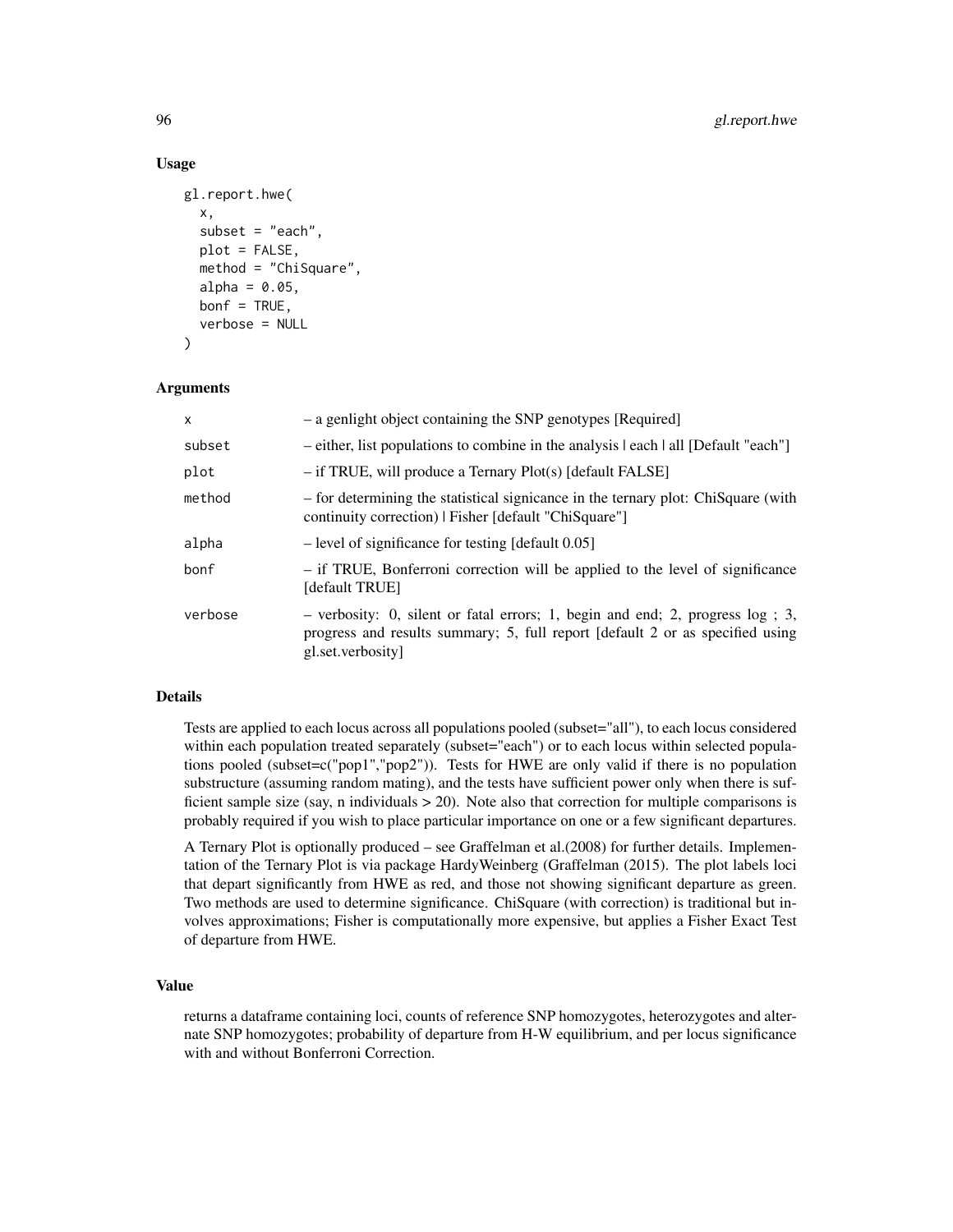## Usage

```
gl.report.hwe(
  x,
  subset = "each",
  plot = FALSE,
  method = "ChiSquare",
  alpha = 0.05,
  bonf = TRUE,
  verbose = NULL
)
```

## Arguments

| | |
|---|---|
| x | – a genlight object containing the SNP genotypes [Required] |
| subset | – either, list populations to combine in the analysis \| each \| all [Default "each"] |
| plot | – if TRUE, will produce a Ternary Plot(s) [default FALSE] |
| method | – for determining the statistical signicance in the ternary plot: ChiSquare (with continuity correction) \| Fisher [default "ChiSquare"] |
| alpha | – level of significance for testing [default 0.05] |
| bonf | – if TRUE, Bonferroni correction will be applied to the level of significance [default TRUE] |
| verbose | – verbosity: 0, silent or fatal errors; 1, begin and end; 2, progress log ; 3, progress and results summary; 5, full report [default 2 or as specified using gl.set.verbosity] |

## Details

Tests are applied to each locus across all populations pooled (subset="all"), to each locus considered within each population treated separately (subset="each") or to each locus within selected populations pooled (subset=c("pop1","pop2")). Tests for HWE are only valid if there is no population substructure (assuming random mating), and the tests have sufficient power only when there is sufficient sample size (say, n individuals > 20). Note also that correction for multiple comparisons is probably required if you wish to place particular importance on one or a few significant departures.

A Ternary Plot is optionally produced – see Graffelman et al.(2008) for further details. Implementation of the Ternary Plot is via package HardyWeinberg (Graffelman (2015). The plot labels loci that depart significantly from HWE as red, and those not showing significant departure as green. Two methods are used to determine significance. ChiSquare (with correction) is traditional but involves approximations; Fisher is computationally more expensive, but applies a Fisher Exact Test of departure from HWE.

## Value

returns a dataframe containing loci, counts of reference SNP homozygotes, heterozygotes and alternate SNP homozygotes; probability of departure from H-W equilibrium, and per locus significance with and without Bonferroni Correction.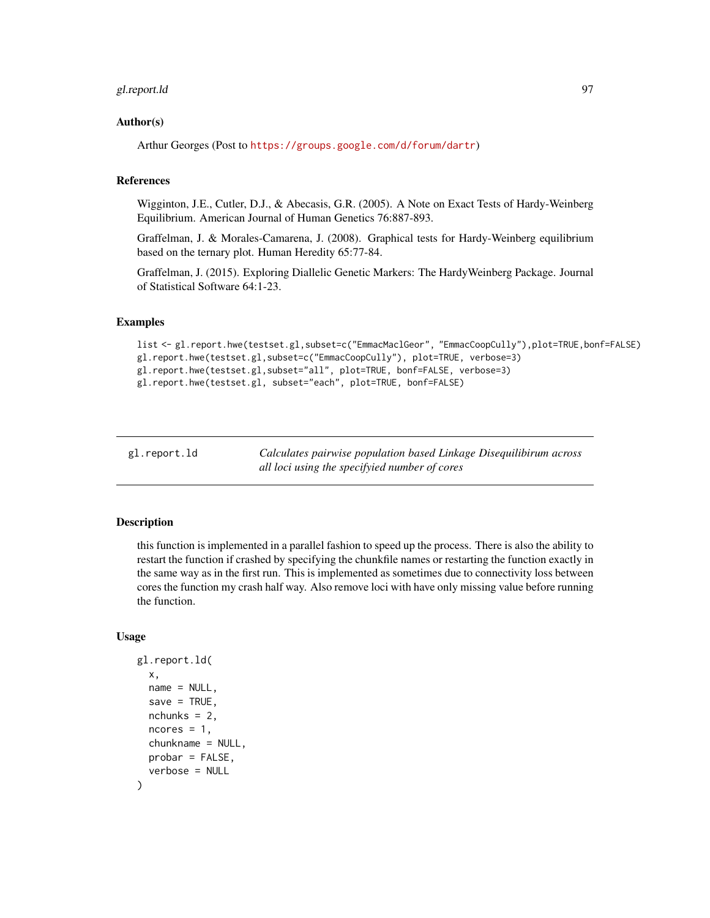### Author(s)

Arthur Georges (Post to https://groups.google.com/d/forum/dartr)

### References

Wigginton, J.E., Cutler, D.J., & Abecasis, G.R. (2005). A Note on Exact Tests of Hardy-Weinberg Equilibrium. American Journal of Human Genetics 76:887-893.

Graffelman, J. & Morales-Camarena, J. (2008). Graphical tests for Hardy-Weinberg equilibrium based on the ternary plot. Human Heredity 65:77-84.

Graffelman, J. (2015). Exploring Diallelic Genetic Markers: The HardyWeinberg Package. Journal of Statistical Software 64:1-23.

### Examples

```
list <- gl.report.hwe(testset.gl,subset=c("EmmacMaclGeor", "EmmacCoopCully"),plot=TRUE,bonf=FALSE)
gl.report.hwe(testset.gl,subset=c("EmmacCoopCully"), plot=TRUE, verbose=3)
gl.report.hwe(testset.gl,subset="all", plot=TRUE, bonf=FALSE, verbose=3)
gl.report.hwe(testset.gl, subset="each", plot=TRUE, bonf=FALSE)
```

---

## gl.report.ld

*Calculates pairwise population based Linkage Disequilibirum across all loci using the specifyied number of cores*

---

### Description

this function is implemented in a parallel fashion to speed up the process. There is also the ability to restart the function if crashed by specifying the chunkfile names or restarting the function exactly in the same way as in the first run. This is implemented as sometimes due to connectivity loss between cores the function my crash half way. Also remove loci with have only missing value before running the function.

### Usage

```
gl.report.ld(
  x,
  name = NULL,
  save = TRUE,
  nchunks = 2,
  ncores = 1,
  chunkname = NULL,
  probar = FALSE,
  verbose = NULL
)
```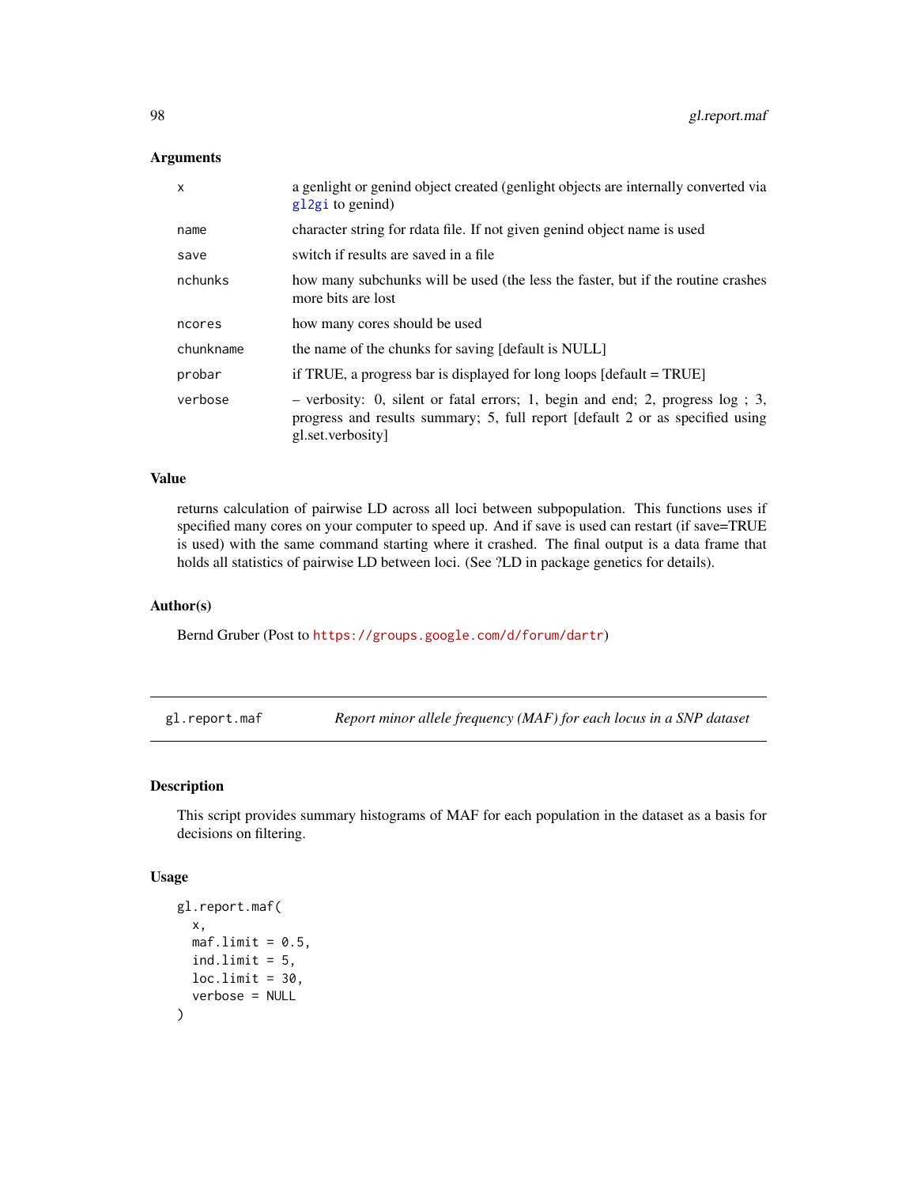## Arguments

| | |
|---|---|
| x | a genlight or genind object created (genlight objects are internally converted via gl2gi to genind) |
| name | character string for rdata file. If not given genind object name is used |
| save | switch if results are saved in a file |
| nchunks | how many subchunks will be used (the less the faster, but if the routine crashes more bits are lost |
| ncores | how many cores should be used |
| chunkname | the name of the chunks for saving [default is NULL] |
| probar | if TRUE, a progress bar is displayed for long loops [default = TRUE] |
| verbose | – verbosity: 0, silent or fatal errors; 1, begin and end; 2, progress log ; 3, progress and results summary; 5, full report [default 2 or as specified using gl.set.verbosity] |

## Value

returns calculation of pairwise LD across all loci between subpopulation. This functions uses if specified many cores on your computer to speed up. And if save is used can restart (if save=TRUE is used) with the same command starting where it crashed. The final output is a data frame that holds all statistics of pairwise LD between loci. (See ?LD in package genetics for details).

## Author(s)

Bernd Gruber (Post to https://groups.google.com/d/forum/dartr)

---

# gl.report.maf — *Report minor allele frequency (MAF) for each locus in a SNP dataset*

## Description

This script provides summary histograms of MAF for each population in the dataset as a basis for decisions on filtering.

## Usage

```
gl.report.maf(
  x,
  maf.limit = 0.5,
  ind.limit = 5,
  loc.limit = 30,
  verbose = NULL
)
```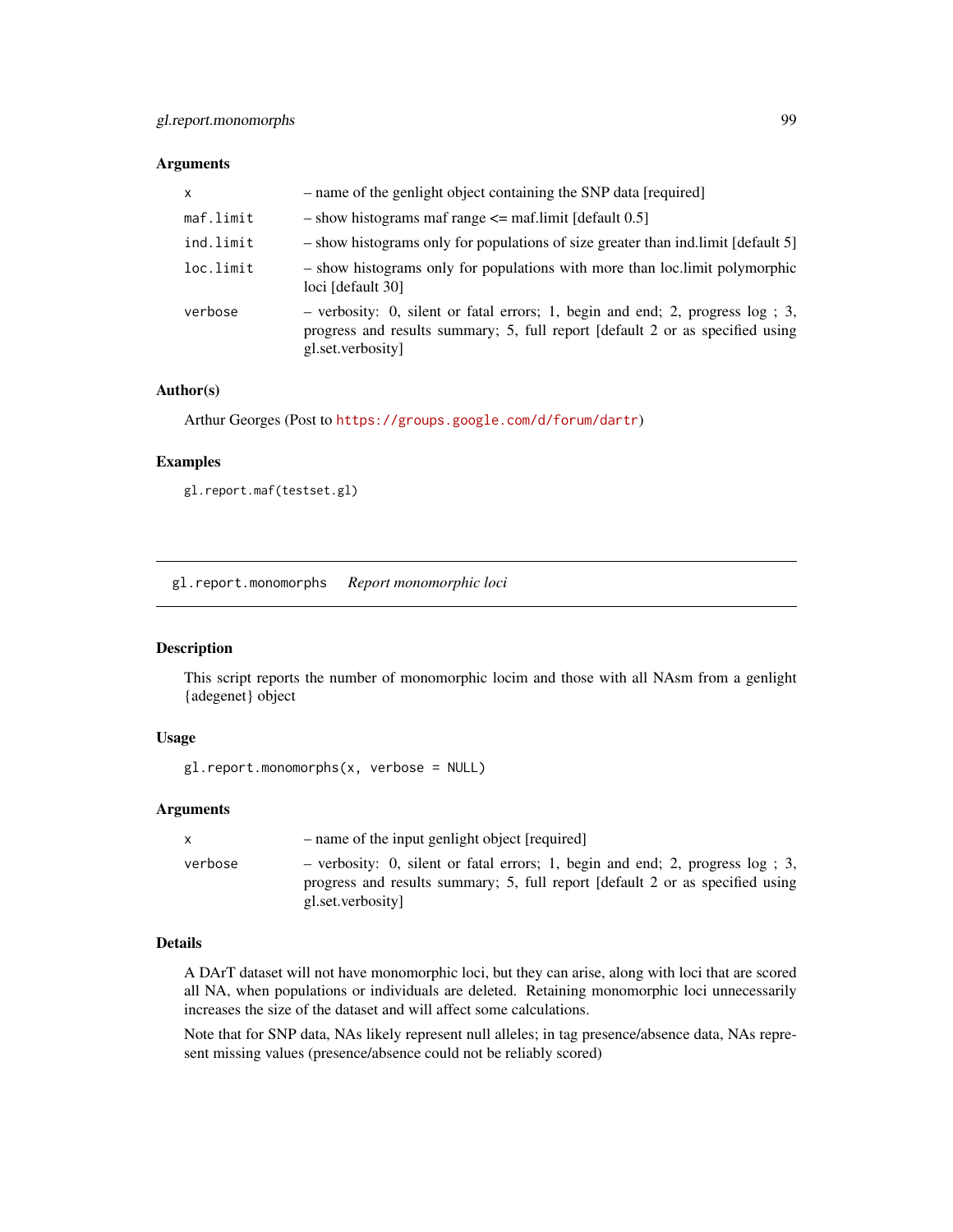### Arguments

| | |
|---|---|
| x | – name of the genlight object containing the SNP data [required] |
| maf.limit | – show histograms maf range <= maf.limit [default 0.5] |
| ind.limit | – show histograms only for populations of size greater than ind.limit [default 5] |
| loc.limit | – show histograms only for populations with more than loc.limit polymorphic loci [default 30] |
| verbose | – verbosity: 0, silent or fatal errors; 1, begin and end; 2, progress log ; 3, progress and results summary; 5, full report [default 2 or as specified using gl.set.verbosity] |

### Author(s)

Arthur Georges (Post to https://groups.google.com/d/forum/dartr)

### Examples

```
gl.report.maf(testset.gl)
```

## gl.report.monomorphs *Report monomorphic loci*

### Description

This script reports the number of monomorphic locim and those with all NAsm from a genlight {adegenet} object

### Usage

```
gl.report.monomorphs(x, verbose = NULL)
```

### Arguments

| | |
|---|---|
| x | – name of the input genlight object [required] |
| verbose | – verbosity: 0, silent or fatal errors; 1, begin and end; 2, progress log ; 3, progress and results summary; 5, full report [default 2 or as specified using gl.set.verbosity] |

### Details

A DArT dataset will not have monomorphic loci, but they can arise, along with loci that are scored all NA, when populations or individuals are deleted. Retaining monomorphic loci unnecessarily increases the size of the dataset and will affect some calculations.

Note that for SNP data, NAs likely represent null alleles; in tag presence/absence data, NAs represent missing values (presence/absence could not be reliably scored)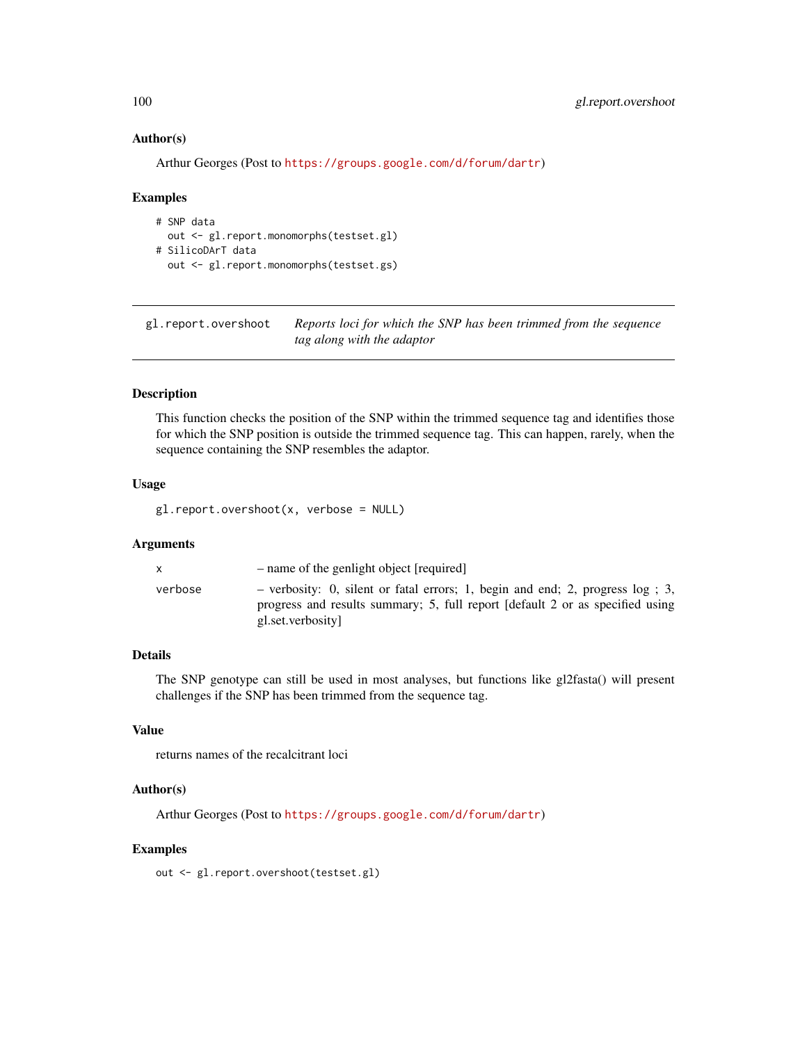### Author(s)

Arthur Georges (Post to https://groups.google.com/d/forum/dartr)

### Examples

```
# SNP data
  out <- gl.report.monomorphs(testset.gl)
# SilicoDArT data
  out <- gl.report.monomorphs(testset.gs)
```

---

## gl.report.overshoot — *Reports loci for which the SNP has been trimmed from the sequence tag along with the adaptor*

---

### Description

This function checks the position of the SNP within the trimmed sequence tag and identifies those for which the SNP position is outside the trimmed sequence tag. This can happen, rarely, when the sequence containing the SNP resembles the adaptor.

### Usage

```
gl.report.overshoot(x, verbose = NULL)
```

### Arguments

| | |
|---|---|
| x | – name of the genlight object [required] |
| verbose | – verbosity: 0, silent or fatal errors; 1, begin and end; 2, progress log ; 3, progress and results summary; 5, full report [default 2 or as specified using gl.set.verbosity] |

### Details

The SNP genotype can still be used in most analyses, but functions like gl2fasta() will present challenges if the SNP has been trimmed from the sequence tag.

### Value

returns names of the recalcitrant loci

### Author(s)

Arthur Georges (Post to https://groups.google.com/d/forum/dartr)

### Examples

```
out <- gl.report.overshoot(testset.gl)
```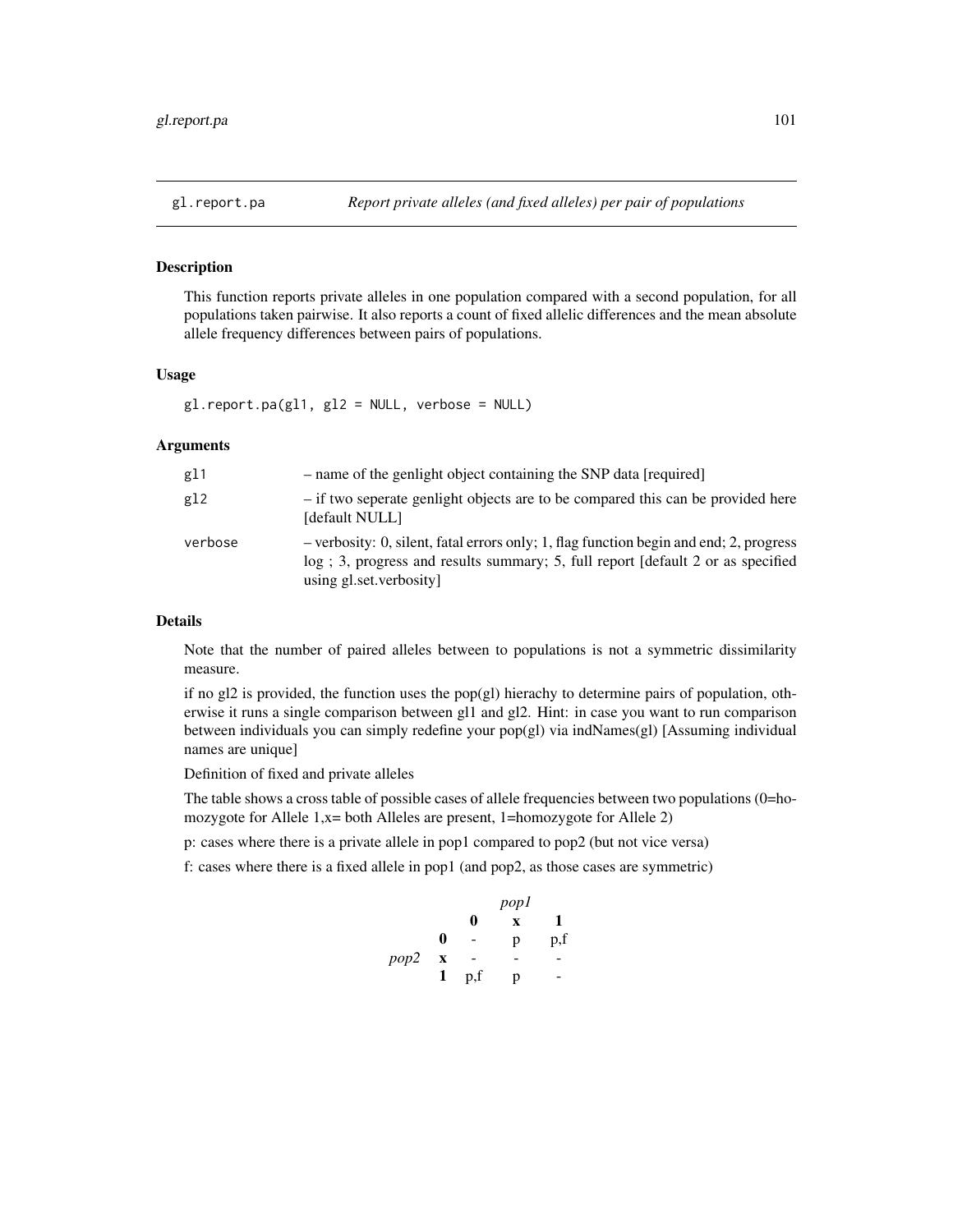## gl.report.pa — *Report private alleles (and fixed alleles) per pair of populations*

### Description

This function reports private alleles in one population compared with a second population, for all populations taken pairwise. It also reports a count of fixed allelic differences and the mean absolute allele frequency differences between pairs of populations.

### Usage

```
gl.report.pa(gl1, gl2 = NULL, verbose = NULL)
```

### Arguments

| | |
|---|---|
| gl1 | – name of the genlight object containing the SNP data [required] |
| gl2 | – if two seperate genlight objects are to be compared this can be provided here [default NULL] |
| verbose | – verbosity: 0, silent, fatal errors only; 1, flag function begin and end; 2, progress log ; 3, progress and results summary; 5, full report [default 2 or as specified using gl.set.verbosity] |

### Details

Note that the number of paired alleles between to populations is not a symmetric dissimilarity measure.

if no gl2 is provided, the function uses the pop(gl) hierachy to determine pairs of population, otherwise it runs a single comparison between gl1 and gl2. Hint: in case you want to run comparison between individuals you can simply redefine your pop(gl) via indNames(gl) [Assuming individual names are unique]

Definition of fixed and private alleles

The table shows a cross table of possible cases of allele frequencies between two populations (0=homozygote for Allele 1,x= both Alleles are present, 1=homozygote for Allele 2)

p: cases where there is a private allele in pop1 compared to pop2 (but not vice versa)

f: cases where there is a fixed allele in pop1 (and pop2, as those cases are symmetric)

| | | *pop1* | | |
|---|---|---|---|---|
| | | **0** | **x** | **1** |
| *pop2* | **0** | - | p | p,f |
| | **x** | - | - | - |
| | **1** | p,f | p | - |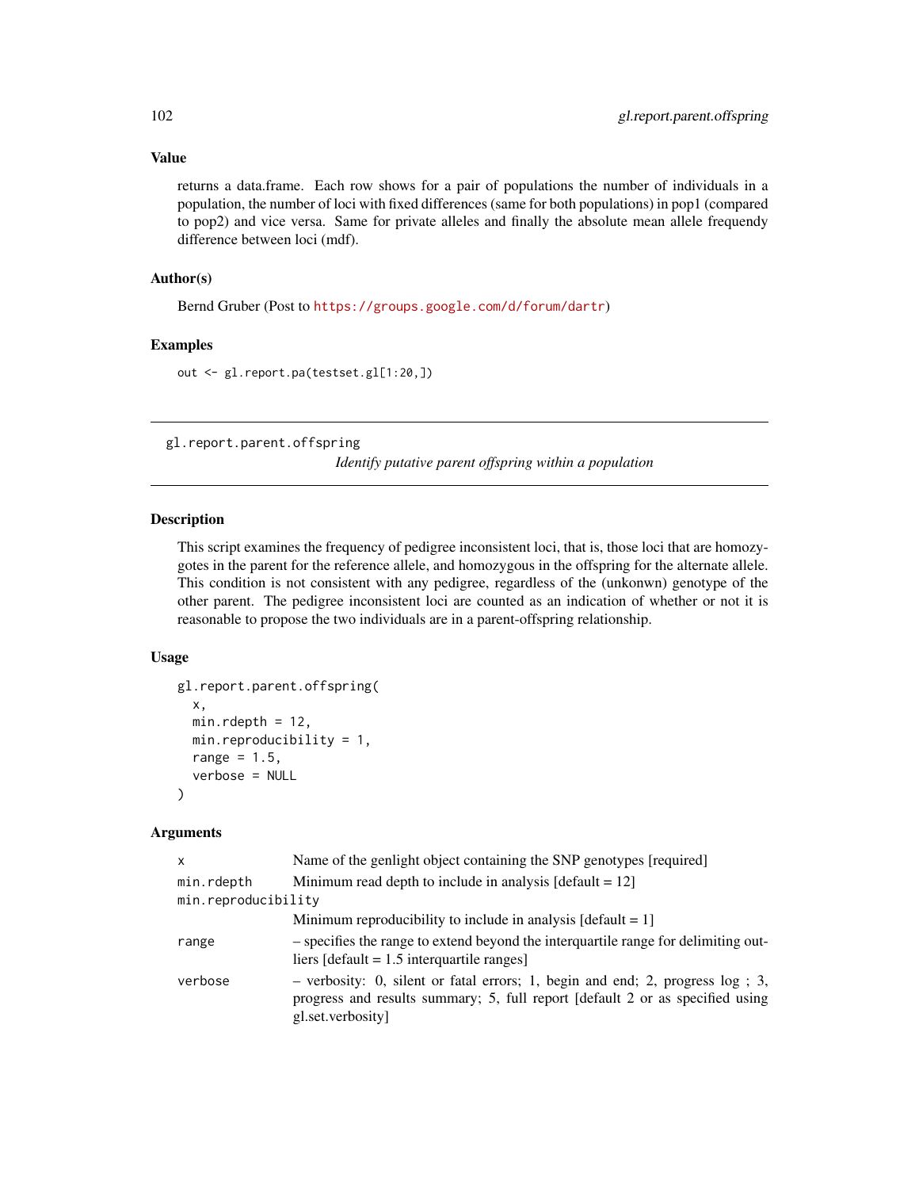### Value

returns a data.frame. Each row shows for a pair of populations the number of individuals in a population, the number of loci with fixed differences (same for both populations) in pop1 (compared to pop2) and vice versa. Same for private alleles and finally the absolute mean allele frequendy difference between loci (mdf).

### Author(s)

Bernd Gruber (Post to https://groups.google.com/d/forum/dartr)

### Examples

```
out <- gl.report.pa(testset.gl[1:20,])
```

---

## gl.report.parent.offspring

*Identify putative parent offspring within a population*

---

### Description

This script examines the frequency of pedigree inconsistent loci, that is, those loci that are homozygotes in the parent for the reference allele, and homozygous in the offspring for the alternate allele. This condition is not consistent with any pedigree, regardless of the (unkonwn) genotype of the other parent. The pedigree inconsistent loci are counted as an indication of whether or not it is reasonable to propose the two individuals are in a parent-offspring relationship.

### Usage

```
gl.report.parent.offspring(
  x,
  min.rdepth = 12,
  min.reproducibility = 1,
  range = 1.5,
  verbose = NULL
)
```

### Arguments

| | |
|---|---|
| x | Name of the genlight object containing the SNP genotypes [required] |
| min.rdepth | Minimum read depth to include in analysis [default = 12] |
| min.reproducibility | Minimum reproducibility to include in analysis [default = 1] |
| range | – specifies the range to extend beyond the interquartile range for delimiting outliers [default = 1.5 interquartile ranges] |
| verbose | – verbosity: 0, silent or fatal errors; 1, begin and end; 2, progress log ; 3, progress and results summary; 5, full report [default 2 or as specified using gl.set.verbosity] |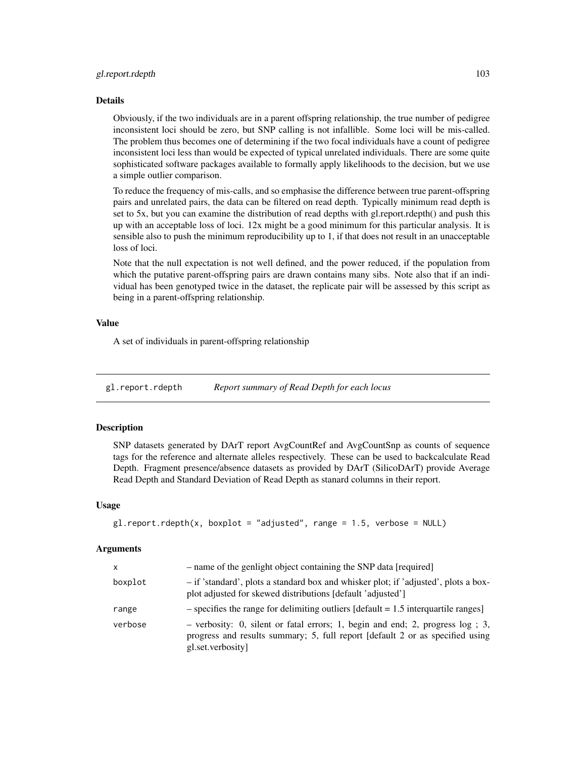### Details

Obviously, if the two individuals are in a parent offspring relationship, the true number of pedigree inconsistent loci should be zero, but SNP calling is not infallible. Some loci will be mis-called. The problem thus becomes one of determining if the two focal individuals have a count of pedigree inconsistent loci less than would be expected of typical unrelated individuals. There are some quite sophisticated software packages available to formally apply likelihoods to the decision, but we use a simple outlier comparison.

To reduce the frequency of mis-calls, and so emphasise the difference between true parent-offspring pairs and unrelated pairs, the data can be filtered on read depth. Typically minimum read depth is set to 5x, but you can examine the distribution of read depths with gl.report.rdepth() and push this up with an acceptable loss of loci. 12x might be a good minimum for this particular analysis. It is sensible also to push the minimum reproducibility up to 1, if that does not result in an unacceptable loss of loci.

Note that the null expectation is not well defined, and the power reduced, if the population from which the putative parent-offspring pairs are drawn contains many sibs. Note also that if an individual has been genotyped twice in the dataset, the replicate pair will be assessed by this script as being in a parent-offspring relationship.

### Value

A set of individuals in parent-offspring relationship

---

## gl.report.rdepth *Report summary of Read Depth for each locus*

---

### Description

SNP datasets generated by DArT report AvgCountRef and AvgCountSnp as counts of sequence tags for the reference and alternate alleles respectively. These can be used to backcalculate Read Depth. Fragment presence/absence datasets as provided by DArT (SilicoDArT) provide Average Read Depth and Standard Deviation of Read Depth as stanard columns in their report.

### Usage

```
gl.report.rdepth(x, boxplot = "adjusted", range = 1.5, verbose = NULL)
```

### Arguments

| | |
|---|---|
| x | – name of the genlight object containing the SNP data [required] |
| boxplot | – if 'standard', plots a standard box and whisker plot; if 'adjusted', plots a boxplot adjusted for skewed distributions [default 'adjusted'] |
| range | – specifies the range for delimiting outliers [default = 1.5 interquartile ranges] |
| verbose | – verbosity: 0, silent or fatal errors; 1, begin and end; 2, progress log ; 3, progress and results summary; 5, full report [default 2 or as specified using gl.set.verbosity] |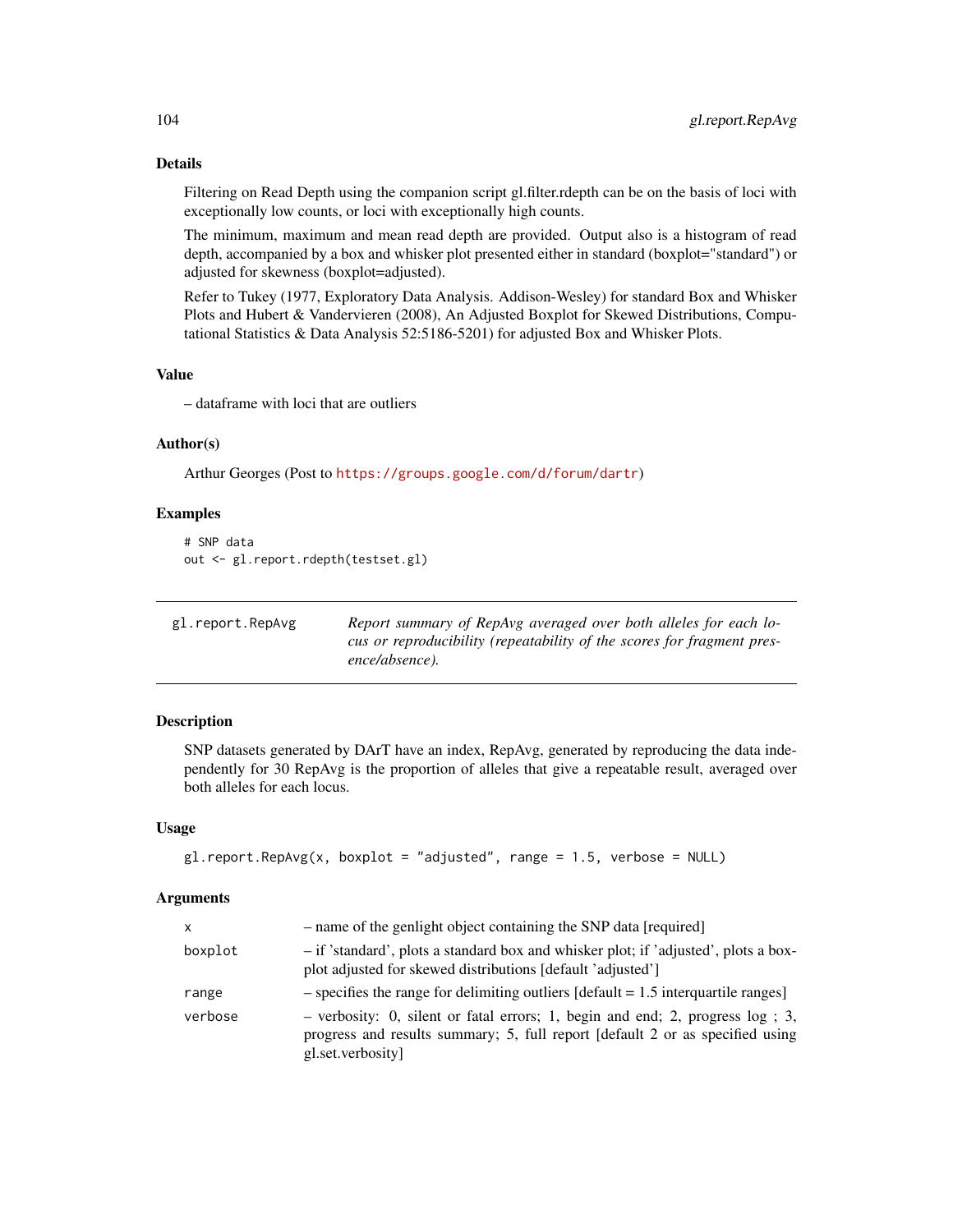## Details

Filtering on Read Depth using the companion script gl.filter.rdepth can be on the basis of loci with exceptionally low counts, or loci with exceptionally high counts.

The minimum, maximum and mean read depth are provided. Output also is a histogram of read depth, accompanied by a box and whisker plot presented either in standard (boxplot="standard") or adjusted for skewness (boxplot=adjusted).

Refer to Tukey (1977, Exploratory Data Analysis. Addison-Wesley) for standard Box and Whisker Plots and Hubert & Vandervieren (2008), An Adjusted Boxplot for Skewed Distributions, Computational Statistics & Data Analysis 52:5186-5201) for adjusted Box and Whisker Plots.

## Value

– dataframe with loci that are outliers

## Author(s)

Arthur Georges (Post to https://groups.google.com/d/forum/dartr)

## Examples

```
# SNP data
out <- gl.report.rdepth(testset.gl)
```

---

# gl.report.RepAvg

*Report summary of RepAvg averaged over both alleles for each locus or reproducibility (repeatability of the scores for fragment presence/absence).*

---

## Description

SNP datasets generated by DArT have an index, RepAvg, generated by reproducing the data independently for 30 RepAvg is the proportion of alleles that give a repeatable result, averaged over both alleles for each locus.

## Usage

```
gl.report.RepAvg(x, boxplot = "adjusted", range = 1.5, verbose = NULL)
```

## Arguments

| | |
|---|---|
| x | – name of the genlight object containing the SNP data [required] |
| boxplot | – if 'standard', plots a standard box and whisker plot; if 'adjusted', plots a boxplot adjusted for skewed distributions [default 'adjusted'] |
| range | – specifies the range for delimiting outliers [default = 1.5 interquartile ranges] |
| verbose | – verbosity: 0, silent or fatal errors; 1, begin and end; 2, progress log ; 3, progress and results summary; 5, full report [default 2 or as specified using gl.set.verbosity] |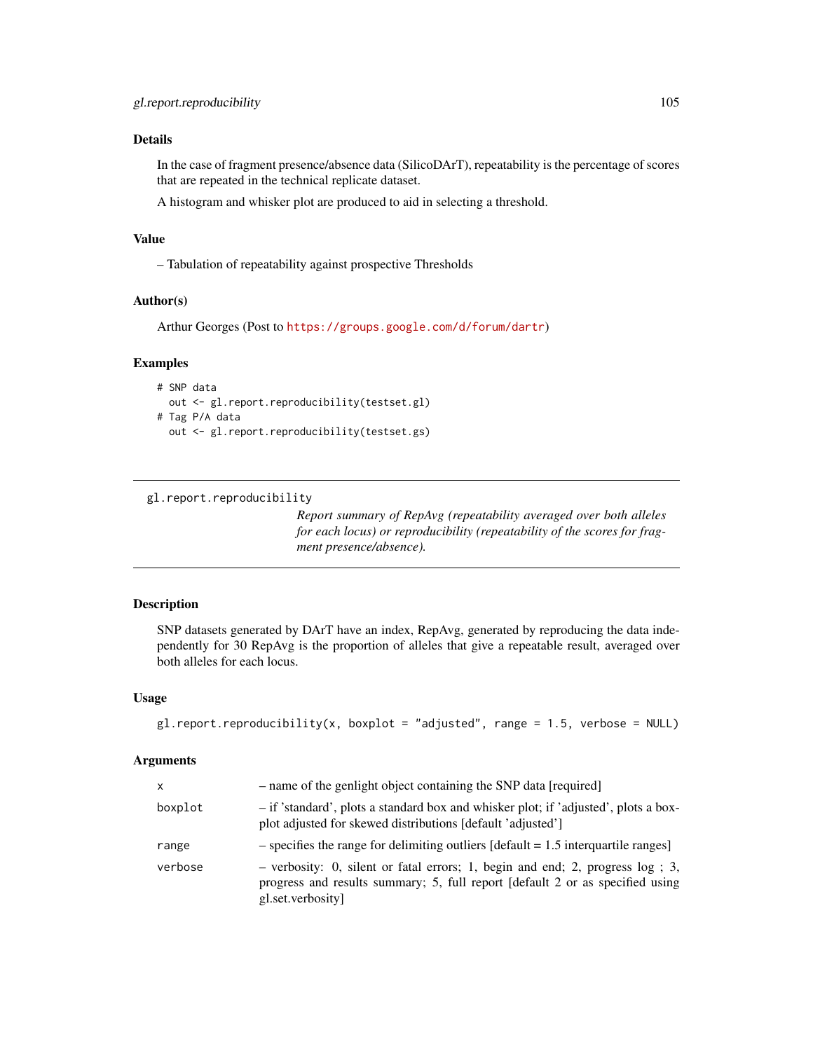### Details

In the case of fragment presence/absence data (SilicoDArT), repeatability is the percentage of scores that are repeated in the technical replicate dataset.

A histogram and whisker plot are produced to aid in selecting a threshold.

### Value

– Tabulation of repeatability against prospective Thresholds

### Author(s)

Arthur Georges (Post to https://groups.google.com/d/forum/dartr)

### Examples

```
# SNP data
  out <- gl.report.reproducibility(testset.gl)
# Tag P/A data
  out <- gl.report.reproducibility(testset.gs)
```

---

## gl.report.reproducibility

*Report summary of RepAvg (repeatability averaged over both alleles for each locus) or reproducibility (repeatability of the scores for fragment presence/absence).*

---

### Description

SNP datasets generated by DArT have an index, RepAvg, generated by reproducing the data independently for 30 RepAvg is the proportion of alleles that give a repeatable result, averaged over both alleles for each locus.

### Usage

```
gl.report.reproducibility(x, boxplot = "adjusted", range = 1.5, verbose = NULL)
```

### Arguments

| | |
|---|---|
| x | – name of the genlight object containing the SNP data [required] |
| boxplot | – if 'standard', plots a standard box and whisker plot; if 'adjusted', plots a boxplot adjusted for skewed distributions [default 'adjusted'] |
| range | – specifies the range for delimiting outliers [default = 1.5 interquartile ranges] |
| verbose | – verbosity: 0, silent or fatal errors; 1, begin and end; 2, progress log ; 3, progress and results summary; 5, full report [default 2 or as specified using gl.set.verbosity] |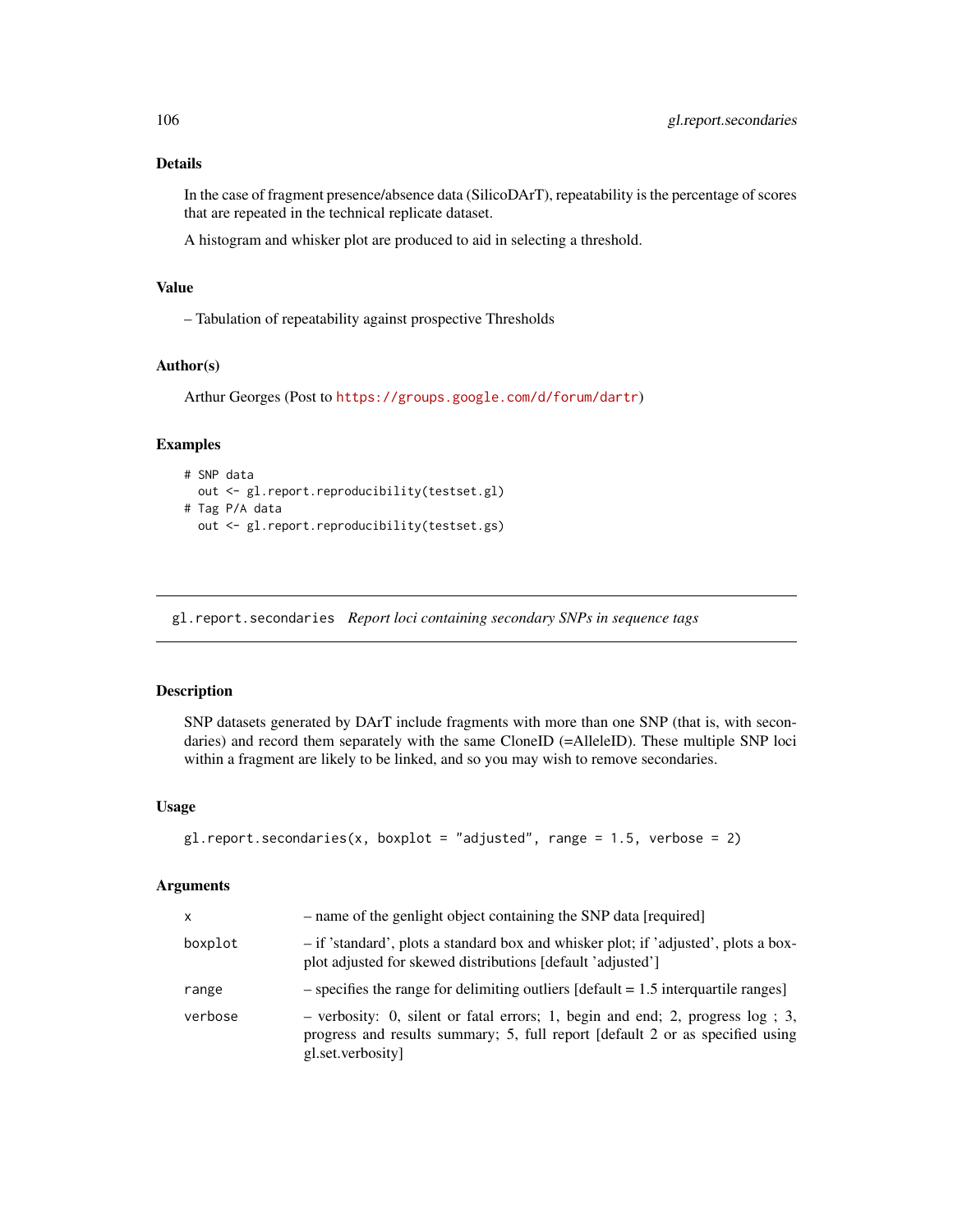### Details

In the case of fragment presence/absence data (SilicoDArT), repeatability is the percentage of scores that are repeated in the technical replicate dataset.

A histogram and whisker plot are produced to aid in selecting a threshold.

### Value

– Tabulation of repeatability against prospective Thresholds

### Author(s)

Arthur Georges (Post to https://groups.google.com/d/forum/dartr)

### Examples

```
# SNP data
  out <- gl.report.reproducibility(testset.gl)
# Tag P/A data
  out <- gl.report.reproducibility(testset.gs)
```

---

## gl.report.secondaries *Report loci containing secondary SNPs in sequence tags*

---

### Description

SNP datasets generated by DArT include fragments with more than one SNP (that is, with secondaries) and record them separately with the same CloneID (=AlleleID). These multiple SNP loci within a fragment are likely to be linked, and so you may wish to remove secondaries.

### Usage

```
gl.report.secondaries(x, boxplot = "adjusted", range = 1.5, verbose = 2)
```

### Arguments

| | |
|---|---|
| x | – name of the genlight object containing the SNP data [required] |
| boxplot | – if 'standard', plots a standard box and whisker plot; if 'adjusted', plots a boxplot adjusted for skewed distributions [default 'adjusted'] |
| range | – specifies the range for delimiting outliers [default = 1.5 interquartile ranges] |
| verbose | – verbosity: 0, silent or fatal errors; 1, begin and end; 2, progress log ; 3, progress and results summary; 5, full report [default 2 or as specified using gl.set.verbosity] |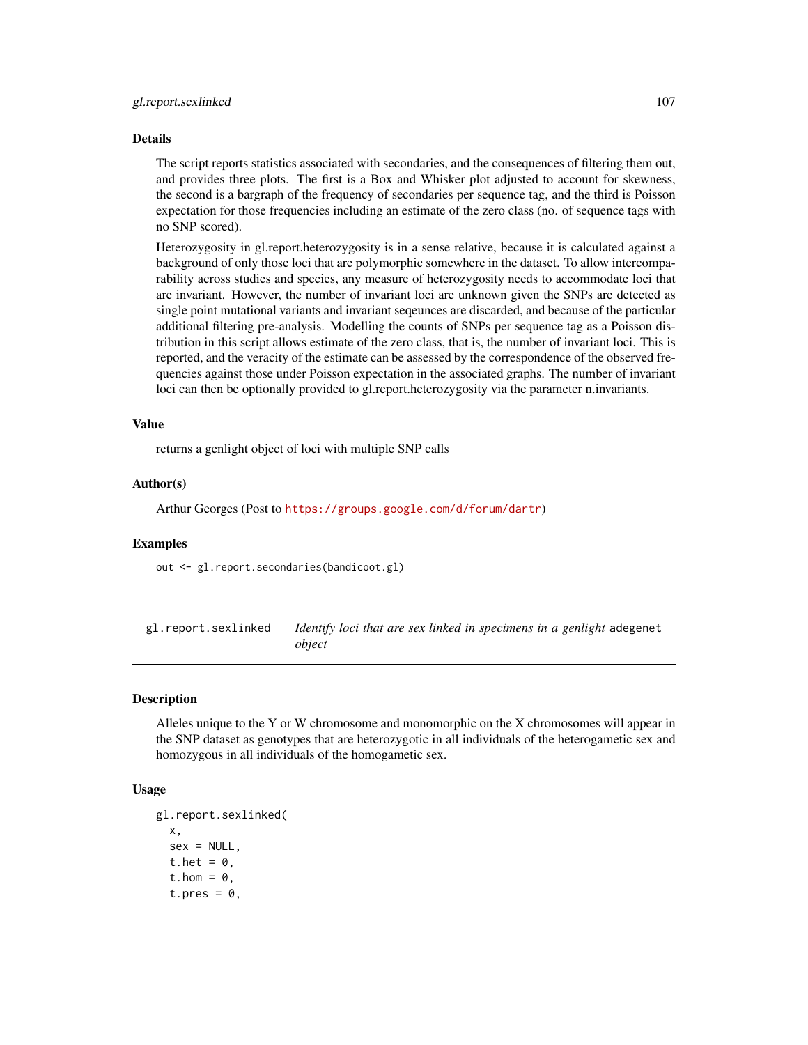### Details

The script reports statistics associated with secondaries, and the consequences of filtering them out, and provides three plots. The first is a Box and Whisker plot adjusted to account for skewness, the second is a bargraph of the frequency of secondaries per sequence tag, and the third is Poisson expectation for those frequencies including an estimate of the zero class (no. of sequence tags with no SNP scored).

Heterozygosity in gl.report.heterozygosity is in a sense relative, because it is calculated against a background of only those loci that are polymorphic somewhere in the dataset. To allow intercomparability across studies and species, any measure of heterozygosity needs to accommodate loci that are invariant. However, the number of invariant loci are unknown given the SNPs are detected as single point mutational variants and invariant seqeunces are discarded, and because of the particular additional filtering pre-analysis. Modelling the counts of SNPs per sequence tag as a Poisson distribution in this script allows estimate of the zero class, that is, the number of invariant loci. This is reported, and the veracity of the estimate can be assessed by the correspondence of the observed frequencies against those under Poisson expectation in the associated graphs. The number of invariant loci can then be optionally provided to gl.report.heterozygosity via the parameter n.invariants.

### Value

returns a genlight object of loci with multiple SNP calls

### Author(s)

Arthur Georges (Post to https://groups.google.com/d/forum/dartr)

### Examples

```
out <- gl.report.secondaries(bandicoot.gl)
```

---

## gl.report.sexlinked — *Identify loci that are sex linked in specimens in a genlight* adegenet *object*

---

### Description

Alleles unique to the Y or W chromosome and monomorphic on the X chromosomes will appear in the SNP dataset as genotypes that are heterozygotic in all individuals of the heterogametic sex and homozygous in all individuals of the homogametic sex.

### Usage

```
gl.report.sexlinked(
  x,
  sex = NULL,
  t.het = 0,
  t.hom = 0,
  t.pres = 0,
```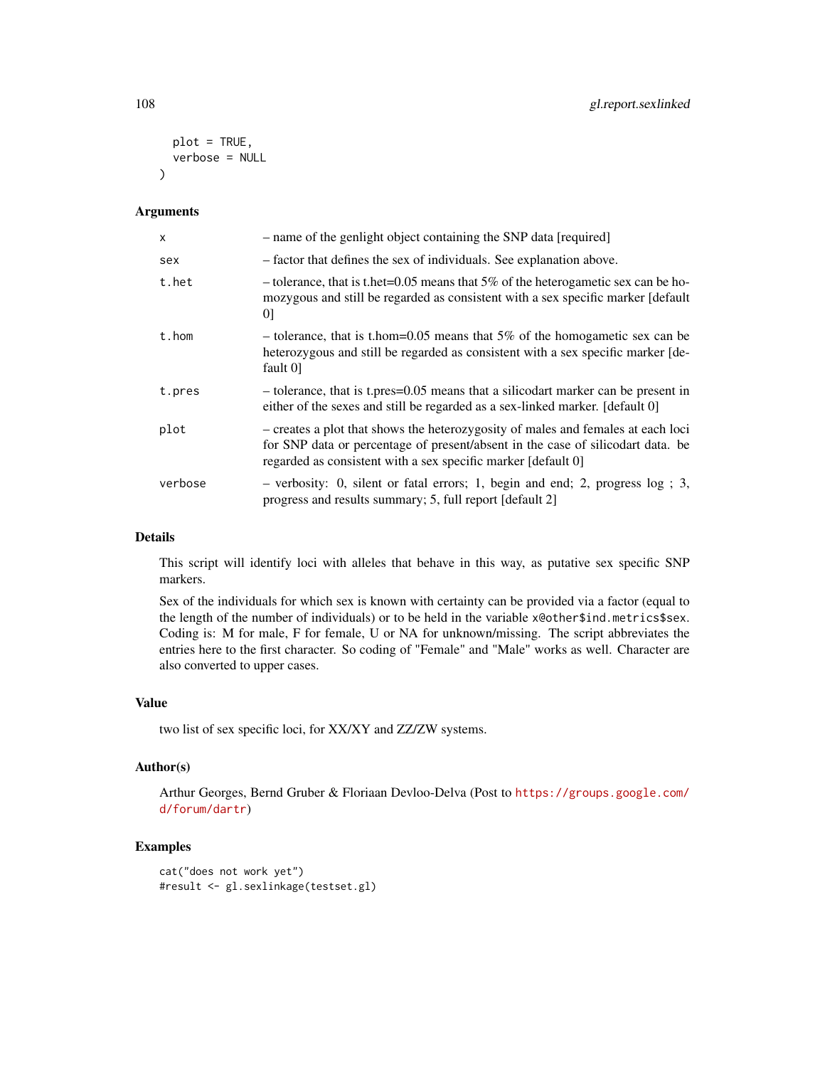```
  plot = TRUE,
  verbose = NULL
)
```

## Arguments

| | |
|---|---|
| x | – name of the genlight object containing the SNP data [required] |
| sex | – factor that defines the sex of individuals. See explanation above. |
| t.het | – tolerance, that is t.het=0.05 means that 5% of the heterogametic sex can be homozygous and still be regarded as consistent with a sex specific marker [default 0] |
| t.hom | – tolerance, that is t.hom=0.05 means that 5% of the homogametic sex can be heterozygous and still be regarded as consistent with a sex specific marker [default 0] |
| t.pres | – tolerance, that is t.pres=0.05 means that a silicodart marker can be present in either of the sexes and still be regarded as a sex-linked marker. [default 0] |
| plot | – creates a plot that shows the heterozygosity of males and females at each loci for SNP data or percentage of present/absent in the case of silicodart data. be regarded as consistent with a sex specific marker [default 0] |
| verbose | – verbosity: 0, silent or fatal errors; 1, begin and end; 2, progress log ; 3, progress and results summary; 5, full report [default 2] |

## Details

This script will identify loci with alleles that behave in this way, as putative sex specific SNP markers.

Sex of the individuals for which sex is known with certainty can be provided via a factor (equal to the length of the number of individuals) or to be held in the variable `x@other$ind.metrics$sex`. Coding is: M for male, F for female, U or NA for unknown/missing. The script abbreviates the entries here to the first character. So coding of "Female" and "Male" works as well. Character are also converted to upper cases.

## Value

two list of sex specific loci, for XX/XY and ZZ/ZW systems.

## Author(s)

Arthur Georges, Bernd Gruber & Floriaan Devloo-Delva (Post to https://groups.google.com/d/forum/dartr)

## Examples

```
cat("does not work yet")
#result <- gl.sexlinkage(testset.gl)
```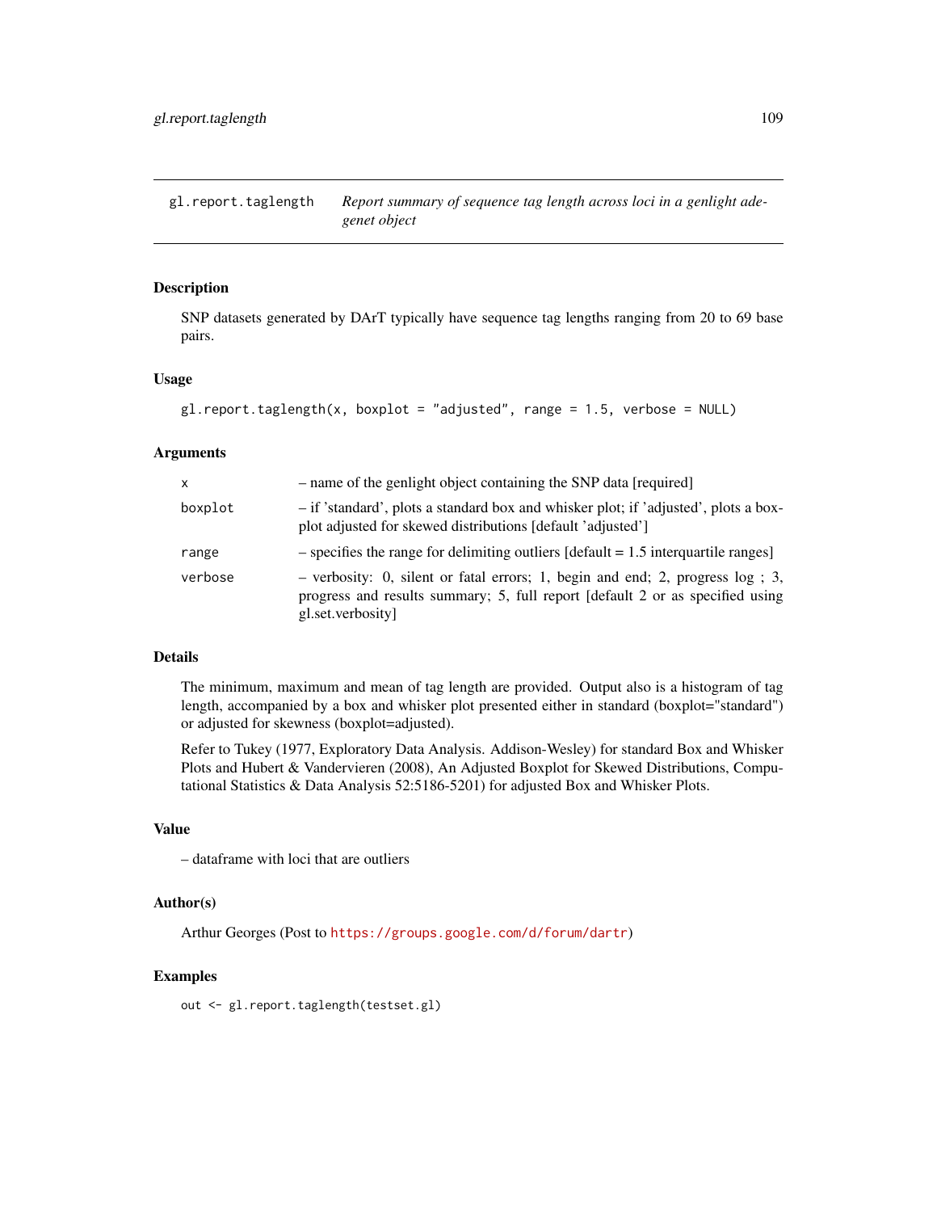## gl.report.taglength — *Report summary of sequence tag length across loci in a genlight adegenet object*

### Description

SNP datasets generated by DArT typically have sequence tag lengths ranging from 20 to 69 base pairs.

### Usage

```
gl.report.taglength(x, boxplot = "adjusted", range = 1.5, verbose = NULL)
```

### Arguments

| | |
|---|---|
| x | – name of the genlight object containing the SNP data [required] |
| boxplot | – if 'standard', plots a standard box and whisker plot; if 'adjusted', plots a boxplot adjusted for skewed distributions [default 'adjusted'] |
| range | – specifies the range for delimiting outliers [default = 1.5 interquartile ranges] |
| verbose | – verbosity: 0, silent or fatal errors; 1, begin and end; 2, progress log ; 3, progress and results summary; 5, full report [default 2 or as specified using gl.set.verbosity] |

### Details

The minimum, maximum and mean of tag length are provided. Output also is a histogram of tag length, accompanied by a box and whisker plot presented either in standard (boxplot="standard") or adjusted for skewness (boxplot=adjusted).

Refer to Tukey (1977, Exploratory Data Analysis. Addison-Wesley) for standard Box and Whisker Plots and Hubert & Vandervieren (2008), An Adjusted Boxplot for Skewed Distributions, Computational Statistics & Data Analysis 52:5186-5201) for adjusted Box and Whisker Plots.

### Value

– dataframe with loci that are outliers

### Author(s)

Arthur Georges (Post to https://groups.google.com/d/forum/dartr)

### Examples

```
out <- gl.report.taglength(testset.gl)
```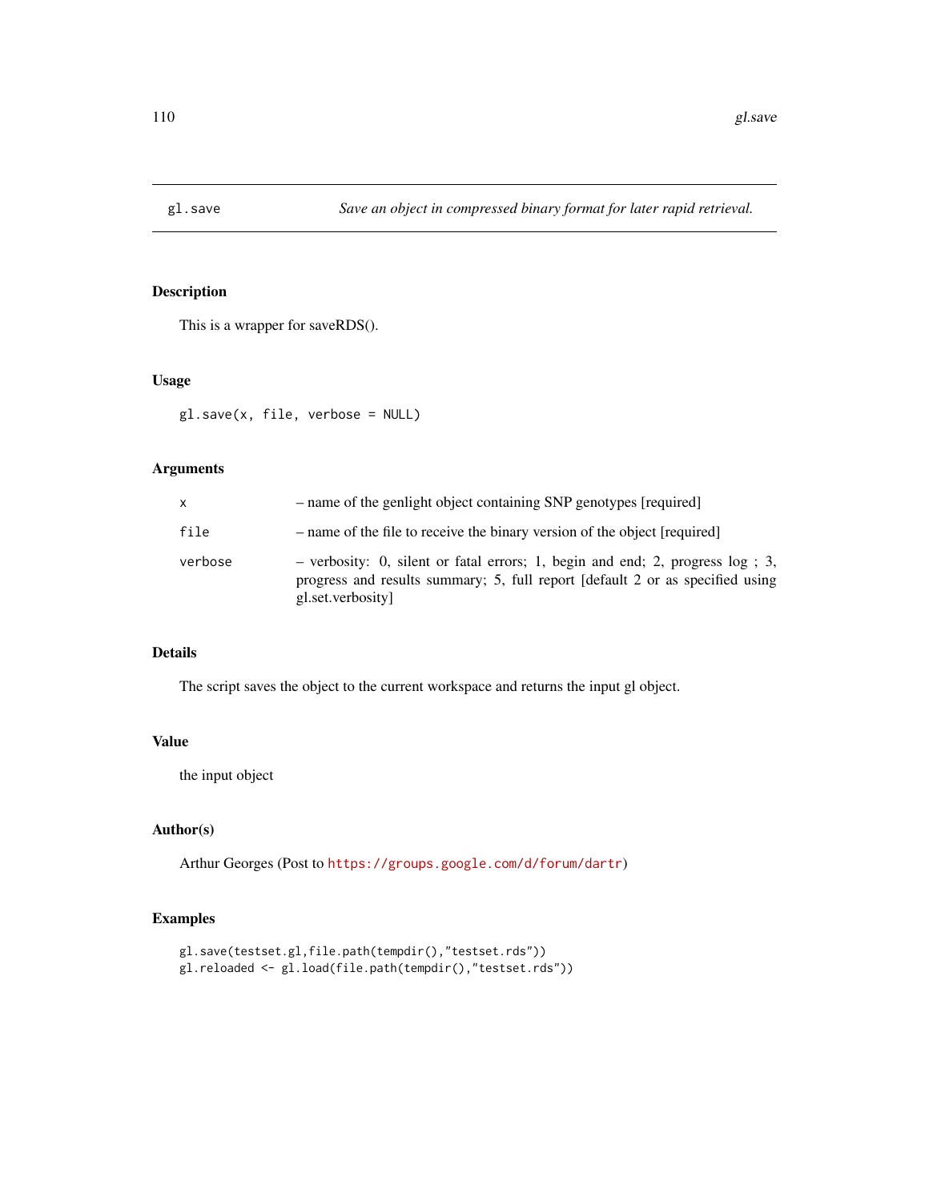# gl.save

*Save an object in compressed binary format for later rapid retrieval.*

## Description

This is a wrapper for saveRDS().

## Usage

```
gl.save(x, file, verbose = NULL)
```

## Arguments

| | |
|---|---|
| x | – name of the genlight object containing SNP genotypes [required] |
| file | – name of the file to receive the binary version of the object [required] |
| verbose | – verbosity: 0, silent or fatal errors; 1, begin and end; 2, progress log ; 3, progress and results summary; 5, full report [default 2 or as specified using gl.set.verbosity] |

## Details

The script saves the object to the current workspace and returns the input gl object.

## Value

the input object

## Author(s)

Arthur Georges (Post to https://groups.google.com/d/forum/dartr)

## Examples

```
gl.save(testset.gl,file.path(tempdir(),"testset.rds"))
gl.reloaded <- gl.load(file.path(tempdir(),"testset.rds"))
```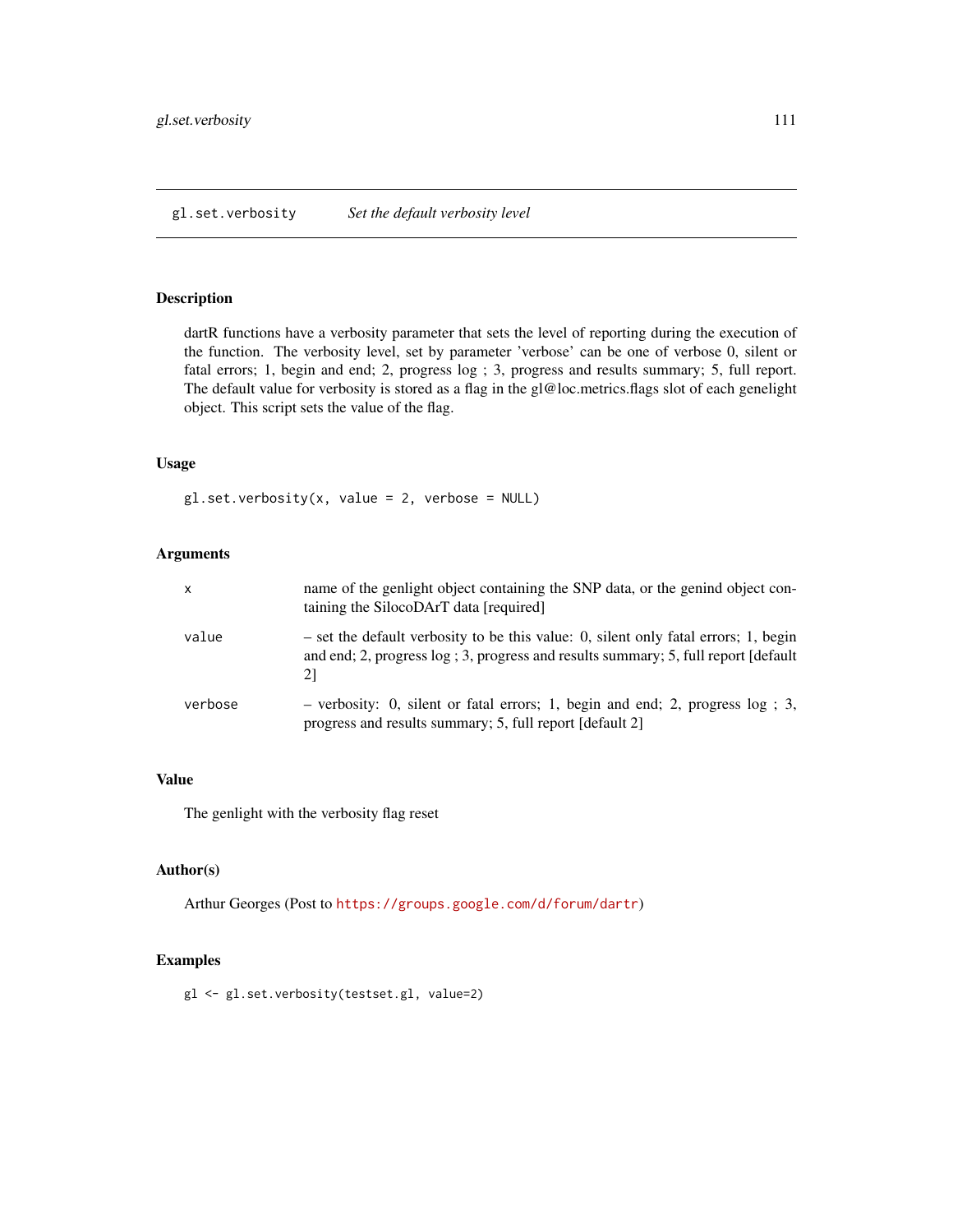## gl.set.verbosity — *Set the default verbosity level*

### Description

dartR functions have a verbosity parameter that sets the level of reporting during the execution of the function. The verbosity level, set by parameter 'verbose' can be one of verbose 0, silent or fatal errors; 1, begin and end; 2, progress log ; 3, progress and results summary; 5, full report. The default value for verbosity is stored as a flag in the gl@loc.metrics.flags slot of each genelight object. This script sets the value of the flag.

### Usage

```
gl.set.verbosity(x, value = 2, verbose = NULL)
```

### Arguments

| | |
|---|---|
| `x` | name of the genlight object containing the SNP data, or the genind object containing the SilocoDArT data [required] |
| `value` | – set the default verbosity to be this value: 0, silent only fatal errors; 1, begin and end; 2, progress log ; 3, progress and results summary; 5, full report [default 2] |
| `verbose` | – verbosity: 0, silent or fatal errors; 1, begin and end; 2, progress log ; 3, progress and results summary; 5, full report [default 2] |

### Value

The genlight with the verbosity flag reset

### Author(s)

Arthur Georges (Post to https://groups.google.com/d/forum/dartr)

### Examples

```
gl <- gl.set.verbosity(testset.gl, value=2)
```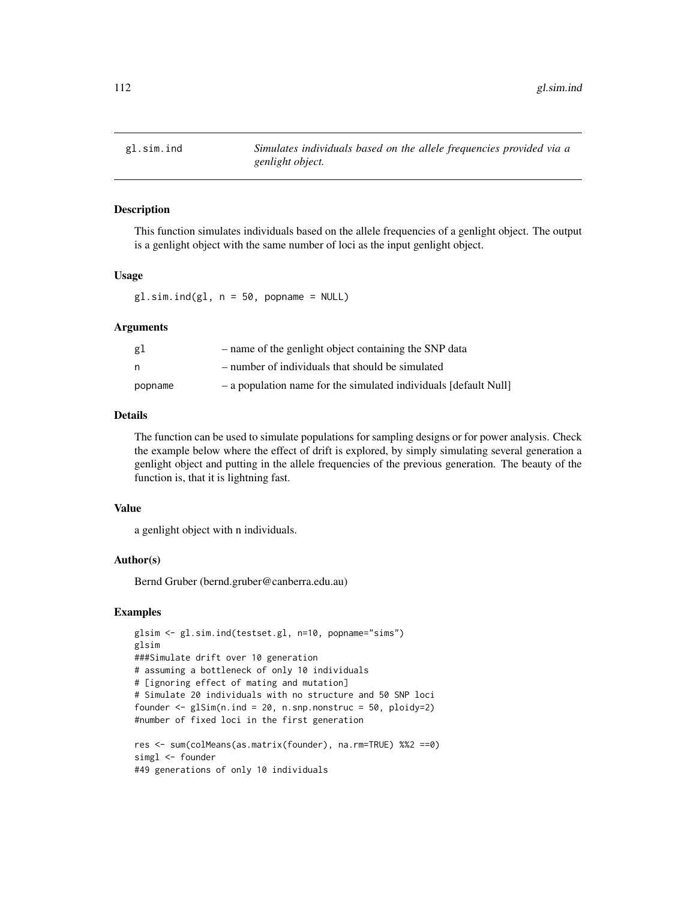# gl.sim.ind

*Simulates individuals based on the allele frequencies provided via a genlight object.*

## Description

This function simulates individuals based on the allele frequencies of a genlight object. The output is a genlight object with the same number of loci as the input genlight object.

## Usage

```
gl.sim.ind(gl, n = 50, popname = NULL)
```

## Arguments

| | |
|---|---|
| gl | – name of the genlight object containing the SNP data |
| n | – number of individuals that should be simulated |
| popname | – a population name for the simulated individuals [default Null] |

## Details

The function can be used to simulate populations for sampling designs or for power analysis. Check the example below where the effect of drift is explored, by simply simulating several generation a genlight object and putting in the allele frequencies of the previous generation. The beauty of the function is, that it is lightning fast.

## Value

a genlight object with n individuals.

## Author(s)

Bernd Gruber (bernd.gruber@canberra.edu.au)

## Examples

```
glsim <- gl.sim.ind(testset.gl, n=10, popname="sims")
glsim
###Simulate drift over 10 generation
# assuming a bottleneck of only 10 individuals
# [ignoring effect of mating and mutation]
# Simulate 20 individuals with no structure and 50 SNP loci
founder <- glSim(n.ind = 20, n.snp.nonstruc = 50, ploidy=2)
#number of fixed loci in the first generation

res <- sum(colMeans(as.matrix(founder), na.rm=TRUE) %%2 ==0)
simgl <- founder
#49 generations of only 10 individuals
```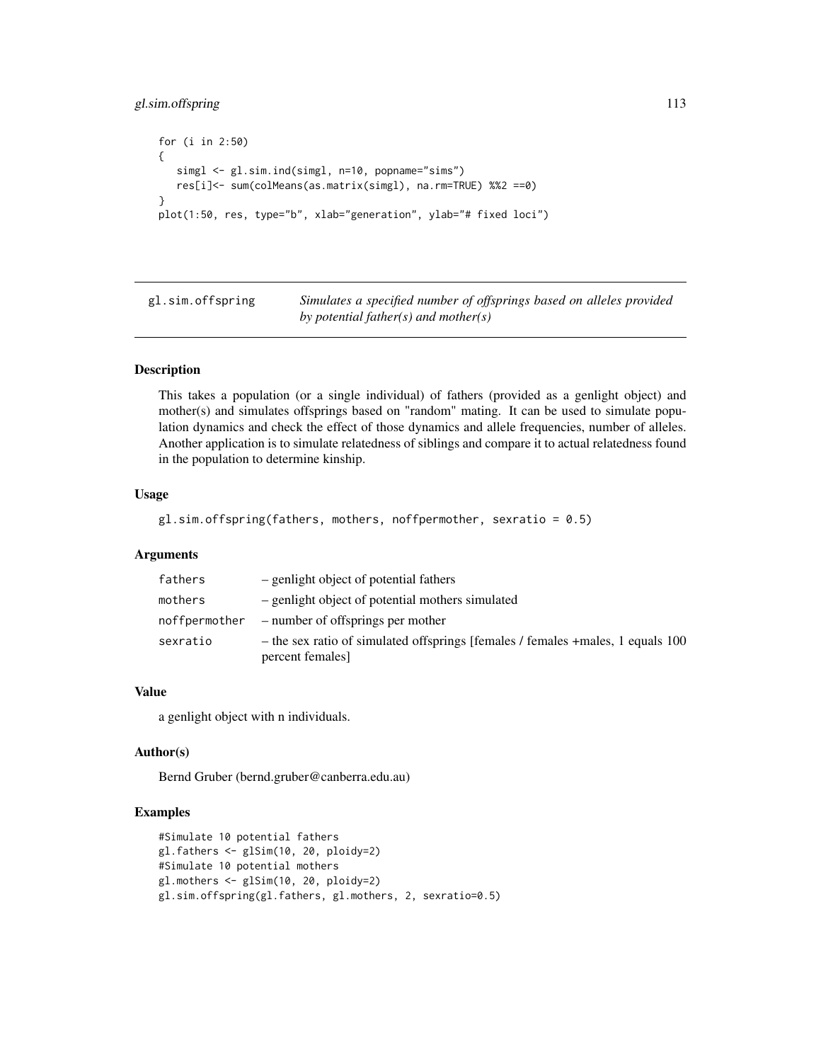```
for (i in 2:50)
{
   simgl <- gl.sim.ind(simgl, n=10, popname="sims")
   res[i]<- sum(colMeans(as.matrix(simgl), na.rm=TRUE) %%2 ==0)
}
plot(1:50, res, type="b", xlab="generation", ylab="# fixed loci")
```

## gl.sim.offspring — *Simulates a specified number of offsprings based on alleles provided by potential father(s) and mother(s)*

### Description

This takes a population (or a single individual) of fathers (provided as a genlight object) and mother(s) and simulates offsprings based on "random" mating. It can be used to simulate population dynamics and check the effect of those dynamics and allele frequencies, number of alleles. Another application is to simulate relatedness of siblings and compare it to actual relatedness found in the population to determine kinship.

### Usage

```
gl.sim.offspring(fathers, mothers, noffpermother, sexratio = 0.5)
```

### Arguments

| | |
|---|---|
| fathers | – genlight object of potential fathers |
| mothers | – genlight object of potential mothers simulated |
| noffpermother | – number of offsprings per mother |
| sexratio | – the sex ratio of simulated offsprings [females / females +males, 1 equals 100 percent females] |

### Value

a genlight object with n individuals.

### Author(s)

Bernd Gruber (bernd.gruber@canberra.edu.au)

### Examples

```
#Simulate 10 potential fathers
gl.fathers <- glSim(10, 20, ploidy=2)
#Simulate 10 potential mothers
gl.mothers <- glSim(10, 20, ploidy=2)
gl.sim.offspring(gl.fathers, gl.mothers, 2, sexratio=0.5)
```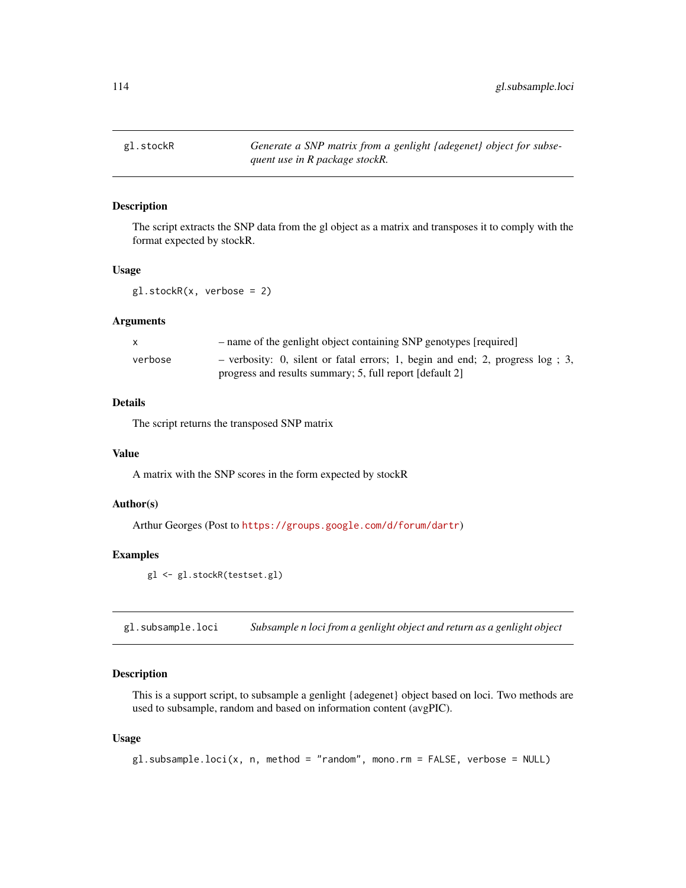## gl.stockR — *Generate a SNP matrix from a genlight {adegenet} object for subsequent use in R package stockR.*

### Description

The script extracts the SNP data from the gl object as a matrix and transposes it to comply with the format expected by stockR.

### Usage

```
gl.stockR(x, verbose = 2)
```

### Arguments

| | |
|---|---|
| x | – name of the genlight object containing SNP genotypes [required] |
| verbose | – verbosity: 0, silent or fatal errors; 1, begin and end; 2, progress log ; 3, progress and results summary; 5, full report [default 2] |

### Details

The script returns the transposed SNP matrix

### Value

A matrix with the SNP scores in the form expected by stockR

### Author(s)

Arthur Georges (Post to https://groups.google.com/d/forum/dartr)

### Examples

```
gl <- gl.stockR(testset.gl)
```

## gl.subsample.loci — *Subsample n loci from a genlight object and return as a genlight object*

### Description

This is a support script, to subsample a genlight {adegenet} object based on loci. Two methods are used to subsample, random and based on information content (avgPIC).

### Usage

```
gl.subsample.loci(x, n, method = "random", mono.rm = FALSE, verbose = NULL)
```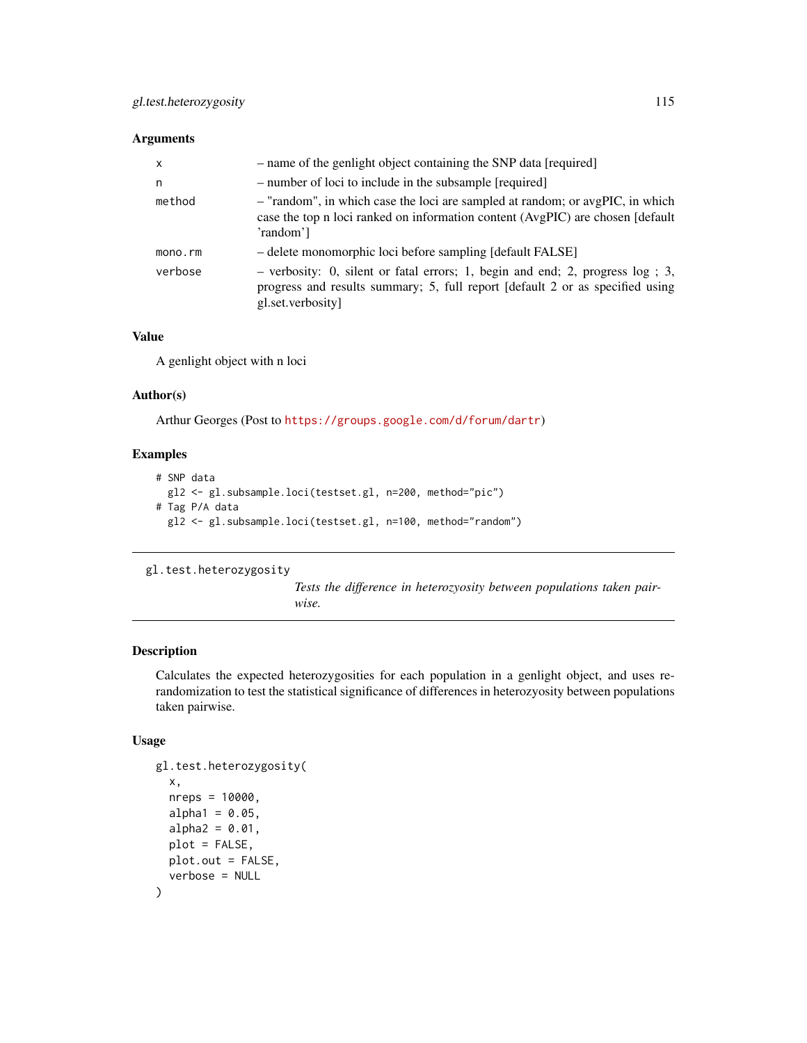### Arguments

| | |
|---|---|
| x | – name of the genlight object containing the SNP data [required] |
| n | – number of loci to include in the subsample [required] |
| method | – "random", in which case the loci are sampled at random; or avgPIC, in which case the top n loci ranked on information content (AvgPIC) are chosen [default 'random'] |
| mono.rm | – delete monomorphic loci before sampling [default FALSE] |
| verbose | – verbosity: 0, silent or fatal errors; 1, begin and end; 2, progress log ; 3, progress and results summary; 5, full report [default 2 or as specified using gl.set.verbosity] |

### Value

A genlight object with n loci

### Author(s)

Arthur Georges (Post to https://groups.google.com/d/forum/dartr)

### Examples

```
# SNP data
  gl2 <- gl.subsample.loci(testset.gl, n=200, method="pic")
# Tag P/A data
  gl2 <- gl.subsample.loci(testset.gl, n=100, method="random")
```

---

## gl.test.heterozygosity

*Tests the difference in heterozyosity between populations taken pairwise.*

---

### Description

Calculates the expected heterozygosities for each population in a genlight object, and uses re-randomization to test the statistical significance of differences in heterozyosity between populations taken pairwise.

### Usage

```
gl.test.heterozygosity(
  x,
  nreps = 10000,
  alpha1 = 0.05,
  alpha2 = 0.01,
  plot = FALSE,
  plot.out = FALSE,
  verbose = NULL
)
```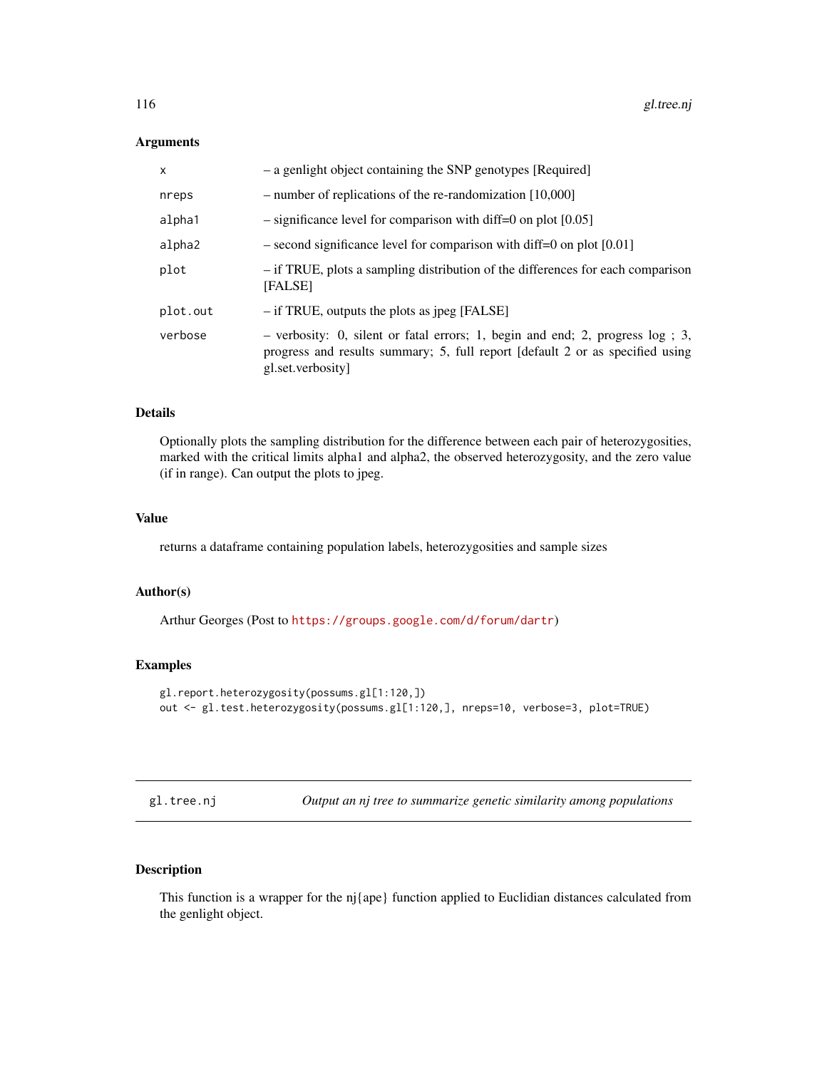### Arguments

| | |
|---|---|
| x | – a genlight object containing the SNP genotypes [Required] |
| nreps | – number of replications of the re-randomization [10,000] |
| alpha1 | – significance level for comparison with diff=0 on plot [0.05] |
| alpha2 | – second significance level for comparison with diff=0 on plot [0.01] |
| plot | – if TRUE, plots a sampling distribution of the differences for each comparison [FALSE] |
| plot.out | – if TRUE, outputs the plots as jpeg [FALSE] |
| verbose | – verbosity: 0, silent or fatal errors; 1, begin and end; 2, progress log ; 3, progress and results summary; 5, full report [default 2 or as specified using gl.set.verbosity] |

### Details

Optionally plots the sampling distribution for the difference between each pair of heterozygosities, marked with the critical limits alpha1 and alpha2, the observed heterozygosity, and the zero value (if in range). Can output the plots to jpeg.

### Value

returns a dataframe containing population labels, heterozygosities and sample sizes

### Author(s)

Arthur Georges (Post to https://groups.google.com/d/forum/dartr)

### Examples

```
gl.report.heterozygosity(possums.gl[1:120,])
out <- gl.test.heterozygosity(possums.gl[1:120,], nreps=10, verbose=3, plot=TRUE)
```

---

## gl.tree.nj — *Output an nj tree to summarize genetic similarity among populations*

### Description

This function is a wrapper for the nj{ape} function applied to Euclidian distances calculated from the genlight object.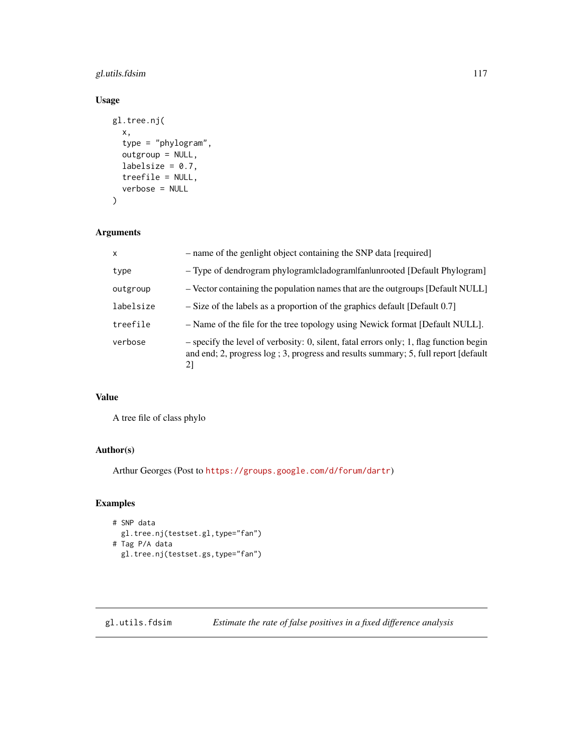### Usage

```
gl.tree.nj(
  x,
  type = "phylogram",
  outgroup = NULL,
  labelsize = 0.7,
  treefile = NULL,
  verbose = NULL
)
```

### Arguments

| | |
|---|---|
| x | – name of the genlight object containing the SNP data [required] |
| type | – Type of dendrogram phylogram\|cladogram\|fan\|unrooted [Default Phylogram] |
| outgroup | – Vector containing the population names that are the outgroups [Default NULL] |
| labelsize | – Size of the labels as a proportion of the graphics default [Default 0.7] |
| treefile | – Name of the file for the tree topology using Newick format [Default NULL]. |
| verbose | – specify the level of verbosity: 0, silent, fatal errors only; 1, flag function begin and end; 2, progress log ; 3, progress and results summary; 5, full report [default 2] |

### Value

A tree file of class phylo

### Author(s)

Arthur Georges (Post to https://groups.google.com/d/forum/dartr)

### Examples

```
# SNP data
  gl.tree.nj(testset.gl,type="fan")
# Tag P/A data
  gl.tree.nj(testset.gs,type="fan")
```

---

## gl.utils.fdsim *Estimate the rate of false positives in a fixed difference analysis*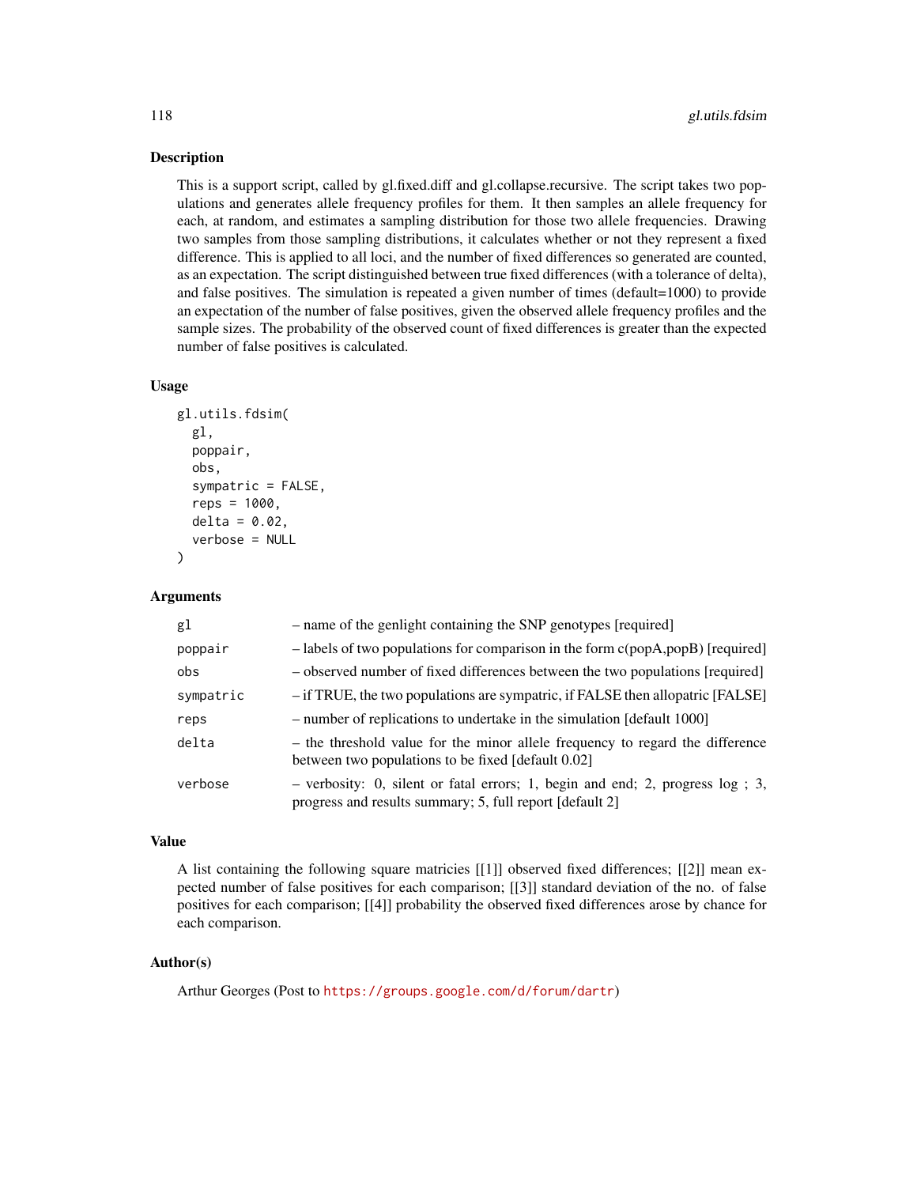## Description

This is a support script, called by gl.fixed.diff and gl.collapse.recursive. The script takes two populations and generates allele frequency profiles for them. It then samples an allele frequency for each, at random, and estimates a sampling distribution for those two allele frequencies. Drawing two samples from those sampling distributions, it calculates whether or not they represent a fixed difference. This is applied to all loci, and the number of fixed differences so generated are counted, as an expectation. The script distinguished between true fixed differences (with a tolerance of delta), and false positives. The simulation is repeated a given number of times (default=1000) to provide an expectation of the number of false positives, given the observed allele frequency profiles and the sample sizes. The probability of the observed count of fixed differences is greater than the expected number of false positives is calculated.

## Usage

```
gl.utils.fdsim(
  gl,
  poppair,
  obs,
  sympatric = FALSE,
  reps = 1000,
  delta = 0.02,
  verbose = NULL
)
```

## Arguments

| | |
|---|---|
| `gl` | – name of the genlight containing the SNP genotypes [required] |
| `poppair` | – labels of two populations for comparison in the form c(popA,popB) [required] |
| `obs` | – observed number of fixed differences between the two populations [required] |
| `sympatric` | – if TRUE, the two populations are sympatric, if FALSE then allopatric [FALSE] |
| `reps` | – number of replications to undertake in the simulation [default 1000] |
| `delta` | – the threshold value for the minor allele frequency to regard the difference between two populations to be fixed [default 0.02] |
| `verbose` | – verbosity: 0, silent or fatal errors; 1, begin and end; 2, progress log ; 3, progress and results summary; 5, full report [default 2] |

## Value

A list containing the following square matricies [[1]] observed fixed differences; [[2]] mean expected number of false positives for each comparison; [[3]] standard deviation of the no. of false positives for each comparison; [[4]] probability the observed fixed differences arose by chance for each comparison.

## Author(s)

Arthur Georges (Post to https://groups.google.com/d/forum/dartr)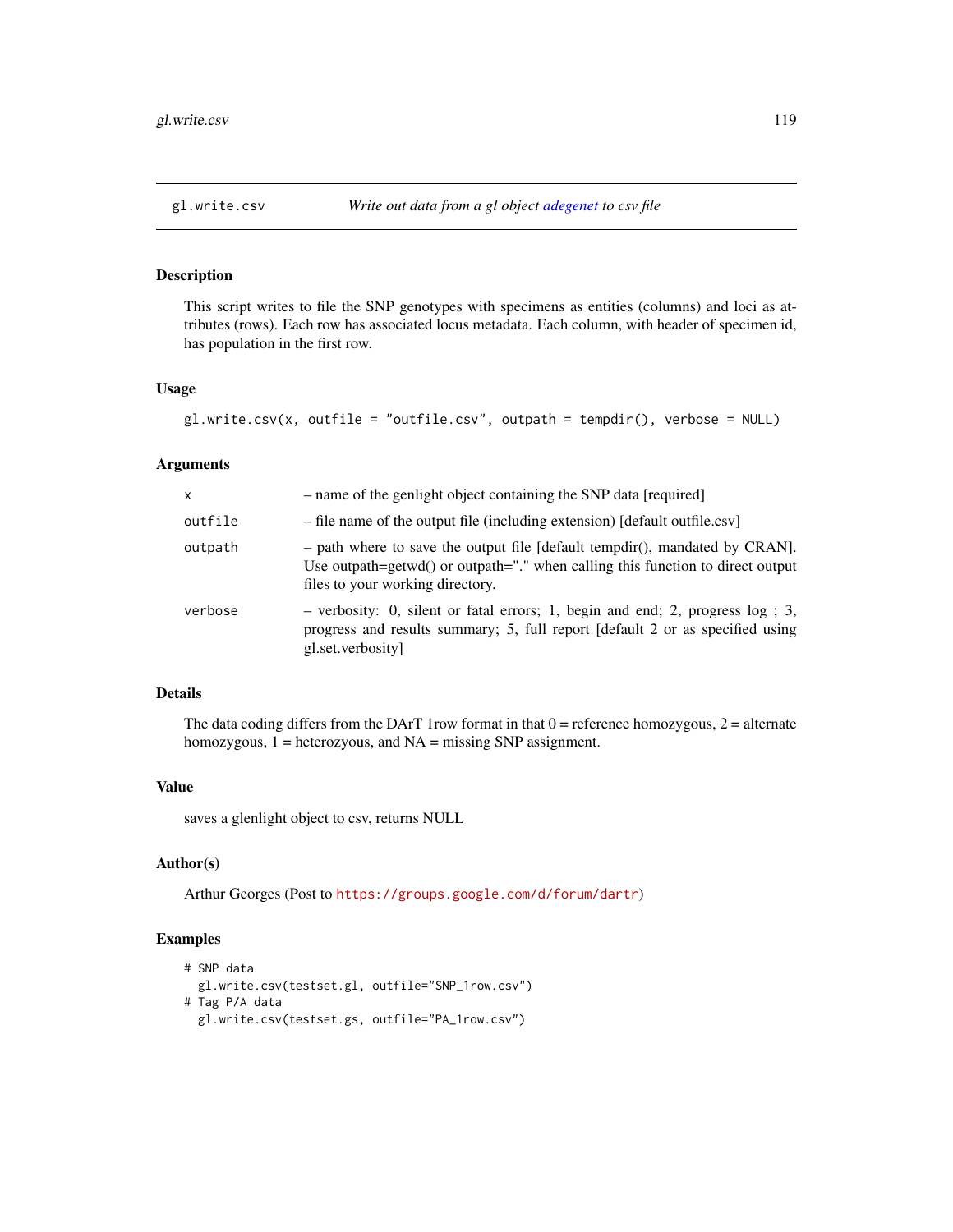## gl.write.csv — *Write out data from a gl object adegenet to csv file*

### Description

This script writes to file the SNP genotypes with specimens as entities (columns) and loci as attributes (rows). Each row has associated locus metadata. Each column, with header of specimen id, has population in the first row.

### Usage

```
gl.write.csv(x, outfile = "outfile.csv", outpath = tempdir(), verbose = NULL)
```

### Arguments

| | |
|---|---|
| x | – name of the genlight object containing the SNP data [required] |
| outfile | – file name of the output file (including extension) [default outfile.csv] |
| outpath | – path where to save the output file [default tempdir(), mandated by CRAN]. Use outpath=getwd() or outpath="." when calling this function to direct output files to your working directory. |
| verbose | – verbosity: 0, silent or fatal errors; 1, begin and end; 2, progress log ; 3, progress and results summary; 5, full report [default 2 or as specified using gl.set.verbosity] |

### Details

The data coding differs from the DArT 1row format in that 0 = reference homozygous, 2 = alternate homozygous, 1 = heterozyous, and NA = missing SNP assignment.

### Value

saves a glenlight object to csv, returns NULL

### Author(s)

Arthur Georges (Post to https://groups.google.com/d/forum/dartr)

### Examples

```
# SNP data
  gl.write.csv(testset.gl, outfile="SNP_1row.csv")
# Tag P/A data
  gl.write.csv(testset.gs, outfile="PA_1row.csv")
```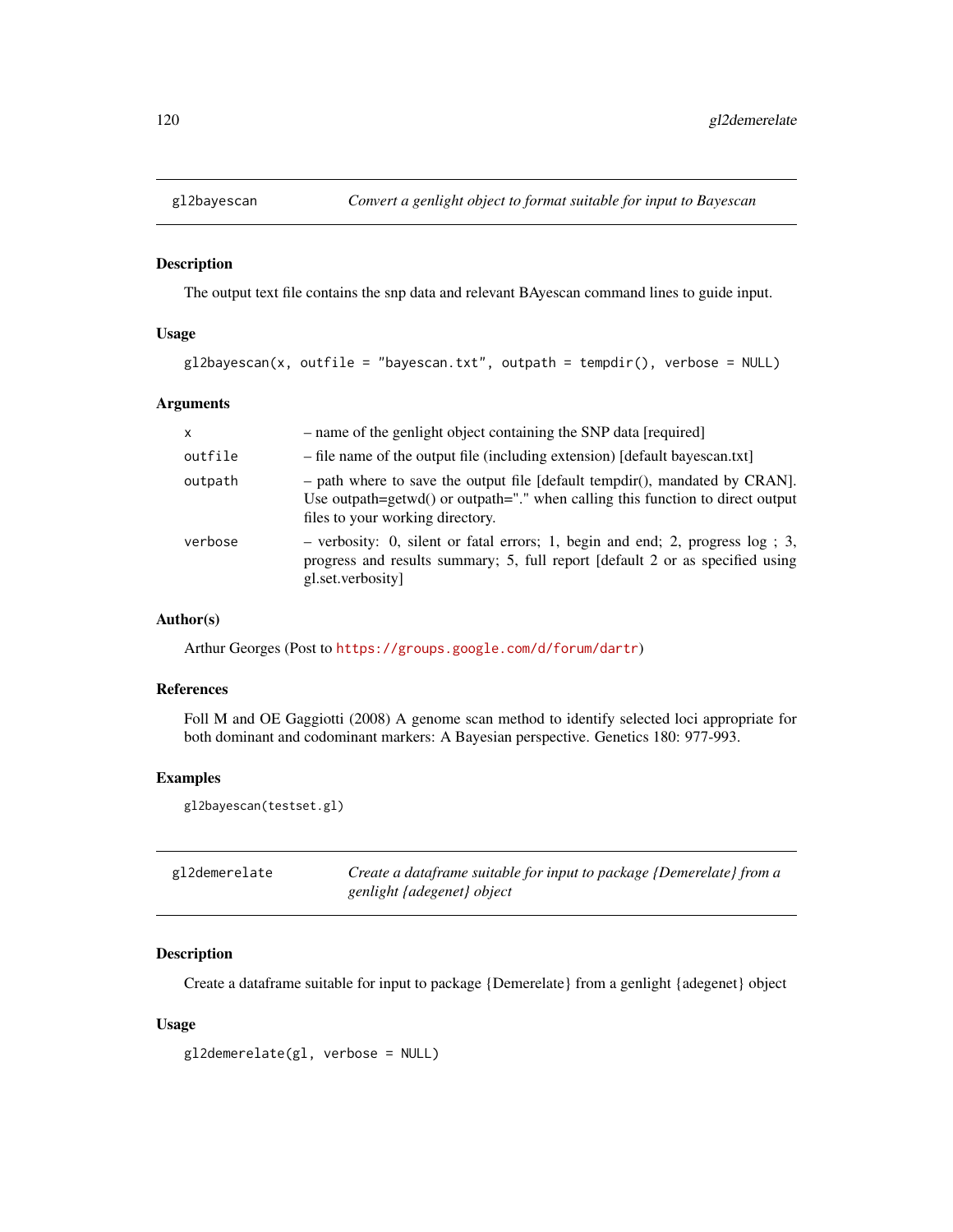## gl2bayescan — *Convert a genlight object to format suitable for input to Bayescan*

### Description

The output text file contains the snp data and relevant BAyescan command lines to guide input.

### Usage

```
gl2bayescan(x, outfile = "bayescan.txt", outpath = tempdir(), verbose = NULL)
```

### Arguments

| | |
|---|---|
| x | – name of the genlight object containing the SNP data [required] |
| outfile | – file name of the output file (including extension) [default bayescan.txt] |
| outpath | – path where to save the output file [default tempdir(), mandated by CRAN]. Use outpath=getwd() or outpath="." when calling this function to direct output files to your working directory. |
| verbose | – verbosity: 0, silent or fatal errors; 1, begin and end; 2, progress log ; 3, progress and results summary; 5, full report [default 2 or as specified using gl.set.verbosity] |

### Author(s)

Arthur Georges (Post to https://groups.google.com/d/forum/dartr)

### References

Foll M and OE Gaggiotti (2008) A genome scan method to identify selected loci appropriate for both dominant and codominant markers: A Bayesian perspective. Genetics 180: 977-993.

### Examples

```
gl2bayescan(testset.gl)
```

## gl2demerelate — *Create a dataframe suitable for input to package {Demerelate} from a genlight {adegenet} object*

### Description

Create a dataframe suitable for input to package {Demerelate} from a genlight {adegenet} object

### Usage

```
gl2demerelate(gl, verbose = NULL)
```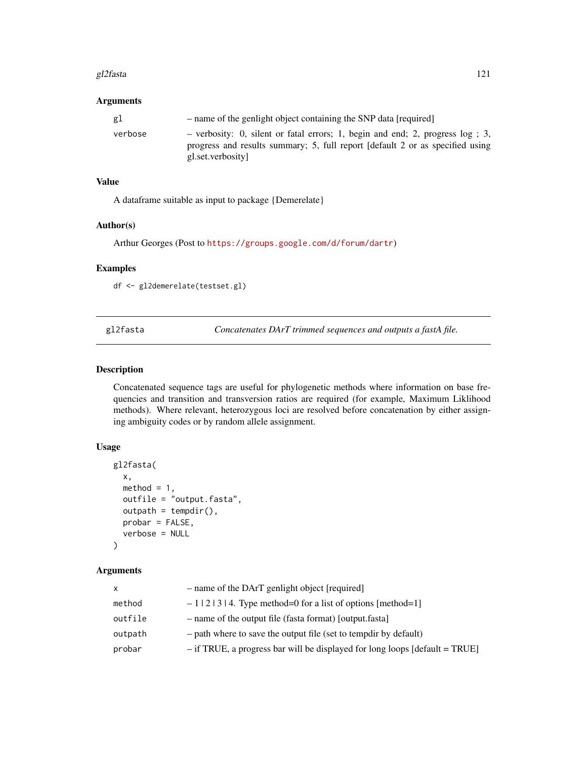### Arguments

| | |
|---|---|
| gl | – name of the genlight object containing the SNP data [required] |
| verbose | – verbosity: 0, silent or fatal errors; 1, begin and end; 2, progress log ; 3, progress and results summary; 5, full report [default 2 or as specified using gl.set.verbosity] |

### Value

A dataframe suitable as input to package {Demerelate}

### Author(s)

Arthur Georges (Post to https://groups.google.com/d/forum/dartr)

### Examples

```
df <- gl2demerelate(testset.gl)
```

---

## gl2fasta — *Concatenates DArT trimmed sequences and outputs a fastA file.*

### Description

Concatenated sequence tags are useful for phylogenetic methods where information on base frequencies and transition and transversion ratios are required (for example, Maximum Liklihood methods). Where relevant, heterozygous loci are resolved before concatenation by either assigning ambiguity codes or by random allele assignment.

### Usage

```
gl2fasta(
  x,
  method = 1,
  outfile = "output.fasta",
  outpath = tempdir(),
  probar = FALSE,
  verbose = NULL
)
```

### Arguments

| | |
|---|---|
| x | – name of the DArT genlight object [required] |
| method | – 1 \| 2 \| 3 \| 4. Type method=0 for a list of options [method=1] |
| outfile | – name of the output file (fasta format) [output.fasta] |
| outpath | – path where to save the output file (set to tempdir by default) |
| probar | – if TRUE, a progress bar will be displayed for long loops [default = TRUE] |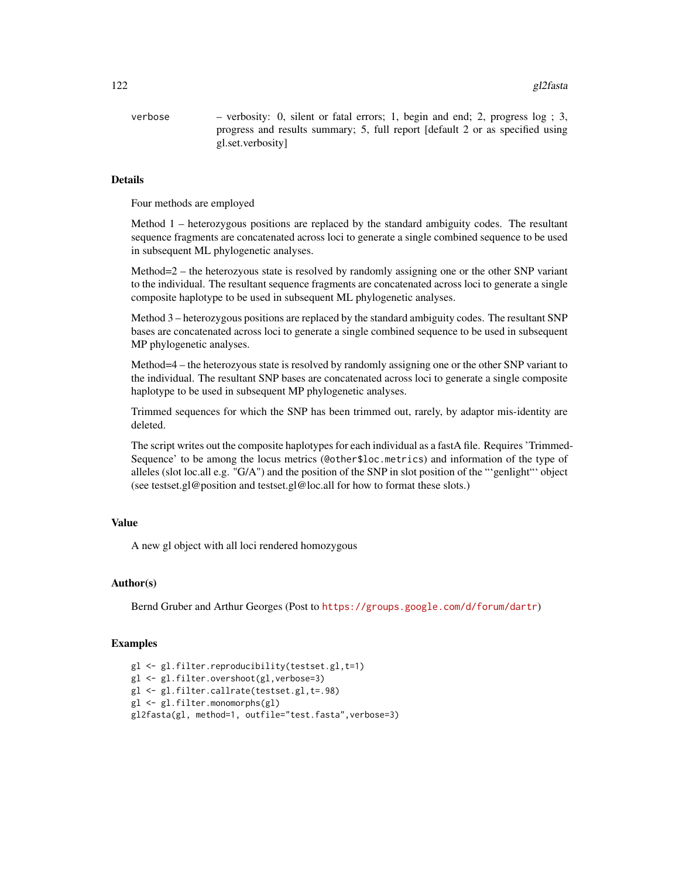verbose – verbosity: 0, silent or fatal errors; 1, begin and end; 2, progress log ; 3, progress and results summary; 5, full report [default 2 or as specified using gl.set.verbosity]

### Details

Four methods are employed

Method 1 – heterozygous positions are replaced by the standard ambiguity codes. The resultant sequence fragments are concatenated across loci to generate a single combined sequence to be used in subsequent ML phylogenetic analyses.

Method=2 – the heterozyous state is resolved by randomly assigning one or the other SNP variant to the individual. The resultant sequence fragments are concatenated across loci to generate a single composite haplotype to be used in subsequent ML phylogenetic analyses.

Method 3 – heterozygous positions are replaced by the standard ambiguity codes. The resultant SNP bases are concatenated across loci to generate a single combined sequence to be used in subsequent MP phylogenetic analyses.

Method=4 – the heterozyous state is resolved by randomly assigning one or the other SNP variant to the individual. The resultant SNP bases are concatenated across loci to generate a single composite haplotype to be used in subsequent MP phylogenetic analyses.

Trimmed sequences for which the SNP has been trimmed out, rarely, by adaptor mis-identity are deleted.

The script writes out the composite haplotypes for each individual as a fastA file. Requires 'Trimmed-Sequence' to be among the locus metrics (`@other$loc.metrics`) and information of the type of alleles (slot loc.all e.g. "G/A") and the position of the SNP in slot position of the "'genlight"' object (see testset.gl@position and testset.gl@loc.all for how to format these slots.)

### Value

A new gl object with all loci rendered homozygous

### Author(s)

Bernd Gruber and Arthur Georges (Post to https://groups.google.com/d/forum/dartr)

### Examples

```
gl <- gl.filter.reproducibility(testset.gl,t=1)
gl <- gl.filter.overshoot(gl,verbose=3)
gl <- gl.filter.callrate(testset.gl,t=.98)
gl <- gl.filter.monomorphs(gl)
gl2fasta(gl, method=1, outfile="test.fasta",verbose=3)
```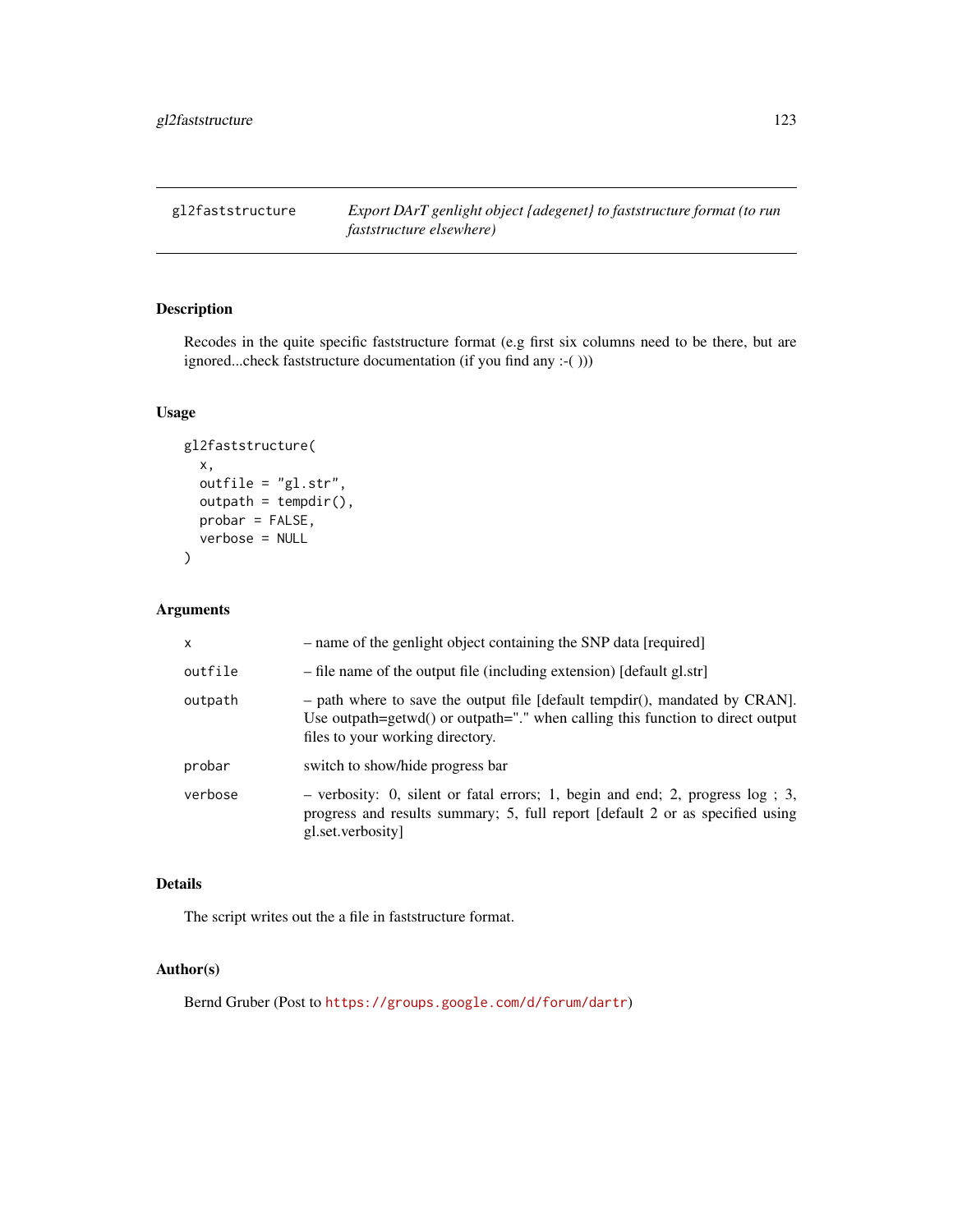## gl2faststructure — *Export DArT genlight object {adegenet} to faststructure format (to run faststructure elsewhere)*

### Description

Recodes in the quite specific faststructure format (e.g first six columns need to be there, but are ignored...check faststructure documentation (if you find any :-( )))

### Usage

```
gl2faststructure(
  x,
  outfile = "gl.str",
  outpath = tempdir(),
  probar = FALSE,
  verbose = NULL
)
```

### Arguments

| | |
|---|---|
| x | – name of the genlight object containing the SNP data [required] |
| outfile | – file name of the output file (including extension) [default gl.str] |
| outpath | – path where to save the output file [default tempdir(), mandated by CRAN]. Use outpath=getwd() or outpath="." when calling this function to direct output files to your working directory. |
| probar | switch to show/hide progress bar |
| verbose | – verbosity: 0, silent or fatal errors; 1, begin and end; 2, progress log ; 3, progress and results summary; 5, full report [default 2 or as specified using gl.set.verbosity] |

### Details

The script writes out the a file in faststructure format.

### Author(s)

Bernd Gruber (Post to https://groups.google.com/d/forum/dartr)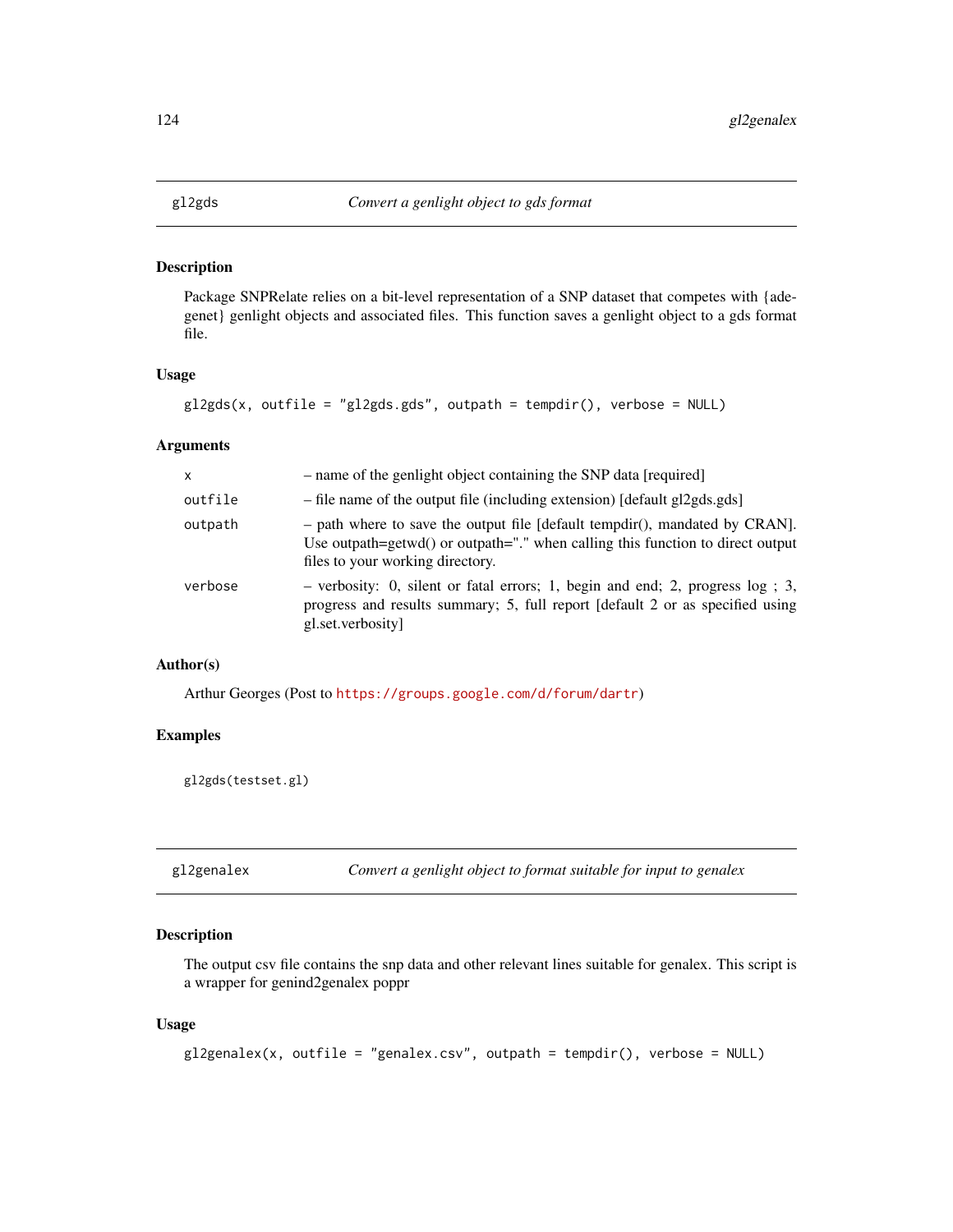## gl2gds — *Convert a genlight object to gds format*

### Description

Package SNPRelate relies on a bit-level representation of a SNP dataset that competes with {adegenet} genlight objects and associated files. This function saves a genlight object to a gds format file.

### Usage

```
gl2gds(x, outfile = "gl2gds.gds", outpath = tempdir(), verbose = NULL)
```

### Arguments

| | |
|---|---|
| x | – name of the genlight object containing the SNP data [required] |
| outfile | – file name of the output file (including extension) [default gl2gds.gds] |
| outpath | – path where to save the output file [default tempdir(), mandated by CRAN]. Use outpath=getwd() or outpath="." when calling this function to direct output files to your working directory. |
| verbose | – verbosity: 0, silent or fatal errors; 1, begin and end; 2, progress log ; 3, progress and results summary; 5, full report [default 2 or as specified using gl.set.verbosity] |

### Author(s)

Arthur Georges (Post to https://groups.google.com/d/forum/dartr)

### Examples

```
gl2gds(testset.gl)
```

## gl2genalex — *Convert a genlight object to format suitable for input to genalex*

### Description

The output csv file contains the snp data and other relevant lines suitable for genalex. This script is a wrapper for genind2genalex poppr

### Usage

```
gl2genalex(x, outfile = "genalex.csv", outpath = tempdir(), verbose = NULL)
```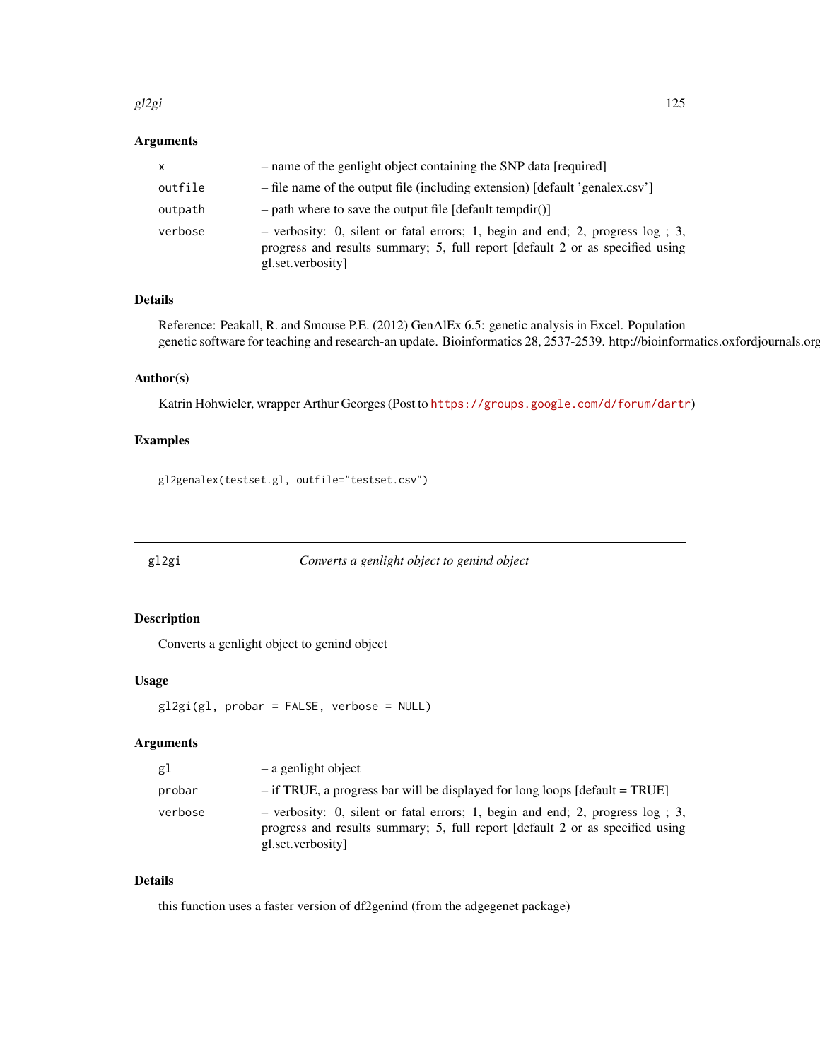### Arguments

| | |
|---|---|
| x | – name of the genlight object containing the SNP data [required] |
| outfile | – file name of the output file (including extension) [default 'genalex.csv'] |
| outpath | – path where to save the output file [default tempdir()] |
| verbose | – verbosity: 0, silent or fatal errors; 1, begin and end; 2, progress log ; 3, progress and results summary; 5, full report [default 2 or as specified using gl.set.verbosity] |

### Details

Reference: Peakall, R. and Smouse P.E. (2012) GenAlEx 6.5: genetic analysis in Excel. Population genetic software for teaching and research-an update. Bioinformatics 28, 2537-2539. http://bioinformatics.oxfordjournals.org

### Author(s)

Katrin Hohwieler, wrapper Arthur Georges (Post to https://groups.google.com/d/forum/dartr)

### Examples

```
gl2genalex(testset.gl, outfile="testset.csv")
```

---

## gl2gi — *Converts a genlight object to genind object*

### Description

Converts a genlight object to genind object

### Usage

```
gl2gi(gl, probar = FALSE, verbose = NULL)
```

### Arguments

| | |
|---|---|
| gl | – a genlight object |
| probar | – if TRUE, a progress bar will be displayed for long loops [default = TRUE] |
| verbose | – verbosity: 0, silent or fatal errors; 1, begin and end; 2, progress log ; 3, progress and results summary; 5, full report [default 2 or as specified using gl.set.verbosity] |

### Details

this function uses a faster version of df2genind (from the adgegenet package)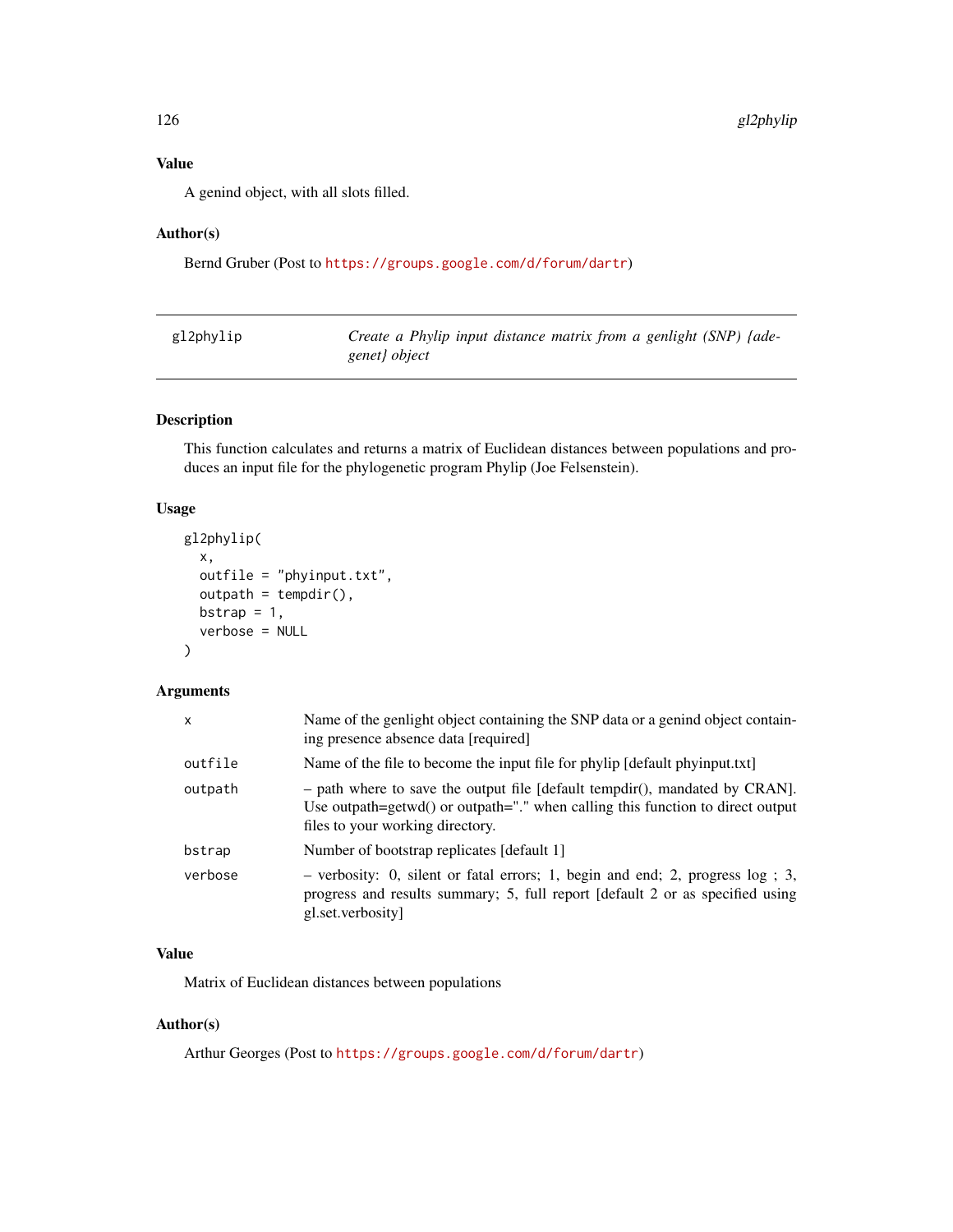## Value

A genind object, with all slots filled.

## Author(s)

Bernd Gruber (Post to https://groups.google.com/d/forum/dartr)

---

# gl2phylip — *Create a Phylip input distance matrix from a genlight (SNP) {adegenet} object*

---

## Description

This function calculates and returns a matrix of Euclidean distances between populations and produces an input file for the phylogenetic program Phylip (Joe Felsenstein).

## Usage

```
gl2phylip(
  x,
  outfile = "phyinput.txt",
  outpath = tempdir(),
  bstrap = 1,
  verbose = NULL
)
```

## Arguments

| | |
|---|---|
| x | Name of the genlight object containing the SNP data or a genind object containing presence absence data [required] |
| outfile | Name of the file to become the input file for phylip [default phyinput.txt] |
| outpath | – path where to save the output file [default tempdir(), mandated by CRAN]. Use outpath=getwd() or outpath="." when calling this function to direct output files to your working directory. |
| bstrap | Number of bootstrap replicates [default 1] |
| verbose | – verbosity: 0, silent or fatal errors; 1, begin and end; 2, progress log ; 3, progress and results summary; 5, full report [default 2 or as specified using gl.set.verbosity] |

## Value

Matrix of Euclidean distances between populations

## Author(s)

Arthur Georges (Post to https://groups.google.com/d/forum/dartr)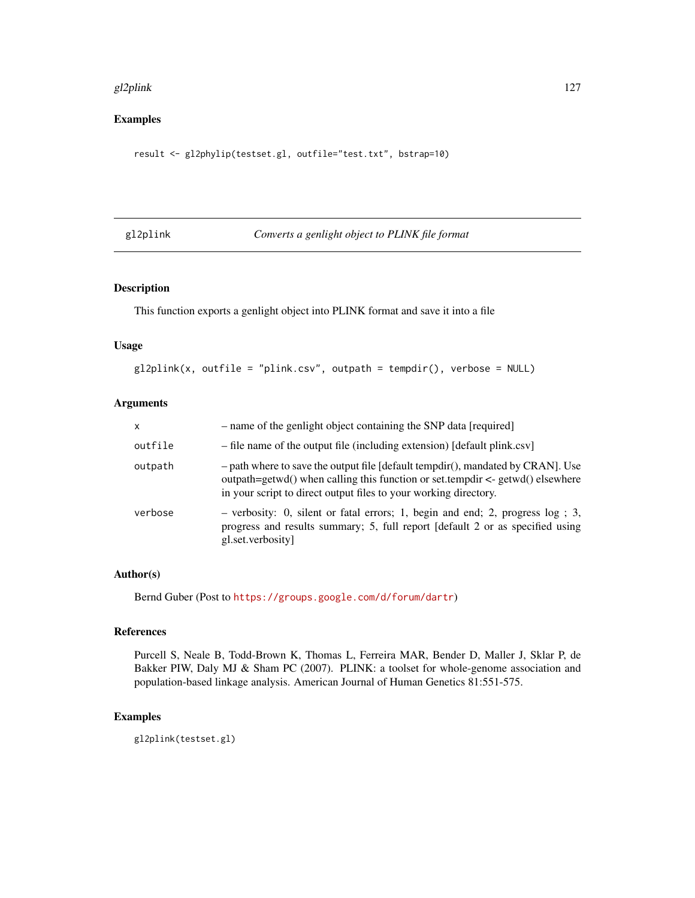## Examples

```
result <- gl2phylip(testset.gl, outfile="test.txt", bstrap=10)
```

---

# gl2plink — *Converts a genlight object to PLINK file format*

---

### Description

This function exports a genlight object into PLINK format and save it into a file

### Usage

```
gl2plink(x, outfile = "plink.csv", outpath = tempdir(), verbose = NULL)
```

### Arguments

| | |
|---|---|
| x | – name of the genlight object containing the SNP data [required] |
| outfile | – file name of the output file (including extension) [default plink.csv] |
| outpath | – path where to save the output file [default tempdir(), mandated by CRAN]. Use outpath=getwd() when calling this function or set.tempdir <- getwd() elsewhere in your script to direct output files to your working directory. |
| verbose | – verbosity: 0, silent or fatal errors; 1, begin and end; 2, progress log ; 3, progress and results summary; 5, full report [default 2 or as specified using gl.set.verbosity] |

### Author(s)

Bernd Guber (Post to https://groups.google.com/d/forum/dartr)

### References

Purcell S, Neale B, Todd-Brown K, Thomas L, Ferreira MAR, Bender D, Maller J, Sklar P, de Bakker PIW, Daly MJ & Sham PC (2007). PLINK: a toolset for whole-genome association and population-based linkage analysis. American Journal of Human Genetics 81:551-575.

### Examples

```
gl2plink(testset.gl)
```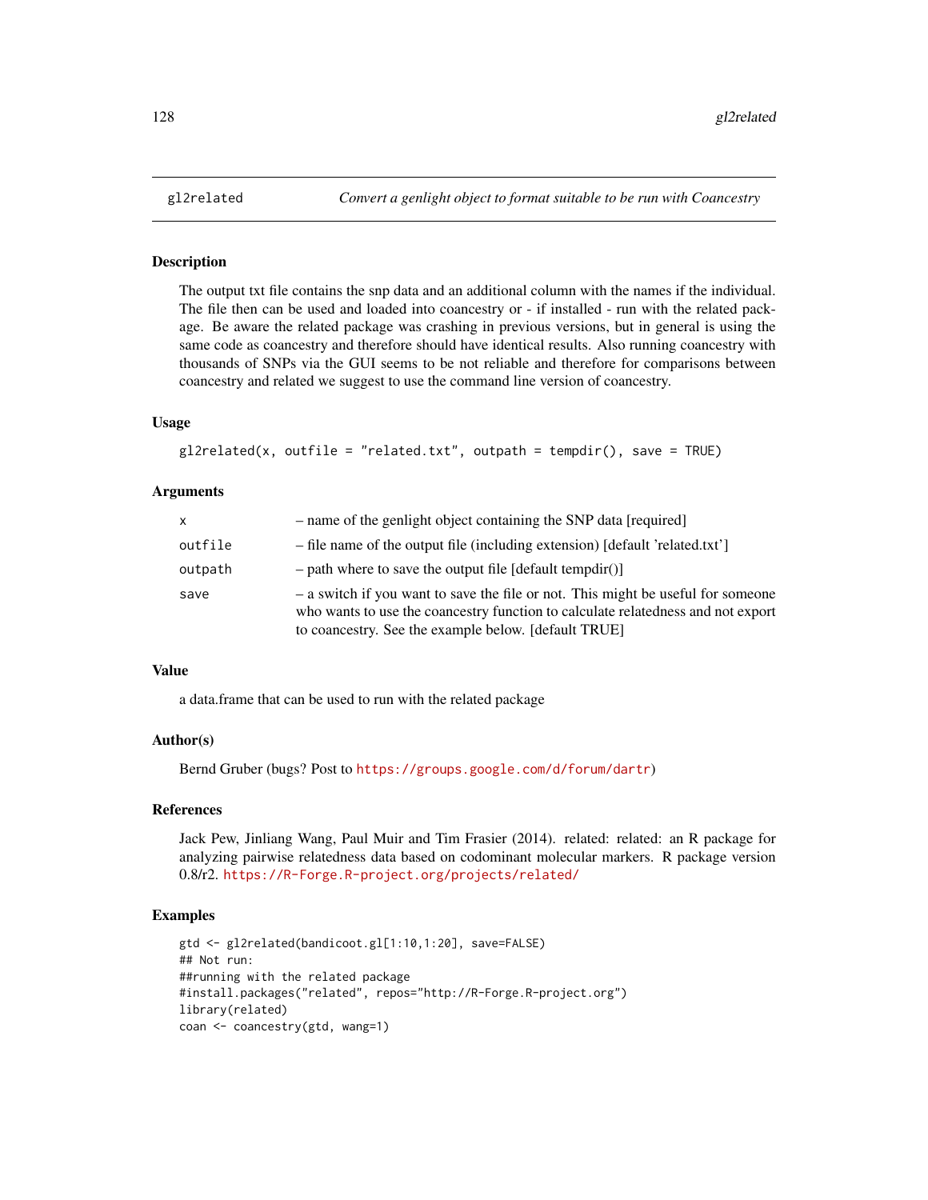## gl2related — *Convert a genlight object to format suitable to be run with Coancestry*

### Description

The output txt file contains the snp data and an additional column with the names if the individual. The file then can be used and loaded into coancestry or - if installed - run with the related package. Be aware the related package was crashing in previous versions, but in general is using the same code as coancestry and therefore should have identical results. Also running coancestry with thousands of SNPs via the GUI seems to be not reliable and therefore for comparisons between coancestry and related we suggest to use the command line version of coancestry.

### Usage

```
gl2related(x, outfile = "related.txt", outpath = tempdir(), save = TRUE)
```

### Arguments

| | |
|---|---|
| x | – name of the genlight object containing the SNP data [required] |
| outfile | – file name of the output file (including extension) [default 'related.txt'] |
| outpath | – path where to save the output file [default tempdir()] |
| save | – a switch if you want to save the file or not. This might be useful for someone who wants to use the coancestry function to calculate relatedness and not export to coancestry. See the example below. [default TRUE] |

### Value

a data.frame that can be used to run with the related package

### Author(s)

Bernd Gruber (bugs? Post to https://groups.google.com/d/forum/dartr)

### References

Jack Pew, Jinliang Wang, Paul Muir and Tim Frasier (2014). related: related: an R package for analyzing pairwise relatedness data based on codominant molecular markers. R package version 0.8/r2. https://R-Forge.R-project.org/projects/related/

### Examples

```
gtd <- gl2related(bandicoot.gl[1:10,1:20], save=FALSE)
## Not run:
##running with the related package
#install.packages("related", repos="http://R-Forge.R-project.org")
library(related)
coan <- coancestry(gtd, wang=1)
```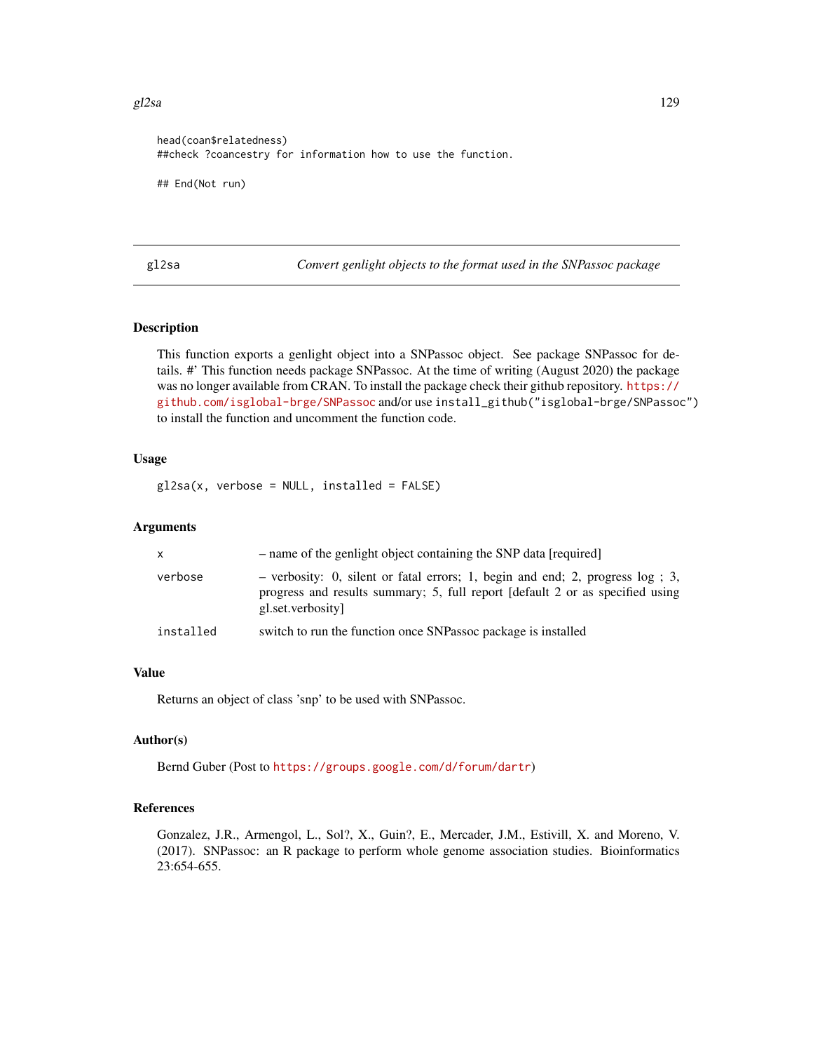```
head(coan$relatedness)
##check ?coancestry for information how to use the function.

## End(Not run)
```

## gl2sa — *Convert genlight objects to the format used in the SNPassoc package*

### Description

This function exports a genlight object into a SNPassoc object. See package SNPassoc for details. #' This function needs package SNPassoc. At the time of writing (August 2020) the package was no longer available from CRAN. To install the package check their github repository. https://github.com/isglobal-brge/SNPassoc and/or use `install_github("isglobal-brge/SNPassoc")` to install the function and uncomment the function code.

### Usage

```
gl2sa(x, verbose = NULL, installed = FALSE)
```

### Arguments

| | |
|---|---|
| `x` | – name of the genlight object containing the SNP data [required] |
| `verbose` | – verbosity: 0, silent or fatal errors; 1, begin and end; 2, progress log ; 3, progress and results summary; 5, full report [default 2 or as specified using gl.set.verbosity] |
| `installed` | switch to run the function once SNPassoc package is installed |

### Value

Returns an object of class 'snp' to be used with SNPassoc.

### Author(s)

Bernd Guber (Post to https://groups.google.com/d/forum/dartr)

### References

Gonzalez, J.R., Armengol, L., Sol?, X., Guin?, E., Mercader, J.M., Estivill, X. and Moreno, V. (2017). SNPassoc: an R package to perform whole genome association studies. Bioinformatics 23:654-655.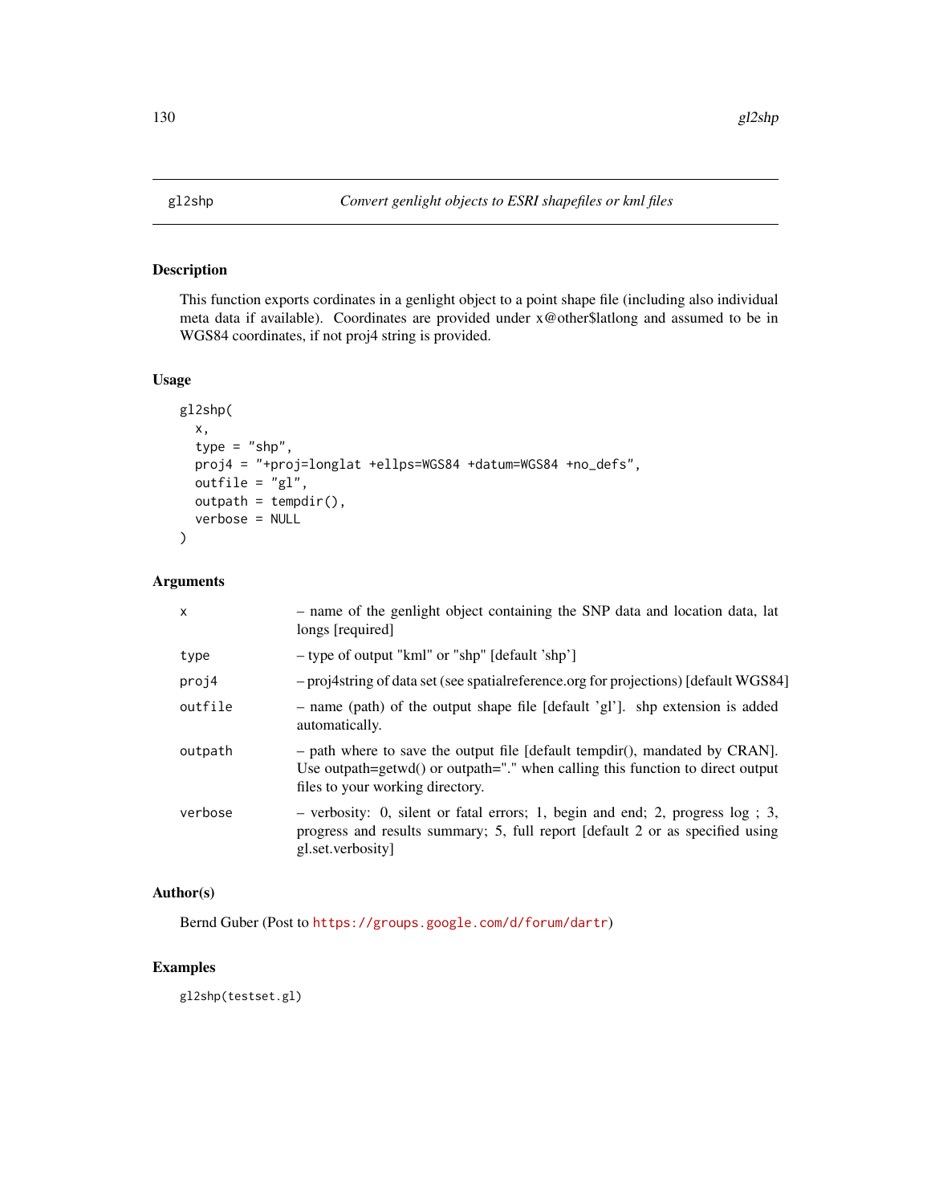# gl2shp — *Convert genlight objects to ESRI shapefiles or kml files*

## Description

This function exports cordinates in a genlight object to a point shape file (including also individual meta data if available). Coordinates are provided under x@other$latlong and assumed to be in WGS84 coordinates, if not proj4 string is provided.

## Usage

```
gl2shp(
  x,
  type = "shp",
  proj4 = "+proj=longlat +ellps=WGS84 +datum=WGS84 +no_defs",
  outfile = "gl",
  outpath = tempdir(),
  verbose = NULL
)
```

## Arguments

| | |
|---|---|
| x | – name of the genlight object containing the SNP data and location data, lat longs [required] |
| type | – type of output "kml" or "shp" [default 'shp'] |
| proj4 | – proj4string of data set (see spatialreference.org for projections) [default WGS84] |
| outfile | – name (path) of the output shape file [default 'gl']. shp extension is added automatically. |
| outpath | – path where to save the output file [default tempdir(), mandated by CRAN]. Use outpath=getwd() or outpath="." when calling this function to direct output files to your working directory. |
| verbose | – verbosity: 0, silent or fatal errors; 1, begin and end; 2, progress log ; 3, progress and results summary; 5, full report [default 2 or as specified using gl.set.verbosity] |

## Author(s)

Bernd Guber (Post to https://groups.google.com/d/forum/dartr)

## Examples

```
gl2shp(testset.gl)
```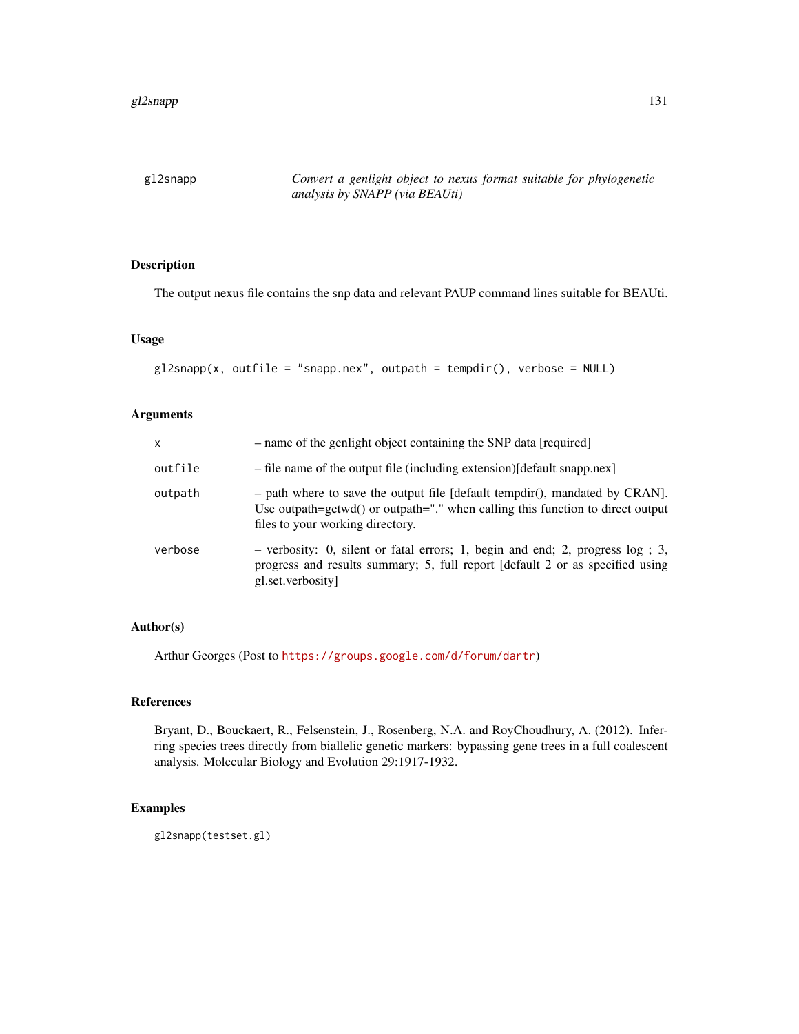gl2snapp — *Convert a genlight object to nexus format suitable for phylogenetic analysis by SNAPP (via BEAUti)*

## Description

The output nexus file contains the snp data and relevant PAUP command lines suitable for BEAUti.

## Usage

```
gl2snapp(x, outfile = "snapp.nex", outpath = tempdir(), verbose = NULL)
```

## Arguments

| | |
|---|---|
| x | – name of the genlight object containing the SNP data [required] |
| outfile | – file name of the output file (including extension)[default snapp.nex] |
| outpath | – path where to save the output file [default tempdir(), mandated by CRAN]. Use outpath=getwd() or outpath="." when calling this function to direct output files to your working directory. |
| verbose | – verbosity: 0, silent or fatal errors; 1, begin and end; 2, progress log ; 3, progress and results summary; 5, full report [default 2 or as specified using gl.set.verbosity] |

## Author(s)

Arthur Georges (Post to https://groups.google.com/d/forum/dartr)

## References

Bryant, D., Bouckaert, R., Felsenstein, J., Rosenberg, N.A. and RoyChoudhury, A. (2012). Inferring species trees directly from biallelic genetic markers: bypassing gene trees in a full coalescent analysis. Molecular Biology and Evolution 29:1917-1932.

## Examples

```
gl2snapp(testset.gl)
```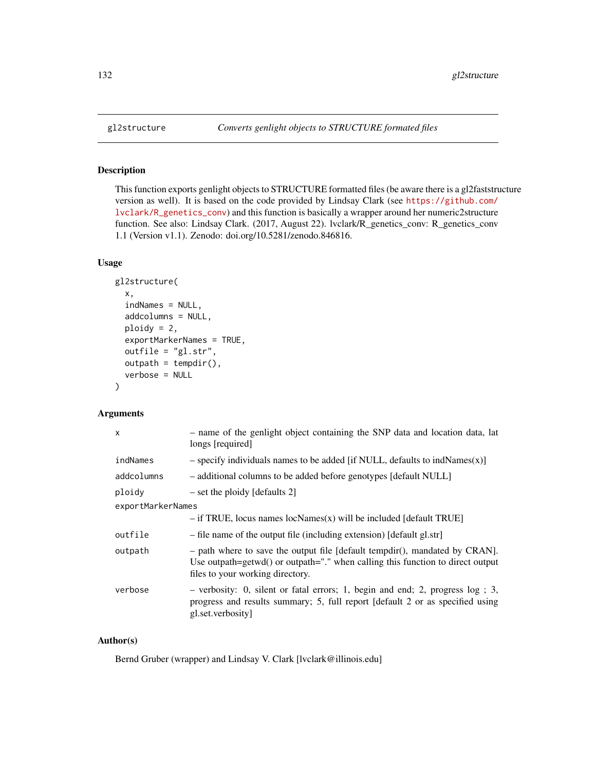# gl2structure — *Converts genlight objects to STRUCTURE formated files*

## Description

This function exports genlight objects to STRUCTURE formatted files (be aware there is a gl2faststructure version as well). It is based on the code provided by Lindsay Clark (see https://github.com/lvclark/R_genetics_conv) and this function is basically a wrapper around her numeric2structure function. See also: Lindsay Clark. (2017, August 22). lvclark/R_genetics_conv: R_genetics_conv 1.1 (Version v1.1). Zenodo: doi.org/10.5281/zenodo.846816.

## Usage

```
gl2structure(
  x,
  indNames = NULL,
  addcolumns = NULL,
  ploidy = 2,
  exportMarkerNames = TRUE,
  outfile = "gl.str",
  outpath = tempdir(),
  verbose = NULL
)
```

## Arguments

| Argument | Description |
|---|---|
| `x` | – name of the genlight object containing the SNP data and location data, lat longs [required] |
| `indNames` | – specify individuals names to be added [if NULL, defaults to indNames(x)] |
| `addcolumns` | – additional columns to be added before genotypes [default NULL] |
| `ploidy` | – set the ploidy [defaults 2] |
| `exportMarkerNames` | – if TRUE, locus names locNames(x) will be included [default TRUE] |
| `outfile` | – file name of the output file (including extension) [default gl.str] |
| `outpath` | – path where to save the output file [default tempdir(), mandated by CRAN]. Use outpath=getwd() or outpath="." when calling this function to direct output files to your working directory. |
| `verbose` | – verbosity: 0, silent or fatal errors; 1, begin and end; 2, progress log ; 3, progress and results summary; 5, full report [default 2 or as specified using gl.set.verbosity] |

## Author(s)

Bernd Gruber (wrapper) and Lindsay V. Clark [lvclark@illinois.edu]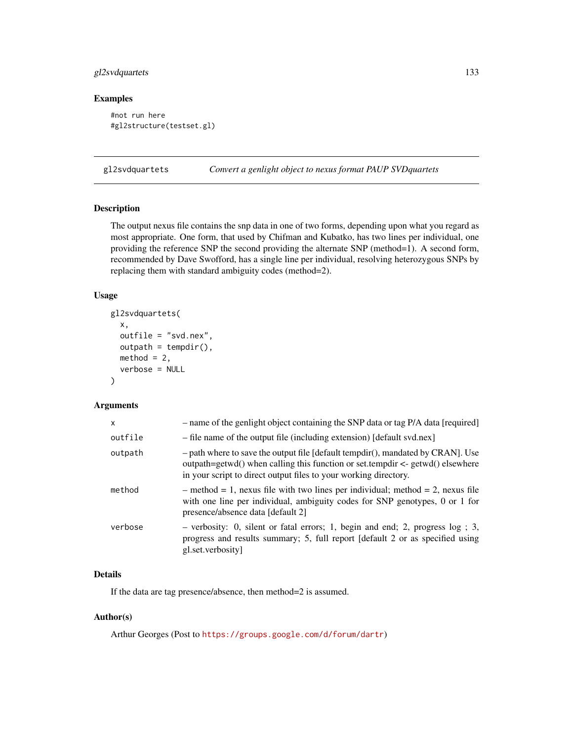## Examples

```
#not run here
#gl2structure(testset.gl)
```

---

## gl2svdquartets — *Convert a genlight object to nexus format PAUP SVDquartets*

---

### Description

The output nexus file contains the snp data in one of two forms, depending upon what you regard as most appropriate. One form, that used by Chifman and Kubatko, has two lines per individual, one providing the reference SNP the second providing the alternate SNP (method=1). A second form, recommended by Dave Swofford, has a single line per individual, resolving heterozygous SNPs by replacing them with standard ambiguity codes (method=2).

### Usage

```
gl2svdquartets(
  x,
  outfile = "svd.nex",
  outpath = tempdir(),
  method = 2,
  verbose = NULL
)
```

### Arguments

| | |
|---|---|
| `x` | – name of the genlight object containing the SNP data or tag P/A data [required] |
| `outfile` | – file name of the output file (including extension) [default svd.nex] |
| `outpath` | – path where to save the output file [default tempdir(), mandated by CRAN]. Use outpath=getwd() when calling this function or set.tempdir <- getwd() elsewhere in your script to direct output files to your working directory. |
| `method` | – method = 1, nexus file with two lines per individual; method = 2, nexus file with one line per individual, ambiguity codes for SNP genotypes, 0 or 1 for presence/absence data [default 2] |
| `verbose` | – verbosity: 0, silent or fatal errors; 1, begin and end; 2, progress log ; 3, progress and results summary; 5, full report [default 2 or as specified using gl.set.verbosity] |

### Details

If the data are tag presence/absence, then method=2 is assumed.

### Author(s)

Arthur Georges (Post to https://groups.google.com/d/forum/dartr)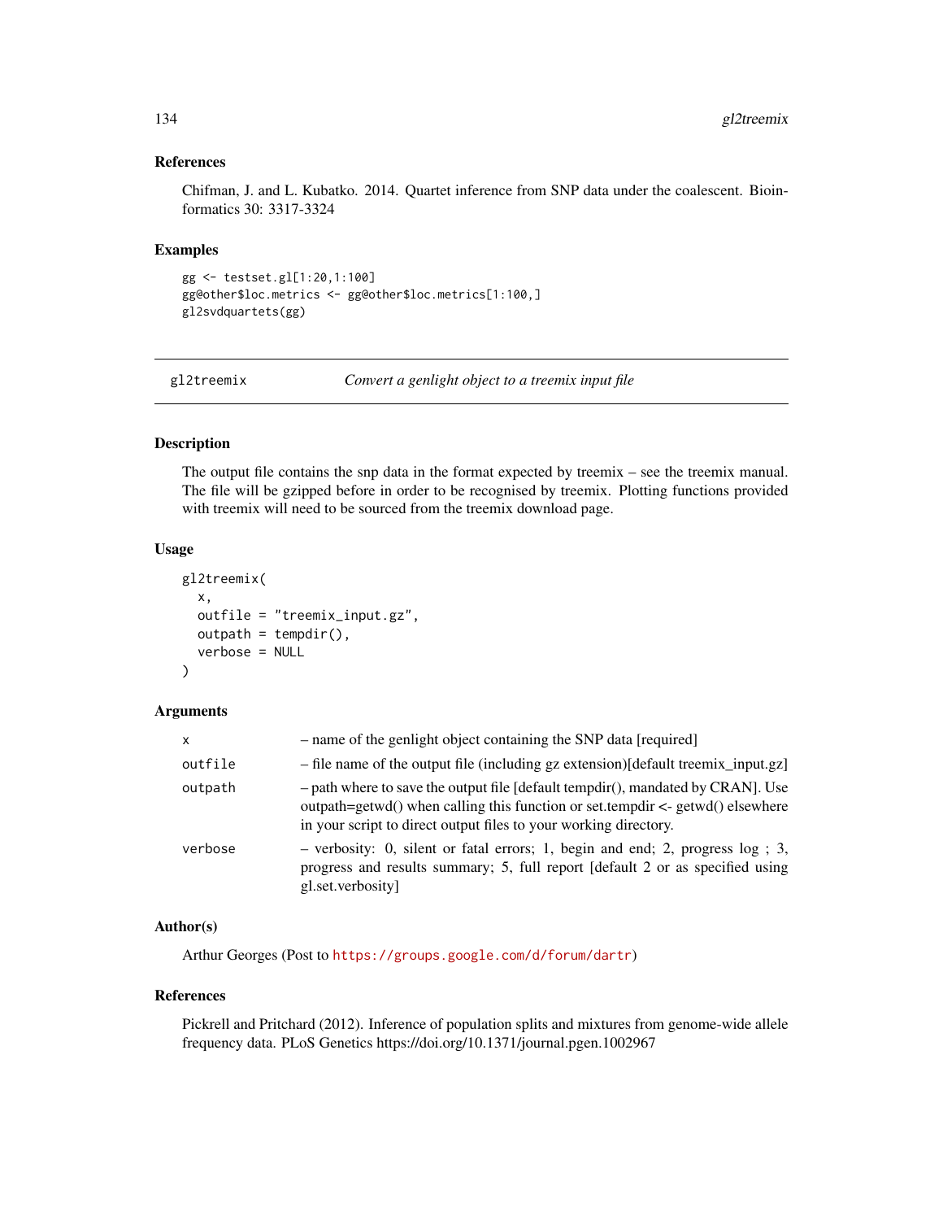### References

Chifman, J. and L. Kubatko. 2014. Quartet inference from SNP data under the coalescent. Bioinformatics 30: 3317-3324

### Examples

```
gg <- testset.gl[1:20,1:100]
gg@other$loc.metrics <- gg@other$loc.metrics[1:100,]
gl2svdquartets(gg)
```

---

## gl2treemix — *Convert a genlight object to a treemix input file*

### Description

The output file contains the snp data in the format expected by treemix – see the treemix manual. The file will be gzipped before in order to be recognised by treemix. Plotting functions provided with treemix will need to be sourced from the treemix download page.

### Usage

```
gl2treemix(
  x,
  outfile = "treemix_input.gz",
  outpath = tempdir(),
  verbose = NULL
)
```

### Arguments

| | |
|---|---|
| x | – name of the genlight object containing the SNP data [required] |
| outfile | – file name of the output file (including gz extension)[default treemix_input.gz] |
| outpath | – path where to save the output file [default tempdir(), mandated by CRAN]. Use outpath=getwd() when calling this function or set.tempdir <- getwd() elsewhere in your script to direct output files to your working directory. |
| verbose | – verbosity: 0, silent or fatal errors; 1, begin and end; 2, progress log ; 3, progress and results summary; 5, full report [default 2 or as specified using gl.set.verbosity] |

### Author(s)

Arthur Georges (Post to https://groups.google.com/d/forum/dartr)

### References

Pickrell and Pritchard (2012). Inference of population splits and mixtures from genome-wide allele frequency data. PLoS Genetics https://doi.org/10.1371/journal.pgen.1002967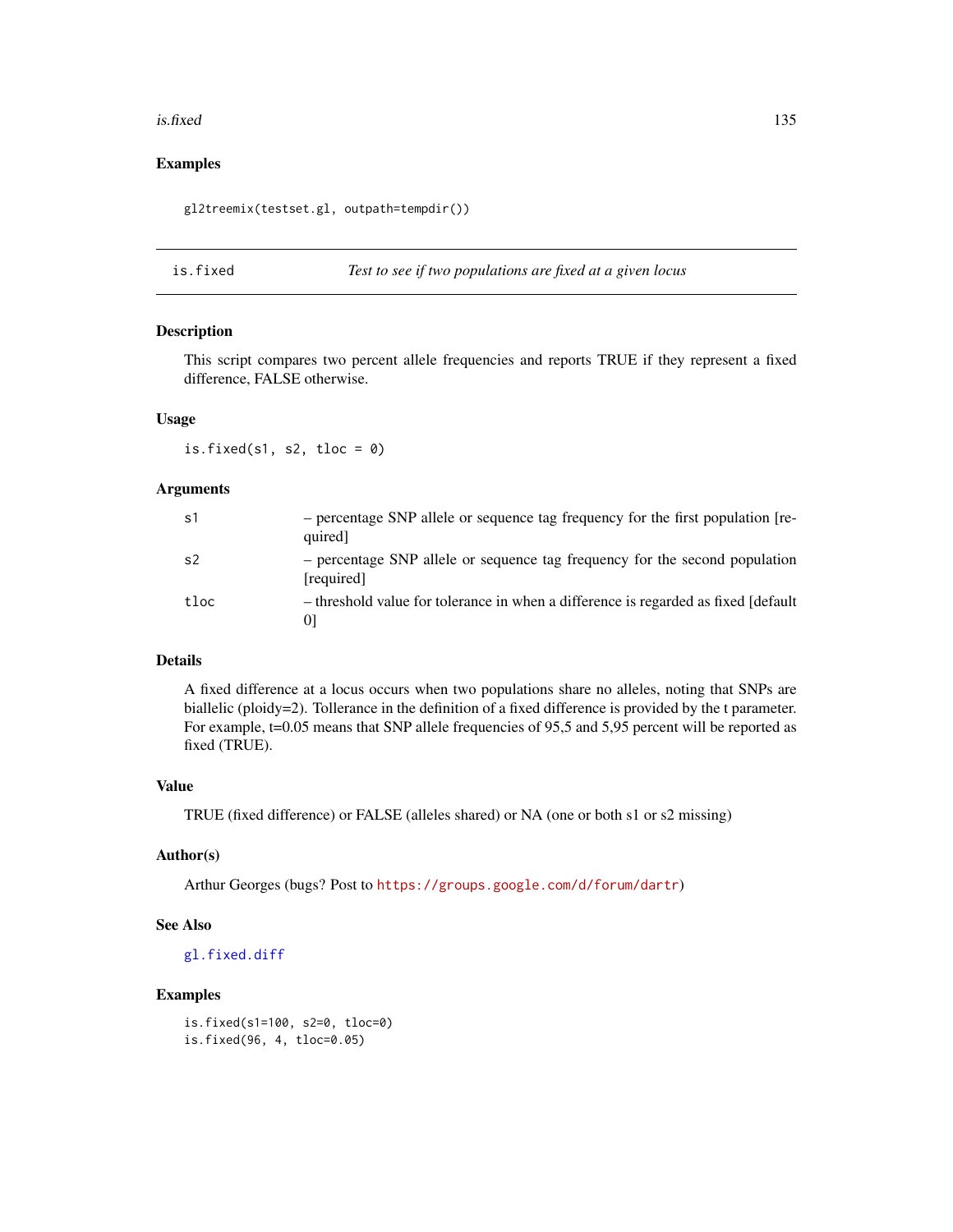## Examples

```
gl2treemix(testset.gl, outpath=tempdir())
```

---

# is.fixed *Test to see if two populations are fixed at a given locus*

## Description

This script compares two percent allele frequencies and reports TRUE if they represent a fixed difference, FALSE otherwise.

## Usage

```
is.fixed(s1, s2, tloc = 0)
```

## Arguments

| | |
|---|---|
| s1 | – percentage SNP allele or sequence tag frequency for the first population [required] |
| s2 | – percentage SNP allele or sequence tag frequency for the second population [required] |
| tloc | – threshold value for tolerance in when a difference is regarded as fixed [default 0] |

## Details

A fixed difference at a locus occurs when two populations share no alleles, noting that SNPs are biallelic (ploidy=2). Tollerance in the definition of a fixed difference is provided by the t parameter. For example, t=0.05 means that SNP allele frequencies of 95,5 and 5,95 percent will be reported as fixed (TRUE).

## Value

TRUE (fixed difference) or FALSE (alleles shared) or NA (one or both s1 or s2 missing)

## Author(s)

Arthur Georges (bugs? Post to https://groups.google.com/d/forum/dartr)

## See Also

gl.fixed.diff

## Examples

```
is.fixed(s1=100, s2=0, tloc=0)
is.fixed(96, 4, tloc=0.05)
```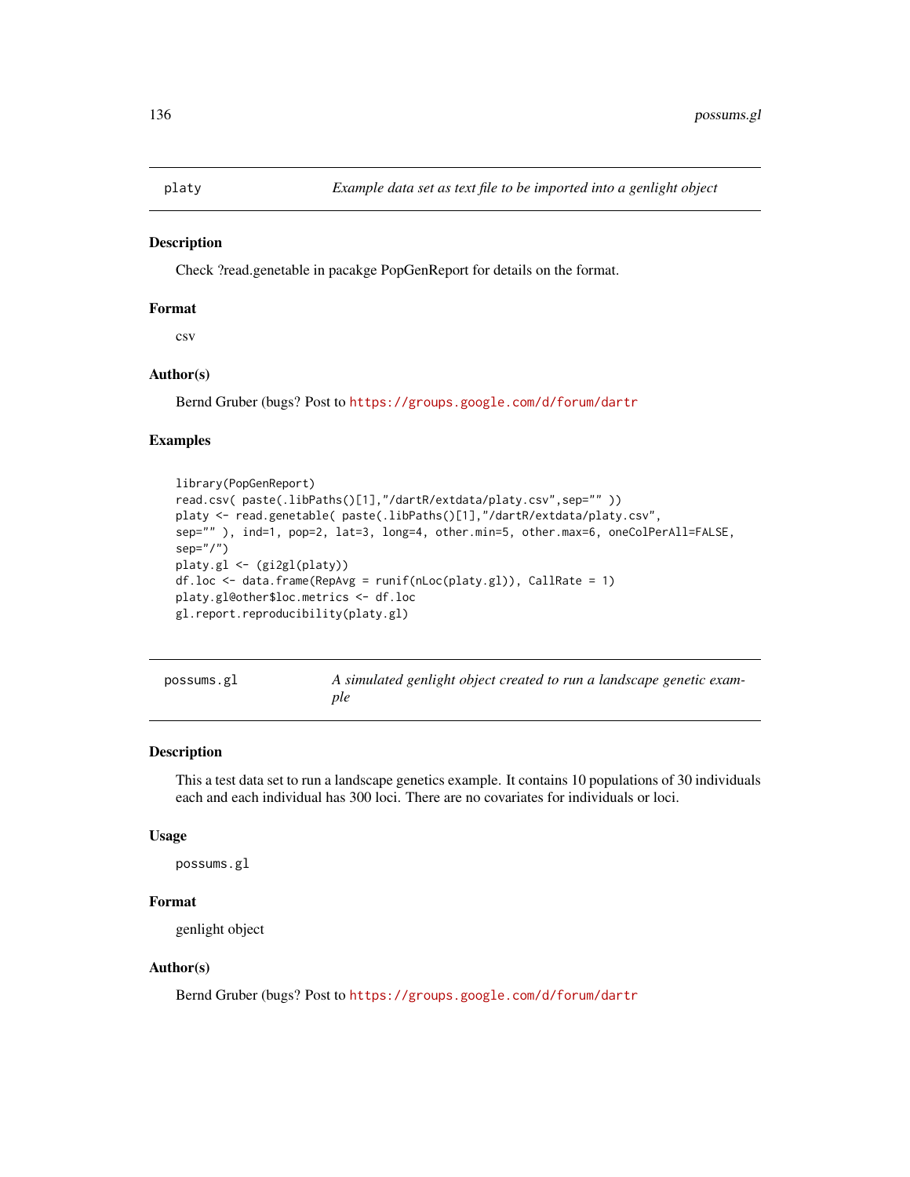## platy

*Example data set as text file to be imported into a genlight object*

### Description

Check ?read.genetable in pacakge PopGenReport for details on the format.

### Format

csv

### Author(s)

Bernd Gruber (bugs? Post to https://groups.google.com/d/forum/dartr

### Examples

```
library(PopGenReport)
read.csv( paste(.libPaths()[1],"/dartR/extdata/platy.csv",sep="" ))
platy <- read.genetable( paste(.libPaths()[1],"/dartR/extdata/platy.csv",
sep="" ), ind=1, pop=2, lat=3, long=4, other.min=5, other.max=6, oneColPerAll=FALSE,
sep="/")
platy.gl <- (gi2gl(platy))
df.loc <- data.frame(RepAvg = runif(nLoc(platy.gl)), CallRate = 1)
platy.gl@other$loc.metrics <- df.loc
gl.report.reproducibility(platy.gl)
```

## possums.gl

*A simulated genlight object created to run a landscape genetic example*

### Description

This a test data set to run a landscape genetics example. It contains 10 populations of 30 individuals each and each individual has 300 loci. There are no covariates for individuals or loci.

### Usage

```
possums.gl
```

### Format

genlight object

### Author(s)

Bernd Gruber (bugs? Post to https://groups.google.com/d/forum/dartr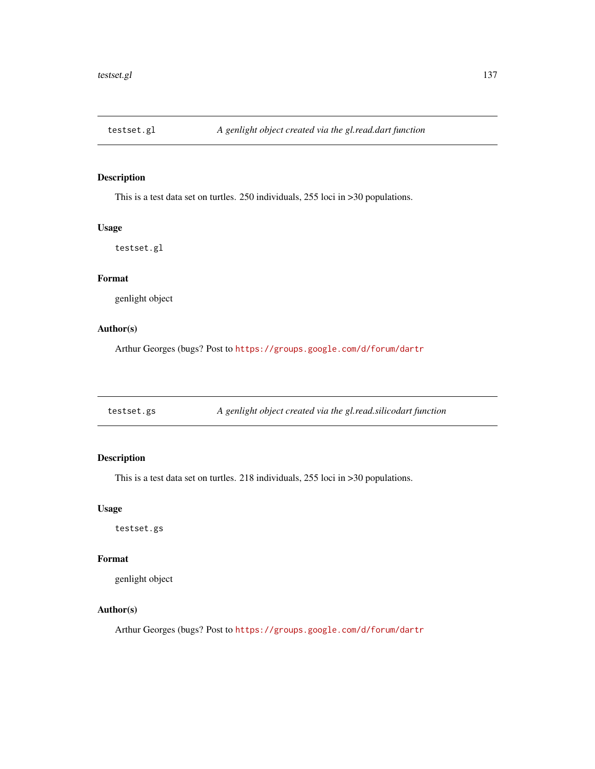## testset.gl — *A genlight object created via the gl.read.dart function*

### Description

This is a test data set on turtles. 250 individuals, 255 loci in >30 populations.

### Usage

```
testset.gl
```

### Format

genlight object

### Author(s)

Arthur Georges (bugs? Post to https://groups.google.com/d/forum/dartr

## testset.gs — *A genlight object created via the gl.read.silicodart function*

### Description

This is a test data set on turtles. 218 individuals, 255 loci in >30 populations.

### Usage

```
testset.gs
```

### Format

genlight object

### Author(s)

Arthur Georges (bugs? Post to https://groups.google.com/d/forum/dartr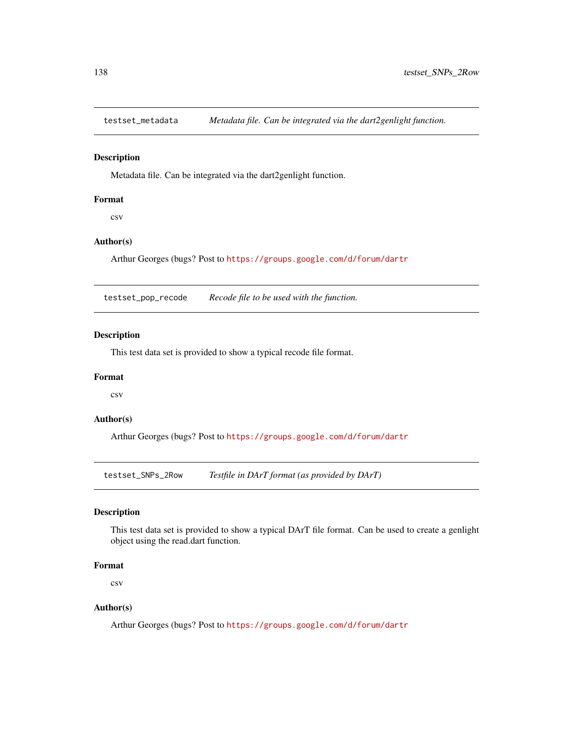## testset_metadata — *Metadata file. Can be integrated via the dart2genlight function.*

### Description

Metadata file. Can be integrated via the dart2genlight function.

### Format

csv

### Author(s)

Arthur Georges (bugs? Post to https://groups.google.com/d/forum/dartr

## testset_pop_recode — *Recode file to be used with the function.*

### Description

This test data set is provided to show a typical recode file format.

### Format

csv

### Author(s)

Arthur Georges (bugs? Post to https://groups.google.com/d/forum/dartr

## testset_SNPs_2Row — *Testfile in DArT format (as provided by DArT)*

### Description

This test data set is provided to show a typical DArT file format. Can be used to create a genlight object using the read.dart function.

### Format

csv

### Author(s)

Arthur Georges (bugs? Post to https://groups.google.com/d/forum/dartr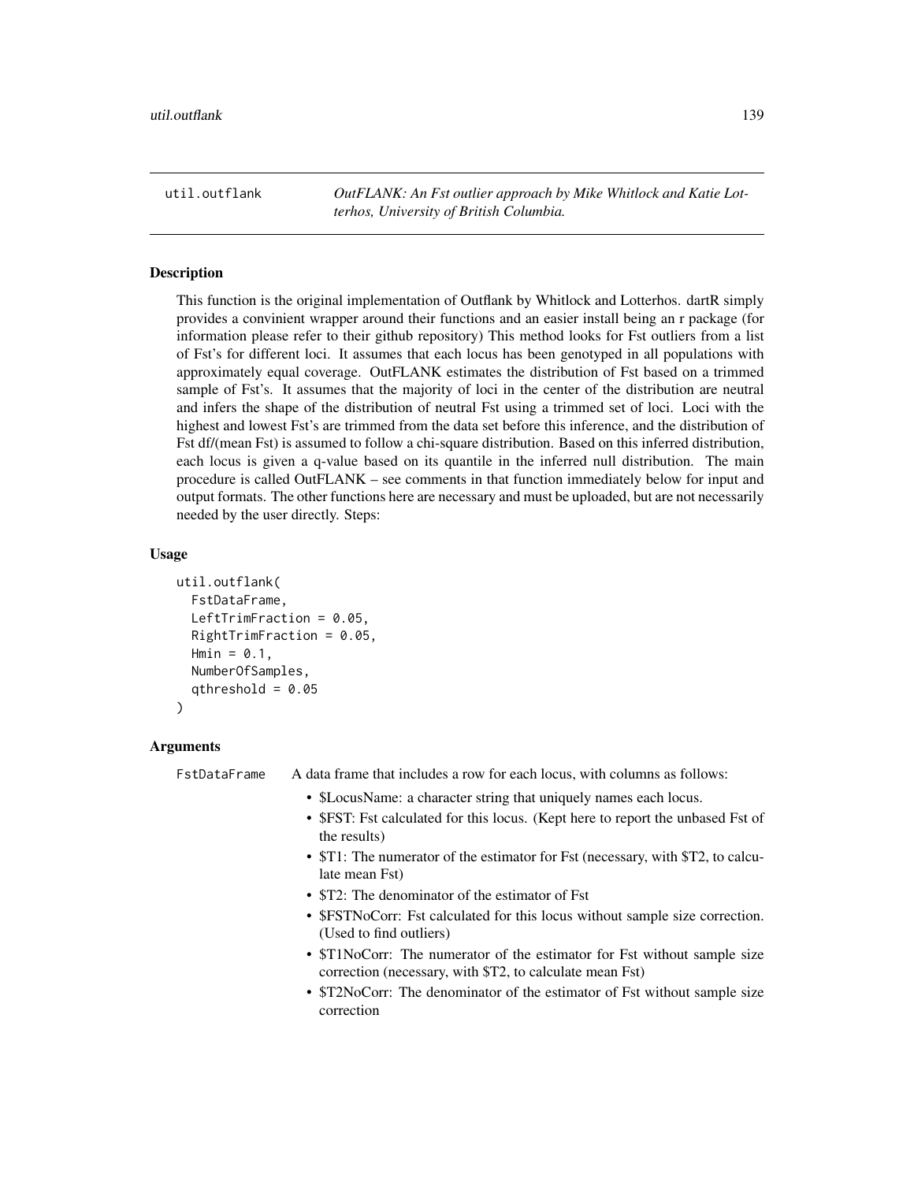## util.outflank

*OutFLANK: An Fst outlier approach by Mike Whitlock and Katie Lotterhos, University of British Columbia.*

### Description

This function is the original implementation of Outflank by Whitlock and Lotterhos. dartR simply provides a convinient wrapper around their functions and an easier install being an r package (for information please refer to their github repository) This method looks for Fst outliers from a list of Fst's for different loci. It assumes that each locus has been genotyped in all populations with approximately equal coverage. OutFLANK estimates the distribution of Fst based on a trimmed sample of Fst's. It assumes that the majority of loci in the center of the distribution are neutral and infers the shape of the distribution of neutral Fst using a trimmed set of loci. Loci with the highest and lowest Fst's are trimmed from the data set before this inference, and the distribution of Fst df/(mean Fst) is assumed to follow a chi-square distribution. Based on this inferred distribution, each locus is given a q-value based on its quantile in the inferred null distribution. The main procedure is called OutFLANK – see comments in that function immediately below for input and output formats. The other functions here are necessary and must be uploaded, but are not necessarily needed by the user directly. Steps:

### Usage

```
util.outflank(
  FstDataFrame,
  LeftTrimFraction = 0.05,
  RightTrimFraction = 0.05,
  Hmin = 0.1,
  NumberOfSamples,
  qthreshold = 0.05
)
```

### Arguments

FstDataFrame — A data frame that includes a row for each locus, with columns as follows:

- $LocusName: a character string that uniquely names each locus.
- $FST: Fst calculated for this locus. (Kept here to report the unbased Fst of the results)
- $T1: The numerator of the estimator for Fst (necessary, with $T2, to calculate mean Fst)
- $T2: The denominator of the estimator of Fst
- $FSTNoCorr: Fst calculated for this locus without sample size correction. (Used to find outliers)
- $T1NoCorr: The numerator of the estimator for Fst without sample size correction (necessary, with $T2, to calculate mean Fst)
- $T2NoCorr: The denominator of the estimator of Fst without sample size correction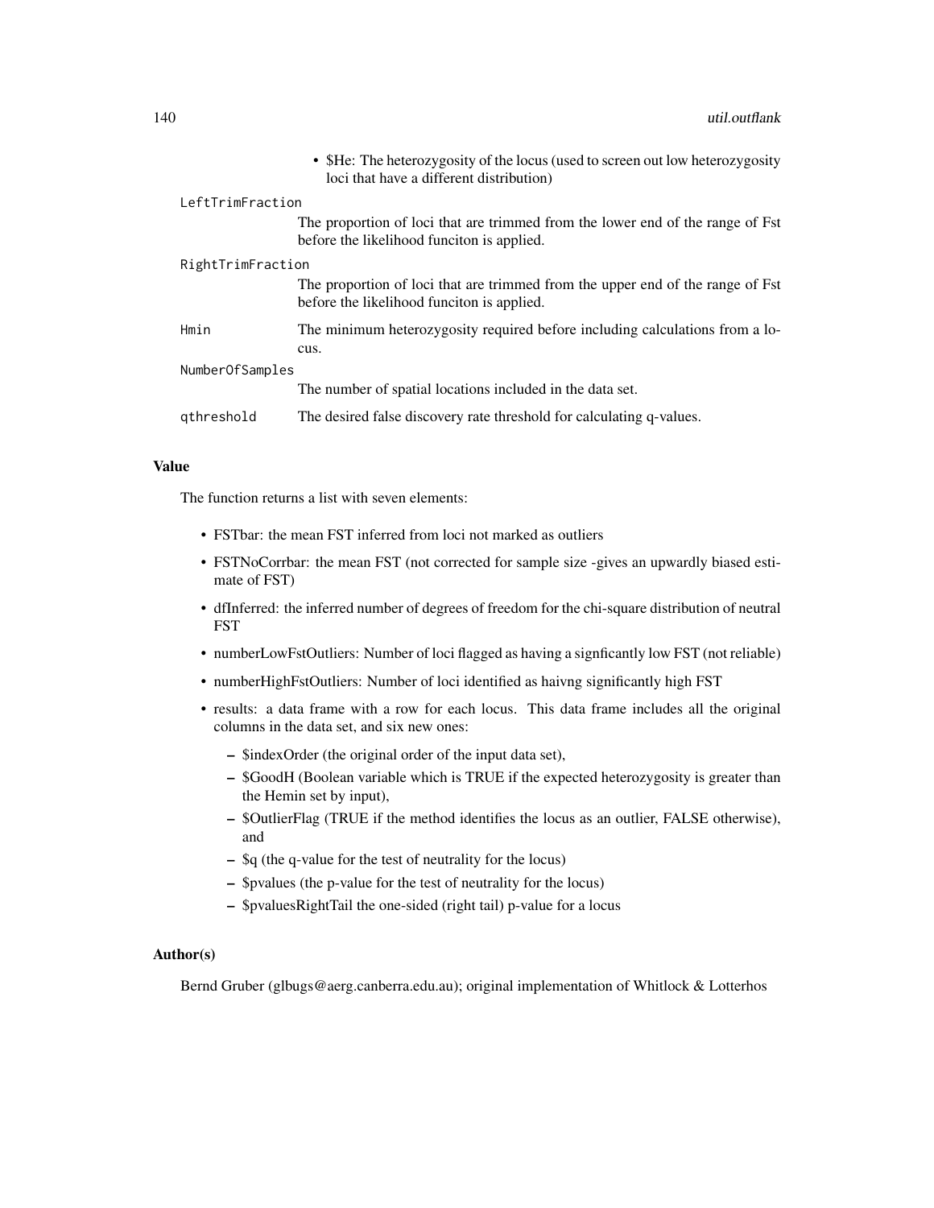- $He: The heterozygosity of the locus (used to screen out low heterozygosity loci that have a different distribution)

`LeftTrimFraction`
: The proportion of loci that are trimmed from the lower end of the range of Fst before the likelihood funciton is applied.

`RightTrimFraction`
: The proportion of loci that are trimmed from the upper end of the range of Fst before the likelihood funciton is applied.

`Hmin`
: The minimum heterozygosity required before including calculations from a locus.

`NumberOfSamples`
: The number of spatial locations included in the data set.

`qthreshold`
: The desired false discovery rate threshold for calculating q-values.

### Value

The function returns a list with seven elements:

- FSTbar: the mean FST inferred from loci not marked as outliers
- FSTNoCorrbar: the mean FST (not corrected for sample size -gives an upwardly biased estimate of FST)
- dfInferred: the inferred number of degrees of freedom for the chi-square distribution of neutral FST
- numberLowFstOutliers: Number of loci flagged as having a signficantly low FST (not reliable)
- numberHighFstOutliers: Number of loci identified as haivng significantly high FST
- results: a data frame with a row for each locus. This data frame includes all the original columns in the data set, and six new ones:
  - $indexOrder (the original order of the input data set),
  - $GoodH (Boolean variable which is TRUE if the expected heterozygosity is greater than the Hemin set by input),
  - $OutlierFlag (TRUE if the method identifies the locus as an outlier, FALSE otherwise), and
  - $q (the q-value for the test of neutrality for the locus)
  - $pvalues (the p-value for the test of neutrality for the locus)
  - $pvaluesRightTail the one-sided (right tail) p-value for a locus

### Author(s)

Bernd Gruber (glbugs@aerg.canberra.edu.au); original implementation of Whitlock & Lotterhos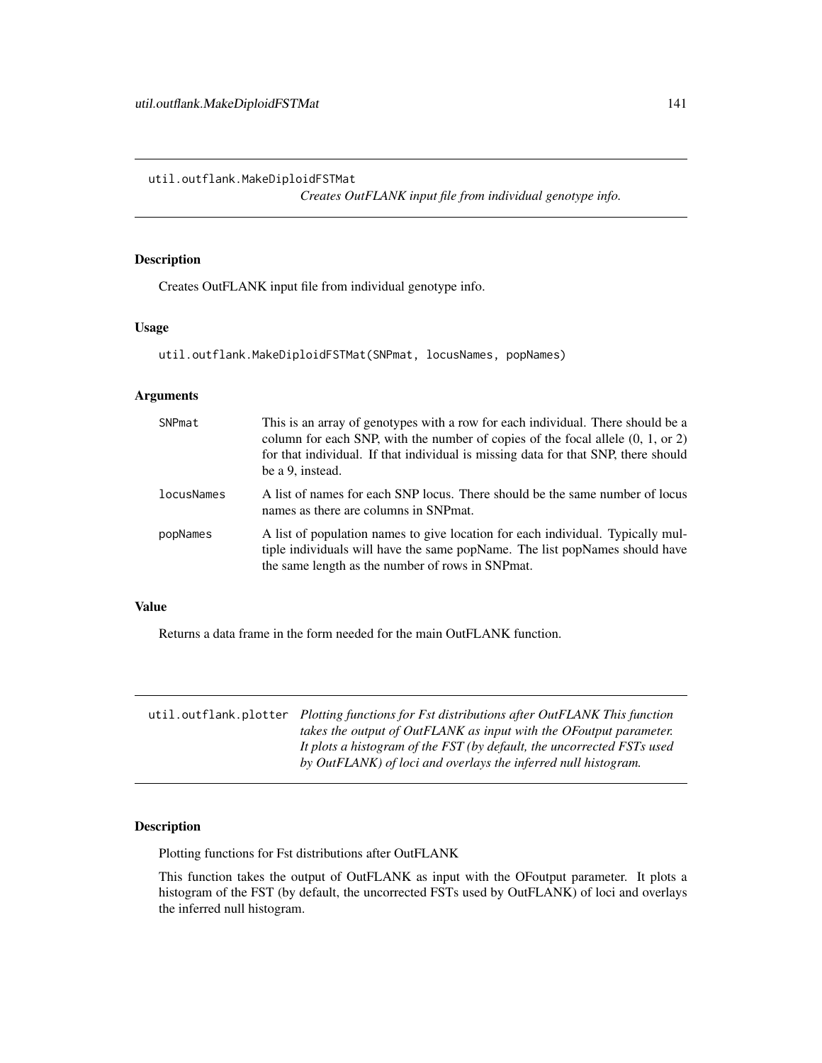## util.outflank.MakeDiploidFSTMat

*Creates OutFLANK input file from individual genotype info.*

### Description

Creates OutFLANK input file from individual genotype info.

### Usage

```
util.outflank.MakeDiploidFSTMat(SNPmat, locusNames, popNames)
```

### Arguments

| | |
|---|---|
| `SNPmat` | This is an array of genotypes with a row for each individual. There should be a column for each SNP, with the number of copies of the focal allele (0, 1, or 2) for that individual. If that individual is missing data for that SNP, there should be a 9, instead. |
| `locusNames` | A list of names for each SNP locus. There should be the same number of locus names as there are columns in SNPmat. |
| `popNames` | A list of population names to give location for each individual. Typically multiple individuals will have the same popName. The list popNames should have the same length as the number of rows in SNPmat. |

### Value

Returns a data frame in the form needed for the main OutFLANK function.

## util.outflank.plotter

*Plotting functions for Fst distributions after OutFLANK This function takes the output of OutFLANK as input with the OFoutput parameter. It plots a histogram of the FST (by default, the uncorrected FSTs used by OutFLANK) of loci and overlays the inferred null histogram.*

### Description

Plotting functions for Fst distributions after OutFLANK

This function takes the output of OutFLANK as input with the OFoutput parameter. It plots a histogram of the FST (by default, the uncorrected FSTs used by OutFLANK) of loci and overlays the inferred null histogram.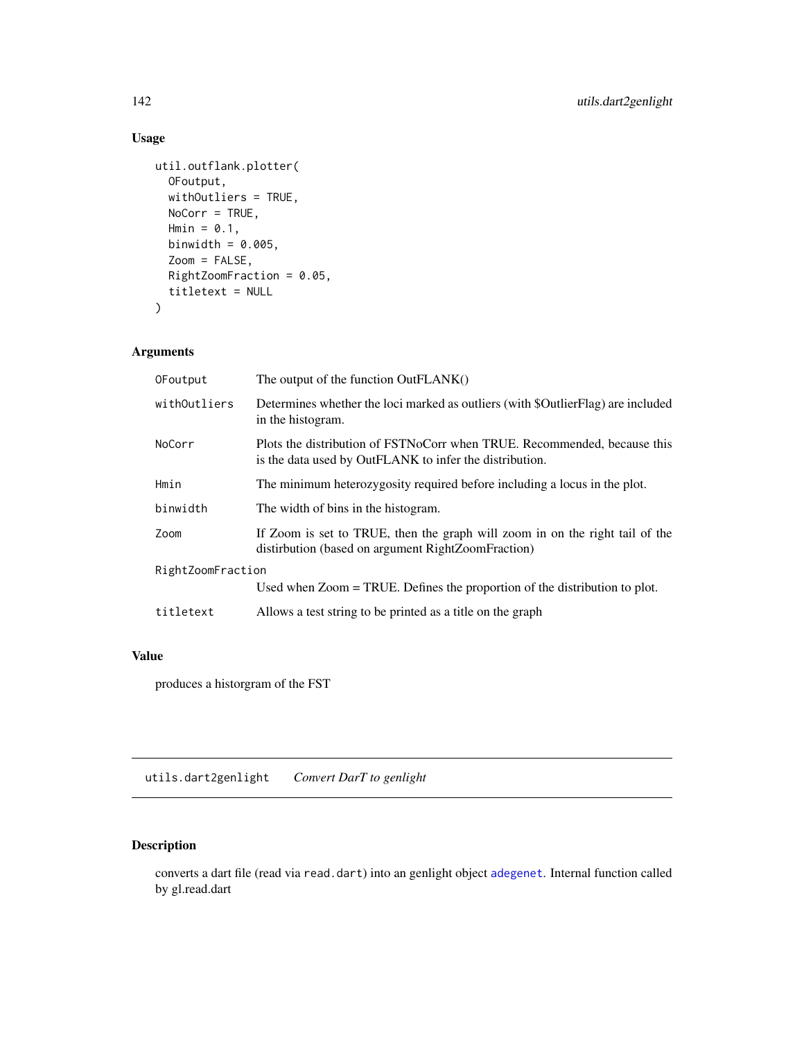## Usage

```
util.outflank.plotter(
  OFoutput,
  withOutliers = TRUE,
  NoCorr = TRUE,
  Hmin = 0.1,
  binwidth = 0.005,
  Zoom = FALSE,
  RightZoomFraction = 0.05,
  titletext = NULL
)
```

## Arguments

| | |
|---|---|
| OFoutput | The output of the function OutFLANK() |
| withOutliers | Determines whether the loci marked as outliers (with $OutlierFlag) are included in the histogram. |
| NoCorr | Plots the distribution of FSTNoCorr when TRUE. Recommended, because this is the data used by OutFLANK to infer the distribution. |
| Hmin | The minimum heterozygosity required before including a locus in the plot. |
| binwidth | The width of bins in the histogram. |
| Zoom | If Zoom is set to TRUE, then the graph will zoom in on the right tail of the distirbution (based on argument RightZoomFraction) |
| RightZoomFraction | Used when Zoom = TRUE. Defines the proportion of the distribution to plot. |
| titletext | Allows a test string to be printed as a title on the graph |

## Value

produces a historgram of the FST

---

# utils.dart2genlight    *Convert DarT to genlight*

## Description

converts a dart file (read via read.dart) into an genlight object adegenet. Internal function called by gl.read.dart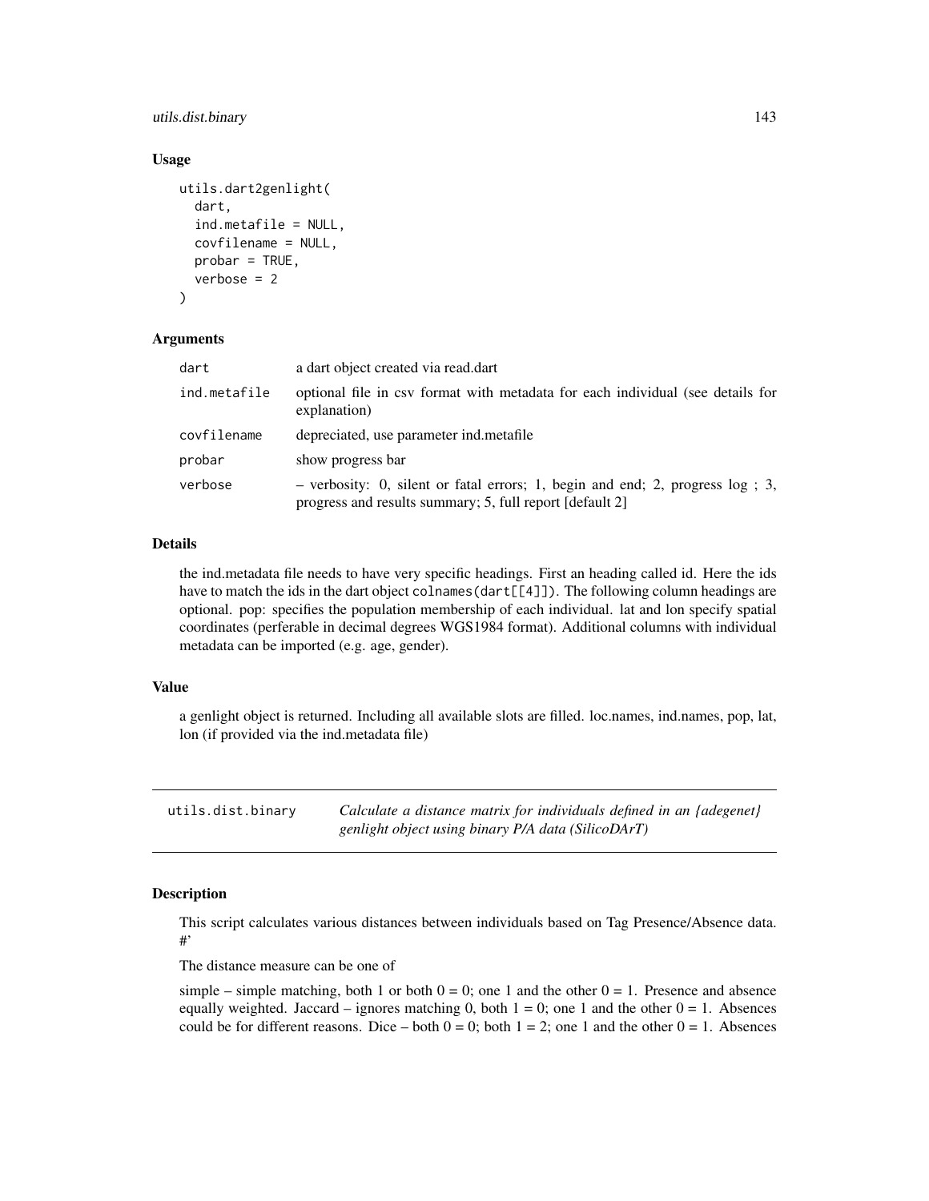## Usage

```
utils.dart2genlight(
  dart,
  ind.metafile = NULL,
  covfilename = NULL,
  probar = TRUE,
  verbose = 2
)
```

## Arguments

| | |
|---|---|
| dart | a dart object created via read.dart |
| ind.metafile | optional file in csv format with metadata for each individual (see details for explanation) |
| covfilename | depreciated, use parameter ind.metafile |
| probar | show progress bar |
| verbose | – verbosity: 0, silent or fatal errors; 1, begin and end; 2, progress log ; 3, progress and results summary; 5, full report [default 2] |

## Details

the ind.metadata file needs to have very specific headings. First an heading called id. Here the ids have to match the ids in the dart object `colnames(dart[[4]])`. The following column headings are optional. pop: specifies the population membership of each individual. lat and lon specify spatial coordinates (perferable in decimal degrees WGS1984 format). Additional columns with individual metadata can be imported (e.g. age, gender).

## Value

a genlight object is returned. Including all available slots are filled. loc.names, ind.names, pop, lat, lon (if provided via the ind.metadata file)

---

# utils.dist.binary

*Calculate a distance matrix for individuals defined in an {adegenet} genlight object using binary P/A data (SilicoDArT)*

## Description

This script calculates various distances between individuals based on Tag Presence/Absence data. #'

The distance measure can be one of

simple – simple matching, both 1 or both 0 = 0; one 1 and the other 0 = 1. Presence and absence equally weighted. Jaccard – ignores matching 0, both 1 = 0; one 1 and the other 0 = 1. Absences could be for different reasons. Dice – both 0 = 0; both 1 = 2; one 1 and the other 0 = 1. Absences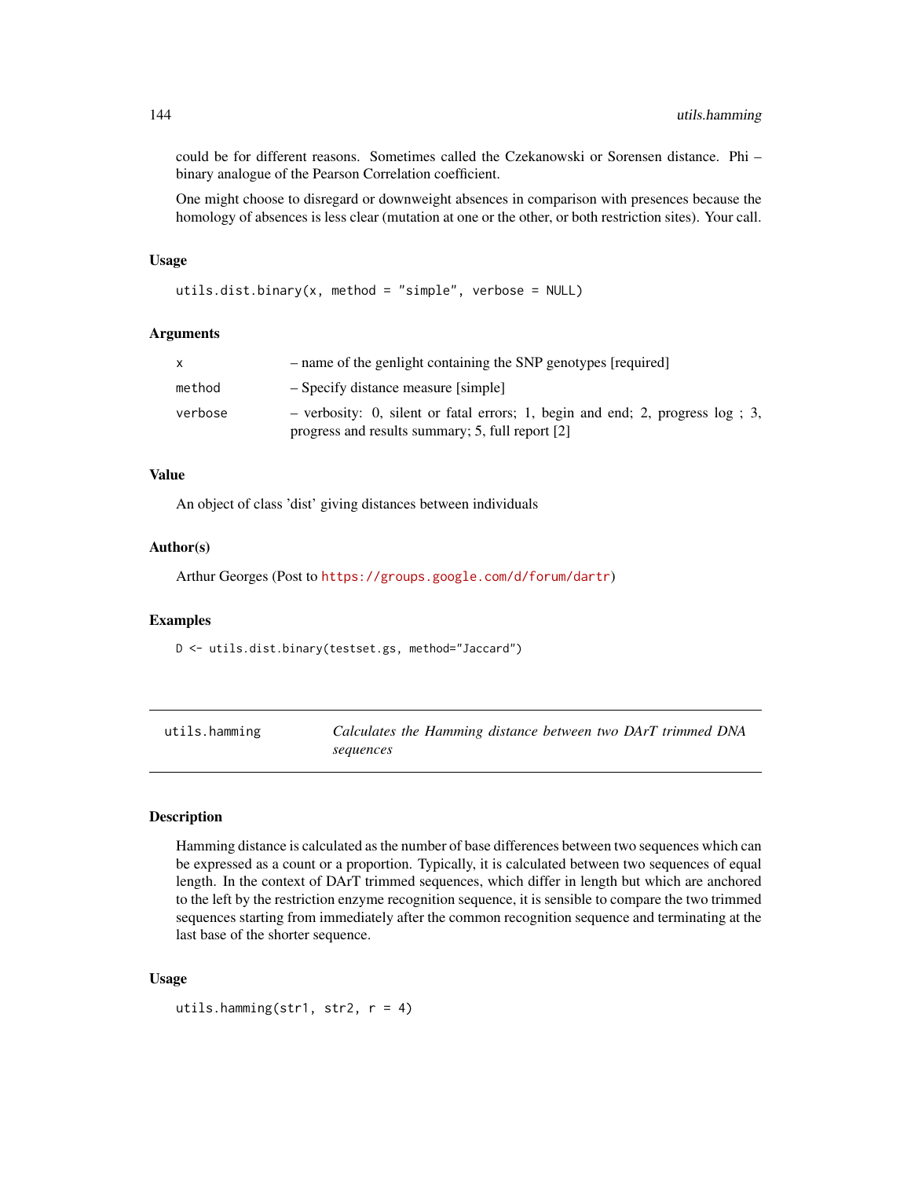could be for different reasons. Sometimes called the Czekanowski or Sorensen distance. Phi – binary analogue of the Pearson Correlation coefficient.

One might choose to disregard or downweight absences in comparison with presences because the homology of absences is less clear (mutation at one or the other, or both restriction sites). Your call.

### Usage

```
utils.dist.binary(x, method = "simple", verbose = NULL)
```

### Arguments

| | |
|---|---|
| x | – name of the genlight containing the SNP genotypes [required] |
| method | – Specify distance measure [simple] |
| verbose | – verbosity: 0, silent or fatal errors; 1, begin and end; 2, progress log ; 3, progress and results summary; 5, full report [2] |

### Value

An object of class 'dist' giving distances between individuals

### Author(s)

Arthur Georges (Post to https://groups.google.com/d/forum/dartr)

### Examples

```
D <- utils.dist.binary(testset.gs, method="Jaccard")
```

---

## utils.hamming — *Calculates the Hamming distance between two DArT trimmed DNA sequences*

---

### Description

Hamming distance is calculated as the number of base differences between two sequences which can be expressed as a count or a proportion. Typically, it is calculated between two sequences of equal length. In the context of DArT trimmed sequences, which differ in length but which are anchored to the left by the restriction enzyme recognition sequence, it is sensible to compare the two trimmed sequences starting from immediately after the common recognition sequence and terminating at the last base of the shorter sequence.

### Usage

```
utils.hamming(str1, str2, r = 4)
```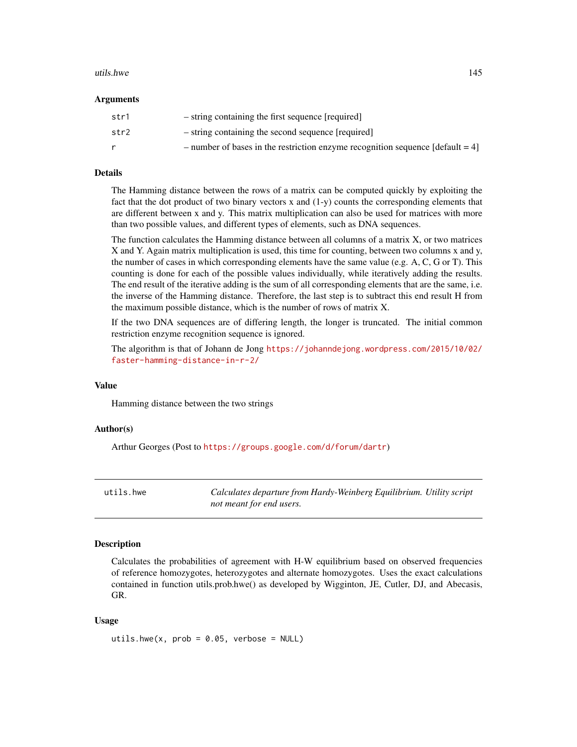### Arguments

| | |
|---|---|
| str1 | – string containing the first sequence [required] |
| str2 | – string containing the second sequence [required] |
| r | – number of bases in the restriction enzyme recognition sequence [default = 4] |

### Details

The Hamming distance between the rows of a matrix can be computed quickly by exploiting the fact that the dot product of two binary vectors x and (1-y) counts the corresponding elements that are different between x and y. This matrix multiplication can also be used for matrices with more than two possible values, and different types of elements, such as DNA sequences.

The function calculates the Hamming distance between all columns of a matrix X, or two matrices X and Y. Again matrix multiplication is used, this time for counting, between two columns x and y, the number of cases in which corresponding elements have the same value (e.g. A, C, G or T). This counting is done for each of the possible values individually, while iteratively adding the results. The end result of the iterative adding is the sum of all corresponding elements that are the same, i.e. the inverse of the Hamming distance. Therefore, the last step is to subtract this end result H from the maximum possible distance, which is the number of rows of matrix X.

If the two DNA sequences are of differing length, the longer is truncated. The initial common restriction enzyme recognition sequence is ignored.

The algorithm is that of Johann de Jong https://johanndejong.wordpress.com/2015/10/02/faster-hamming-distance-in-r-2/

### Value

Hamming distance between the two strings

### Author(s)

Arthur Georges (Post to https://groups.google.com/d/forum/dartr)

---

## utils.hwe — *Calculates departure from Hardy-Weinberg Equilibrium. Utility script not meant for end users.*

### Description

Calculates the probabilities of agreement with H-W equilibrium based on observed frequencies of reference homozygotes, heterozygotes and alternate homozygotes. Uses the exact calculations contained in function utils.prob.hwe() as developed by Wigginton, JE, Cutler, DJ, and Abecasis, GR.

### Usage

```
utils.hwe(x, prob = 0.05, verbose = NULL)
```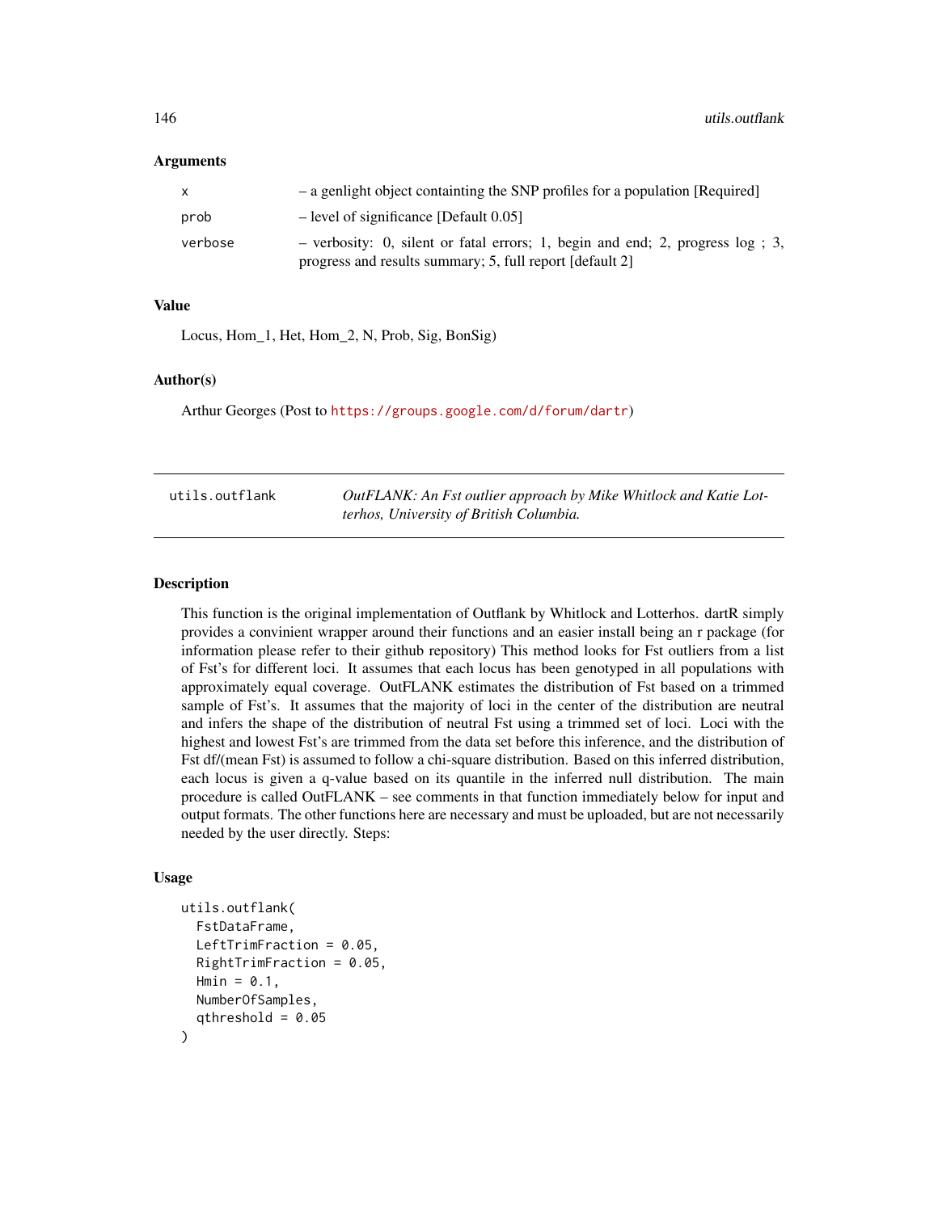### Arguments

| | |
|---|---|
| x | – a genlight object containting the SNP profiles for a population [Required] |
| prob | – level of significance [Default 0.05] |
| verbose | – verbosity: 0, silent or fatal errors; 1, begin and end; 2, progress log ; 3, progress and results summary; 5, full report [default 2] |

### Value

Locus, Hom_1, Het, Hom_2, N, Prob, Sig, BonSig)

### Author(s)

Arthur Georges (Post to https://groups.google.com/d/forum/dartr)

---

## utils.outflank

*OutFLANK: An Fst outlier approach by Mike Whitlock and Katie Lotterhos, University of British Columbia.*

---

### Description

This function is the original implementation of Outflank by Whitlock and Lotterhos. dartR simply provides a convinient wrapper around their functions and an easier install being an r package (for information please refer to their github repository) This method looks for Fst outliers from a list of Fst's for different loci. It assumes that each locus has been genotyped in all populations with approximately equal coverage. OutFLANK estimates the distribution of Fst based on a trimmed sample of Fst's. It assumes that the majority of loci in the center of the distribution are neutral and infers the shape of the distribution of neutral Fst using a trimmed set of loci. Loci with the highest and lowest Fst's are trimmed from the data set before this inference, and the distribution of Fst df/(mean Fst) is assumed to follow a chi-square distribution. Based on this inferred distribution, each locus is given a q-value based on its quantile in the inferred null distribution. The main procedure is called OutFLANK – see comments in that function immediately below for input and output formats. The other functions here are necessary and must be uploaded, but are not necessarily needed by the user directly. Steps:

### Usage

```
utils.outflank(
  FstDataFrame,
  LeftTrimFraction = 0.05,
  RightTrimFraction = 0.05,
  Hmin = 0.1,
  NumberOfSamples,
  qthreshold = 0.05
)
```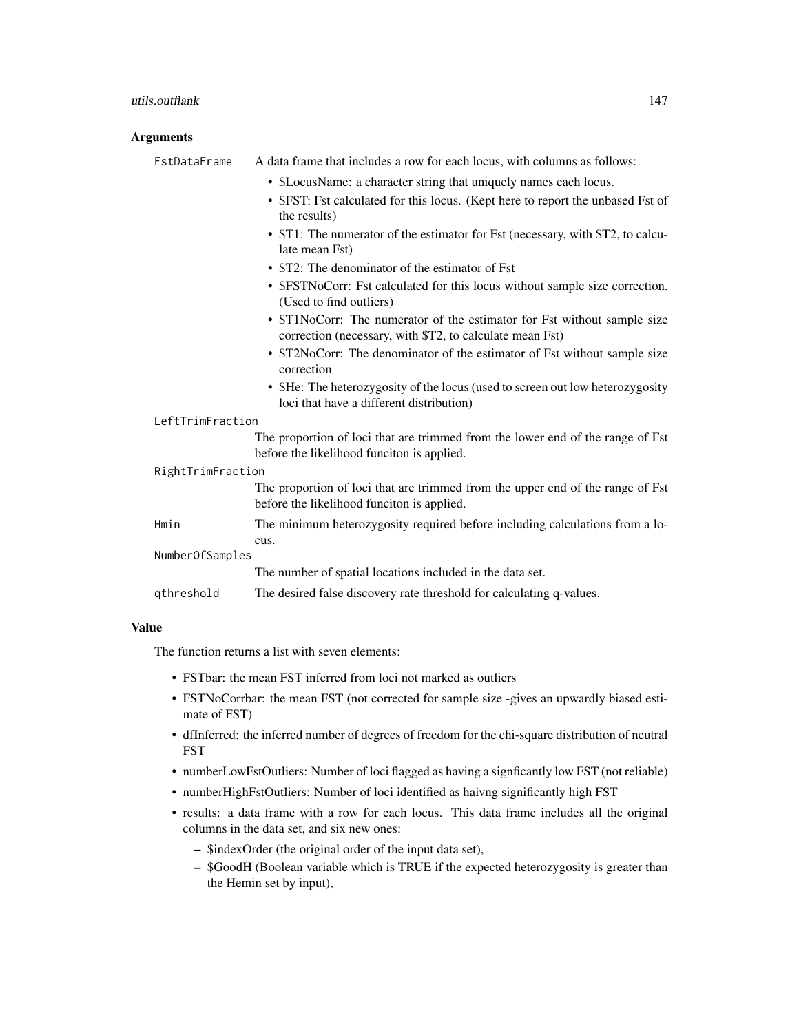## Arguments

**FstDataFrame** A data frame that includes a row for each locus, with columns as follows:

- $LocusName: a character string that uniquely names each locus.
- $FST: Fst calculated for this locus. (Kept here to report the unbased Fst of the results)
- $T1: The numerator of the estimator for Fst (necessary, with $T2, to calculate mean Fst)
- $T2: The denominator of the estimator of Fst
- $FSTNoCorr: Fst calculated for this locus without sample size correction. (Used to find outliers)
- $T1NoCorr: The numerator of the estimator for Fst without sample size correction (necessary, with $T2, to calculate mean Fst)
- $T2NoCorr: The denominator of the estimator of Fst without sample size correction
- $He: The heterozygosity of the locus (used to screen out low heterozygosity loci that have a different distribution)

**LeftTrimFraction** The proportion of loci that are trimmed from the lower end of the range of Fst before the likelihood funciton is applied.

**RightTrimFraction** The proportion of loci that are trimmed from the upper end of the range of Fst before the likelihood funciton is applied.

**Hmin** The minimum heterozygosity required before including calculations from a locus.

**NumberOfSamples** The number of spatial locations included in the data set.

**qthreshold** The desired false discovery rate threshold for calculating q-values.

## Value

The function returns a list with seven elements:

- FSTbar: the mean FST inferred from loci not marked as outliers
- FSTNoCorrbar: the mean FST (not corrected for sample size -gives an upwardly biased estimate of FST)
- dfInferred: the inferred number of degrees of freedom for the chi-square distribution of neutral FST
- numberLowFstOutliers: Number of loci flagged as having a signficantly low FST (not reliable)
- numberHighFstOutliers: Number of loci identified as haivng significantly high FST
- results: a data frame with a row for each locus. This data frame includes all the original columns in the data set, and six new ones:
  - $indexOrder (the original order of the input data set),
  - $GoodH (Boolean variable which is TRUE if the expected heterozygosity is greater than the Hemin set by input),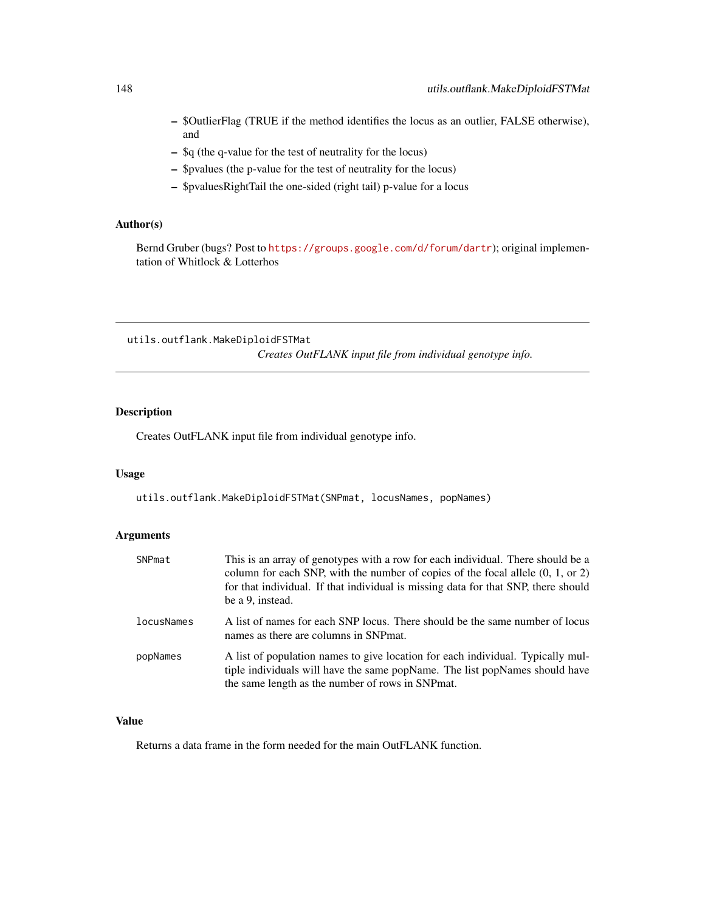- $OutlierFlag (TRUE if the method identifies the locus as an outlier, FALSE otherwise), and
- $q (the q-value for the test of neutrality for the locus)
- $pvalues (the p-value for the test of neutrality for the locus)
- $pvaluesRightTail the one-sided (right tail) p-value for a locus

### Author(s)

Bernd Gruber (bugs? Post to https://groups.google.com/d/forum/dartr); original implementation of Whitlock & Lotterhos

---

## utils.outflank.MakeDiploidFSTMat

*Creates OutFLANK input file from individual genotype info.*

---

### Description

Creates OutFLANK input file from individual genotype info.

### Usage

```
utils.outflank.MakeDiploidFSTMat(SNPmat, locusNames, popNames)
```

### Arguments

| | |
|---|---|
| SNPmat | This is an array of genotypes with a row for each individual. There should be a column for each SNP, with the number of copies of the focal allele (0, 1, or 2) for that individual. If that individual is missing data for that SNP, there should be a 9, instead. |
| locusNames | A list of names for each SNP locus. There should be the same number of locus names as there are columns in SNPmat. |
| popNames | A list of population names to give location for each individual. Typically multiple individuals will have the same popName. The list popNames should have the same length as the number of rows in SNPmat. |

### Value

Returns a data frame in the form needed for the main OutFLANK function.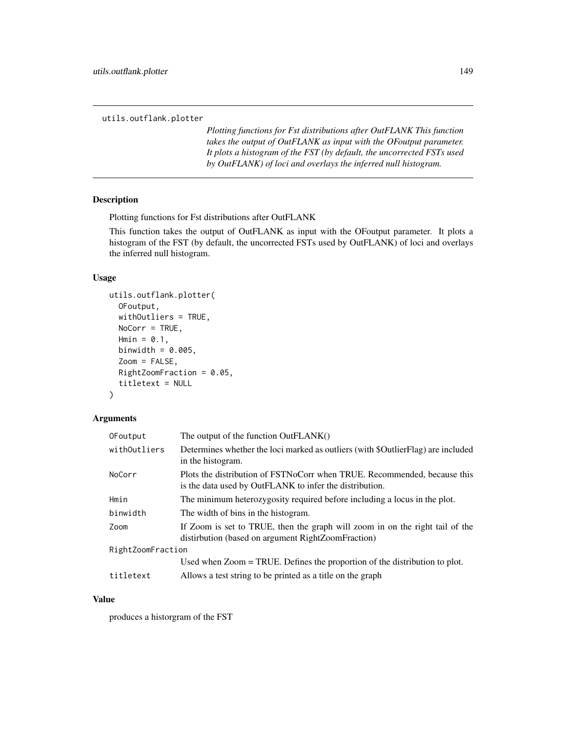utils.outflank.plotter

*Plotting functions for Fst distributions after OutFLANK This function takes the output of OutFLANK as input with the OFoutput parameter. It plots a histogram of the FST (by default, the uncorrected FSTs used by OutFLANK) of loci and overlays the inferred null histogram.*

## Description

Plotting functions for Fst distributions after OutFLANK

This function takes the output of OutFLANK as input with the OFoutput parameter. It plots a histogram of the FST (by default, the uncorrected FSTs used by OutFLANK) of loci and overlays the inferred null histogram.

## Usage

```
utils.outflank.plotter(
  OFoutput,
  withOutliers = TRUE,
  NoCorr = TRUE,
  Hmin = 0.1,
  binwidth = 0.005,
  Zoom = FALSE,
  RightZoomFraction = 0.05,
  titletext = NULL
)
```

## Arguments

| Argument | Description |
|---|---|
| OFoutput | The output of the function OutFLANK() |
| withOutliers | Determines whether the loci marked as outliers (with $OutlierFlag) are included in the histogram. |
| NoCorr | Plots the distribution of FSTNoCorr when TRUE. Recommended, because this is the data used by OutFLANK to infer the distribution. |
| Hmin | The minimum heterozygosity required before including a locus in the plot. |
| binwidth | The width of bins in the histogram. |
| Zoom | If Zoom is set to TRUE, then the graph will zoom in on the right tail of the distirbution (based on argument RightZoomFraction) |
| RightZoomFraction | Used when Zoom = TRUE. Defines the proportion of the distribution to plot. |
| titletext | Allows a test string to be printed as a title on the graph |

## Value

produces a historgram of the FST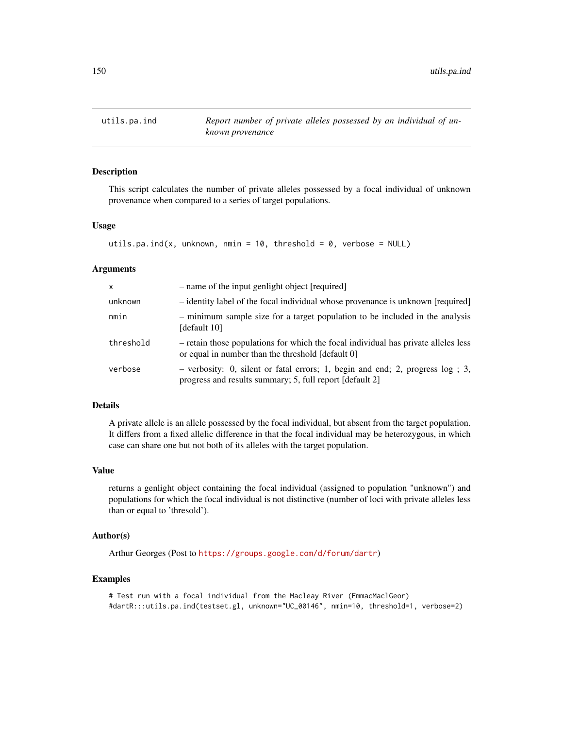## utils.pa.ind — *Report number of private alleles possessed by an individual of unknown provenance*

### Description

This script calculates the number of private alleles possessed by a focal individual of unknown provenance when compared to a series of target populations.

### Usage

```
utils.pa.ind(x, unknown, nmin = 10, threshold = 0, verbose = NULL)
```

### Arguments

| | |
|---|---|
| x | – name of the input genlight object [required] |
| unknown | – identity label of the focal individual whose provenance is unknown [required] |
| nmin | – minimum sample size for a target population to be included in the analysis [default 10] |
| threshold | – retain those populations for which the focal individual has private alleles less or equal in number than the threshold [default 0] |
| verbose | – verbosity: 0, silent or fatal errors; 1, begin and end; 2, progress log ; 3, progress and results summary; 5, full report [default 2] |

### Details

A private allele is an allele possessed by the focal individual, but absent from the target population. It differs from a fixed allelic difference in that the focal individual may be heterozygous, in which case can share one but not both of its alleles with the target population.

### Value

returns a genlight object containing the focal individual (assigned to population "unknown") and populations for which the focal individual is not distinctive (number of loci with private alleles less than or equal to 'thresold').

### Author(s)

Arthur Georges (Post to https://groups.google.com/d/forum/dartr)

### Examples

```
# Test run with a focal individual from the Macleay River (EmmacMaclGeor)
#dartR:::utils.pa.ind(testset.gl, unknown="UC_00146", nmin=10, threshold=1, verbose=2)
```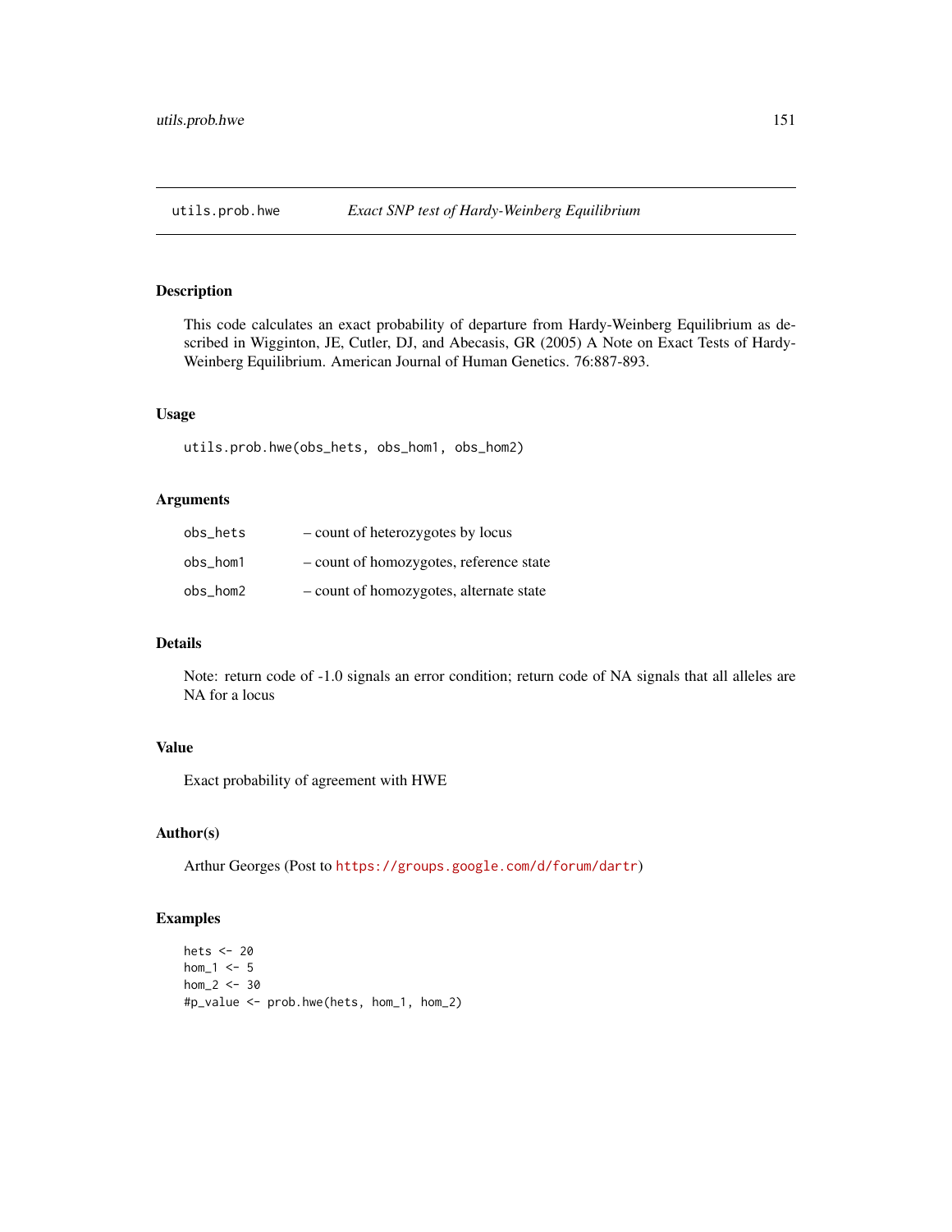## utils.prob.hwe — *Exact SNP test of Hardy-Weinberg Equilibrium*

### Description

This code calculates an exact probability of departure from Hardy-Weinberg Equilibrium as described in Wigginton, JE, Cutler, DJ, and Abecasis, GR (2005) A Note on Exact Tests of Hardy-Weinberg Equilibrium. American Journal of Human Genetics. 76:887-893.

### Usage

```
utils.prob.hwe(obs_hets, obs_hom1, obs_hom2)
```

### Arguments

| | |
|---|---|
| obs_hets | – count of heterozygotes by locus |
| obs_hom1 | – count of homozygotes, reference state |
| obs_hom2 | – count of homozygotes, alternate state |

### Details

Note: return code of -1.0 signals an error condition; return code of NA signals that all alleles are NA for a locus

### Value

Exact probability of agreement with HWE

### Author(s)

Arthur Georges (Post to https://groups.google.com/d/forum/dartr)

### Examples

```
hets <- 20
hom_1 <- 5
hom_2 <- 30
#p_value <- prob.hwe(hets, hom_1, hom_2)
```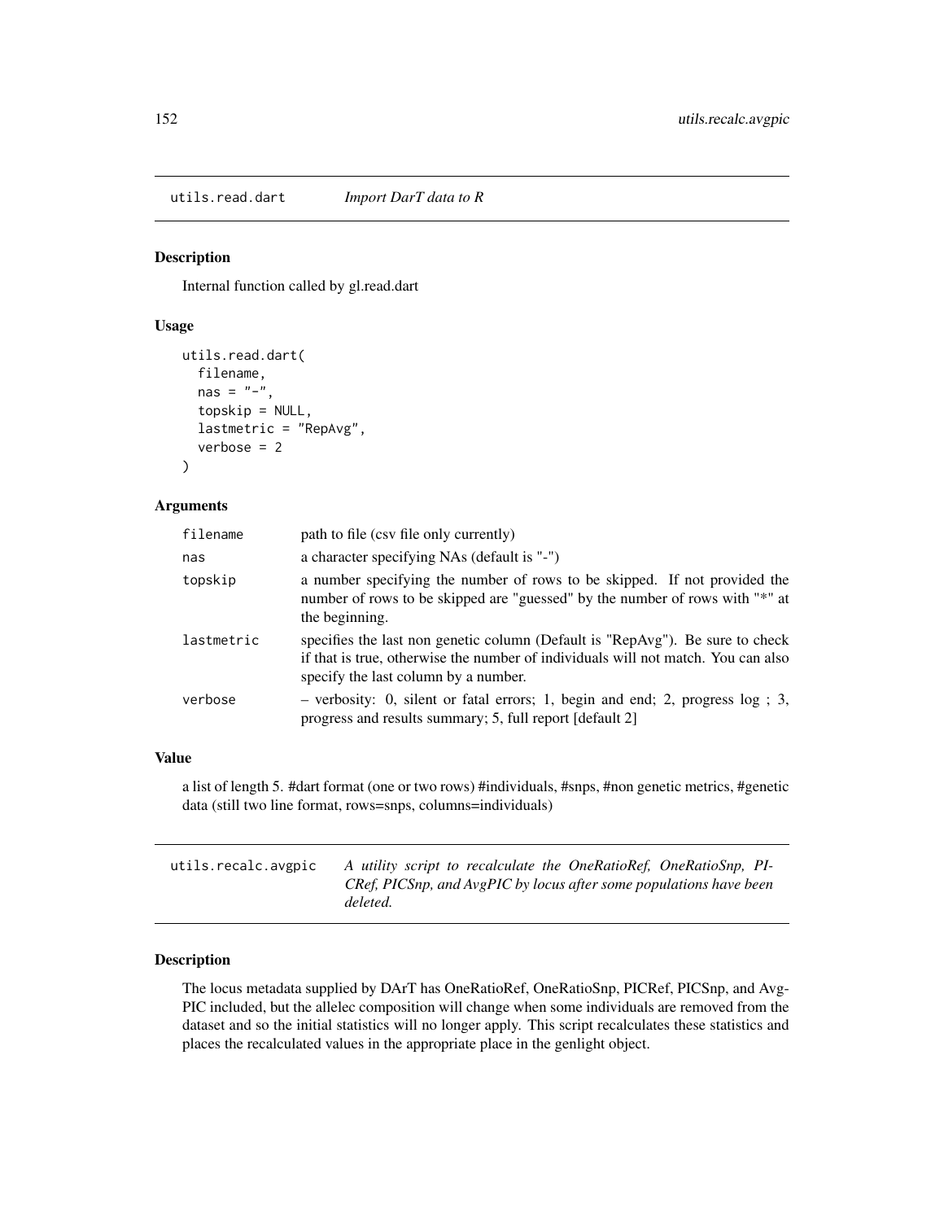## utils.read.dart *Import DarT data to R*

### Description

Internal function called by gl.read.dart

### Usage

```
utils.read.dart(
  filename,
  nas = "-",
  topskip = NULL,
  lastmetric = "RepAvg",
  verbose = 2
)
```

### Arguments

| | |
|---|---|
| filename | path to file (csv file only currently) |
| nas | a character specifying NAs (default is "-") |
| topskip | a number specifying the number of rows to be skipped. If not provided the number of rows to be skipped are "guessed" by the number of rows with "*" at the beginning. |
| lastmetric | specifies the last non genetic column (Default is "RepAvg"). Be sure to check if that is true, otherwise the number of individuals will not match. You can also specify the last column by a number. |
| verbose | – verbosity: 0, silent or fatal errors; 1, begin and end; 2, progress log ; 3, progress and results summary; 5, full report [default 2] |

### Value

a list of length 5. #dart format (one or two rows) #individuals, #snps, #non genetic metrics, #genetic data (still two line format, rows=snps, columns=individuals)

## utils.recalc.avgpic *A utility script to recalculate the OneRatioRef, OneRatioSnp, PICRef, PICSnp, and AvgPIC by locus after some populations have been deleted.*

### Description

The locus metadata supplied by DArT has OneRatioRef, OneRatioSnp, PICRef, PICSnp, and AvgPIC included, but the allelec composition will change when some individuals are removed from the dataset and so the initial statistics will no longer apply. This script recalculates these statistics and places the recalculated values in the appropriate place in the genlight object.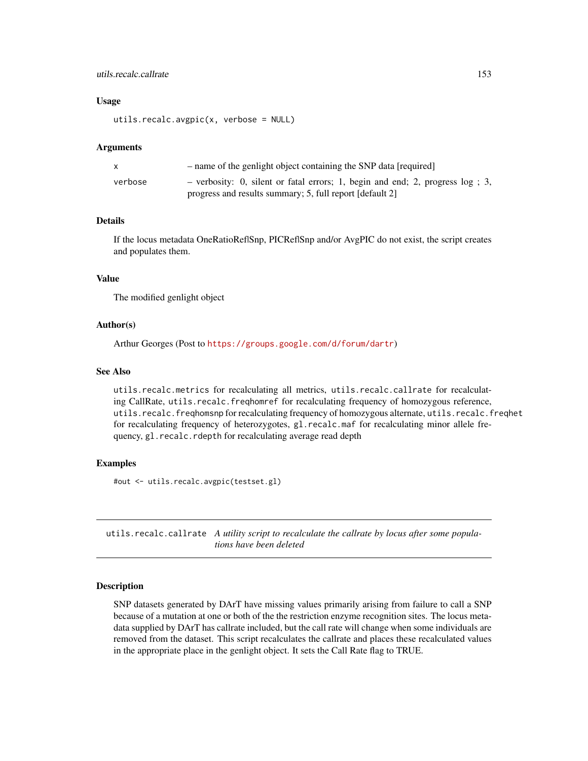### Usage

```
utils.recalc.avgpic(x, verbose = NULL)
```

### Arguments

| | |
|---|---|
| x | – name of the genlight object containing the SNP data [required] |
| verbose | – verbosity: 0, silent or fatal errors; 1, begin and end; 2, progress log ; 3, progress and results summary; 5, full report [default 2] |

### Details

If the locus metadata OneRatioRef|Snp, PICRef|Snp and/or AvgPIC do not exist, the script creates and populates them.

### Value

The modified genlight object

### Author(s)

Arthur Georges (Post to https://groups.google.com/d/forum/dartr)

### See Also

`utils.recalc.metrics` for recalculating all metrics, `utils.recalc.callrate` for recalculating CallRate, `utils.recalc.freqhomref` for recalculating frequency of homozygous reference, `utils.recalc.freqhomsnp` for recalculating frequency of homozygous alternate, `utils.recalc.freqhet` for recalculating frequency of heterozygotes, `gl.recalc.maf` for recalculating minor allele frequency, `gl.recalc.rdepth` for recalculating average read depth

### Examples

```
#out <- utils.recalc.avgpic(testset.gl)
```

---

## utils.recalc.callrate *A utility script to recalculate the callrate by locus after some populations have been deleted*

---

### Description

SNP datasets generated by DArT have missing values primarily arising from failure to call a SNP because of a mutation at one or both of the the restriction enzyme recognition sites. The locus metadata supplied by DArT has callrate included, but the call rate will change when some individuals are removed from the dataset. This script recalculates the callrate and places these recalculated values in the appropriate place in the genlight object. It sets the Call Rate flag to TRUE.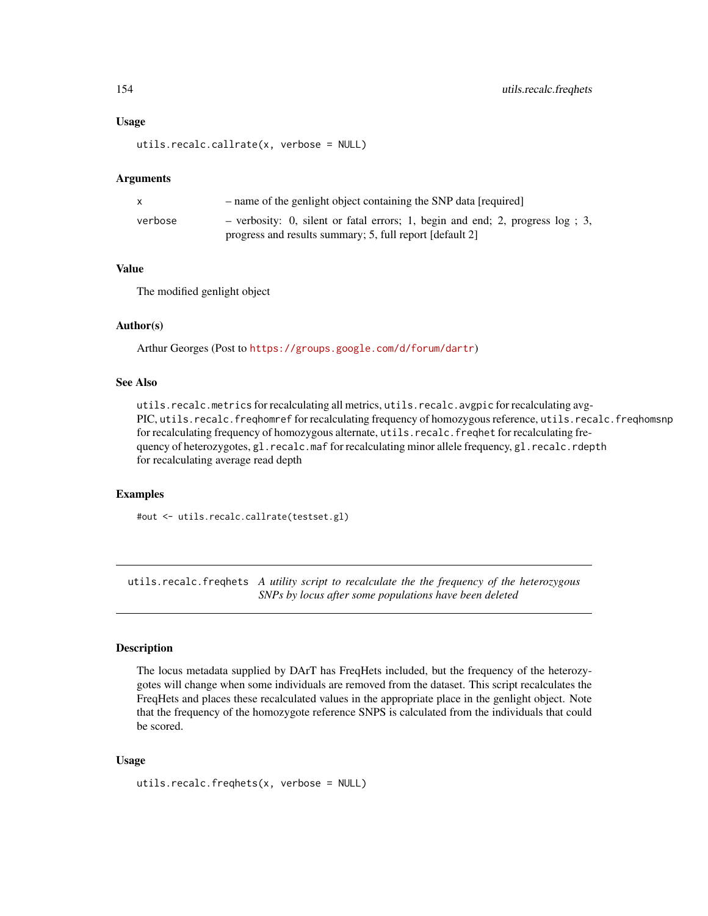### Usage

```
utils.recalc.callrate(x, verbose = NULL)
```

### Arguments

| | |
|---|---|
| x | – name of the genlight object containing the SNP data [required] |
| verbose | – verbosity: 0, silent or fatal errors; 1, begin and end; 2, progress log ; 3, progress and results summary; 5, full report [default 2] |

### Value

The modified genlight object

### Author(s)

Arthur Georges (Post to https://groups.google.com/d/forum/dartr)

### See Also

`utils.recalc.metrics` for recalculating all metrics, `utils.recalc.avgpic` for recalculating avgPIC, `utils.recalc.freqhomref` for recalculating frequency of homozygous reference, `utils.recalc.freqhomsnp` for recalculating frequency of homozygous alternate, `utils.recalc.freqhet` for recalculating frequency of heterozygotes, `gl.recalc.maf` for recalculating minor allele frequency, `gl.recalc.rdepth` for recalculating average read depth

### Examples

```
#out <- utils.recalc.callrate(testset.gl)
```

---

## utils.recalc.freqhets *A utility script to recalculate the the frequency of the heterozygous SNPs by locus after some populations have been deleted*

---

### Description

The locus metadata supplied by DArT has FreqHets included, but the frequency of the heterozygotes will change when some individuals are removed from the dataset. This script recalculates the FreqHets and places these recalculated values in the appropriate place in the genlight object. Note that the frequency of the homozygote reference SNPS is calculated from the individuals that could be scored.

### Usage

```
utils.recalc.freqhets(x, verbose = NULL)
```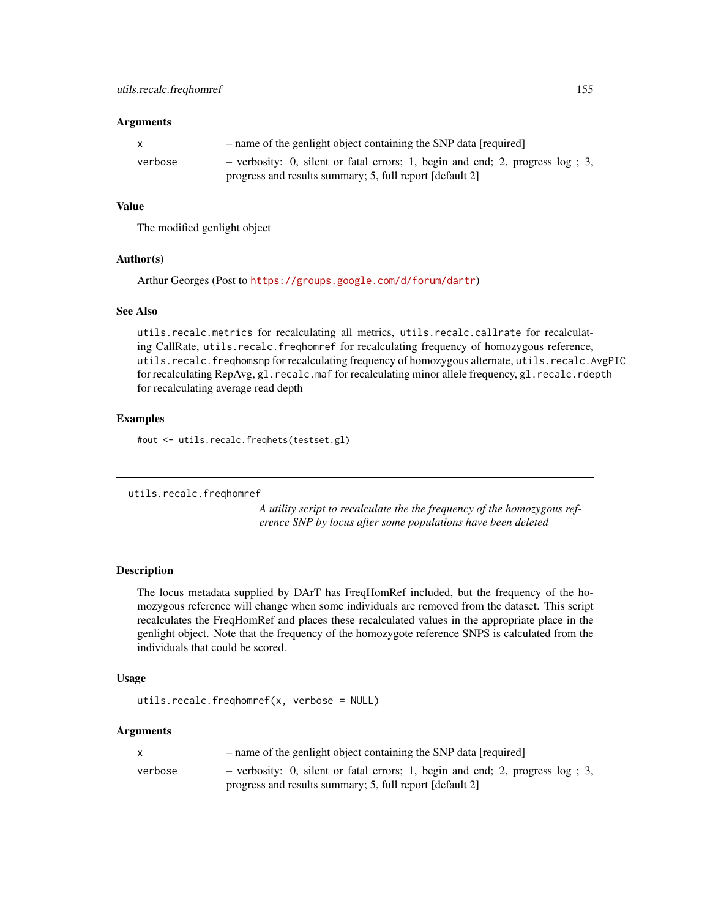### Arguments

| | |
|---|---|
| x | – name of the genlight object containing the SNP data [required] |
| verbose | – verbosity: 0, silent or fatal errors; 1, begin and end; 2, progress log ; 3, progress and results summary; 5, full report [default 2] |

### Value

The modified genlight object

### Author(s)

Arthur Georges (Post to https://groups.google.com/d/forum/dartr)

### See Also

`utils.recalc.metrics` for recalculating all metrics, `utils.recalc.callrate` for recalculating CallRate, `utils.recalc.freqhomref` for recalculating frequency of homozygous reference, `utils.recalc.freqhomsnp` for recalculating frequency of homozygous alternate, `utils.recalc.AvgPIC` for recalculating RepAvg, `gl.recalc.maf` for recalculating minor allele frequency, `gl.recalc.rdepth` for recalculating average read depth

### Examples

```
#out <- utils.recalc.freqhets(testset.gl)
```

---

## utils.recalc.freqhomref

*A utility script to recalculate the the frequency of the homozygous reference SNP by locus after some populations have been deleted*

---

### Description

The locus metadata supplied by DArT has FreqHomRef included, but the frequency of the homozygous reference will change when some individuals are removed from the dataset. This script recalculates the FreqHomRef and places these recalculated values in the appropriate place in the genlight object. Note that the frequency of the homozygote reference SNPS is calculated from the individuals that could be scored.

### Usage

```
utils.recalc.freqhomref(x, verbose = NULL)
```

### Arguments

| | |
|---|---|
| x | – name of the genlight object containing the SNP data [required] |
| verbose | – verbosity: 0, silent or fatal errors; 1, begin and end; 2, progress log ; 3, progress and results summary; 5, full report [default 2] |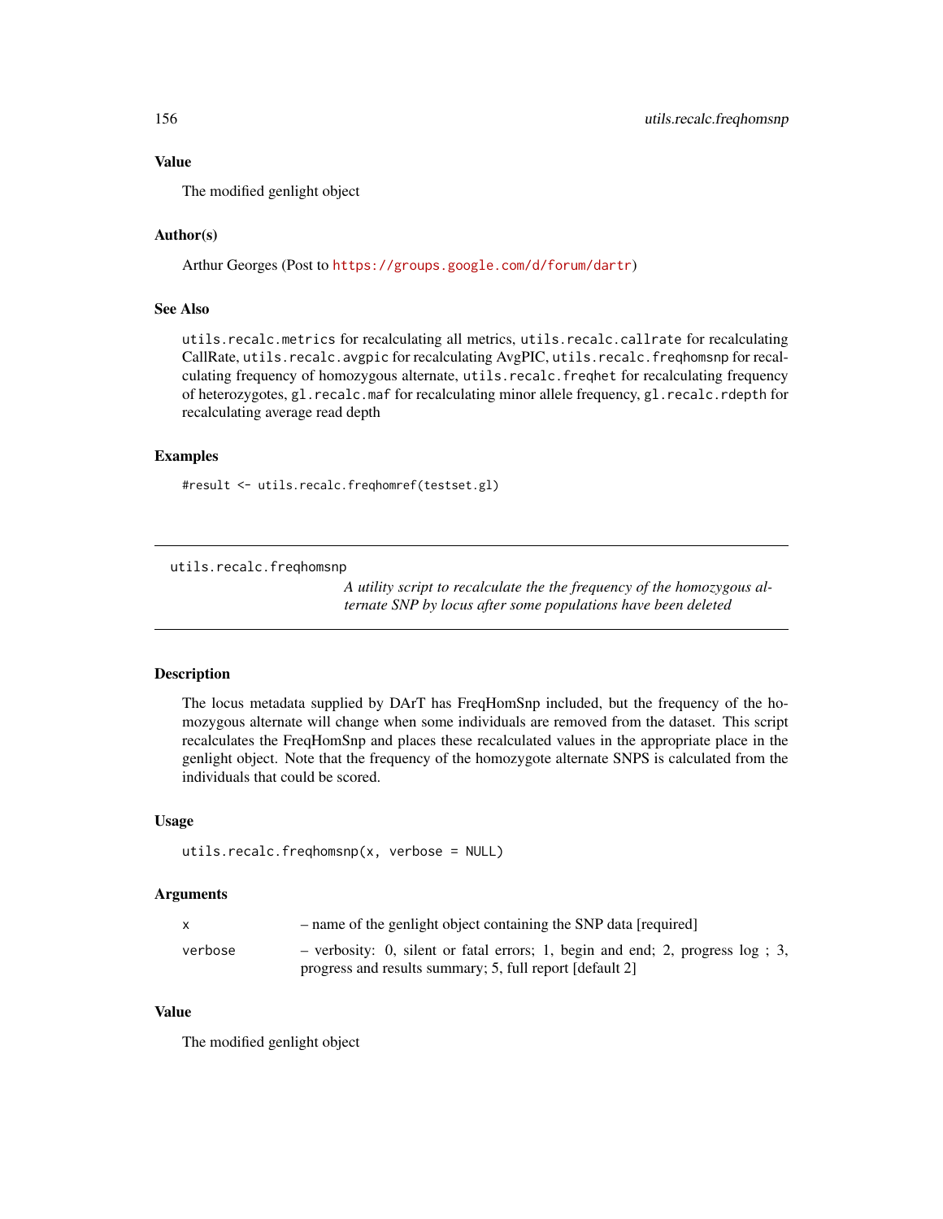### Value

The modified genlight object

### Author(s)

Arthur Georges (Post to https://groups.google.com/d/forum/dartr)

### See Also

`utils.recalc.metrics` for recalculating all metrics, `utils.recalc.callrate` for recalculating CallRate, `utils.recalc.avgpic` for recalculating AvgPIC, `utils.recalc.freqhomsnp` for recalculating frequency of homozygous alternate, `utils.recalc.freqhet` for recalculating frequency of heterozygotes, `gl.recalc.maf` for recalculating minor allele frequency, `gl.recalc.rdepth` for recalculating average read depth

### Examples

```
#result <- utils.recalc.freqhomref(testset.gl)
```

---

## utils.recalc.freqhomsnp

*A utility script to recalculate the the frequency of the homozygous alternate SNP by locus after some populations have been deleted*

---

### Description

The locus metadata supplied by DArT has FreqHomSnp included, but the frequency of the homozygous alternate will change when some individuals are removed from the dataset. This script recalculates the FreqHomSnp and places these recalculated values in the appropriate place in the genlight object. Note that the frequency of the homozygote alternate SNPS is calculated from the individuals that could be scored.

### Usage

```
utils.recalc.freqhomsnp(x, verbose = NULL)
```

### Arguments

| | |
|---|---|
| x | – name of the genlight object containing the SNP data [required] |
| verbose | – verbosity: 0, silent or fatal errors; 1, begin and end; 2, progress log ; 3, progress and results summary; 5, full report [default 2] |

### Value

The modified genlight object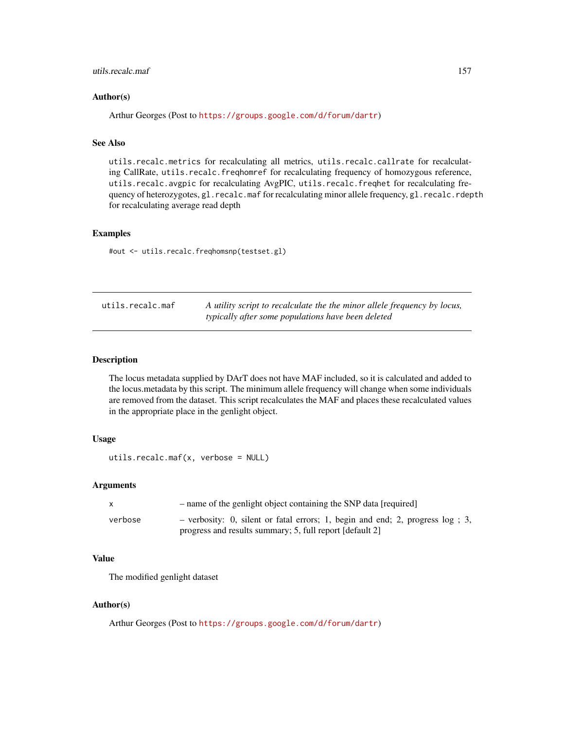### Author(s)

Arthur Georges (Post to https://groups.google.com/d/forum/dartr)

### See Also

utils.recalc.metrics for recalculating all metrics, utils.recalc.callrate for recalculating CallRate, utils.recalc.freqhomref for recalculating frequency of homozygous reference, utils.recalc.avgpic for recalculating AvgPIC, utils.recalc.freqhet for recalculating frequency of heterozygotes, gl.recalc.maf for recalculating minor allele frequency, gl.recalc.rdepth for recalculating average read depth

### Examples

```
#out <- utils.recalc.freqhomsnp(testset.gl)
```

---

## utils.recalc.maf

*A utility script to recalculate the the minor allele frequency by locus, typically after some populations have been deleted*

---

### Description

The locus metadata supplied by DArT does not have MAF included, so it is calculated and added to the locus.metadata by this script. The minimum allele frequency will change when some individuals are removed from the dataset. This script recalculates the MAF and places these recalculated values in the appropriate place in the genlight object.

### Usage

```
utils.recalc.maf(x, verbose = NULL)
```

### Arguments

| | |
|---|---|
| x | – name of the genlight object containing the SNP data [required] |
| verbose | – verbosity: 0, silent or fatal errors; 1, begin and end; 2, progress log ; 3, progress and results summary; 5, full report [default 2] |

### Value

The modified genlight dataset

### Author(s)

Arthur Georges (Post to https://groups.google.com/d/forum/dartr)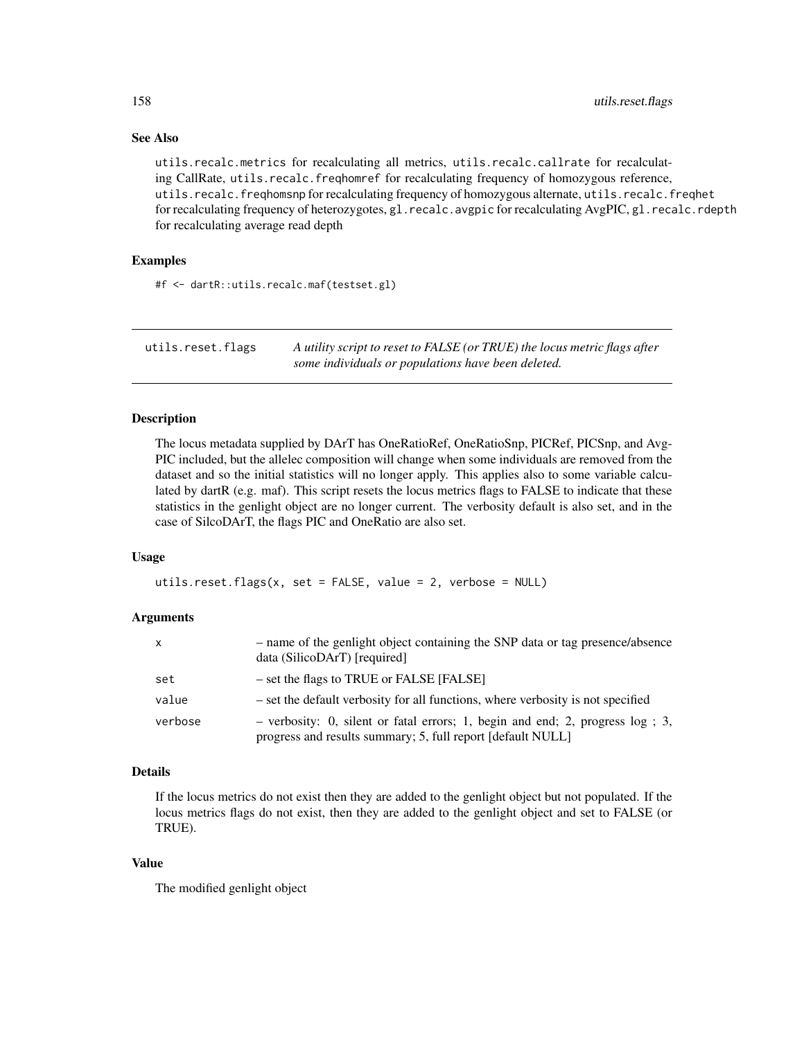### See Also

utils.recalc.metrics for recalculating all metrics, utils.recalc.callrate for recalculating CallRate, utils.recalc.freqhomref for recalculating frequency of homozygous reference, utils.recalc.freqhomsnp for recalculating frequency of homozygous alternate, utils.recalc.freqhet for recalculating frequency of heterozygotes, gl.recalc.avgpic for recalculating AvgPIC, gl.recalc.rdepth for recalculating average read depth

### Examples

```
#f <- dartR::utils.recalc.maf(testset.gl)
```

---

## utils.reset.flags

*A utility script to reset to FALSE (or TRUE) the locus metric flags after some individuals or populations have been deleted.*

---

### Description

The locus metadata supplied by DArT has OneRatioRef, OneRatioSnp, PICRef, PICSnp, and AvgPIC included, but the allelec composition will change when some individuals are removed from the dataset and so the initial statistics will no longer apply. This applies also to some variable calculated by dartR (e.g. maf). This script resets the locus metrics flags to FALSE to indicate that these statistics in the genlight object are no longer current. The verbosity default is also set, and in the case of SilcoDArT, the flags PIC and OneRatio are also set.

### Usage

```
utils.reset.flags(x, set = FALSE, value = 2, verbose = NULL)
```

### Arguments

| | |
|---|---|
| x | – name of the genlight object containing the SNP data or tag presence/absence data (SilicoDArT) [required] |
| set | – set the flags to TRUE or FALSE [FALSE] |
| value | – set the default verbosity for all functions, where verbosity is not specified |
| verbose | – verbosity: 0, silent or fatal errors; 1, begin and end; 2, progress log ; 3, progress and results summary; 5, full report [default NULL] |

### Details

If the locus metrics do not exist then they are added to the genlight object but not populated. If the locus metrics flags do not exist, then they are added to the genlight object and set to FALSE (or TRUE).

### Value

The modified genlight object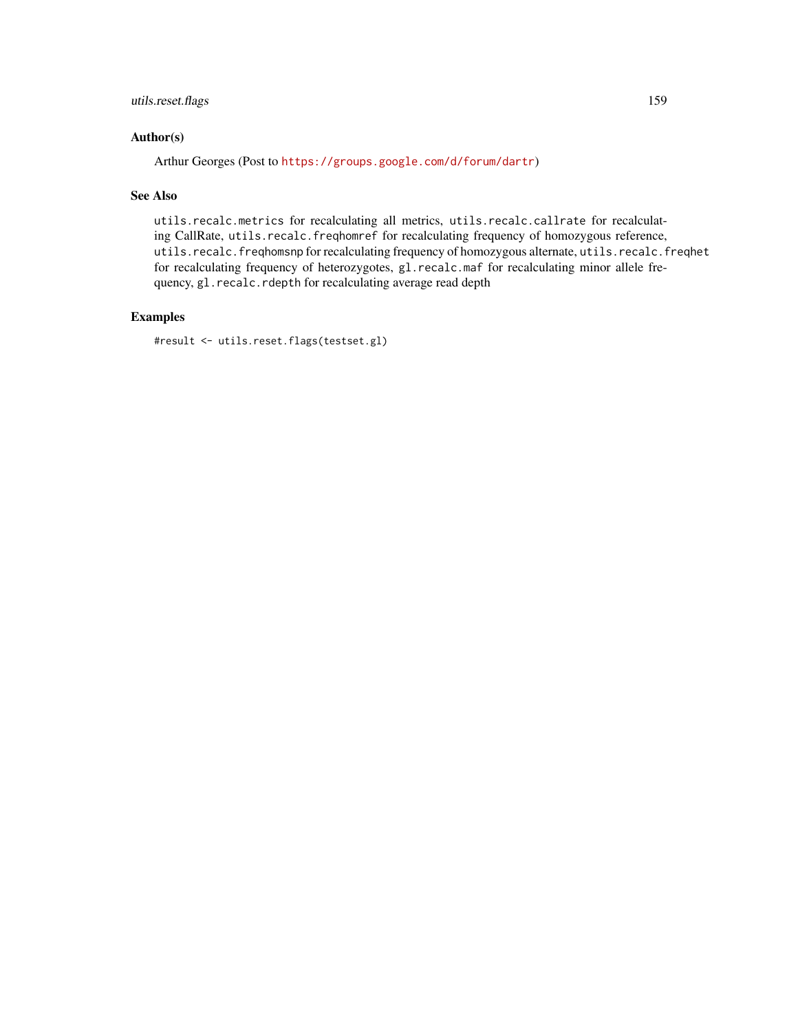## Author(s)

Arthur Georges (Post to https://groups.google.com/d/forum/dartr)

## See Also

`utils.recalc.metrics` for recalculating all metrics, `utils.recalc.callrate` for recalculating CallRate, `utils.recalc.freqhomref` for recalculating frequency of homozygous reference, `utils.recalc.freqhomsnp` for recalculating frequency of homozygous alternate, `utils.recalc.freqhet` for recalculating frequency of heterozygotes, `gl.recalc.maf` for recalculating minor allele frequency, `gl.recalc.rdepth` for recalculating average read depth

## Examples

```
#result <- utils.reset.flags(testset.gl)
```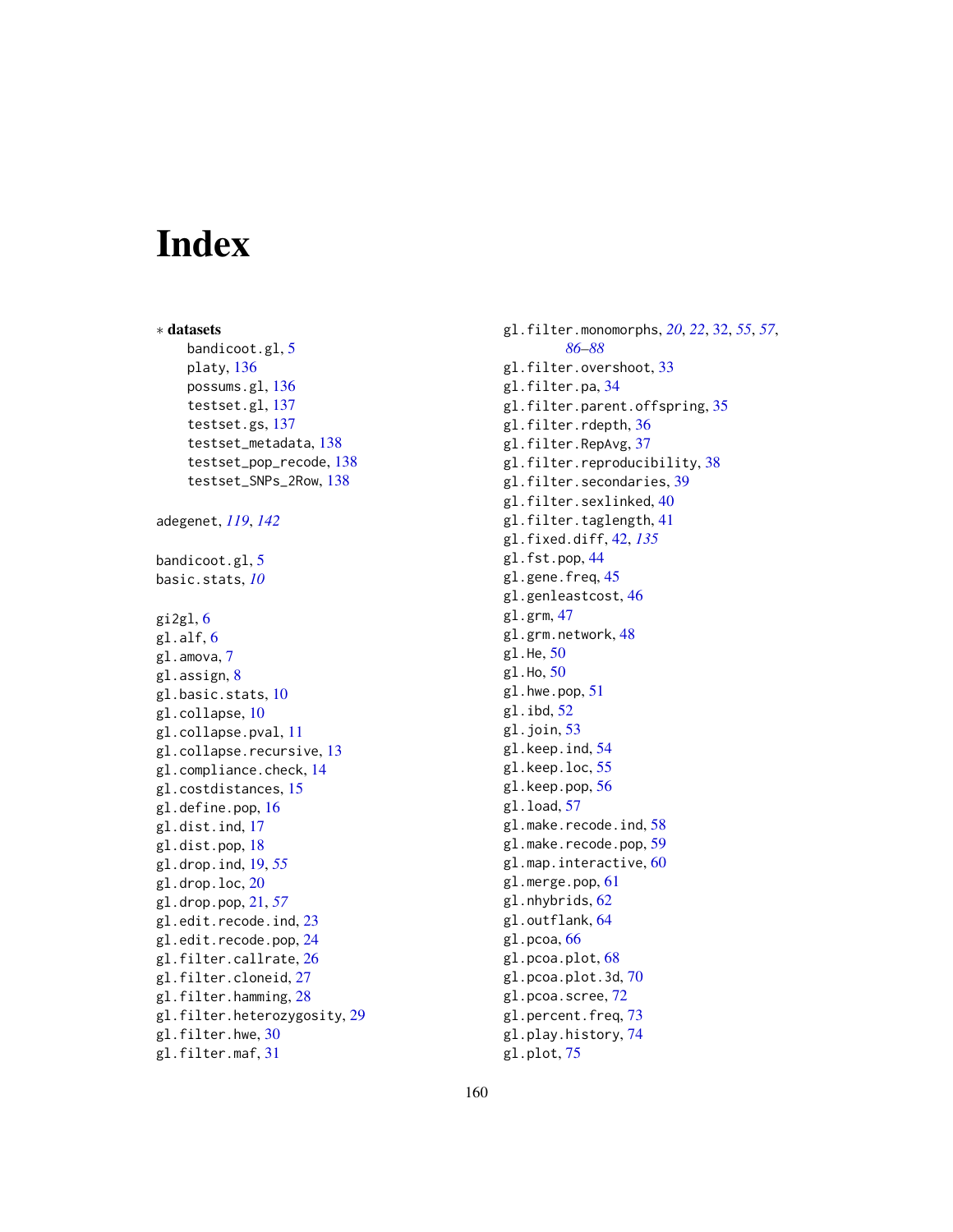# Index

∗ **datasets**

bandicoot.gl, 5
platy, 136
possums.gl, 136
testset.gl, 137
testset.gs, 137
testset_metadata, 138
testset_pop_recode, 138
testset_SNPs_2Row, 138

adegenet, *119*, *142*

bandicoot.gl, 5
basic.stats, *10*

gi2gl, 6
gl.alf, 6
gl.amova, 7
gl.assign, 8
gl.basic.stats, 10
gl.collapse, 10
gl.collapse.pval, 11
gl.collapse.recursive, 13
gl.compliance.check, 14
gl.costdistances, 15
gl.define.pop, 16
gl.dist.ind, 17
gl.dist.pop, 18
gl.drop.ind, 19, *55*
gl.drop.loc, 20
gl.drop.pop, 21, *57*
gl.edit.recode.ind, 23
gl.edit.recode.pop, 24
gl.filter.callrate, 26
gl.filter.cloneid, 27
gl.filter.hamming, 28
gl.filter.heterozygosity, 29
gl.filter.hwe, 30
gl.filter.maf, 31
gl.filter.monomorphs, *20*, *22*, 32, *55*, *57*, *86–88*
gl.filter.overshoot, 33
gl.filter.pa, 34
gl.filter.parent.offspring, 35
gl.filter.rdepth, 36
gl.filter.RepAvg, 37
gl.filter.reproducibility, 38
gl.filter.secondaries, 39
gl.filter.sexlinked, 40
gl.filter.taglength, 41
gl.fixed.diff, 42, *135*
gl.fst.pop, 44
gl.gene.freq, 45
gl.genleastcost, 46
gl.grm, 47
gl.grm.network, 48
gl.He, 50
gl.Ho, 50
gl.hwe.pop, 51
gl.ibd, 52
gl.join, 53
gl.keep.ind, 54
gl.keep.loc, 55
gl.keep.pop, 56
gl.load, 57
gl.make.recode.ind, 58
gl.make.recode.pop, 59
gl.map.interactive, 60
gl.merge.pop, 61
gl.nhybrids, 62
gl.outflank, 64
gl.pcoa, 66
gl.pcoa.plot, 68
gl.pcoa.plot.3d, 70
gl.pcoa.scree, 72
gl.percent.freq, 73
gl.play.history, 74
gl.plot, 75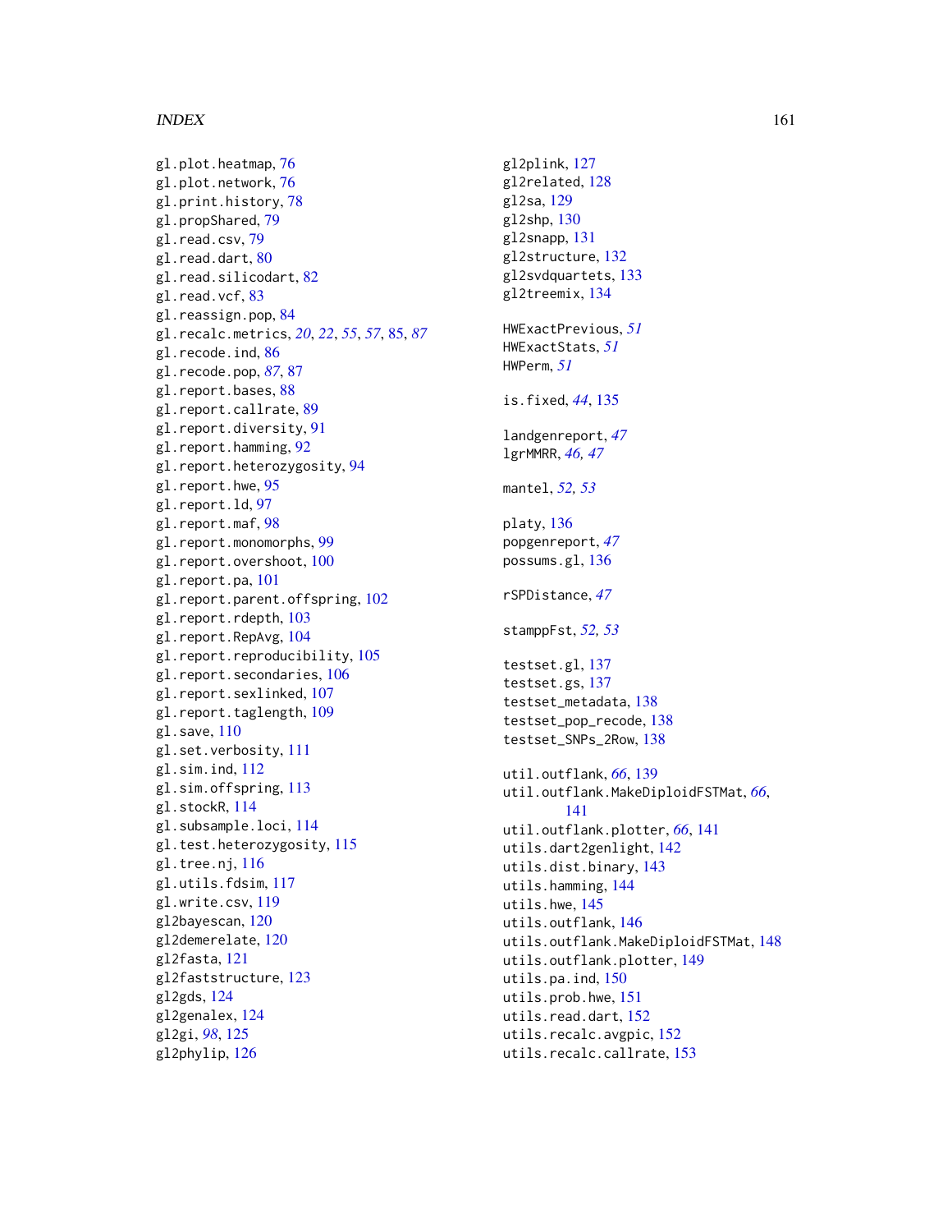gl.plot.heatmap, 76
gl.plot.network, 76
gl.print.history, 78
gl.propShared, 79
gl.read.csv, 79
gl.read.dart, 80
gl.read.silicodart, 82
gl.read.vcf, 83
gl.reassign.pop, 84
gl.recalc.metrics, *20*, *22*, *55*, *57*, 85, *87*
gl.recode.ind, 86
gl.recode.pop, *87*, 87
gl.report.bases, 88
gl.report.callrate, 89
gl.report.diversity, 91
gl.report.hamming, 92
gl.report.heterozygosity, 94
gl.report.hwe, 95
gl.report.ld, 97
gl.report.maf, 98
gl.report.monomorphs, 99
gl.report.overshoot, 100
gl.report.pa, 101
gl.report.parent.offspring, 102
gl.report.rdepth, 103
gl.report.RepAvg, 104
gl.report.reproducibility, 105
gl.report.secondaries, 106
gl.report.sexlinked, 107
gl.report.taglength, 109
gl.save, 110
gl.set.verbosity, 111
gl.sim.ind, 112
gl.sim.offspring, 113
gl.stockR, 114
gl.subsample.loci, 114
gl.test.heterozygosity, 115
gl.tree.nj, 116
gl.utils.fdsim, 117
gl.write.csv, 119
gl2bayescan, 120
gl2demerelate, 120
gl2fasta, 121
gl2faststructure, 123
gl2gds, 124
gl2genalex, 124
gl2gi, *98*, 125
gl2phylip, 126
gl2plink, 127
gl2related, 128
gl2sa, 129
gl2shp, 130
gl2snapp, 131
gl2structure, 132
gl2svdquartets, 133
gl2treemix, 134

HWExactPrevious, *51*
HWExactStats, *51*
HWPerm, *51*

is.fixed, *44*, 135

landgenreport, *47*
lgrMMRR, *46, 47*

mantel, *52, 53*

platy, 136
popgenreport, *47*
possums.gl, 136

rSPDistance, *47*

stamppFst, *52, 53*

testset.gl, 137
testset.gs, 137
testset_metadata, 138
testset_pop_recode, 138
testset_SNPs_2Row, 138

util.outflank, *66*, 139
util.outflank.MakeDiploidFSTMat, *66*, 141
util.outflank.plotter, *66*, 141
utils.dart2genlight, 142
utils.dist.binary, 143
utils.hamming, 144
utils.hwe, 145
utils.outflank, 146
utils.outflank.MakeDiploidFSTMat, 148
utils.outflank.plotter, 149
utils.pa.ind, 150
utils.prob.hwe, 151
utils.read.dart, 152
utils.recalc.avgpic, 152
utils.recalc.callrate, 153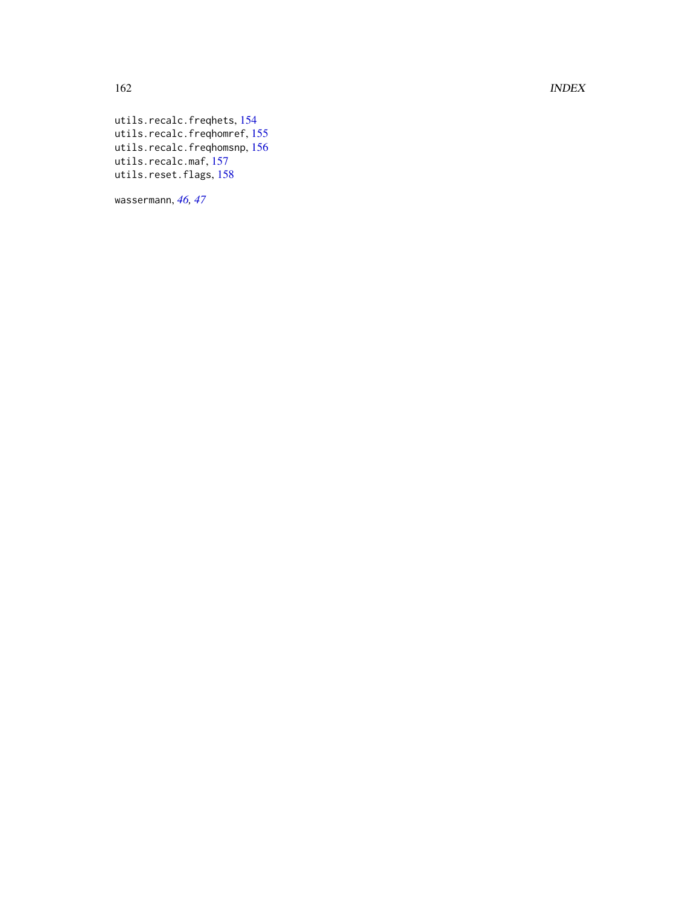utils.recalc.freqhets, 154
utils.recalc.freqhomref, 155
utils.recalc.freqhomsnp, 156
utils.recalc.maf, 157
utils.reset.flags, 158

wassermann, *46, 47*